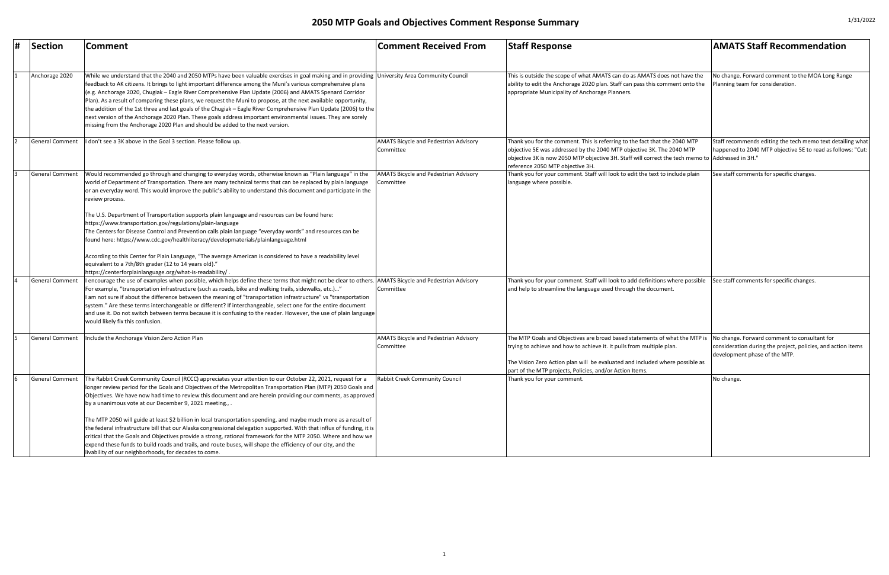# 2050 MTP Goals and Objectives Comment Response Summary

1/31/2022

| # | Section | Comment | Comment Received From | Staff Response | AMATS Staff Recommendation |
|---|---|---|---|---|---|
| 1 | Anchorage 2020 | While we understand that the 2040 and 2050 MTPs have been valuable exercises in goal making and in providing feedback to AK citizens. It brings to light important difference among the Muni's various comprehensive plans (e.g. Anchorage 2020, Chugiak – Eagle River Comprehensive Plan Update (2006) and AMATS Spenard Corridor Plan). As a result of comparing these plans, we request the Muni to propose, at the next available opportunity, the addition of the 1st three and last goals of the Chugiak – Eagle River Comprehensive Plan Update (2006) to the next version of the Anchorage 2020 Plan. These goals address important environmental issues. They are sorely missing from the Anchorage 2020 Plan and should be added to the next version. | University Area Community Council | This is outside the scope of what AMATS can do as AMATS does not have the ability to edit the Anchorage 2020 plan. Staff can pass this comment onto the appropriate Municipality of Anchorage Planners. | No change. Forward comment to the MOA Long Range Planning team for consideration. |
| 2 | General Comment | I don't see a 3K above in the Goal 3 section. Please follow up. | AMATS Bicycle and Pedestrian Advisory Committee | Thank you for the comment. This is referring to the fact that the 2040 MTP objective 5E was addressed by the 2040 MTP objective 3K. The 2040 MTP objective 3K is now 2050 MTP objective 3H. Staff will correct the tech memo to reference 2050 MTP objective 3H. | Staff recommends editing the tech memo text detailing what happened to 2040 MTP objective 5E to read as follows: "Cut: Addressed in 3H." |
| 3 | General Comment | Would recommended go through and changing to everyday words, otherwise known as "Plain language" in the world of Department of Transportation. There are many technical terms that can be replaced by plain language or an everyday word. This would improve the public's ability to understand this document and participate in the review process.<br><br>The U.S. Department of Transportation supports plain language and resources can be found here: https://www.transportation.gov/regulations/plain-language<br>The Centers for Disease Control and Prevention calls plain language "everyday words" and resources can be found here: https://www.cdc.gov/healthliteracy/developmaterials/plainlanguage.html<br><br>According to this Center for Plain Language, "The average American is considered to have a readability level equivalent to a 7th/8th grader (12 to 14 years old)."<br>https://centerforplainlanguage.org/what-is-readability/ . | AMATS Bicycle and Pedestrian Advisory Committee | Thank you for your comment. Staff will look to edit the text to include plain language where possible. | See staff comments for specific changes. |
| 4 | General Comment | I encourage the use of examples when possible, which helps define these terms that might not be clear to others. For example, "transportation infrastructure (such as roads, bike and walking trails, sidewalks, etc.)..."<br>I am not sure if about the difference between the meaning of "transportation infrastructure" vs "transportation system." Are these terms interchangeable or different? If interchangeable, select one for the entire document and use it. Do not switch between terms because it is confusing to the reader. However, the use of plain language would likely fix this confusion. | AMATS Bicycle and Pedestrian Advisory Committee | Thank you for your comment. Staff will look to add definitions where possible and help to streamline the language used through the document. | See staff comments for specific changes. |
| 5 | General Comment | Include the Anchorage Vision Zero Action Plan | AMATS Bicycle and Pedestrian Advisory Committee | The MTP Goals and Objectives are broad based statements of what the MTP is trying to achieve and how to achieve it. It pulls from multiple plan.<br><br>The Vision Zero Action plan will be evaluated and included where possible as part of the MTP projects, Policies, and/or Action Items. | No change. Forward comment to consultant for consideration during the project, policies, and action items development phase of the MTP. |
| 6 | General Comment | The Rabbit Creek Community Council (RCCC) appreciates your attention to our October 22, 2021, request for a longer review period for the Goals and Objectives of the Metropolitan Transportation Plan (MTP) 2050 Goals and Objectives. We have now had time to review this document and are herein providing our comments, as approved by a unanimous vote at our December 9, 2021 meeting., .<br><br>The MTP 2050 will guide at least $2 billion in local transportation spending, and maybe much more as a result of the federal infrastructure bill that our Alaska congressional delegation supported. With that influx of funding, it is critical that the Goals and Objectives provide a strong, rational framework for the MTP 2050. Where and how we expend these funds to build roads and trails, and route buses, will shape the efficiency of our city, and the livability of our neighborhoods, for decades to come. | Rabbit Creek Community Council | Thank you for your comment. | No change. |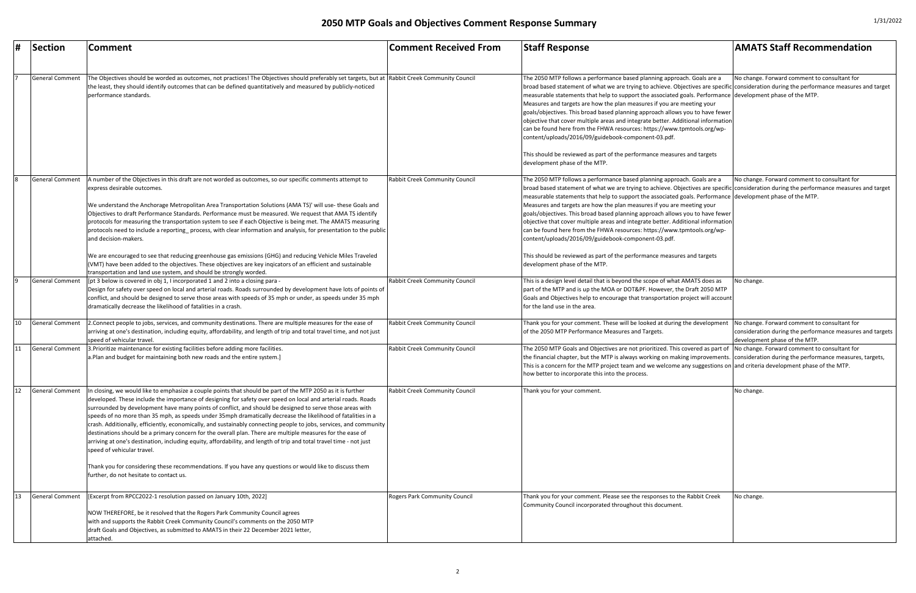# 2050 MTP Goals and Objectives Comment Response Summary

| # | Section | Comment | Comment Received From | Staff Response | AMATS Staff Recommendation |
|---|---|---|---|---|---|
| 7 | General Comment | The Objectives should be worded as outcomes, not practices! The Objectives should preferably set targets, but at the least, they should identify outcomes that can be defined quantitatively and measured by publicly-noticed performance standards. | Rabbit Creek Community Council | The 2050 MTP follows a performance based planning approach. Goals are a broad based statement of what we are trying to achieve. Objectives are specific measurable statements that help to support the associated goals. Performance Measures and targets are how the plan measures if you are meeting your goals/objectives. This broad based planning approach allows you to have fewer objective that cover multiple areas and integrate better. Additional information can be found here from the FHWA resources: https://www.tpmtools.org/wp-content/uploads/2016/09/guidebook-component-03.pdf.<br><br>This should be reviewed as part of the performance measures and targets development phase of the MTP. | No change. Forward comment to consultant for consideration during the performance measures and target development phase of the MTP. |
| 8 | General Comment | A number of the Objectives in this draft are not worded as outcomes, so our specific comments attempt to express desirable outcomes.<br><br>We understand the Anchorage Metropolitan Area Transportation Solutions (AMA TS)' will use- these Goals and Objectives to draft Performance Standards. Performance must be measured. We request that AMA TS identify protocols for measuring the transportation system to see if each Objective is being met. The AMATS measuring protocols need to include a reporting_ process, with clear information and analysis, for presentation to the public and decision-makers.<br><br>We are encouraged to see that reducing greenhouse gas emissions (GHG) and reducing Vehicle Miles Traveled (VMT) have been added to the objectives. These objectives are key inqicators of an efficient and sustainable transportation and land use system, and should be strongly worded. | Rabbit Creek Community Council | The 2050 MTP follows a performance based planning approach. Goals are a broad based statement of what we are trying to achieve. Objectives are specific measurable statements that help to support the associated goals. Performance Measures and targets are how the plan measures if you are meeting your goals/objectives. This broad based planning approach allows you to have fewer objective that cover multiple areas and integrate better. Additional information can be found here from the FHWA resources: https://www.tpmtools.org/wp-content/uploads/2016/09/guidebook-component-03.pdf.<br><br>This should be reviewed as part of the performance measures and targets development phase of the MTP. | No change. Forward comment to consultant for consideration during the performance measures and target development phase of the MTP. |
| 9 | General Comment | [pt 3 below is covered in obj 1, I incorporated 1 and 2 into a closing para -<br>Design for safety over speed on local and arterial roads. Roads surrounded by development have lots of points of conflict, and should be designed to serve those areas with speeds of 35 mph or under, as speeds under 35 mph dramatically decrease the likelihood of fatalities in a crash. | Rabbit Creek Community Council | This is a design level detail that is beyond the scope of what AMATS does as part of the MTP and is up the MOA or DOT&PF. However, the Draft 2050 MTP Goals and Objectives help to encourage that transportation project will account for the land use in the area. | No change. |
| 10 | General Comment | 2.Connect people to jobs, services, and community destinations. There are multiple measures for the ease of arriving at one's destination, including equity, affordability, and length of trip and total travel time, and not just speed of vehicular travel. | Rabbit Creek Community Council | Thank you for your comment. These will be looked at during the development of the 2050 MTP Performance Measures and Targets. | No change. Forward comment to consultant for consideration during the performance measures and targets development phase of the MTP. |
| 11 | General Comment | 3.Prioritize maintenance for existing facilities before adding more facilities.<br>a.Plan and budget for maintaining both new roads and the entire system.] | Rabbit Creek Community Council | The 2050 MTP Goals and Objectives are not prioritized. This covered as part of the financial chapter, but the MTP is always working on making improvements. This is a concern for the MTP project team and we welcome any suggestions on how better to incorporate this into the process. | No change. Forward comment to consultant for consideration during the performance measures, targets, and criteria development phase of the MTP. |
| 12 | General Comment | In closing, we would like to emphasize a couple points that should be part of the MTP 2050 as it is further developed. These include the importance of designing for safety over speed on local and arterial roads. Roads surrounded by development have many points of conflict, and should be designed to serve those areas with speeds of no more than 35 mph, as speeds under 35mph dramatically decrease the likelihood of fatalities in a crash. Additionally, efficiently, economically, and sustainably connecting people to jobs, services, and community destinations should be a primary concern for the overall plan. There are multiple measures for the ease of arriving at one's destination, including equity, affordability, and length of trip and total travel time - not just speed of vehicular travel.<br><br>Thank you for considering these recommendations. If you have any questions or would like to discuss them further, do not hesitate to contact us. | Rabbit Creek Community Council | Thank you for your comment. | No change. |
| 13 | General Comment | [Excerpt from RPCC2022-1 resolution passed on January 10th, 2022]<br><br>NOW THEREFORE, be it resolved that the Rogers Park Community Council agrees with and supports the Rabbit Creek Community Council's comments on the 2050 MTP draft Goals and Objectives, as submitted to AMATS in their 22 December 2021 letter, attached. | Rogers Park Community Council | Thank you for your comment. Please see the responses to the Rabbit Creek Community Council incorporated throughout this document. | No change. |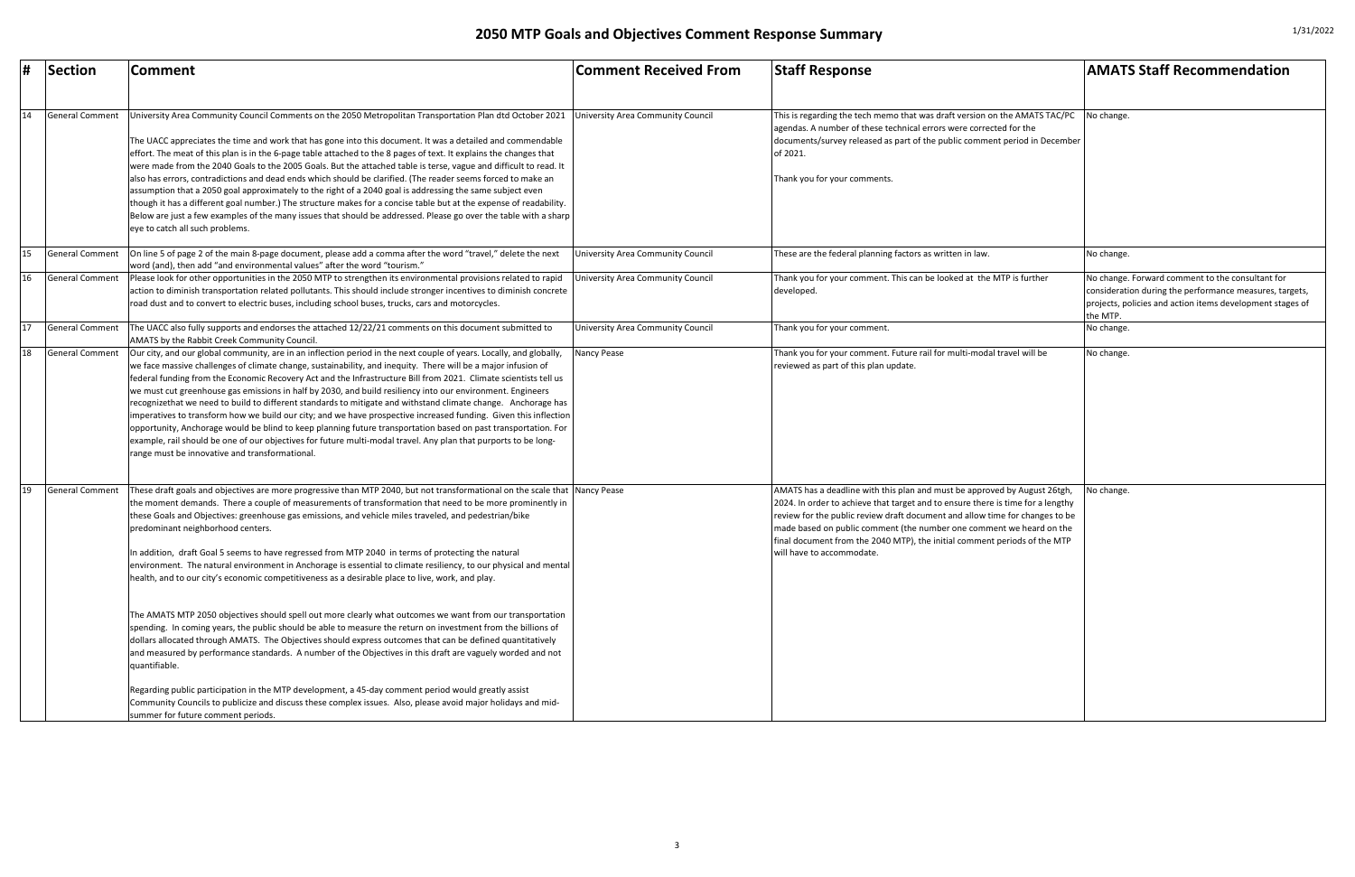# 2050 MTP Goals and Objectives Comment Response Summary

| # | Section | Comment | Comment Received From | Staff Response | AMATS Staff Recommendation |
|---|---|---|---|---|---|
| 14 | General Comment | University Area Community Council Comments on the 2050 Metropolitan Transportation Plan dtd October 2021<br><br>The UACC appreciates the time and work that has gone into this document. It was a detailed and commendable effort. The meat of this plan is in the 6-page table attached to the 8 pages of text. It explains the changes that were made from the 2040 Goals to the 2005 Goals. But the attached table is terse, vague and difficult to read. It also has errors, contradictions and dead ends which should be clarified. (The reader seems forced to make an assumption that a 2050 goal approximately to the right of a 2040 goal is addressing the same subject even though it has a different goal number.) The structure makes for a concise table but at the expense of readability. Below are just a few examples of the many issues that should be addressed. Please go over the table with a sharp eye to catch all such problems. | University Area Community Council | This is regarding the tech memo that was draft version on the AMATS TAC/PC agendas. A number of these technical errors were corrected for the documents/survey released as part of the public comment period in December of 2021.<br><br>Thank you for your comments. | No change. |
| 15 | General Comment | On line 5 of page 2 of the main 8-page document, please add a comma after the word "travel," delete the next word (and), then add "and environmental values" after the word "tourism." | University Area Community Council | These are the federal planning factors as written in law. | No change. |
| 16 | General Comment | Please look for other opportunities in the 2050 MTP to strengthen its environmental provisions related to rapid action to diminish transportation related pollutants. This should include stronger incentives to diminish concrete road dust and to convert to electric buses, including school buses, trucks, cars and motorcycles. | University Area Community Council | Thank you for your comment. This can be looked at the MTP is further developed. | No change. Forward comment to the consultant for consideration during the performance measures, targets, projects, policies and action items development stages of the MTP. |
| 17 | General Comment | The UACC also fully supports and endorses the attached 12/22/21 comments on this document submitted to AMATS by the Rabbit Creek Community Council. | University Area Community Council | Thank you for your comment. | No change. |
| 18 | General Comment | Our city, and our global community, are in an inflection period in the next couple of years. Locally, and globally, we face massive challenges of climate change, sustainability, and inequity. There will be a major infusion of federal funding from the Economic Recovery Act and the Infrastructure Bill from 2021. Climate scientists tell us we must cut greenhouse gas emissions in half by 2030, and build resiliency into our environment. Engineers recognizethat we need to build to different standards to mitigate and withstand climate change. Anchorage has imperatives to transform how we build our city; and we have prospective increased funding. Given this inflection opportunity, Anchorage would be blind to keep planning future transportation based on past transportation. For example, rail should be one of our objectives for future multi-modal travel. Any plan that purports to be long-range must be innovative and transformational. | Nancy Pease | Thank you for your comment. Future rail for multi-modal travel will be reviewed as part of this plan update. | No change. |
| 19 | General Comment | These draft goals and objectives are more progressive than MTP 2040, but not transformational on the scale that the moment demands. There a couple of measurements of transformation that need to be more prominently in these Goals and Objectives: greenhouse gas emissions, and vehicle miles traveled, and pedestrian/bike predominant neighborhood centers.<br><br>In addition, draft Goal 5 seems to have regressed from MTP 2040 in terms of protecting the natural environment. The natural environment in Anchorage is essential to climate resiliency, to our physical and mental health, and to our city's economic competitiveness as a desirable place to live, work, and play.<br><br>The AMATS MTP 2050 objectives should spell out more clearly what outcomes we want from our transportation spending. In coming years, the public should be able to measure the return on investment from the billions of dollars allocated through AMATS. The Objectives should express outcomes that can be defined quantitatively and measured by performance standards. A number of the Objectives in this draft are vaguely worded and not quantifiable.<br><br>Regarding public participation in the MTP development, a 45-day comment period would greatly assist Community Councils to publicize and discuss these complex issues. Also, please avoid major holidays and mid-summer for future comment periods. | Nancy Pease | AMATS has a deadline with this plan and must be approved by August 26tgh, 2024. In order to achieve that target and to ensure there is time for a lengthy review for the public review draft document and allow time for changes to be made based on public comment (the number one comment we heard on the final document from the 2040 MTP), the initial comment periods of the MTP will have to accommodate. | No change. |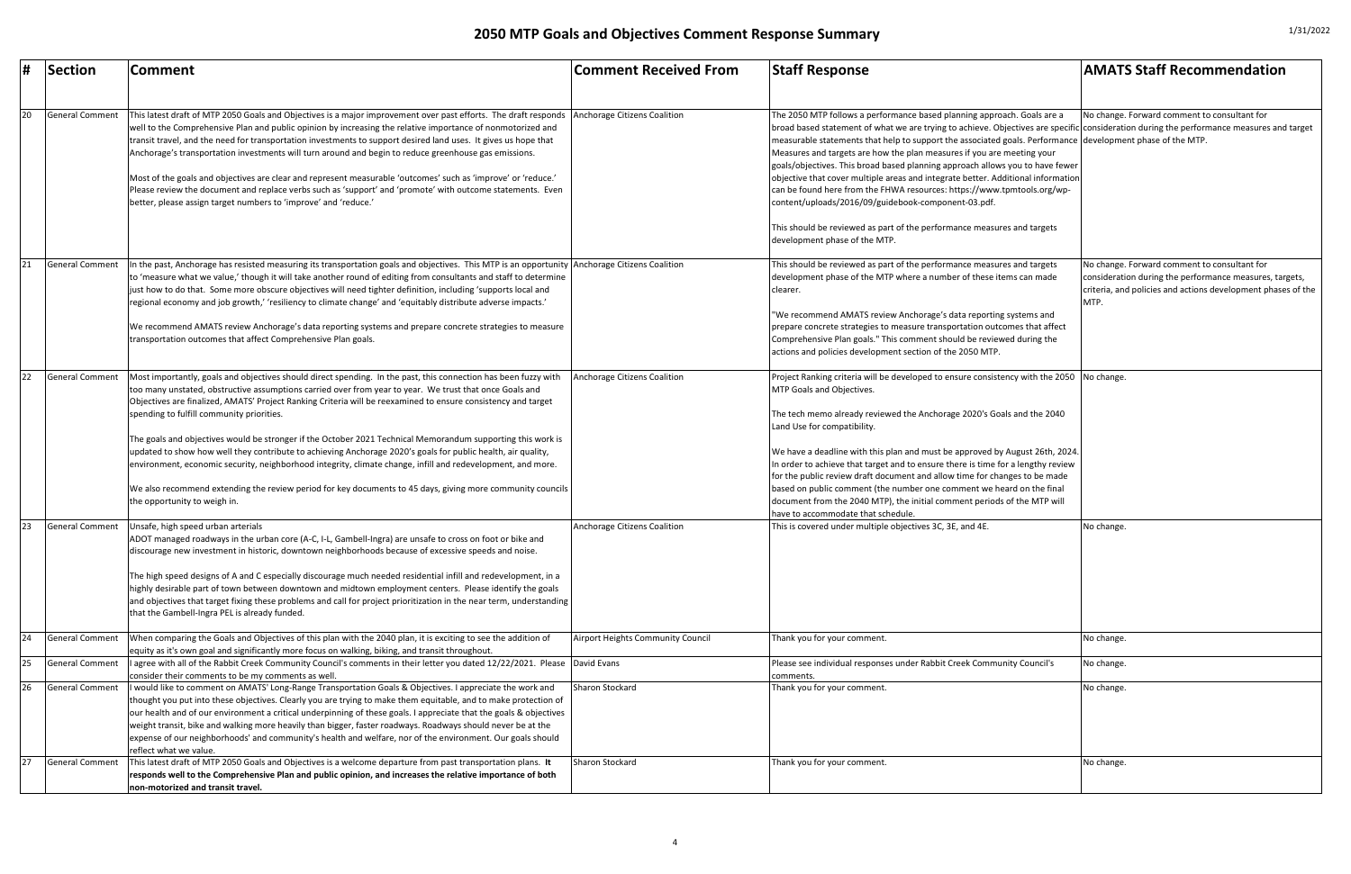# 2050 MTP Goals and Objectives Comment Response Summary

| # | Section | Comment | Comment Received From | Staff Response | AMATS Staff Recommendation |
|---|---|---|---|---|---|
| 20 | General Comment | This latest draft of MTP 2050 Goals and Objectives is a major improvement over past efforts. The draft responds well to the Comprehensive Plan and public opinion by increasing the relative importance of nonmotorized and transit travel, and the need for transportation investments to support desired land uses. It gives us hope that Anchorage's transportation investments will turn around and begin to reduce greenhouse gas emissions.<br><br>Most of the goals and objectives are clear and represent measurable 'outcomes' such as 'improve' or 'reduce.' Please review the document and replace verbs such as 'support' and 'promote' with outcome statements. Even better, please assign target numbers to 'improve' and 'reduce.' | Anchorage Citizens Coalition | The 2050 MTP follows a performance based planning approach. Goals are a broad based statement of what we are trying to achieve. Objectives are specific measurable statements that help to support the associated goals. Performance Measures and targets are how the plan measures if you are meeting your goals/objectives. This broad based planning approach allows you to have fewer objective that cover multiple areas and integrate better. Additional information can be found here from the FHWA resources: https://www.tpmtools.org/wp-content/uploads/2016/09/guidebook-component-03.pdf.<br><br>This should be reviewed as part of the performance measures and targets development phase of the MTP. | No change. Forward comment to consultant for consideration during the performance measures and target development phase of the MTP. |
| 21 | General Comment | In the past, Anchorage has resisted measuring its transportation goals and objectives. This MTP is an opportunity to 'measure what we value,' though it will take another round of editing from consultants and staff to determine just how to do that. Some more obscure objectives will need tighter definition, including 'supports local and regional economy and job growth,' 'resiliency to climate change' and 'equitably distribute adverse impacts.'<br><br>We recommend AMATS review Anchorage's data reporting systems and prepare concrete strategies to measure transportation outcomes that affect Comprehensive Plan goals. | Anchorage Citizens Coalition | This should be reviewed as part of the performance measures and targets development phase of the MTP where a number of these items can made clearer.<br><br>"We recommend AMATS review Anchorage's data reporting systems and prepare concrete strategies to measure transportation outcomes that affect Comprehensive Plan goals." This comment should be reviewed during the actions and policies development section of the 2050 MTP. | No change. Forward comment to consultant for consideration during the performance measures, targets, criteria, and policies and actions development phases of the MTP. |
| 22 | General Comment | Most importantly, goals and objectives should direct spending. In the past, this connection has been fuzzy with too many unstated, obstructive assumptions carried over from year to year. We trust that once Goals and Objectives are finalized, AMATS' Project Ranking Criteria will be reexamined to ensure consistency and target spending to fulfill community priorities.<br><br>The goals and objectives would be stronger if the October 2021 Technical Memorandum supporting this work is updated to show how well they contribute to achieving Anchorage 2020's goals for public health, air quality, environment, economic security, neighborhood integrity, climate change, infill and redevelopment, and more.<br><br>We also recommend extending the review period for key documents to 45 days, giving more community councils the opportunity to weigh in. | Anchorage Citizens Coalition | Project Ranking criteria will be developed to ensure consistency with the 2050 MTP Goals and Objectives.<br><br>The tech memo already reviewed the Anchorage 2020's Goals and the 2040 Land Use for compatibility.<br><br>We have a deadline with this plan and must be approved by August 26th, 2024. In order to achieve that target and to ensure there is time for a lengthy review for the public review draft document and allow time for changes to be made based on public comment (the number one comment we heard on the final document from the 2040 MTP), the initial comment periods of the MTP will have to accommodate that schedule. | No change. |
| 23 | General Comment | Unsafe, high speed urban arterials<br>ADOT managed roadways in the urban core (A-C, I-L, Gambell-Ingra) are unsafe to cross on foot or bike and discourage new investment in historic, downtown neighborhoods because of excessive speeds and noise.<br><br>The high speed designs of A and C especially discourage much needed residential infill and redevelopment, in a highly desirable part of town between downtown and midtown employment centers. Please identify the goals and objectives that target fixing these problems and call for project prioritization in the near term, understanding that the Gambell-Ingra PEL is already funded. | Anchorage Citizens Coalition | This is covered under multiple objectives 3C, 3E, and 4E. | No change. |
| 24 | General Comment | When comparing the Goals and Objectives of this plan with the 2040 plan, it is exciting to see the addition of equity as it's own goal and significantly more focus on walking, biking, and transit throughout. | Airport Heights Community Council | Thank you for your comment. | No change. |
| 25 | General Comment | I agree with all of the Rabbit Creek Community Council's comments in their letter you dated 12/22/2021. Please consider their comments to be my comments as well. | David Evans | Please see individual responses under Rabbit Creek Community Council's comments. | No change. |
| 26 | General Comment | I would like to comment on AMATS' Long-Range Transportation Goals & Objectives. I appreciate the work and thought you put into these objectives. Clearly you are trying to make them equitable, and to make protection of our health and of our environment a critical underpinning of these goals. I appreciate that the goals & objectives weight transit, bike and walking more heavily than bigger, faster roadways. Roadways should never be at the expense of our neighborhoods' and community's health and welfare, nor of the environment. Our goals should reflect what we value. | Sharon Stockard | Thank you for your comment. | No change. |
| 27 | General Comment | This latest draft of MTP 2050 Goals and Objectives is a welcome departure from past transportation plans. **It responds well to the Comprehensive Plan and public opinion, and increases the relative importance of both non-motorized and transit travel.** | Sharon Stockard | Thank you for your comment. | No change. |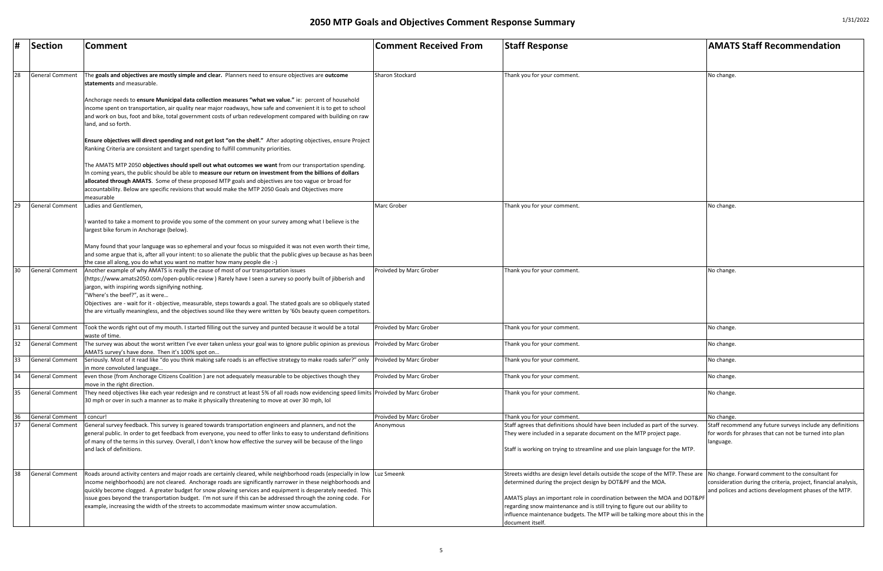# 2050 MTP Goals and Objectives Comment Response Summary

1/31/2022

| # | Section | Comment | Comment Received From | Staff Response | AMATS Staff Recommendation |
|---|---|---|---|---|---|
| 28 | General Comment | The **goals and objectives are mostly simple and clear.** Planners need to ensure objectives are **outcome statements** and measurable.<br><br>Anchorage needs to **ensure Municipal data collection measures "what we value."** ie: percent of household income spent on transportation, air quality near major roadways, how safe and convenient it is to get to school and work on bus, foot and bike, total government costs of urban redevelopment compared with building on raw land, and so forth.<br><br>**Ensure objectives will direct spending and not get lost "on the shelf."** After adopting objectives, ensure Project Ranking Criteria are consistent and target spending to fulfill community priorities.<br><br>The AMATS MTP 2050 **objectives should spell out what outcomes we want** from our transportation spending. In coming years, the public should be able to **measure our return on investment from the billions of dollars allocated through AMATS**. Some of these proposed MTP goals and objectives are too vague or broad for accountability. Below are specific revisions that would make the MTP 2050 Goals and Objectives more measurable | Sharon Stockard | Thank you for your comment. | No change. |
| 29 | General Comment | Ladies and Gentlemen,<br><br>I wanted to take a moment to provide you some of the comment on your survey among what I believe is the largest bike forum in Anchorage (below).<br><br>Many found that your language was so ephemeral and your focus so misguided it was not even worth their time, and some argue that is, after all your intent: to so alienate the public that the public gives up because as has been the case all along, you do what you want no matter how many people die :-) | Marc Grober | Thank you for your comment. | No change. |
| 30 | General Comment | Another example of why AMATS is really the cause of most of our transportation issues (https://www.amats2050.com/open-public-review ) Rarely have I seen a survey so poorly built of jibberish and jargon, with inspiring words signifying nothing.<br>"Where's the beef?", as it were…<br>Objectives are - wait for it - objective, measurable, steps towards a goal. The stated goals are so obliquely stated the are virtually meaningless, and the objectives sound like they were written by '60s beauty queen competitors. | Proivded by Marc Grober | Thank you for your comment. | No change. |
| 31 | General Comment | Took the words right out of my mouth. I started filling out the survey and punted because it would be a total waste of time. | Proivded by Marc Grober | Thank you for your comment. | No change. |
| 32 | General Comment | The survey was about the worst written I've ever taken unless your goal was to ignore public opinion as previous AMATS survey's have done. Then it's 100% spot on… | Proivded by Marc Grober | Thank you for your comment. | No change. |
| 33 | General Comment | Seriously. Most of it read like "do you think making safe roads is an effective strategy to make roads safer?" only in more convoluted language… | Proivded by Marc Grober | Thank you for your comment. | No change. |
| 34 | General Comment | even those (from Anchorage Citizens Coalition ) are not adequately measurable to be objectives though they move in the right direction. | Proivded by Marc Grober | Thank you for your comment. | No change. |
| 35 | General Comment | They need objectives like each year redesign and re construct at least 5% of all roads now evidencing speed limits 30 mph or over in such a manner as to make it physically threatening to move at over 30 mph, lol | Proivded by Marc Grober | Thank you for your comment. | No change. |
| 36 | General Comment | I concur! | Proivded by Marc Grober | Thank you for your comment. | No change. |
| 37 | General Comment | General survey feedback. This survey is geared towards transportation engineers and planners, and not the general public. In order to get feedback from everyone, you need to offer links to easy to understand definitions of many of the terms in this survey. Overall, I don't know how effective the survey will be because of the lingo and lack of definitions. | Anonymous | Staff agrees that definitions should have been included as part of the survey. They were included in a separate document on the MTP project page.<br><br>Staff is working on trying to streamline and use plain language for the MTP. | Staff recommend any future surveys include any definitions for words for phrases that can not be turned into plan language. |
| 38 | General Comment | Roads around activity centers and major roads are certainly cleared, while neighborhood roads (especially in low income neighborhoods) are not cleared. Anchorage roads are significantly narrower in these neighborhoods and quickly become clogged. A greater budget for snow plowing services and equipment is desperately needed. This issue goes beyond the transportation budget. I'm not sure if this can be addressed through the zoning code. For example, increasing the width of the streets to accommodate maximum winter snow accumulation. | Luz Smeenk | Streets widths are design level details outside the scope of the MTP. These are determined during the project design by DOT&PF and the MOA.<br><br>AMATS plays an important role in coordination between the MOA and DOT&PF regarding snow maintenance and is still trying to figure out our ability to influence maintenance budgets. The MTP will be talking more about this in the document itself. | No change. Forward comment to the consultant for consideration during the criteria, project, financial analysis, and polices and actions development phases of the MTP. |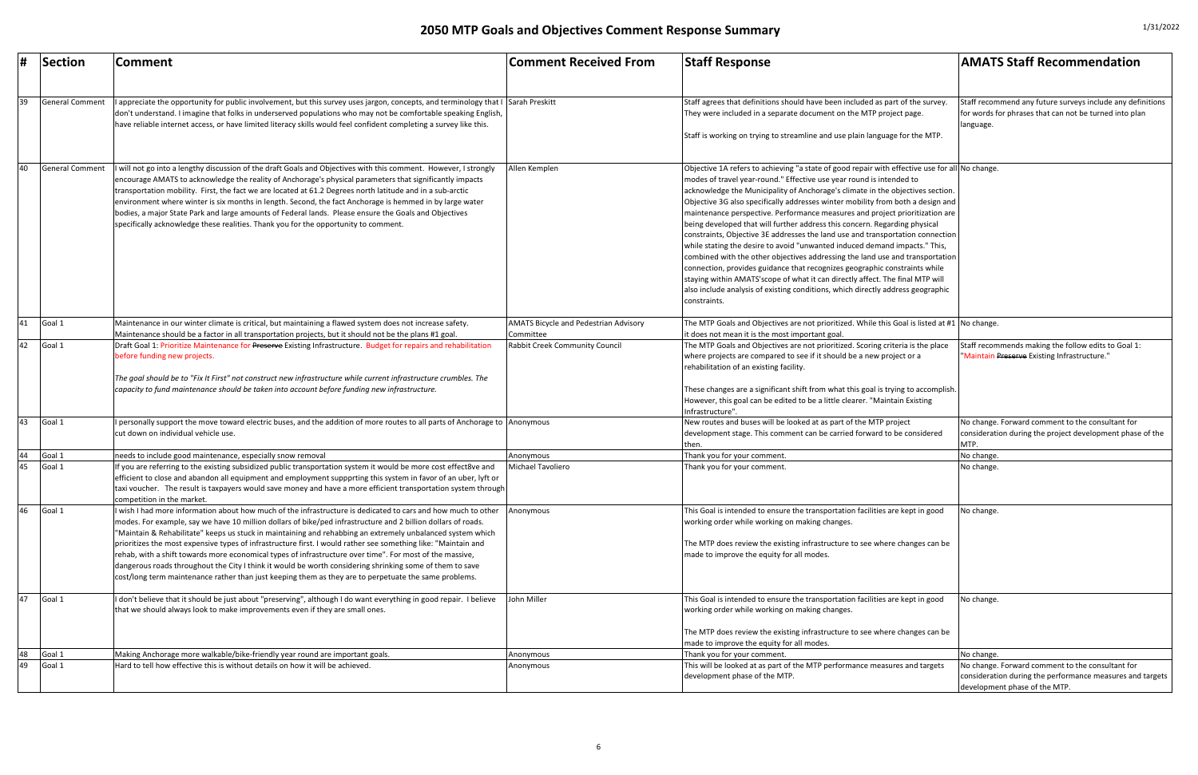# 2050 MTP Goals and Objectives Comment Response Summary

1/31/2022

| # | Section | Comment | Comment Received From | Staff Response | AMATS Staff Recommendation |
|---|---|---|---|---|---|
| 39 | General Comment | I appreciate the opportunity for public involvement, but this survey uses jargon, concepts, and terminology that I don't understand. I imagine that folks in underserved populations who may not be comfortable speaking English, have reliable internet access, or have limited literacy skills would feel confident completing a survey like this. | Sarah Preskitt | Staff agrees that definitions should have been included as part of the survey. They were included in a separate document on the MTP project page.<br><br>Staff is working on trying to streamline and use plain language for the MTP. | Staff recommend any future surveys include any definitions for words for phrases that can not be turned into plan language. |
| 40 | General Comment | I will not go into a lengthy discussion of the draft Goals and Objectives with this comment. However, I strongly encourage AMATS to acknowledge the reality of Anchorage's physical parameters that significantly impacts transportation mobility. First, the fact we are located at 61.2 Degrees north latitude and in a sub-arctic environment where winter is six months in length. Second, the fact Anchorage is hemmed in by large water bodies, a major State Park and large amounts of Federal lands. Please ensure the Goals and Objectives specifically acknowledge these realities. Thank you for the opportunity to comment. | Allen Kemplen | Objective 1A refers to achieving "a state of good repair with effective use for all modes of travel year-round." Effective use year round is intended to acknowledge the Municipality of Anchorage's climate in the objectives section. Objective 3G also specifically addresses winter mobility from both a design and maintenance perspective. Performance measures and project prioritization are being developed that will further address this concern. Regarding physical constraints, Objective 3E addresses the land use and transportation connection while stating the desire to avoid "unwanted induced demand impacts." This, combined with the other objectives addressing the land use and transportation connection, provides guidance that recognizes geographic constraints while staying within AMATS'scope of what it can directly affect. The final MTP will also include analysis of existing conditions, which directly address geographic constraints. | No change. |
| 41 | Goal 1 | Maintenance in our winter climate is critical, but maintaining a flawed system does not increase safety. Maintenance should be a factor in all transportation projects, but it should not be the plans #1 goal. | AMATS Bicycle and Pedestrian Advisory Committee | The MTP Goals and Objectives are not prioritized. While this Goal is listed at #1 it does not mean it is the most important goal. | No change. |
| 42 | Goal 1 | Draft Goal 1: Prioritize Maintenance for ~~Preserve~~ Existing Infrastructure. Budget for repairs and rehabilitation before funding new projects.<br><br>*The goal should be to "Fix It First" not construct new infrastructure while current infrastructure crumbles. The capacity to fund maintenance should be taken into account before funding new infrastructure.* | Rabbit Creek Community Council | The MTP Goals and Objectives are not prioritized. Scoring criteria is the place where projects are compared to see if it should be a new project or a rehabilitation of an existing facility.<br><br>These changes are a significant shift from what this goal is trying to accomplish. However, this goal can be edited to be a little clearer. "Maintain Existing Infrastructure". | Staff recommends making the follow edits to Goal 1: "Maintain ~~Preserve~~ Existing Infrastructure." |
| 43 | Goal 1 | I personally support the move toward electric buses, and the addition of more routes to all parts of Anchorage to cut down on individual vehicle use. | Anonymous | New routes and buses will be looked at as part of the MTP project development stage. This comment can be carried forward to be considered then. | No change. Forward comment to the consultant for consideration during the project development phase of the MTP. |
| 44 | Goal 1 | needs to include good maintenance, especially snow removal | Anonymous | Thank you for your comment. | No change. |
| 45 | Goal 1 | If you are referring to the existing subsidized public transportation system it would be more cost effect8ve and efficient to close and abandon all equipment and employment suppprting this system in favor of an uber, lyft or taxi voucher. The result is taxpayers would save money and have a more efficient transportation system through competition in the market. | Michael Tavoliero | Thank you for your comment. | No change. |
| 46 | Goal 1 | I wish I had more information about how much of the infrastructure is dedicated to cars and how much to other modes. For example, say we have 10 million dollars of bike/ped infrastructure and 2 billion dollars of roads. "Maintain & Rehabilitate" keeps us stuck in maintaining and rehabbing an extremely unbalanced system which prioritizes the most expensive types of infrastructure first. I would rather see something like: "Maintain and rehab, with a shift towards more economical types of infrastructure over time". For most of the massive, dangerous roads throughout the City I think it would be worth considering shrinking some of them to save cost/long term maintenance rather than just keeping them as they are to perpetuate the same problems. | Anonymous | This Goal is intended to ensure the transportation facilities are kept in good working order while working on making changes.<br><br>The MTP does review the existing infrastructure to see where changes can be made to improve the equity for all modes. | No change. |
| 47 | Goal 1 | I don't believe that it should be just about "preserving", although I do want everything in good repair. I believe that we should always look to make improvements even if they are small ones. | John Miller | This Goal is intended to ensure the transportation facilities are kept in good working order while working on making changes.<br><br>The MTP does review the existing infrastructure to see where changes can be made to improve the equity for all modes. | No change. |
| 48 | Goal 1 | Making Anchorage more walkable/bike-friendly year round are important goals. | Anonymous | Thank you for your comment. | No change. |
| 49 | Goal 1 | Hard to tell how effective this is without details on how it will be achieved. | Anonymous | This will be looked at as part of the MTP performance measures and targets development phase of the MTP. | No change. Forward comment to the consultant for consideration during the performance measures and targets development phase of the MTP. |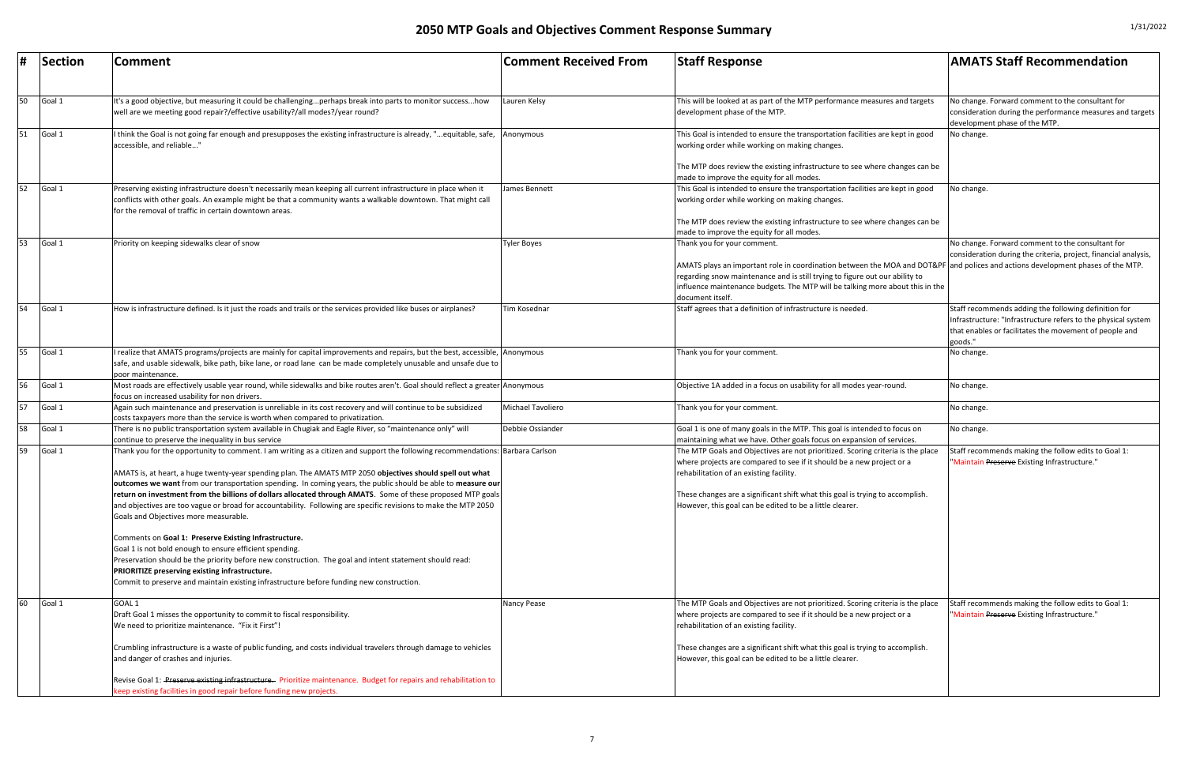# 2050 MTP Goals and Objectives Comment Response Summary

| # | Section | Comment | Comment Received From | Staff Response | AMATS Staff Recommendation |
|---|---|---|---|---|---|
| 50 | Goal 1 | It's a good objective, but measuring it could be challenging...perhaps break into parts to monitor success...how well are we meeting good repair?/effective usability?/all modes?/year round? | Lauren Kelsy | This will be looked at as part of the MTP performance measures and targets development phase of the MTP. | No change. Forward comment to the consultant for consideration during the performance measures and targets development phase of the MTP. |
| 51 | Goal 1 | I think the Goal is not going far enough and presupposes the existing infrastructure is already, "...equitable, safe, accessible, and reliable..." | Anonymous | This Goal is intended to ensure the transportation facilities are kept in good working order while working on making changes.<br><br>The MTP does review the existing infrastructure to see where changes can be made to improve the equity for all modes. | No change. |
| 52 | Goal 1 | Preserving existing infrastructure doesn't necessarily mean keeping all current infrastructure in place when it conflicts with other goals. An example might be that a community wants a walkable downtown. That might call for the removal of traffic in certain downtown areas. | James Bennett | This Goal is intended to ensure the transportation facilities are kept in good working order while working on making changes.<br><br>The MTP does review the existing infrastructure to see where changes can be made to improve the equity for all modes. | No change. |
| 53 | Goal 1 | Priority on keeping sidewalks clear of snow | Tyler Boyes | Thank you for your comment.<br><br>AMATS plays an important role in coordination between the MOA and DOT&PF regarding snow maintenance and is still trying to figure out our ability to influence maintenance budgets. The MTP will be talking more about this in the document itself. | No change. Forward comment to the consultant for consideration during the criteria, project, financial analysis, and polices and actions development phases of the MTP. |
| 54 | Goal 1 | How is infrastructure defined. Is it just the roads and trails or the services provided like buses or airplanes? | Tim Kosednar | Staff agrees that a definition of infrastructure is needed. | Staff recommends adding the following definition for Infrastructure: "Infrastructure refers to the physical system that enables or facilitates the movement of people and goods." |
| 55 | Goal 1 | I realize that AMATS programs/projects are mainly for capital improvements and repairs, but the best, accessible, safe, and usable sidewalk, bike path, bike lane, or road lane can be made completely unusable and unsafe due to poor maintenance. | Anonymous | Thank you for your comment. | No change. |
| 56 | Goal 1 | Most roads are effectively usable year round, while sidewalks and bike routes aren't. Goal should reflect a greater focus on increased usability for non drivers. | Anonymous | Objective 1A added in a focus on usability for all modes year-round. | No change. |
| 57 | Goal 1 | Again such maintenance and preservation is unreliable in its cost recovery and will continue to be subsidized costs taxpayers more than the service is worth when compared to privatization. | Michael Tavoliero | Thank you for your comment. | No change. |
| 58 | Goal 1 | There is no public transportation system available in Chugiak and Eagle River, so "maintenance only" will continue to preserve the inequality in bus service | Debbie Ossiander | Goal 1 is one of many goals in the MTP. This goal is intended to focus on maintaining what we have. Other goals focus on expansion of services. | No change. |
| 59 | Goal 1 | Thank you for the opportunity to comment. I am writing as a citizen and support the following recommendations:<br><br>AMATS is, at heart, a huge twenty-year spending plan. The AMATS MTP 2050 **objectives should spell out what outcomes we want** from our transportation spending. In coming years, the public should be able to **measure our return on investment from the billions of dollars allocated through AMATS**. Some of these proposed MTP goals and objectives are too vague or broad for accountability. Following are specific revisions to make the MTP 2050 Goals and Objectives more measurable.<br><br>Comments on **Goal 1: Preserve Existing Infrastructure.**<br>Goal 1 is not bold enough to ensure efficient spending.<br>Preservation should be the priority before new construction. The goal and intent statement should read:<br>**PRIORITIZE preserving existing infrastructure.**<br>Commit to preserve and maintain existing infrastructure before funding new construction. | Barbara Carlson | The MTP Goals and Objectives are not prioritized. Scoring criteria is the place where projects are compared to see if it should be a new project or a rehabilitation of an existing facility.<br><br>These changes are a significant shift what this goal is trying to accomplish. However, this goal can be edited to be a little clearer. | Staff recommends making the follow edits to Goal 1: "Maintain ~~Preserve~~ Existing Infrastructure." |
| 60 | Goal 1 | GOAL 1<br>Draft Goal 1 misses the opportunity to commit to fiscal responsibility.<br>We need to prioritize maintenance. "Fix it First"!<br><br>Crumbling infrastructure is a waste of public funding, and costs individual travelers through damage to vehicles and danger of crashes and injuries.<br><br>Revise Goal 1: ~~Preserve existing infrastructure.~~ Prioritize maintenance. Budget for repairs and rehabilitation to keep existing facilities in good repair before funding new projects. | Nancy Pease | The MTP Goals and Objectives are not prioritized. Scoring criteria is the place where projects are compared to see if it should be a new project or a rehabilitation of an existing facility.<br><br>These changes are a significant shift what this goal is trying to accomplish. However, this goal can be edited to be a little clearer. | Staff recommends making the follow edits to Goal 1: "Maintain ~~Preserve~~ Existing Infrastructure." |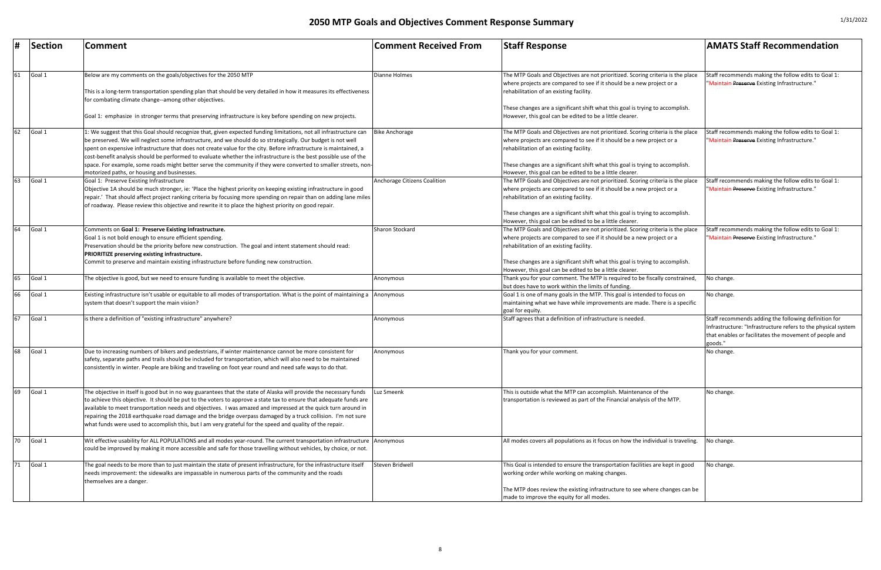# 2050 MTP Goals and Objectives Comment Response Summary

1/31/2022

| # | Section | Comment | Comment Received From | Staff Response | AMATS Staff Recommendation |
|---|---|---|---|---|---|
| 61 | Goal 1 | Below are my comments on the goals/objectives for the 2050 MTP<br><br>This is a long-term transportation spending plan that should be very detailed in how it measures its effectiveness for combating climate change--among other objectives.<br><br>Goal 1: emphasize in stronger terms that preserving infrastructure is key before spending on new projects. | Dianne Holmes | The MTP Goals and Objectives are not prioritized. Scoring criteria is the place where projects are compared to see if it should be a new project or a rehabilitation of an existing facility.<br><br>These changes are a significant shift what this goal is trying to accomplish. However, this goal can be edited to be a little clearer. | Staff recommends making the follow edits to Goal 1: "Maintain ~~Preserve~~ Existing Infrastructure." |
| 62 | Goal 1 | 1: We suggest that this Goal should recognize that, given expected funding limitations, not all infrastructure can be preserved. We will neglect some infrastructure, and we should do so strategically. Our budget is not well spent on expensive infrastructure that does not create value for the city. Before infrastructure is maintained, a cost-benefit analysis should be performed to evaluate whether the infrastructure is the best possible use of the space. For example, some roads might better serve the community if they were converted to smaller streets, non-motorized paths, or housing and businesses. | Bike Anchorage | The MTP Goals and Objectives are not prioritized. Scoring criteria is the place where projects are compared to see if it should be a new project or a rehabilitation of an existing facility.<br><br>These changes are a significant shift what this goal is trying to accomplish. However, this goal can be edited to be a little clearer. | Staff recommends making the follow edits to Goal 1: "Maintain ~~Preserve~~ Existing Infrastructure." |
| 63 | Goal 1 | Goal 1: Preserve Existing Infrastructure<br>Objective 1A should be much stronger, ie: 'Place the highest priority on keeping existing infrastructure in good repair.' That should affect project ranking criteria by focusing more spending on repair than on adding lane miles of roadway. Please review this objective and rewrite it to place the highest priority on good repair. | Anchorage Citizens Coalition | The MTP Goals and Objectives are not prioritized. Scoring criteria is the place where projects are compared to see if it should be a new project or a rehabilitation of an existing facility.<br><br>These changes are a significant shift what this goal is trying to accomplish. However, this goal can be edited to be a little clearer. | Staff recommends making the follow edits to Goal 1: "Maintain ~~Preserve~~ Existing Infrastructure." |
| 64 | Goal 1 | Comments on **Goal 1: Preserve Existing Infrastructure.**<br>Goal 1 is not bold enough to ensure efficient spending.<br>Preservation should be the priority before new construction. The goal and intent statement should read:<br>**PRIORITIZE preserving existing infrastructure.**<br>Commit to preserve and maintain existing infrastructure before funding new construction. | Sharon Stockard | The MTP Goals and Objectives are not prioritized. Scoring criteria is the place where projects are compared to see if it should be a new project or a rehabilitation of an existing facility.<br><br>These changes are a significant shift what this goal is trying to accomplish. However, this goal can be edited to be a little clearer. | Staff recommends making the follow edits to Goal 1: "Maintain ~~Preserve~~ Existing Infrastructure." |
| 65 | Goal 1 | The objective is good, but we need to ensure funding is available to meet the objective. | Anonymous | Thank you for your comment. The MTP is required to be fiscally constrained, but does have to work within the limits of funding. | No change. |
| 66 | Goal 1 | Existing infrastructure isn't usable or equitable to all modes of transportation. What is the point of maintaining a system that doesn't support the main vision? | Anonymous | Goal 1 is one of many goals in the MTP. This goal is intended to focus on maintaining what we have while improvements are made. There is a specific goal for equity. | No change. |
| 67 | Goal 1 | is there a definition of "existing infrastructure" anywhere? | Anonymous | Staff agrees that a definition of infrastructure is needed. | Staff recommends adding the following definition for Infrastructure: "Infrastructure refers to the physical system that enables or facilitates the movement of people and goods." |
| 68 | Goal 1 | Due to increasing numbers of bikers and pedestrians, if winter maintenance cannot be more consistent for safety, separate paths and trails should be included for transportation, which will also need to be maintained consistently in winter. People are biking and traveling on foot year round and need safe ways to do that. | Anonymous | Thank you for your comment. | No change. |
| 69 | Goal 1 | The objective in itself is good but in no way guarantees that the state of Alaska will provide the necessary funds to achieve this objective. It should be put to the voters to approve a state tax to ensure that adequate funds are available to meet transportation needs and objectives. I was amazed and impressed at the quick turn around in repairing the 2018 earthquake road damage and the bridge overpass damaged by a truck collision. I'm not sure what funds were used to accomplish this, but I am very grateful for the speed and quality of the repair. | Luz Smeenk | This is outside what the MTP can accomplish. Maintenance of the transportation is reviewed as part of the Financial analysis of the MTP. | No change. |
| 70 | Goal 1 | Wit effective usability for ALL POPULATIONS and all modes year-round. The current transportation infrastructure could be improved by making it more accessible and safe for those travelling without vehicles, by choice, or not. | Anonymous | All modes covers all populations as it focus on how the individual is traveling. | No change. |
| 71 | Goal 1 | The goal needs to be more than to just maintain the state of present infrastructure, for the infrastructure itself needs improvement: the sidewalks are impassable in numerous parts of the community and the roads themselves are a danger. | Steven Bridwell | This Goal is intended to ensure the transportation facilities are kept in good working order while working on making changes.<br><br>The MTP does review the existing infrastructure to see where changes can be made to improve the equity for all modes. | No change. |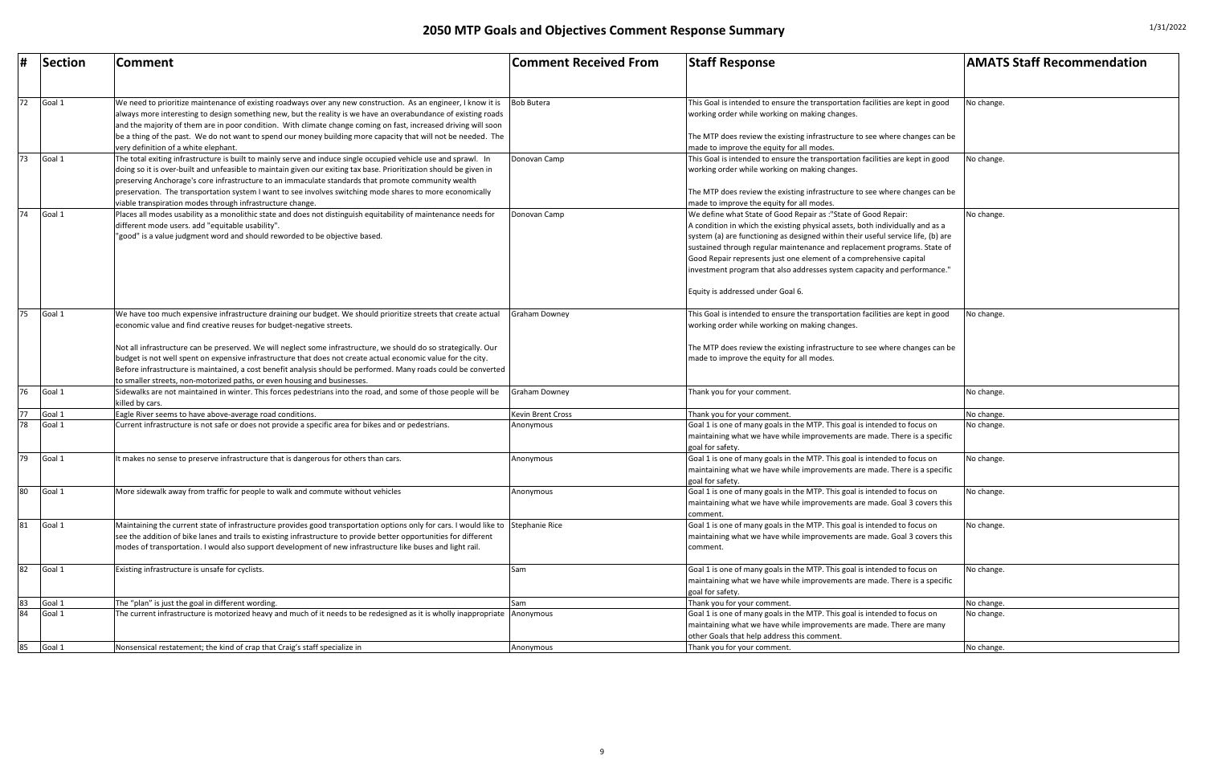# 2050 MTP Goals and Objectives Comment Response Summary

1/31/2022

| # | Section | Comment | Comment Received From | Staff Response | AMATS Staff Recommendation |
|---|---|---|---|---|---|
| 72 | Goal 1 | We need to prioritize maintenance of existing roadways over any new construction. As an engineer, I know it is always more interesting to design something new, but the reality is we have an overabundance of existing roads and the majority of them are in poor condition. With climate change coming on fast, increased driving will soon be a thing of the past. We do not want to spend our money building more capacity that will not be needed. The very definition of a white elephant. | Bob Butera | This Goal is intended to ensure the transportation facilities are kept in good working order while working on making changes.<br><br>The MTP does review the existing infrastructure to see where changes can be made to improve the equity for all modes. | No change. |
| 73 | Goal 1 | The total existing infrastructure is built to mainly serve and induce single occupied vehicle use and sprawl. In doing so it is over-built and unfeasible to maintain given our exiting tax base. Prioritization should be given in preserving Anchorage's core infrastructure to an immaculate standards that promote community wealth preservation. The transportation system I want to see involves switching mode shares to more economically viable transpiration modes through infrastructure change. | Donovan Camp | This Goal is intended to ensure the transportation facilities are kept in good working order while working on making changes.<br><br>The MTP does review the existing infrastructure to see where changes can be made to improve the equity for all modes. | No change. |
| 74 | Goal 1 | Places all modes usability as a monolithic state and does not distinguish equitability of maintenance needs for different mode users. add "equitable usability".<br>"good" is a value judgment word and should reworded to be objective based. | Donovan Camp | We define what State of Good Repair as :"State of Good Repair: A condition in which the existing physical assets, both individually and as a system (a) are functioning as designed within their useful service life, (b) are sustained through regular maintenance and replacement programs. State of Good Repair represents just one element of a comprehensive capital investment program that also addresses system capacity and performance."<br><br>Equity is addressed under Goal 6. | No change. |
| 75 | Goal 1 | We have too much expensive infrastructure draining our budget. We should prioritize streets that create actual economic value and find creative reuses for budget-negative streets.<br><br>Not all infrastructure can be preserved. We will neglect some infrastructure, we should do so strategically. Our budget is not well spent on expensive infrastructure that does not create actual economic value for the city. Before infrastructure is maintained, a cost benefit analysis should be performed. Many roads could be converted to smaller streets, non-motorized paths, or even housing and businesses. | Graham Downey | This Goal is intended to ensure the transportation facilities are kept in good working order while working on making changes.<br><br>The MTP does review the existing infrastructure to see where changes can be made to improve the equity for all modes. | No change. |
| 76 | Goal 1 | Sidewalks are not maintained in winter. This forces pedestrians into the road, and some of those people will be killed by cars. | Graham Downey | Thank you for your comment. | No change. |
| 77 | Goal 1 | Eagle River seems to have above-average road conditions. | Kevin Brent Cross | Thank you for your comment. | No change. |
| 78 | Goal 1 | Current infrastructure is not safe or does not provide a specific area for bikes and or pedestrians. | Anonymous | Goal 1 is one of many goals in the MTP. This goal is intended to focus on maintaining what we have while improvements are made. There is a specific goal for safety. | No change. |
| 79 | Goal 1 | It makes no sense to preserve infrastructure that is dangerous for others than cars. | Anonymous | Goal 1 is one of many goals in the MTP. This goal is intended to focus on maintaining what we have while improvements are made. There is a specific goal for safety. | No change. |
| 80 | Goal 1 | More sidewalk away from traffic for people to walk and commute without vehicles | Anonymous | Goal 1 is one of many goals in the MTP. This goal is intended to focus on maintaining what we have while improvements are made. Goal 3 covers this comment. | No change. |
| 81 | Goal 1 | Maintaining the current state of infrastructure provides good transportation options only for cars. I would like to see the addition of bike lanes and trails to existing infrastructure to provide better opportunities for different modes of transportation. I would also support development of new infrastructure like buses and light rail. | Stephanie Rice | Goal 1 is one of many goals in the MTP. This goal is intended to focus on maintaining what we have while improvements are made. Goal 3 covers this comment. | No change. |
| 82 | Goal 1 | Existing infrastructure is unsafe for cyclists. | Sam | Goal 1 is one of many goals in the MTP. This goal is intended to focus on maintaining what we have while improvements are made. There is a specific goal for safety. | No change. |
| 83 | Goal 1 | The "plan" is just the goal in different wording. | Sam | Thank you for your comment. | No change. |
| 84 | Goal 1 | The current infrastructure is motorized heavy and much of it needs to be redesigned as it is wholly inappropriate | Anonymous | Goal 1 is one of many goals in the MTP. This goal is intended to focus on maintaining what we have while improvements are made. There are many other Goals that help address this comment. | No change. |
| 85 | Goal 1 | Nonsensical restatement; the kind of crap that Craig's staff specialize in | Anonymous | Thank you for your comment. | No change. |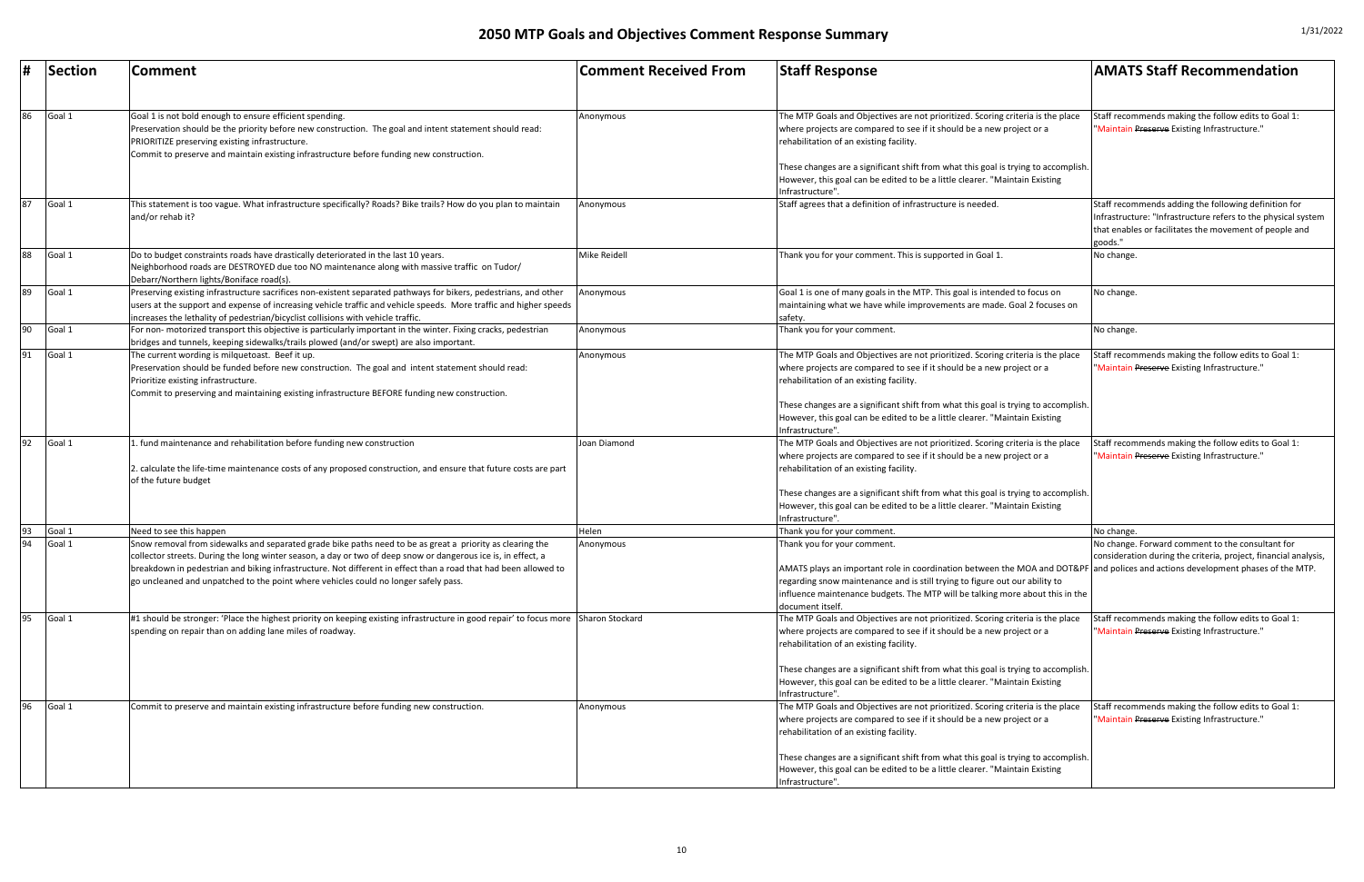# 2050 MTP Goals and Objectives Comment Response Summary

1/31/2022

| # | Section | Comment | Comment Received From | Staff Response | AMATS Staff Recommendation |
|---|---|---|---|---|---|
| 86 | Goal 1 | Goal 1 is not bold enough to ensure efficient spending.<br>Preservation should be the priority before new construction. The goal and intent statement should read:<br>PRIORITIZE preserving existing infrastructure.<br>Commit to preserve and maintain existing infrastructure before funding new construction. | Anonymous | The MTP Goals and Objectives are not prioritized. Scoring criteria is the place where projects are compared to see if it should be a new project or a rehabilitation of an existing facility.<br><br>These changes are a significant shift from what this goal is trying to accomplish. However, this goal can be edited to be a little clearer. "Maintain Existing Infrastructure". | Staff recommends making the follow edits to Goal 1: "Maintain ~~Preserve~~ Existing Infrastructure." |
| 87 | Goal 1 | This statement is too vague. What infrastructure specifically? Roads? Bike trails? How do you plan to maintain and/or rehab it? | Anonymous | Staff agrees that a definition of infrastructure is needed. | Staff recommends adding the following definition for Infrastructure: "Infrastructure refers to the physical system that enables or facilitates the movement of people and goods." |
| 88 | Goal 1 | Do to budget constraints roads have drastically deteriorated in the last 10 years.<br>Neighborhood roads are DESTROYED due too NO maintenance along with massive traffic on Tudor/ Debarr/Northern lights/Boniface road(s). | Mike Reidell | Thank you for your comment. This is supported in Goal 1. | No change. |
| 89 | Goal 1 | Preserving existing infrastructure sacrifices non-existent separated pathways for bikers, pedestrians, and other users at the support and expense of increasing vehicle traffic and vehicle speeds. More traffic and higher speeds increases the lethality of pedestrian/bicyclist collisions with vehicle traffic. | Anonymous | Goal 1 is one of many goals in the MTP. This goal is intended to focus on maintaining what we have while improvements are made. Goal 2 focuses on safety. | No change. |
| 90 | Goal 1 | For non- motorized transport this objective is particularly important in the winter. Fixing cracks, pedestrian bridges and tunnels, keeping sidewalks/trails plowed (and/or swept) are also important. | Anonymous | Thank you for your comment. | No change. |
| 91 | Goal 1 | The current wording is milquetoast. Beef it up.<br>Preservation should be funded before new construction. The goal and intent statement should read:<br>Prioritize existing infrastructure.<br>Commit to preserving and maintaining existing infrastructure BEFORE funding new construction. | Anonymous | The MTP Goals and Objectives are not prioritized. Scoring criteria is the place where projects are compared to see if it should be a new project or a rehabilitation of an existing facility.<br><br>These changes are a significant shift from what this goal is trying to accomplish. However, this goal can be edited to be a little clearer. "Maintain Existing Infrastructure". | Staff recommends making the follow edits to Goal 1: "Maintain ~~Preserve~~ Existing Infrastructure." |
| 92 | Goal 1 | 1. fund maintenance and rehabilitation before funding new construction<br><br>2. calculate the life-time maintenance costs of any proposed construction, and ensure that future costs are part of the future budget | Joan Diamond | The MTP Goals and Objectives are not prioritized. Scoring criteria is the place where projects are compared to see if it should be a new project or a rehabilitation of an existing facility.<br><br>These changes are a significant shift from what this goal is trying to accomplish. However, this goal can be edited to be a little clearer. "Maintain Existing Infrastructure". | Staff recommends making the follow edits to Goal 1: "Maintain ~~Preserve~~ Existing Infrastructure." |
| 93 | Goal 1 | Need to see this happen | Helen | Thank you for your comment. | No change. |
| 94 | Goal 1 | Snow removal from sidewalks and separated grade bike paths need to be as great a priority as clearing the collector streets. During the long winter season, a day or two of deep snow or dangerous ice is, in effect, a breakdown in pedestrian and biking infrastructure. Not different in effect than a road that had been allowed to go uncleaned and unpatched to the point where vehicles could no longer safely pass. | Anonymous | Thank you for your comment.<br><br>AMATS plays an important role in coordination between the MOA and DOT&PF regarding snow maintenance and is still trying to figure out our ability to influence maintenance budgets. The MTP will be talking more about this in the document itself. | No change. Forward comment to the consultant for consideration during the criteria, project, financial analysis, and polices and actions development phases of the MTP. |
| 95 | Goal 1 | #1 should be stronger: 'Place the highest priority on keeping existing infrastructure in good repair' to focus more spending on repair than on adding lane miles of roadway. | Sharon Stockard | The MTP Goals and Objectives are not prioritized. Scoring criteria is the place where projects are compared to see if it should be a new project or a rehabilitation of an existing facility.<br><br>These changes are a significant shift from what this goal is trying to accomplish. However, this goal can be edited to be a little clearer. "Maintain Existing Infrastructure". | Staff recommends making the follow edits to Goal 1: "Maintain ~~Preserve~~ Existing Infrastructure." |
| 96 | Goal 1 | Commit to preserve and maintain infrastructure before funding new construction. | Anonymous | The MTP Goals and Objectives are not prioritized. Scoring criteria is the place where projects are compared to see if it should be a new project or a rehabilitation of an existing facility.<br><br>These changes are a significant shift from what this goal is trying to accomplish. However, this goal can be edited to be a little clearer. "Maintain Existing Infrastructure". | Staff recommends making the follow edits to Goal 1: "Maintain ~~Preserve~~ Existing Infrastructure." |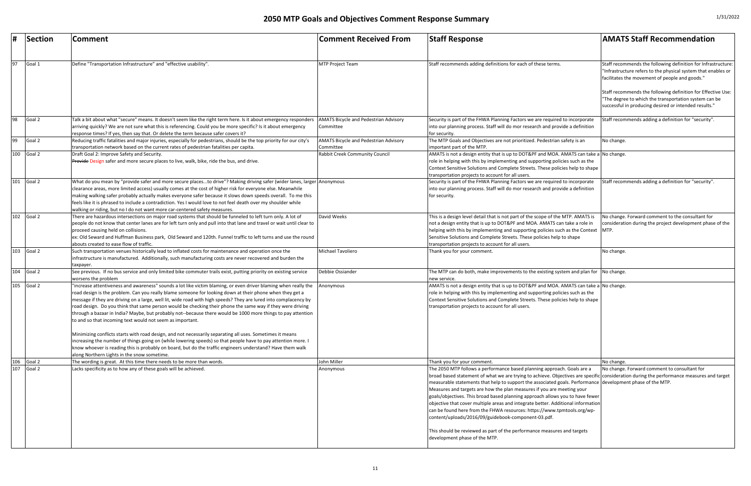# 2050 MTP Goals and Objectives Comment Response Summary

1/31/2022

| # | Section | Comment | Comment Received From | Staff Response | AMATS Staff Recommendation |
|---|---|---|---|---|---|
| 97 | Goal 1 | Define "Transportation Infrastructure" and "effective usability". | MTP Project Team | Staff recommends adding definitions for each of these terms. | Staff recommends the following definition for Infrastructure: "Infrastructure refers to the physical system that enables or facilitates the movement of people and goods."<br><br>Staff recommends the following definition for Effective Use: "The degree to which the transportation system can be successful in producing desired or intended results." |
| 98 | Goal 2 | Talk a bit about what "secure" means. It doesn't seem like the right term here. Is it about emergency responders arriving quickly? We are not sure what this is referencing. Could you be more specific? Is it about emergency response times? If yes, then say that. Or delete the term because safer covers it? | AMATS Bicycle and Pedestrian Advisory Committee | Security is part of the FHWA Planning Factors we are required to incorporate into our planning process. Staff will do mor research and provide a definition for security. | Staff recommends adding a definition for "security". |
| 99 | Goal 2 | Reducing traffic fatalities and major injuries, especially for pedestrians, should be the top priority for our city's transportation network based on the current rates of pedestrian fatalities per capita. | AMATS Bicycle and Pedestrian Advisory Committee | The MTP Goals and Objectives are not prioritized. Pedestrian safety is an important part of the MTP. | No change. |
| 100 | Goal 2 | Draft Goal 2: Improve Safety and Security.<br>~~Provide~~ Design safer and more secure places to live, walk, bike, ride the bus, and drive. | Rabbit Creek Community Council | AMATS is not a design entity that is up to DOT&PF and MOA. AMATS can take a role in helping with this by implementing and supporting policies such as the Context Sensitive Solutions and Complete Streets. These policies help to shape transportation projects to account for all users. | No change. |
| 101 | Goal 2 | What do you mean by "provide safer and more secure places...to drive"? Making driving safer (wider lanes, larger clearance areas, more limited access) usually comes at the cost of higher risk for everyone else. Meanwhile making walking safer probably actually makes everyone safer because it slows down speeds overall. To me this feels like it is phrased to include a contradiction. Yes I would love to not feel death over my shoulder while walking or riding, but no I do not want more car-centered safety measures. | Anonymous | Security is part of the FHWA Planning Factors we are required to incorporate into our planning process. Staff will do mor research and provide a definition for security. | Staff recommends adding a definition for "security". |
| 102 | Goal 2 | There are hazardous intersections on major road systems that should be funneled to left turn only. A lot of people do not know that center lanes are for left turn only and pull into that lane and travel or wait until clear to proceed causing held on collisions.<br>ex: Old Seward and Huffman Business park, Old Seward and 120th. Funnel traffic to left turns and use the round abouts created to ease flow of traffic. | David Weeks | This is a design level detail that is not part of the scope of the MTP. AMATS is not a design entity that is up to DOT&PF and MOA. AMATS can take a role in helping with this by implementing and supporting policies such as the Context Sensitive Solutions and Complete Streets. These policies help to shape transportation projects to account for all users. | No change. Forward comment to the consultant for consideration during the project development phase of the MTP. |
| 103 | Goal 2 | Such transportation venues historically lead to inflated costs for maintenance and operation once the infrastructure is manufactured. Additionally, such manufacturing costs are never recovered and burden the taxpayer. | Michael Tavoliero | Thank you for your comment. | No change. |
| 104 | Goal 2 | See previous. If no bus service and only limited bike commuter trails exist, putting priority on existing service worsens the problem | Debbie Ossiander | The MTP can do both, make improvements to the existing system and plan for new service. | No change. |
| 105 | Goal 2 | "increase attentiveness and awareness" sounds a lot like victim blaming, or even driver blaming when really the road design is the problem. Can you really blame someone for looking down at their phone when they get a message if they are driving on a large, well lit, wide road with high speeds? They are lured into complacency by road design. Do you think that same person would be checking their phone the same way if they were driving through a bazaar in India? Maybe, but probably not--because there would be 1000 more things to pay attention to and so that incoming text would not seem as important.<br><br>Minimizing conflicts starts with road design, and not necessarily separating all uses. Sometimes it means increasing the number of things going on (while lowering speeds) so that people have to pay attention more. I know whoever is reading this is probably on board, but do the traffic engineers understand? Have them walk along Northern Lights in the snow sometime. | Anonymous | AMATS is not a design entity that is up to DOT&PF and MOA. AMATS can take a role in helping with this by implementing and supporting policies such as the Context Sensitive Solutions and Complete Streets. These policies help to shape transportation projects to account for all users. | No change. |
| 106 | Goal 2 | The wording is great. At this time there needs to be more than words. | John Miller | Thank you for your comment. | No change. |
| 107 | Goal 2 | Lacks specificity as to how any of these goals will be achieved. | Anonymous | The 2050 MTP follows a performance based planning approach. Goals are a broad based statement of what we are trying to achieve. Objectives are specific measurable statements that help to support the associated goals. Performance Measures and targets are how the plan measures if you are meeting your goals/objectives. This broad based planning approach allows you to have fewer objective that cover multiple areas and integrate better. Additional information can be found here from the FHWA resources: https://www.tpmtools.org/wp-content/uploads/2016/09/guidebook-component-03.pdf.<br><br>This should be reviewed as part of the performance measures and targets development phase of the MTP. | No change. Forward comment to consultant for consideration during the performance measures and target development phase of the MTP. |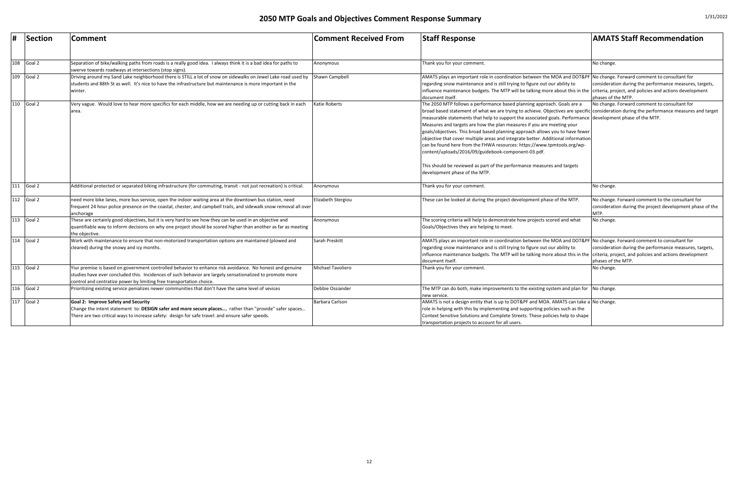# 2050 MTP Goals and Objectives Comment Response Summary

1/31/2022

| # | Section | Comment | Comment Received From | Staff Response | AMATS Staff Recommendation |
|---|---|---|---|---|---|
| 108 | Goal 2 | Separation of bike/walking paths from roads is a really good idea. I always think it is a bad idea for paths to swerve towards roadways at intersections (stop signs). | Anonymous | Thank you for your comment. | No change. |
| 109 | Goal 2 | Driving around my Sand Lake neighborhood there is STILL a lot of snow on sidewalks on Jewel Lake road used by students and 88th St as well. It's nice to have the infrastructure but maintenance is more important in the winter. | Shawn Campbell | AMATS plays an important role in coordination between the MOA and DOT&PF regarding snow maintenance and is still trying to figure out our ability to influence maintenance budgets. The MTP will be talking more about this in the document itself. | No change. Forward comment to consultant for consideration during the performance measures, targets, criteria, project, and policies and actions development phases of the MTP. |
| 110 | Goal 2 | Very vague. Would love to hear more specifics for each middle, how we are needing up or cutting back in each area. | Katie Roberts | The 2050 MTP follows a performance based planning approach. Goals are a broad based statement of what we are trying to achieve. Objectives are specific measurable statements that help to support the associated goals. Performance Measures and targets are how the plan measures if you are meeting your goals/objectives. This broad based planning approach allows you to have fewer objective that cover multiple areas and integrate better. Additional information can be found here from the FHWA resources: https://www.tpmtools.org/wp-content/uploads/2016/09/guidebook-component-03.pdf.<br><br>This should be reviewed as part of the performance measures and targets development phase of the MTP. | No change. Forward comment to consultant for consideration during the performance measures and target development phase of the MTP. |
| 111 | Goal 2 | Additional protected or separated biking infrastructure (for commuting, transit - not just recreation) is critical. | Anonymous | Thank you for your comment. | No change. |
| 112 | Goal 2 | need more bike lanes, more bus service, open the indoor waiting area at the downtown bus station, need frequent 24 hour police presence on the coastal, chester, and campbell trails, and sidewalk snow removal all over anchorage | Elizabeth Stergiou | These can be looked at during the project development phase of the MTP. | No change. Forward comment to the consultant for consideration during the project development phase of the MTP. |
| 113 | Goal 2 | These are certainly good objectives, but it is very hard to see how they can be used in an objective and quantifiable way to inform decisions on why one project should be scored higher than another as far as meeting the objective. | Anonymous | The scoring criteria will help to demonstrate how projects scored and what Goals/Objectives they are helping to meet. | No change. |
| 114 | Goal 2 | Work with maintenance to ensure that non-motorized transportation options are maintained (plowed and cleared) during the snowy and icy months. | Sarah Preskitt | AMATS plays an important role in coordination between the MOA and DOT&PF regarding snow maintenance and is still trying to figure out our ability to influence maintenance budgets. The MTP will be talking more about this in the document itself. | No change. Forward comment to consultant for consideration during the performance measures, targets, criteria, project, and policies and actions development phases of the MTP. |
| 115 | Goal 2 | Yiur premise is based on government controlled behavior to enhance risk avoidance. No honest and genuine studies have ever concluded this. Incidences of such behavior are largely sensationalized to promote more control and centratize power by limiting free transportation choice. | Michael Tavoliero | Thank you for your comment. | No change. |
| 116 | Goal 2 | Prioritizing existing service penalizes newer communities that don't have the same level of sevices | Debbie Ossiander | The MTP can do both, make improvements to the existing system and plan for new service. | No change. |
| 117 | Goal 2 | **Goal 2: Improve Safety and Security**<br>Change the intent statement to: **DESIGN safer and more secure places…**, rather than "provide" safer spaces… There are two critical ways to increase safety: design for safe travel: and ensure safer speeds. | Barbara Carlson | AMATS is not a design entity that is up to DOT&PF and MOA. AMATS can take a role in helping with this by implementing and supporting policies such as the Context Sensitive Solutions and Complete Streets. These policies help to shape transportation projects to account for all users. | No change. |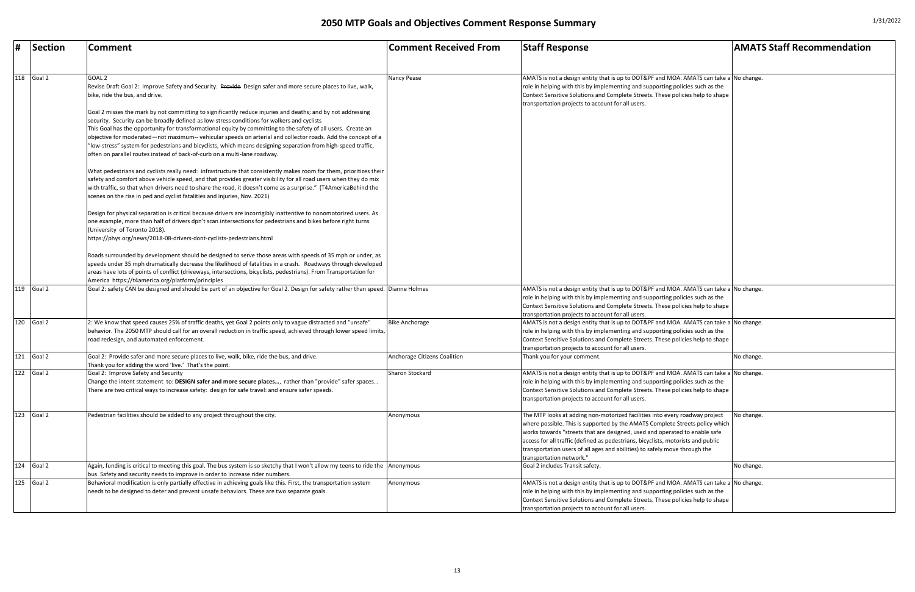# 2050 MTP Goals and Objectives Comment Response Summary

| # | Section | Comment | Comment Received From | Staff Response | AMATS Staff Recommendation |
|---|---|---|---|---|---|
| 118 | Goal 2 | GOAL 2<br>Revise Draft Goal 2: Improve Safety and Security. ~~Provide~~ Design safer and more secure places to live, walk, bike, ride the bus, and drive.<br><br>Goal 2 misses the mark by not committing to significantly reduce injuries and deaths; and by not addressing security. Security can be broadly defined as low-stress conditions for walkers and cyclists<br>This Goal has the opportunity for transformational equity by committing to the safety of all users. Create an objective for moderated—not maximum-- vehicular speeds on arterial and collector roads. Add the concept of a "low-stress" system for pedestrians and bicyclists, which means designing separation from high-speed traffic, often on parallel routes instead of back-of-curb on a multi-lane roadway.<br><br>What pedestrians and cyclists really need: infrastructure that consistently makes room for them, prioritizes their safety and comfort above vehicle speed, and that provides greater visibility for all road users when they do mix with traffic, so that when drivers need to share the road, it doesn't come as a surprise." (T4AmericaBehind the scenes on the rise in ped and cyclist fatalities and injuries, Nov. 2021)<br><br>Design for physical separation is critical because drivers are incorrigibly inattentive to nonomotorized users. As one example, more than half of drivers dpn't scan intersections for pedestrians and bikes before right turns (University of Toronto 2018).<br>https://phys.org/news/2018-08-drivers-dont-cyclists-pedestrians.html<br><br>Roads surrounded by development should be designed to serve those areas with speeds of 35 mph or under, as speeds under 35 mph dramatically decrease the likelihood of fatalities in a crash. Roadways through developed areas have lots of points of conflict (driveways, intersections, bicyclists, pedestrians). From Transportation for America https://t4america.org/platform/principles | Nancy Pease | AMATS is not a design entity that is up to DOT&PF and MOA. AMATS can take a role in helping with this by implementing and supporting policies such as the Context Sensitive Solutions and Complete Streets. These policies help to shape transportation projects to account for all users. | No change. |
| 119 | Goal 2 | Goal 2: safety CAN be designed and should be part of an objective for Goal 2. Design for safety rather than speed. | Dianne Holmes | AMATS is not a design entity that is up to DOT&PF and MOA. AMATS can take a role in helping with this by implementing and supporting policies such as the Context Sensitive Solutions and Complete Streets. These policies help to shape transportation projects to account for all users. | No change. |
| 120 | Goal 2 | 2: We know that speed causes 25% of traffic deaths, yet Goal 2 points only to vague distracted and "unsafe" behavior. The 2050 MTP should call for an overall reduction in traffic speed, achieved through lower speed limits, road redesign, and automated enforcement. | Bike Anchorage | AMATS is not a design entity that is up to DOT&PF and MOA. AMATS can take a role in helping with this by implementing and supporting policies such as the Context Sensitive Solutions and Complete Streets. These policies help to shape transportation projects to account for all users. | No change. |
| 121 | Goal 2 | Goal 2: Provide safer and more secure places to live, walk, bike, ride the bus, and drive.<br>Thank you for adding the word 'live.' That's the point. | Anchorage Citizens Coalition | Thank you for your comment. | No change. |
| 122 | Goal 2 | Goal 2: Improve Safety and Security<br>Change the intent statement to: **DESIGN safer and more secure places…**, rather than "provide" safer spaces…<br>There are two critical ways to increase safety: design for safe travel: and ensure safer speeds. | Sharon Stockard | AMATS is not a design entity that is up to DOT&PF and MOA. AMATS can take a role in helping with this by implementing and supporting policies such as the Context Sensitive Solutions and Complete Streets. These policies help to shape transportation projects to account for all users. | No change. |
| 123 | Goal 2 | Pedestrian facilities should be added to any project throughout the city. | Anonymous | The MTP looks at adding non-motorized facilities into every roadway project where possible. This is supported by the AMATS Complete Streets policy which works towards "streets that are designed, used and operated to enable safe access for all traffic (defined as pedestrians, bicyclists, motorists and public transportation users of all ages and abilities) to safely move through the transportation network." | No change. |
| 124 | Goal 2 | Again, funding is critical to meeting this goal. The bus system is so sketchy that I won't allow my teens to ride the bus. Safety and security needs to improve in order to increase rider numbers. | Anonymous | Goal 2 includes Transit safety. | No change. |
| 125 | Goal 2 | Behavioral modification is only partially effective in achieving goals like this. First, the transportation system needs to be designed to deter and prevent unsafe behaviors. These are two separate goals. | Anonymous | AMATS is not a design entity that is up to DOT&PF and MOA. AMATS can take a role in helping with this by implementing and supporting policies such as the Context Sensitive Solutions and Complete Streets. These policies help to shape transportation projects to account for all users. | No change. |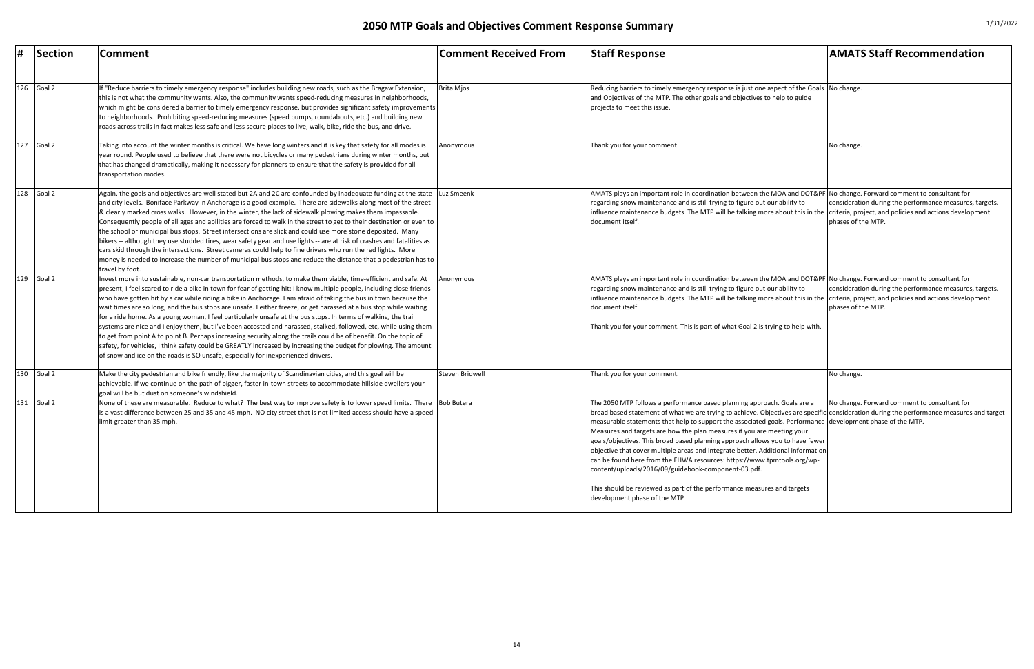# 2050 MTP Goals and Objectives Comment Response Summary

| # | Section | Comment | Comment Received From | Staff Response | AMATS Staff Recommendation |
|---|---|---|---|---|---|
| 126 | Goal 2 | If "Reduce barriers to timely emergency response" includes building new roads, such as the Bragaw Extension, this is not what the community wants. Also, the community wants speed-reducing measures in neighborhoods, which might be considered a barrier to timely emergency response, but provides significant safety improvements to neighborhoods. Prohibiting speed-reducing measures (speed bumps, roundabouts, etc.) and building new roads across trails in fact makes less safe and less secure places to live, walk, bike, ride the bus, and drive. | Brita Mjos | Reducing barriers to timely emergency response is just one aspect of the Goals and Objectives of the MTP. The other goals and objectives to help to guide projects to meet this issue. | No change. |
| 127 | Goal 2 | Taking into account the winter months is critical. We have long winters and it is key that safety for all modes is year round. People used to believe that there were not bicycles or many pedestrians during winter months, but that has changed dramatically, making it necessary for planners to ensure that the safety is provided for all transportation modes. | Anonymous | Thank you for your comment. | No change. |
| 128 | Goal 2 | Again, the goals and objectives are well stated but 2A and 2C are confounded by inadequate funding at the state and city levels. Boniface Parkway in Anchorage is a good example. There are sidewalks along most of the street & clearly marked cross walks. However, in the winter, the lack of sidewalk plowing makes them impassable. Consequently people of all ages and abilities are forced to walk in the street to get to their destination or even to the school or municipal bus stops. Street intersections are slick and could use more stone deposited. Many bikers -- although they use studded tires, wear safety gear and use lights -- are at risk of crashes and fatalities as cars skid through the intersections. Street cameras could help to fine drivers who run the red lights. More money is needed to increase the number of municipal bus stops and reduce the distance that a pedestrian has to travel by foot. | Luz Smeenk | AMATS plays an important role in coordination between the MOA and DOT&PF regarding snow maintenance and is still trying to figure out our ability to influence maintenance budgets. The MTP will be talking more about this in the document itself. | No change. Forward comment to consultant for consideration during the performance measures, targets, criteria, project, and policies and actions development phases of the MTP. |
| 129 | Goal 2 | Invest more into sustainable, non-car transportation methods, to make them viable, time-efficient and safe. At present, I feel scared to ride a bike in town for fear of getting hit; I know multiple people, including close friends who have gotten hit by a car while riding a bike in Anchorage. I am afraid of taking the bus in town because the wait times are so long, and the bus stops are unsafe. I either freeze, or get harassed at a bus stop while waiting for a ride home. As a young woman, I feel particularly unsafe at the bus stops. In terms of walking, the trail systems are nice and I enjoy them, but I've been accosted and harassed, stalked, followed, etc, while using them to get from point A to point B. Perhaps increasing security along the trails could be of benefit. On the topic of safety, for vehicles, I think safety could be GREATLY increased by increasing the budget for plowing. The amount of snow and ice on the roads is SO unsafe, especially for inexperienced drivers. | Anonymous | AMATS plays an important role in coordination between the MOA and DOT&PF regarding snow maintenance and is still trying to figure out our ability to influence maintenance budgets. The MTP will be talking more about this in the document itself.<br><br>Thank you for your comment. This is part of what Goal 2 is trying to help with. | No change. Forward comment to consultant for consideration during the performance measures, targets, criteria, project, and policies and actions development phases of the MTP. |
| 130 | Goal 2 | Make the city pedestrian and bike friendly, like the majority of Scandinavian cities, and this goal will be achievable. If we continue on the path of bigger, faster in-town streets to accommodate hillside dwellers your goal will be but dust on someone's windshield. | Steven Bridwell | Thank you for your comment. | No change. |
| 131 | Goal 2 | None of these are measurable. Reduce to what? The best way to improve safety is to lower speed limits. There is a vast difference between 25 and 35 and 45 mph. NO city street that is not limited access should have a speed limit greater than 35 mph. | Bob Butera | The 2050 MTP follows a performance based planning approach. Goals are a broad based statement of what we are trying to achieve. Objectives are specific measurable statements that help to support the associated goals. Performance Measures and targets are how the plan measures if you are meeting your goals/objectives. This broad based planning approach allows you to have fewer objective that cover multiple areas and integrate better. Additional information can be found here from the FHWA resources: https://www.tpmtools.org/wp-content/uploads/2016/09/guidebook-component-03.pdf.<br><br>This should be reviewed as part of the performance measures and targets development phase of the MTP. | No change. Forward comment to consultant for consideration during the performance measures and target development phase of the MTP. |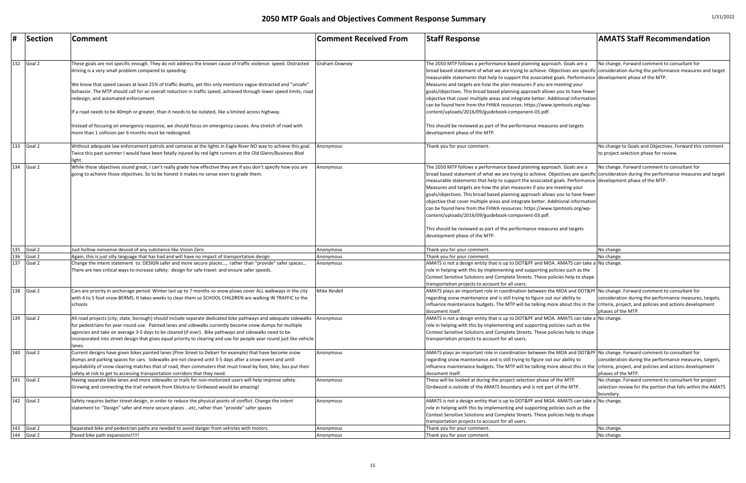# 2050 MTP Goals and Objectives Comment Response Summary

1/31/2022

| # | Section | Comment | Comment Received From | Staff Response | AMATS Staff Recommendation |
|---|---|---|---|---|---|
| 132 | Goal 2 | These goals are not specific enough. They do not address the known cause of traffic violence: speed. Distracted driving is a very small problem compared to speeding.<br><br>We know that speed causes at least 25% of traffic deaths, yet this only mentions vague distracted and "unsafe" behavior. The MTP should call for an overall reduction in traffic speed, achieved through lower speed limits, road redesign, and automated enforcement.<br><br>If a road needs to be 40mph or greater, than it needs to be isolated, like a limited access highway.<br><br>Instead of focusing on emergency response, we should focus on emergency causes. Any stretch of road with more than 1 collision per 6 months must be redesigned. | Graham Downey | The 2050 MTP follows a performance based planning approach. Goals are a broad based statement of what we are trying to achieve. Objectives are specific measurable statements that help to support the associated goals. Performance Measures and targets are how the plan measures if you are meeting your goals/objectives. This broad based planning approach allows you to have fewer objective that cover multiple areas and integrate better. Additional information can be found here from the FHWA resources: https://www.tpmtools.org/wp-content/uploads/2016/09/guidebook-component-03.pdf.<br><br>This should be reviewed as part of the performance measures and targets development phase of the MTP. | No change. Forward comment to consultant for consideration during the performance measures and target development phase of the MTP. |
| 133 | Goal 2 | Without adequate law enforcement patrols and cameras at the lights in Eagle River NO way to achieve this goal. Twice this past summer I would have been fatally injured by red light runners at the Old Glenn/Business Blvd light. | Anonymous | Thank you for your comment. | No change to Goals and Objectives. Forward this comment to project selection phase for review. |
| 134 | Goal 2 | While those objectives sound great, I can't really grade how effective they are if you don't specify how you are going to achieve those objectives. So to be honest it makes no sense even to grade them. | Anonymous | The 2050 MTP follows a performance based planning approach. Goals are a broad based statement of what we are trying to achieve. Objectives are specific measurable statements that help to support the associated goals. Performance Measures and targets are how the plan measures if you are meeting your goals/objectives. This broad based planning approach allows you to have fewer objective that cover multiple areas and integrate better. Additional information can be found here from the FHWA resources: https://www.tpmtools.org/wp-content/uploads/2016/09/guidebook-component-03.pdf.<br><br>This should be reviewed as part of the performance measures and targets development phase of the MTP. | No change. Forward comment to consultant for consideration during the performance measures and target development phase of the MTP. |
| 135 | Goal 2 | Just hollow nonsense devoid of any substance like Vision Zero | Anonymous | Thank you for your comment. | No change. |
| 136 | Goal 2 | Again, this is just silly language that has had and will have no impact of transportation design | Anonymous | Thank you for your comment. | No change. |
| 137 | Goal 2 | Change the intent statement to: DESIGN safer and more secure places…, rather than "provide" safer spaces… There are two critical ways to increase safety: design for safe travel: and ensure safer speeds. | Anonymous | AMATS is not a design entity that is up to DOT&PF and MOA. AMATS can take a role in helping with this by implementing and supporting policies such as the Context Sensitive Solutions and Complete Streets. These policies help to shape transportation projects to account for all users. | No change. |
| 138 | Goal 2 | Cars are priority in anchorage period. Winter last up to 7 months so snow plows cover ALL walkways in the city with 4 to 5 foot snow BERMS. It takes weeks to clear them so SCHOOL CHILDREN are walking IN TRAFFIC to the schools | Mike Reidell | AMATS plays an important role in coordination between the MOA and DOT&PF regarding snow maintenance and is still trying to figure out our ability to influence maintenance budgets. The MTP will be talking more about this in the document itself. | No change. Forward comment to consultant for consideration during the performance measures, targets, criteria, project, and policies and actions development phases of the MTP. |
| 139 | Goal 2 | All road projects (city, state, borough) should include separate dedicated bike pathways and adequate sidewalks for pedestrians for year-round use. Painted lanes and sidewalks currently become snow dumps for multiple agencies and take on average 3-5 days to be cleared (if ever). Bike pathways and sidewalks need to be incorporated into street design that gives equal priority to clearing and use for people year round just like vehicle lanes. | Anonymous | AMATS is not a design entity that is up to DOT&PF and MOA. AMATS can take a role in helping with this by implementing and supporting policies such as the Context Sensitive Solutions and Complete Streets. These policies help to shape transportation projects to account for all users. | No change. |
| 140 | Goal 2 | Current designs have given bikes painted lanes (Pine Street to Debarr for example) that have become snow dumps and parking spaces for cars. Sidewalks are not cleared until 3-5 days after a snow event and until equitability of snow clearing matches that of road, then commuters that must travel by foot, bike, bus put their safety at risk to get to accessing transportation corridors that they need. | Anonymous | AMATS plays an important role in coordination between the MOA and DOT&PF regarding snow maintenance and is still trying to figure out our ability to influence maintenance budgets. The MTP will be talking more about this in the document itself. | No change. Forward comment to consultant for consideration during the performance measures, targets, criteria, project, and policies and actions development phases of the MTP. |
| 141 | Goal 2 | Having separate bike lanes and more sidewalks or trails for non-motorized users will help improve safety. Growing and connecting the trail network from Eklutna to Girdwood would be amazing! | Anonymous | These will be looked at during the project selection phase of the MTP. Girdwood is outside of the AMATS boundary and is not part of the MTP. | No change. Forward comment to consultant for project selection review for the portion that falls within the AMATS boundary. |
| 142 | Goal 2 | Safety requires better street design, in order to reduce the physical points of conflict. Change the intent statement to: "Design" safer and more secure places ...etc, rather than "provide" safer spaces | Anonymous | AMATS is not a design entity that is up to DOT&PF and MOA. AMATS can take a role in helping with this by implementing and supporting policies such as the Context Sensitive Solutions and Complete Streets. These policies help to shape transportation projects to account for all users. | No change. |
| 143 | Goal 2 | Separated bike and pedestrian paths are needed to avoid danger from vehicles with motors. | Anonymous | Thank you for your comment. | No change. |
| 144 | Goal 2 | Paved bike path expansions!!!!! | Anonymous | Thank you for your comment. | No change. |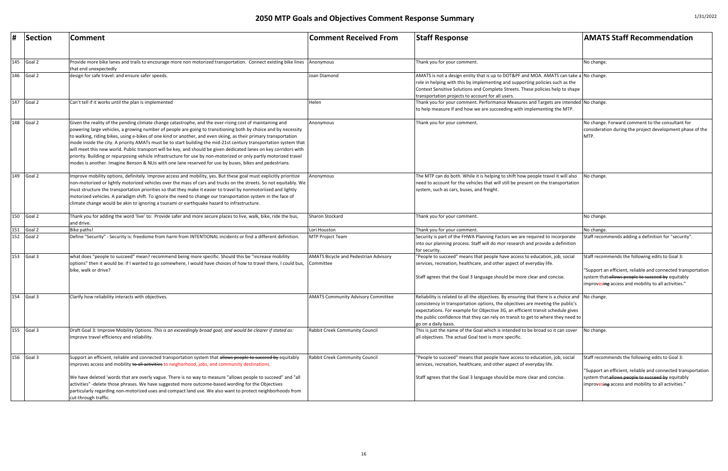# 2050 MTP Goals and Objectives Comment Response Summary

| # | Section | Comment | Comment Received From | Staff Response | AMATS Staff Recommendation |
|---|---|---|---|---|---|
| 145 | Goal 2 | Provide more bike lanes and trails to encourage more non motorized transportation. Connect existing bike lines that end unexpectedly | Anonymous | Thank you for your comment. | No change. |
| 146 | Goal 2 | design for safe travel: and ensure safer speeds. | Joan Diamond | AMATS is not a design entity that is up to DOT&PF and MOA. AMATS can take a role in helping with this by implementing and supporting policies such as the Context Sensitive Solutions and Complete Streets. These policies help to shape transportation projects to account for all users. | No change. |
| 147 | Goal 2 | Can't tell if it works until the plan is implemented | Helen | Thank you for your comment. Performance Measures and Targets are intended to help measure if and how we are succeeding with implementing the MTP. | No change. |
| 148 | Goal 2 | Given the reality of the pending climate change catastrophe, and the ever-rising cost of maintaining and powering large vehicles, a growing number of people are going to transitioning both by choice and by necessity to walking, riding bikes, using e-bikes of one kind or another, and even skiing, as their primary transportation mode inside the city. A priority AMATs must be to start building the mid-21st century transportation system that will meet this new world. Public transport will be key, and should be given dedicated lanes on key corridors with priority. Building or repurposing vehicle infrastructure for use by non-motorized or only partly motorized travel modes is another. Imagine Benson & NLts with one lane reserved for use by buses, bikes and pedestrians. | Anonymous | Thank you for your comment. | No change. Forward comment to the consultant for consideration during the project development phase of the MTP. |
| 149 | Goal 2 | Improve mobility options, definitely. Improve access and mobility, yes. But these goal must explicitly prioritize non-motorized or lightly motorized vehicles over the mass of cars and trucks on the streets. So not equitably. We must structure the transportation priorities so that they make it easier to travel by nonmotoriized and lightly motorized vehicles. A paradigm shift. To ignore the need to change our transportation system in the face of climate change would be akin to ignoring a tsunami or earthquake hazard to infrastructure. | Anonymous | The MTP can do both. While it is helping to shift how people travel it will also need to account for the vehicles that will still be present on the transportation system, such as cars, buses, and freight. | No change. |
| 150 | Goal 2 | Thank you for adding the word 'live' to: Provide safer and more secure places to live, walk, bike, ride the bus, and drive. | Sharon Stockard | Thank you for your comment. | No change. |
| 151 | Goal 2 | Bike paths! | Lori Houston | Thank you for your comment. | No change. |
| 152 | Goal 2 | Define "Security" - Security is: freedome from harm from INTENTIONAL incidents or find a different definition. | MTP Project Team | Security is part of the FHWA Planning Factors we are required to incorporate into our planning process. Staff will do mor research and provide a definition for security. | Staff recommends adding a definition for "security". |
| 153 | Goal 3 | what does "people to succeed" mean? recommend being more specific. Should this be "increase mobility options" then it would be: if I wanted to go somewhere, I would have choices of how to travel there, I could bus, bike, walk or drive? | AMATS Bicycle and Pedestrian Advisory Committee | "People to succeed" means that people have access to education, job, social services, recreation, healthcare, and other aspect of everyday life.<br><br>Staff agrees that the Goal 3 language should be more clear and concise. | Staff recommends the following edits to Goal 3:<br><br>"Support an efficient, reliable and connected transportation system that ~~allows people to succeed by~~ equitably improves~~ing~~ access and mobility to all activities." |
| 154 | Goal 3 | Clarify how reliability interacts with objectives. | AMATS Community Advisory Committee | Reliability is related to all the objectives. By ensuring that there is a choice and consistency in transportation options, the objectives are meeting the public's expectations. For example for Objective 3G, an efficient transit schedule gives the public confidence that they can rely on transit to get to where they need to go on a daily basis. | No change. |
| 155 | Goal 3 | Draft Goal 3: Improve Mobility Options. *This is an exceedingly broad goal, and would be clearer if stated as:* Improve travel efficiency and reliability. | Rabbit Creek Community Council | This is just the name of the Goal which is intended to be broad so it can cover all objectives. The actual Goal text is more specific. | No change. |
| 156 | Goal 3 | Support an efficient, reliable and connected transportation system that ~~allows people to succeed by~~ equitably improves access and mobility ~~to all activities~~ to neighorhood, jobs, and community destinations.<br><br>We have deleted 'words that are overly vague. There is no way to measure "allows people to succeed" and "all activities" -delete those phrases. We have suggested more outcome-based wording for the Objectives particularly regarding non-motorized uses and compact land use. We also want to protect neighborhoods from cut-through traffic. | Rabbit Creek Community Council | "People to succeed" means that people have access to education, job, social services, recreation, healthcare, and other aspect of everyday life.<br><br>Staff agrees that the Goal 3 language should be more clear and concise. | Staff recommends the following edits to Goal 3:<br><br>"Support an efficient, reliable and connected transportation system that ~~allows people to succeed by~~ equitably improves~~ing~~ access and mobility to all activities." |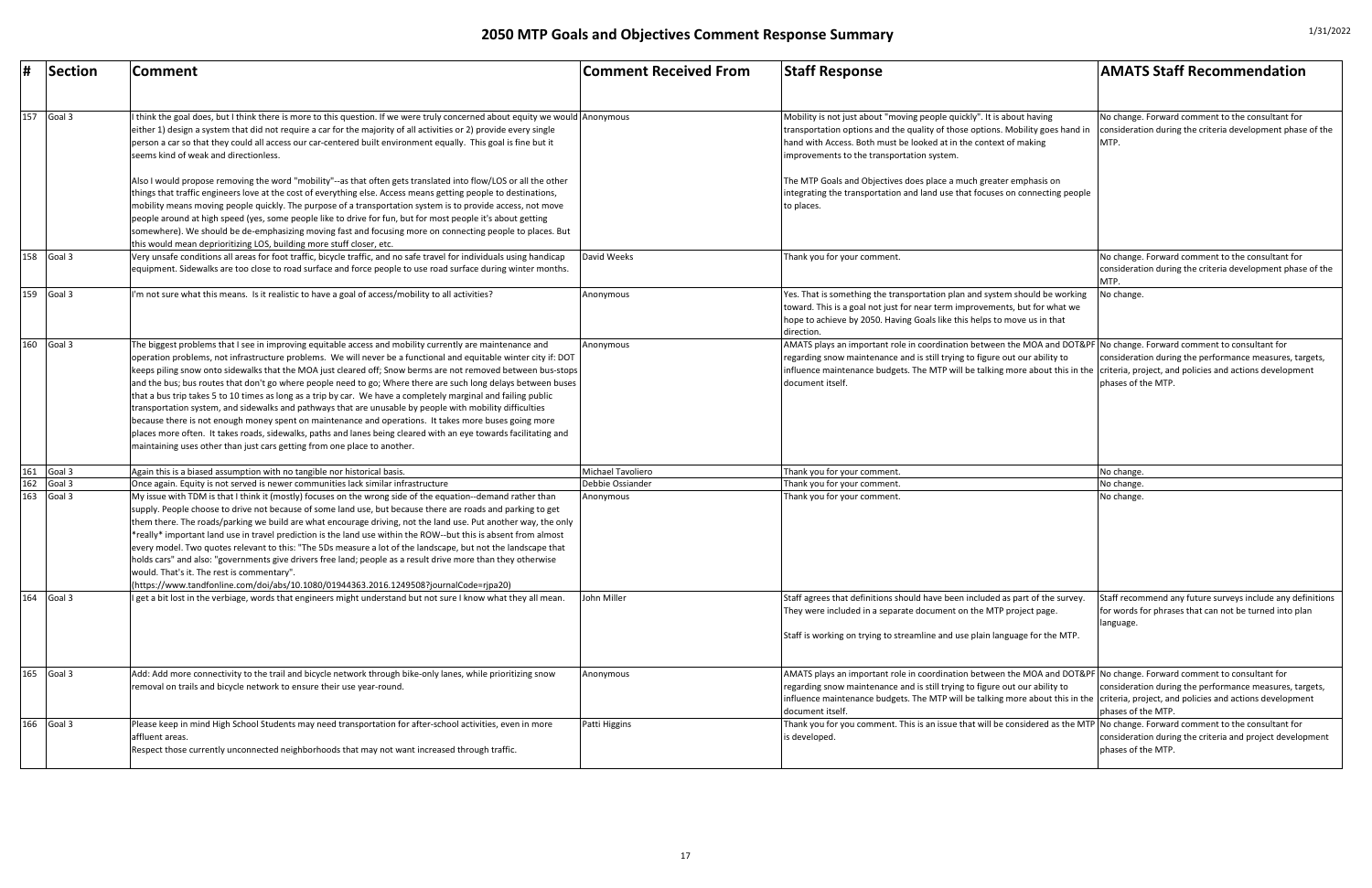# 2050 MTP Goals and Objectives Comment Response Summary

1/31/2022

| # | Section | Comment | Comment Received From | Staff Response | AMATS Staff Recommendation |
|---|---|---|---|---|---|
| 157 | Goal 3 | I think the goal does, but I think there is more to this question. If we were truly concerned about equity we would either 1) design a system that did not require a car for the majority of all activities or 2) provide every single person a car so that they could all access our car-centered built environment equally. This goal is fine but it seems kind of weak and directionless.<br><br>Also I would propose removing the word "mobility"--as that often gets translated into flow/LOS or all the other things that traffic engineers love at the cost of everything else. Access means getting people to destinations, mobility means moving people quickly. The purpose of a transportation system is to provide access, not move people around at high speed (yes, some people like to drive for fun, but for most people it's about getting somewhere). We should be de-emphasizing moving fast and focusing more on connecting people to places. But this would mean deprioritizing LOS, building more stuff closer, etc. | Anonymous | Mobility is not just about "moving people quickly". It is about having transportation options and the quality of those options. Mobility goes hand in hand with Access. Both must be looked at in the context of making improvements to the transportation system.<br><br>The MTP Goals and Objectives does place a much greater emphasis on integrating the transportation and land use that focuses on connecting people to places. | No change. Forward comment to the consultant for consideration during the criteria development phase of the MTP. |
| 158 | Goal 3 | Very unsafe conditions all areas for foot traffic, bicycle traffic, and no safe travel for individuals using handicap equipment. Sidewalks are too close to road surface and force people to use road surface during winter months. | David Weeks | Thank you for your comment. | No change. Forward comment to the consultant for consideration during the criteria development phase of the MTP. |
| 159 | Goal 3 | I'm not sure what this means. Is it realistic to have a goal of access/mobility to all activities? | Anonymous | Yes. That is something the transportation plan and system should be working toward. This is a goal not just for near term improvements, but for what we hope to achieve by 2050. Having Goals like this helps to move us in that direction. | No change. |
| 160 | Goal 3 | The biggest problems that I see in improving equitable access and mobility currently are maintenance and operation problems, not infrastructure problems. We will never be a functional and equitable winter city if: DOT keeps piling snow onto sidewalks that the MOA just cleared off; Snow berms are not removed between bus-stops and the bus; bus routes that don't go where people need to go; Where there are such long delays between buses that a bus trip takes 5 to 10 times as long as a trip by car. We have a completely marginal and failing public transportation system, and sidewalks and pathways that are unusable by people with mobility difficulties because there is not enough money spent on maintenance and operations. It takes more buses going more places more often. It takes roads, sidewalks, paths and lanes being cleared with an eye towards facilitating and maintaining uses other than just cars getting from one place to another. | Anonymous | AMATS plays an important role in coordination between the MOA and DOT&PF regarding snow maintenance and is still trying to figure out our ability to influence maintenance budgets. The MTP will be talking more about this in the document itself. | No change. Forward comment to consultant for consideration during the performance measures, targets, criteria, project, and policies and actions development phases of the MTP. |
| 161 | Goal 3 | Again this is a biased assumption with no tangible nor historical basis. | Michael Tavoliero | Thank you for your comment. | No change. |
| 162 | Goal 3 | Once again. Equity is not served is newer communities lack similar infrastructure | Debbie Ossiander | Thank you for your comment. | No change. |
| 163 | Goal 3 | My issue with TDM is that I think it (mostly) focuses on the wrong side of the equation--demand rather than supply. People choose to drive not because of some land use, but because there are roads and parking to get them there. The roads/parking we build are what encourage driving, not the land use. Put another way, the only *really* important land use in travel prediction is the land use within the ROW--but this is absent from almost every model. Two quotes relevant to this: "The 5Ds measure a lot of the landscape, but not the landscape that holds cars" and also: "governments give drivers free land; people as a result drive more than they otherwise would. That's it. The rest is commentary".<br>(https://www.tandfonline.com/doi/abs/10.1080/01944363.2016.1249508?journalCode=rjpa20) | Anonymous | Thank you for your comment. | No change. |
| 164 | Goal 3 | I get a bit lost in the verbiage, words that engineers might understand but not sure I know what they all mean. | John Miller | Staff agrees that definitions should have been included as part of the survey. They were included in a separate document on the MTP project page.<br><br>Staff is working on trying to streamline and use plain language for the MTP. | Staff recommend any future surveys include any definitions for words for phrases that can not be turned into plain language. |
| 165 | Goal 3 | Add: Add more connectivity to the trail and bicycle network through bike-only lanes, while prioritizing snow removal on trails and bicycle network to ensure their use year-round. | Anonymous | AMATS plays an important role in coordination between the MOA and DOT&PF regarding snow maintenance and is still trying to figure out our ability to influence maintenance budgets. The MTP will be talking more about this in the document itself. | No change. Forward comment to consultant for consideration during the performance measures, targets, criteria, project, and policies and actions development phases of the MTP. |
| 166 | Goal 3 | Please keep in mind High School Students may need transportation for after-school activities, even in more affluent areas.<br>Respect those currently unconnected neighborhoods that may not want increased through traffic. | Patti Higgins | Thank you for you comment. This is an issue that will be considered as the MTP is developed. | No change. Forward comment to the consultant for consideration during the criteria and project development phases of the MTP. |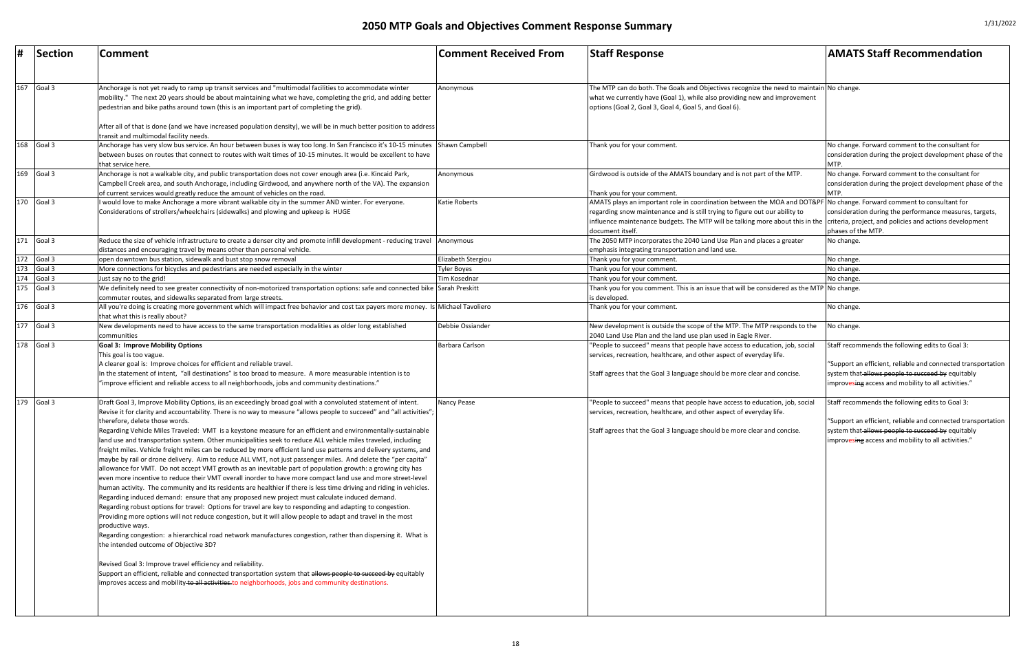# 2050 MTP Goals and Objectives Comment Response Summary

1/31/2022

| # | Section | Comment | Comment Received From | Staff Response | AMATS Staff Recommendation |
|---|---|---|---|---|---|
| 167 | Goal 3 | Anchorage is not yet ready to ramp up transit services and "multimodal facilities to accommodate winter mobility." The next 20 years should be about maintaining what we have, completing the grid, and adding better pedestrian and bike paths around town (this is an important part of completing the grid).<br><br>After all of that is done (and we have increased population density), we will be in much better position to address transit and multimodal facility needs. | Anonymous | The MTP can do both. The Goals and Objectives recognize the need to maintain what we currently have (Goal 1), while also providing new and improvement options (Goal 2, Goal 3, Goal 4, Goal 5, and Goal 6). | No change. |
| 168 | Goal 3 | Anchorage has very slow bus service. An hour between buses is way too long. In San Francisco it's 10-15 minutes between buses on routes that connect to routes with wait times of 10-15 minutes. It would be excellent to have that service here. | Shawn Campbell | Thank you for your comment. | No change. Forward comment to the consultant for consideration during the project development phase of the MTP. |
| 169 | Goal 3 | Anchorage is not a walkable city, and public transportation does not cover enough area (i.e. Kincaid Park, Campbell Creek area, and south Anchorage, including Girdwood, and anywhere north of the VA). The expansion of current services would greatly reduce the amount of vehicles on the road. | Anonymous | Girdwood is outside of the AMATS boundary and is not part of the MTP.<br><br>Thank you for your comment. | No change. Forward comment to the consultant for consideration during the project development phase of the MTP. |
| 170 | Goal 3 | I would love to make Anchorage a more vibrant walkable city in the summer AND winter. For everyone. Considerations of strollers/wheelchairs (sidewalks) and plowing and upkeep is HUGE | Katie Roberts | AMATS plays an important role in coordination between the MOA and DOT&PF regarding snow maintenance and is still trying to figure out our ability to influence maintenance budgets. The MTP will be talking more about this in the document itself. | No change. Forward comment to consultant for consideration during the performance measures, targets, criteria, project, and policies and actions development phases of the MTP. |
| 171 | Goal 3 | Reduce the size of vehicle infrastructure to create a denser city and promote infill development - reducing travel distances and encouraging travel by means other than personal vehicle. | Anonymous | The 2050 MTP incorporates the 2040 Land Use Plan and places a greater emphasis integrating transportation and land use. | No change. |
| 172 | Goal 3 | open downtown bus station, sidewalk and bust stop snow removal | Elizabeth Stergiou | Thank you for your comment. | No change. |
| 173 | Goal 3 | More connections for bicycles and pedestrians are needed especially in the winter | Tyler Boyes | Thank you for your comment. | No change. |
| 174 | Goal 3 | Just say no to the grid! | Tim Kosednar | Thank you for your comment. | No change. |
| 175 | Goal 3 | We definitely need to see greater connectivity of non-motorized transportation options: safe and connected bike commuter routes, and sidewalks separated from large streets. | Sarah Preskitt | Thank you for you comment. This is an issue that will be considered as the MTP is developed. | No change. |
| 176 | Goal 3 | All you're doing is creating more government which will impact free behavior and cost tax payers more money. Is that what this is really about? | Michael Tavoliero | Thank you for your comment. | No change. |
| 177 | Goal 3 | New developments need to have access to the same transportation modalities as older long established communities | Debbie Ossiander | New development is outside the scope of the MTP. The MTP responds to the 2040 Land Use Plan and the land use plan used in Eagle River. | No change. |
| 178 | Goal 3 | **Goal 3: Improve Mobility Options**<br>This goal is too vague.<br>A clearer goal is: Improve choices for efficient and reliable travel.<br>In the statement of intent, "all destinations" is too broad to measure. A more measurable intention is to "improve efficient and reliable access to all neighborhoods, jobs and community destinations." | Barbara Carlson | "People to succeed" means that people have access to education, job, social services, recreation, healthcare, and other aspect of everyday life.<br><br>Staff agrees that the Goal 3 language should be more clear and concise. | Staff recommends the following edits to Goal 3:<br><br>"Support an efficient, reliable and connected transportation system that ~~allows people to succeed by~~ equitably improves~~ing~~ access and mobility to all activities." |
| 179 | Goal 3 | Draft Goal 3, Improve Mobility Options, iis an exceedingly broad goal with a convoluted statement of intent. Revise it for clarity and accountability. There is no way to measure "allows people to succeed" and "all activities"; therefore, delete those words.<br>Regarding Vehicle Miles Traveled: VMT is a keystone measure for an efficient and environmentally-sustainable land use and transportation system. Other municipalities seek to reduce ALL vehicle miles traveled, including freight miles. Vehicle freight miles can be reduced by more efficient land use patterns and delivery systems, and maybe by rail or drone delivery. Aim to reduce ALL VMT, not just passenger miles. And delete the "per capita" allowance for VMT. Do not accept VMT growth as an inevitable part of population growth: a growing city has even more incentive to reduce their VMT overall inorder to have more compact land use and more street-level human activity. The community and its residents are healthier if there is less time driving and riding in vehicles.<br>Regarding induced demand: ensure that any proposed new project must calculate induced demand.<br>Regarding robust options for travel: Options for travel are key to responding and adapting to congestion. Providing more options will not reduce congestion, but it will allow people to adapt and travel in the most productive ways.<br>Regarding congestion: a hierarchical road network manufactures congestion, rather than dispersing it. What is the intended outcome of Objective 3D?<br><br>Revised Goal 3: Improve travel efficiency and reliability.<br>Support an efficient, reliable and connected transportation system that ~~allows people to succeed by~~ equitably improves access and mobility ~~to all activities.~~ to neighborhoods, jobs and community destinations. | Nancy Pease | "People to succeed" means that people have access to education, job, social services, recreation, healthcare, and other aspect of everyday life.<br><br>Staff agrees that the Goal 3 language should be more clear and concise. | Staff recommends the following edits to Goal 3:<br><br>"Support an efficient, reliable and connected transportation system that ~~allows people to succeed by~~ equitably improves~~ing~~ access and mobility to all activities." |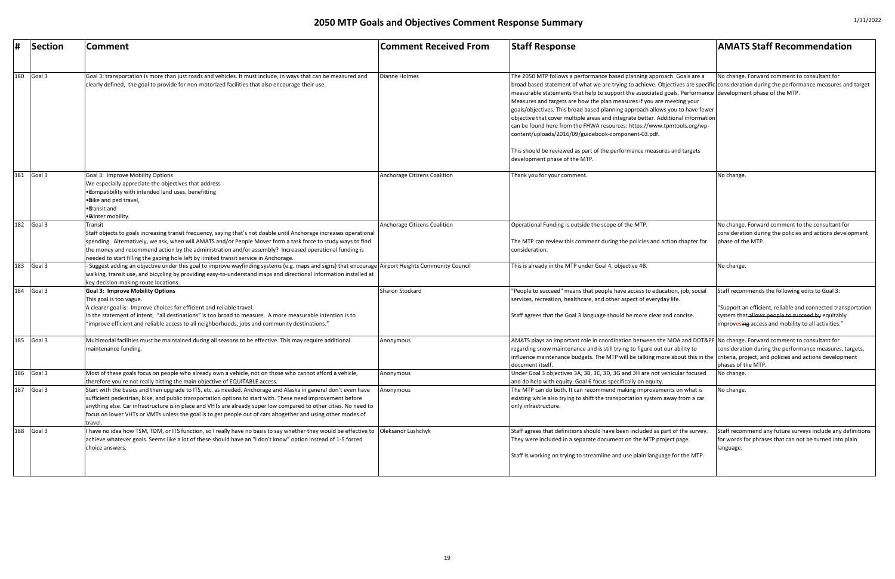# 2050 MTP Goals and Objectives Comment Response Summary

| # | Section | Comment | Comment Received From | Staff Response | AMATS Staff Recommendation |
|---|---|---|---|---|---|
| 180 | Goal 3 | Goal 3: transportation is more than just roads and vehicles. It must include, in ways that can be measured and clearly defined, the goal to provide for non-motorized facilities that also encourage their use. | Dianne Holmes | The 2050 MTP follows a performance based planning approach. Goals are a broad based statement of what we are trying to achieve. Objectives are specific measurable statements that help to support the associated goals. Performance Measures and targets are how the plan measures if you are meeting your goals/objectives. This broad based planning approach allows you to have fewer objective that cover multiple areas and integrate better. Additional information can be found here from the FHWA resources: https://www.tpmtools.org/wp-content/uploads/2016/09/guidebook-component-03.pdf.<br><br>This should be reviewed as part of the performance measures and targets development phase of the MTP. | No change. Forward comment to consultant for consideration during the performance measures and target development phase of the MTP. |
| 181 | Goal 3 | Goal 3: Improve Mobility Options<br>We especially appreciate the objectives that address<br>• Compatibility with intended land uses, benefitting<br>• Bike and ped travel,<br>• Transit and<br>• Winter mobility. | Anchorage Citizens Coalition | Thank you for your comment. | No change. |
| 182 | Goal 3 | Transit<br>Staff objects to goals increasing transit frequency, saying that's not doable until Anchorage increases operational spending. Alternatively, we ask, when will AMATS and/or People Mover form a task force to study ways to find the money and recommend action by the administration and/or assembly? Increased operational funding is needed to start filling the gaping hole left by limited transit service in Anchorage. | Anchorage Citizens Coalition | Operational Funding is outside the scope of the MTP.<br><br>The MTP can review this comment during the policies and action chapter for consideration. | No change. Forward comment to the consultant for consideration during the policies and actions development phase of the MTP. |
| 183 | Goal 3 | - Suggest adding an objective under this goal to improve wayfinding systems (e.g. maps and signs) that encourage walking, transit use, and bicycling by providing easy-to-understand maps and directional information installed at key decision-making route locations. | Airport Heights Community Council | This is already in the MTP under Goal 4, objective 4B. | No change. |
| 184 | Goal 3 | **Goal 3: Improve Mobility Options**<br>This goal is too vague.<br>A clearer goal is: Improve choices for efficient and reliable travel.<br>In the statement of intent, "all destinations" is too broad to measure. A more measurable intention is to "improve efficient and reliable access to all neighborhoods, jobs and community destinations." | Sharon Stockard | "People to succeed" means that people have access to education, job, social services, recreation, healthcare, and other aspect of everyday life.<br><br>Staff agrees that the Goal 3 language should be more clear and concise. | Staff recommends the following edits to Goal 3:<br><br>"Support an efficient, reliable and connected transportation system ~~that allows people to succeed by~~ equitably improve~~s~~ing access and mobility to all activities." |
| 185 | Goal 3 | Multimodal facilities must be maintained during all seasons to be effective. This may require additional maintenance funding. | Anonymous | AMATS plays an important role in coordination between the MOA and DOT&PF regarding snow maintenance and is still trying to figure out our ability to influence maintenance budgets. The MTP will be talking more about this in the document itself. | No change. Forward comment to consultant for consideration during the performance measures, targets, criteria, project, and policies and actions development phases of the MTP. |
| 186 | Goal 3 | Most of these goals focus on people who already own a vehicle, not on those who cannot afford a vehicle, therefore you're not really hitting the main objective of EQUITABLE access. | Anonymous | Under Goal 3 objectives 3A, 3B, 3C, 3D, 3G and 3H are not vehicular focused and do help with equity. Goal 6 focus specifically on equity. | No change. |
| 187 | Goal 3 | Start with the basics and then upgrade to ITS, etc. as needed. Anchorage and Alaska in general don't even have sufficient pedestrian, bike, and public transportation options to start with. These need improvement before anything else. Car infrastructure is in place and VHTs are already super low compared to other cities. No need to focus on lower VHTs or VMTs unless the goal is to get people out of cars altogether and using other modes of travel. | Anonymous | The MTP can do both. It can recommend making improvements on what is existing while also trying to shift the transportation system away from a car only infrastructure. | No change. |
| 188 | Goal 3 | I have no idea how TSM, TDM, or ITS function, so I really have no basis to say whether they would be effective to achieve whatever goals. Seems like a lot of these should have an "I don't know" option instead of 1-5 forced choice answers. | Oleksandr Lushchyk | Staff agrees that definitions should have been included as part of the survey. They were included in a separate document on the MTP project page.<br><br>Staff is working on trying to streamline and use plain language for the MTP. | Staff recommend any future surveys include any definitions for words for phrases that can not be turned into plain language. |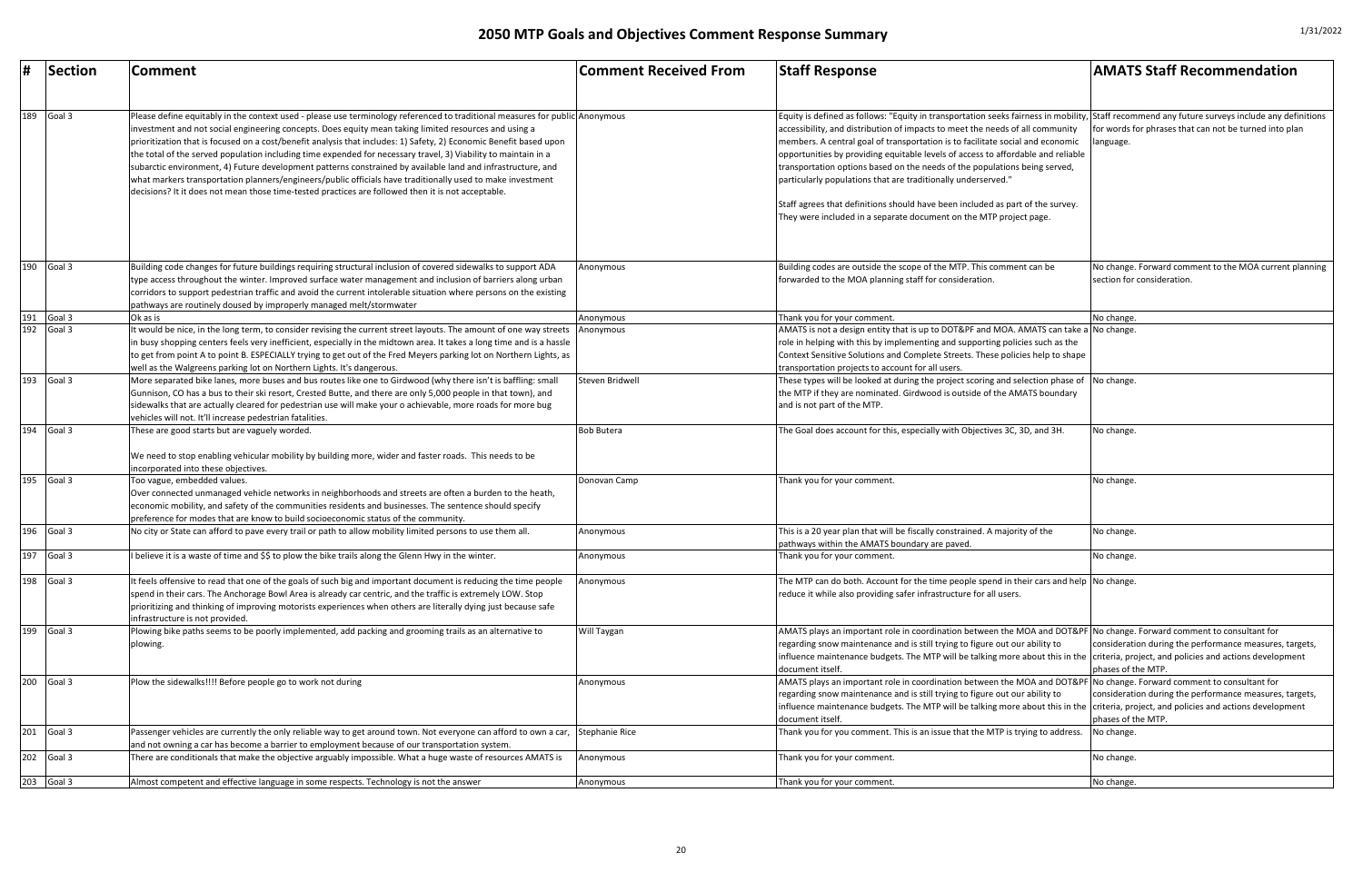# 2050 MTP Goals and Objectives Comment Response Summary

| # | Section | Comment | Comment Received From | Staff Response | AMATS Staff Recommendation |
|---|---|---|---|---|---|
| 189 | Goal 3 | Please define equitably in the context used - please use terminology referenced to traditional measures for public investment and not social engineering concepts. Does equity mean taking limited resources and using a prioritization that is focused on a cost/benefit analysis that includes: 1) Safety, 2) Economic Benefit based upon the total of the served population including time expended for necessary travel, 3) Viability to maintain in a subarctic environment, 4) Future development patterns constrained by available land and infrastructure, and what markers transportation planners/engineers/public officials have traditionally used to make investment decisions? It it does not mean those time-tested practices are followed then it is not acceptable. | Anonymous | Equity is defined as follows: "Equity in transportation seeks fairness in mobility, accessibility, and distribution of impacts to meet the needs of all community members. A central goal of transportation is to facilitate social and economic opportunities by providing equitable levels of access to affordable and reliable transportation options based on the needs of the populations being served, particularly populations that are traditionally underserved."<br><br>Staff agrees that definitions should have been included as part of the survey. They were included in a separate document on the MTP project page. | Staff recommend any future surveys include any definitions for words for phrases that can not be turned into plan language. |
| 190 | Goal 3 | Building code changes for future buildings requiring structural inclusion of covered sidewalks to support ADA type access throughout the winter. Improved surface water management and inclusion of barriers along urban corridors to support pedestrian traffic and avoid the current intolerable situation where persons on the existing pathways are routinely doused by improperly managed melt/stormwater | Anonymous | Building codes are outside the scope of the MTP. This comment can be forwarded to the MOA planning staff for consideration. | No change. Forward comment to the MOA current planning section for consideration. |
| 191 | Goal 3 | Ok as is | Anonymous | Thank you for your comment. | No change. |
| 192 | Goal 3 | It would be nice, in the long term, to consider revising the current street layouts. The amount of one way streets in busy shopping centers feels very inefficient, especially in the midtown area. It takes a long time and is a hassle to get from point A to point B. ESPECIALLY trying to get out of the Fred Meyers parking lot on Northern Lights, as well as the Walgreens parking lot on Northern Lights. It's dangerous. | Anonymous | AMATS is not a design entity that is up to DOT&PF and MOA. AMATS can take a role in helping with this by implementing and supporting policies such as the Context Sensitive Solutions and Complete Streets. These policies help to shape transportation projects to account for all users. | No change. |
| 193 | Goal 3 | More separated bike lanes, more buses and bus routes like one to Girdwood (why there isn't is baffling: small Gunnison, CO has a bus to their ski resort, Crested Butte, and there are only 5,000 people in that town), and sidewalks that are actually cleared for pedestrian use will make your o achievable, more roads for more bug vehicles will not. It'll increase pedestrian fatalities. | Steven Bridwell | These types will be looked at during the project scoring and selection phase of the MTP if they are nominated. Girdwood is outside of the AMATS boundary and is not part of the MTP. | No change. |
| 194 | Goal 3 | These are good starts but are vaguely worded.<br><br>We need to stop enabling vehicular mobility by building more, wider and faster roads. This needs to be incorporated into these objectives. | Bob Butera | The Goal does account for this, especially with Objectives 3C, 3D, and 3H. | No change. |
| 195 | Goal 3 | Too vague, embedded values.<br>Over connected unmanaged vehicle networks in neighborhoods and streets are often a burden to the heath, economic mobility, and safety of the communities residents and businesses. The sentence should specify preference for modes that are know to build socioeconomic status of the community. | Donovan Camp | Thank you for your comment. | No change. |
| 196 | Goal 3 | No city or State can afford to pave every trail or path to allow mobility limited persons to use them all. | Anonymous | This is a 20 year plan that will be fiscally constrained. A majority of the pathways within the AMATS boundary are paved. | No change. |
| 197 | Goal 3 | I believe it is a waste of time and $$ to plow the bike trails along the Glenn Hwy in the winter. | Anonymous | Thank you for your comment. | No change. |
| 198 | Goal 3 | It feels offensive to read that one of the goals of such big and important document is reducing the time people spend in their cars. The Anchorage Bowl Area is already car centric, and the traffic is extremely LOW. Stop prioritizing and thinking of improving motorists experiences when others are literally dying just because safe infrastructure is not provided. | Anonymous | The MTP can do both. Account for the time people spend in their cars and help reduce it while also providing safer infrastructure for all users. | No change. |
| 199 | Goal 3 | Plowing bike paths seems to be poorly implemented, add packing and grooming trails as an alternative to plowing. | Will Taygan | AMATS plays an important role in coordination between the MOA and DOT&PF regarding snow maintenance and is still trying to figure out our ability to influence maintenance budgets. The MTP will be talking more about this in the document itself. | No change. Forward comment to consultant for consideration during the performance measures, targets, criteria, project, and policies and actions development phases of the MTP. |
| 200 | Goal 3 | Plow the sidewalks!!!! Before people go to work not during | Anonymous | AMATS plays an important role in coordination between the MOA and DOT&PF regarding snow maintenance and is still trying to figure out our ability to influence maintenance budgets. The MTP will be talking more about this in the document itself. | No change. Forward comment to consultant for consideration during the performance measures, targets, criteria, project, and policies and actions development phases of the MTP. |
| 201 | Goal 3 | Passenger vehicles are currently the only reliable way to get around town. Not everyone can afford to own a car, and not owning a car has become a barrier to employment because of our transportation system. | Stephanie Rice | Thank you for you comment. This is an issue that the MTP is trying to address. | No change. |
| 202 | Goal 3 | There are conditionals that make the objective arguably impossible. What a huge waste of resources AMATS is | Anonymous | Thank you for your comment. | No change. |
| 203 | Goal 3 | Almost competent and effective language in some respects. Technology is not the answer | Anonymous | Thank you for your comment. | No change. |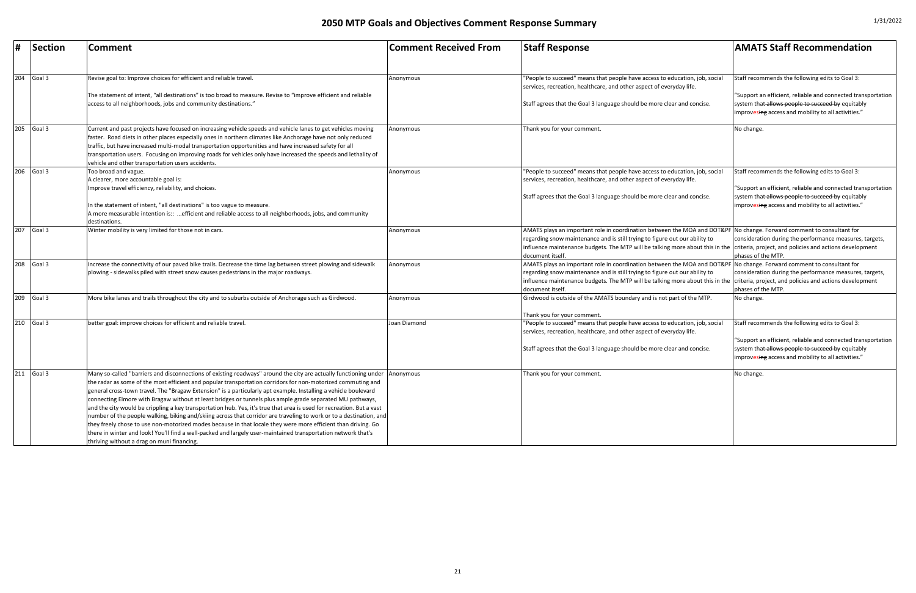# 2050 MTP Goals and Objectives Comment Response Summary

| # | Section | Comment | Comment Received From | Staff Response | AMATS Staff Recommendation |
|---|---|---|---|---|---|
| 204 | Goal 3 | Revise goal to: Improve choices for efficient and reliable travel.<br><br>The statement of intent, "all destinations" is too broad to measure. Revise to "improve efficient and reliable access to all neighborhoods, jobs and community destinations." | Anonymous | "People to succeed" means that people have access to education, job, social services, recreation, healthcare, and other aspect of everyday life.<br><br>Staff agrees that the Goal 3 language should be more clear and concise. | Staff recommends the following edits to Goal 3:<br><br>"Support an efficient, reliable and connected transportation system that ~~allows people to succeed by~~ equitably improv**es**~~ing~~ access and mobility to all activities." |
| 205 | Goal 3 | Current and past projects have focused on increasing vehicle speeds and vehicle lanes to get vehicles moving faster. Road diets in other places especially ones in northern climates like Anchorage have not only reduced traffic, but have increased multi-modal transportation opportunities and have increased safety for all transportation users. Focusing on improving roads for vehicles only have increased the speeds and lethality of vehicle and other transportation users accidents. | Anonymous | Thank you for your comment. | No change. |
| 206 | Goal 3 | Too broad and vague.<br>A clearer, more accountable goal is:<br>Improve travel efficiency, reliability, and choices.<br><br>In the statement of intent, "all destinations" is too vague to measure.<br>A more measurable intention is:: ...efficient and reliable access to all neighborhoods, jobs, and community destinations. | Anonymous | "People to succeed" means that people have access to education, job, social services, recreation, healthcare, and other aspect of everyday life.<br><br>Staff agrees that the Goal 3 language should be more clear and concise. | Staff recommends the following edits to Goal 3:<br><br>"Support an efficient, reliable and connected transportation system that ~~allows people to succeed by~~ equitably improv**es**~~ing~~ access and mobility to all activities." |
| 207 | Goal 3 | Winter mobility is very limited for those not in cars. | Anonymous | AMATS plays an important role in coordination between the MOA and DOT&PF regarding snow maintenance and is still trying to figure out our ability to influence maintenance budgets. The MTP will be talking more about this in the document itself. | No change. Forward comment to consultant for consideration during the performance measures, targets, criteria, project, and policies and actions development phases of the MTP. |
| 208 | Goal 3 | Increase the connectivity of our paved bike trails. Decrease the time lag between street plowing and sidewalk plowing - sidewalks piled with street snow causes pedestrians in the major roadways. | Anonymous | AMATS plays an important role in coordination between the MOA and DOT&PF regarding snow maintenance and is still trying to figure out our ability to influence maintenance budgets. The MTP will be talking more about this in the document itself. | No change. Forward comment to consultant for consideration during the performance measures, targets, criteria, project, and policies and actions development phases of the MTP. |
| 209 | Goal 3 | More bike lanes and trails throughout the city and to suburbs outside of Anchorage such as Girdwood. | Anonymous | Girdwood is outside of the AMATS boundary and is not part of the MTP.<br><br>Thank you for your comment. | No change. |
| 210 | Goal 3 | better goal: improve choices for efficient and reliable travel. | Joan Diamond | "People to succeed" means that people have access to education, job, social services, recreation, healthcare, and other aspect of everyday life.<br><br>Staff agrees that the Goal 3 language should be more clear and concise. | Staff recommends the following edits to Goal 3:<br><br>"Support an efficient, reliable and connected transportation system that ~~allows people to succeed by~~ equitably improv**es**~~ing~~ access and mobility to all activities." |
| 211 | Goal 3 | Many so-called "barriers and disconnections of existing roadways" around the city are actually functioning under the radar as some of the most efficient and popular transportation corridors for non-motorized commuting and general cross-town travel. The "Bragaw Extension" is a particularly apt example. Installing a vehicle boulevard connecting Elmore with Bragaw without at least bridges or tunnels plus ample grade separated MU pathways, and the city would be crippling a key transportation hub. Yes, it's true that area is used for recreation. But a vast number of the people walking, biking and/skiing across that corridor are traveling to work or to a destination, and they freely chose to use non-motorized modes because in that locale they were more efficient than driving. Go there in winter and look! You'll find a well-packed and largely user-maintained transportation network that's thriving without a drag on muni financing. | Anonymous | Thank you for your comment. | No change. |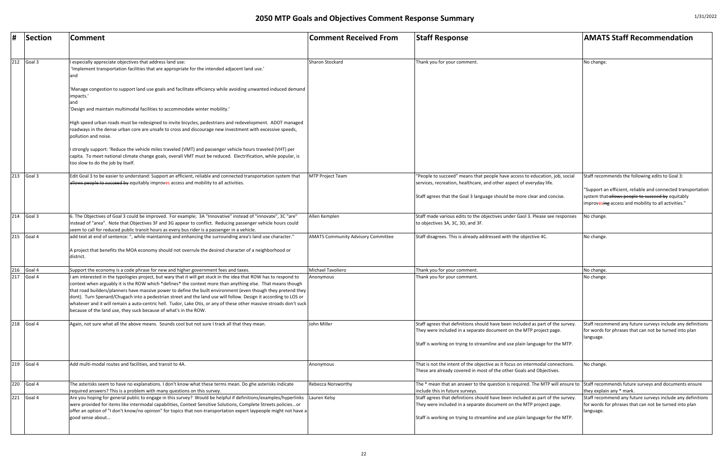# 2050 MTP Goals and Objectives Comment Response Summary

| # | Section | Comment | Comment Received From | Staff Response | AMATS Staff Recommendation |
|---|---|---|---|---|---|
| 212 | Goal 3 | I especially appreciate objectives that address land use: 'Implement transportation facilities that are appropriate for the intended adjacent land use.' and 'Manage congestion to support land use goals and facilitate efficiency while avoiding unwanted induced demand impacts.' and 'Design and maintain multimodal facilities to accommodate winter mobility.' High speed urban roads must be redesigned to invite bicycles, pedestrians and redevelopment. ADOT managed roadways in the dense urban core are unsafe to cross and discourage new investment with excessive speeds, pollution and noise. I strongly support: 'Reduce the vehicle miles traveled (VMT) and passenger vehicle hours traveled (VHT) per capita. To meet national climate change goals, overall VMT must be reduced. Electrification, while popular, is too slow to do the job by itself. | Sharon Stockard | Thank you for your comment. | No change. |
| 213 | Goal 3 | Edit Goal 3 to be easier to understand: Support an efficient, reliable and connected transportation system that ~~allows people to succeed by~~ equitably improves access and mobility to all activities. | MTP Project Team | "People to succeed" means that people have access to education, job, social services, recreation, healthcare, and other aspect of everyday life. Staff agrees that the Goal 3 language should be more clear and concise. | Staff recommends the following edits to Goal 3: "Support an efficient, reliable and connected transportation system that ~~allows people to succeed by~~ equitably improves~~ing~~ access and mobility to all activities." |
| 214 | Goal 3 | 6. The Objectives of Goal 3 could be improved. For example; 3A "Innovative" instead of "innovate", 3C "are" instead of "area". Note that Objectives 3F and 3G appear to conflict. Reducing passenger vehicle hours could seem to call for reduced public transit hours as every bus rider is a passenger in a vehicle. | Allen Kemplen | Staff made various edits to the objectives under Gaol 3. Please see responses to objectives 3A, 3C, 3D, and 3F. | No change. |
| 215 | Goal 4 | add text at end of sentence: ", while maintaining and enhancing the surrounding area's land use character." A project that benefits the MOA economy should not overrule the desired character of a neighborhood or district. | AMATS Community Advisory Committee | Staff disagrees. This is already addressed with the objective 4C. | No change. |
| 216 | Goal 4 | Support the economy is a code phrase for new and higher government fees and taxes. | Michael Tavoliero | Thank you for your comment. | No change. |
| 217 | Goal 4 | I am interested in the typologies project, but wary that it will get stuck in the idea that ROW has to respond to context when arguably it is the ROW which *defines* the context more than anything else. That means though that road builders/planners have massive power to define the built environment (even though they pretend they dont). Turn Spenard/Chugach into a pedestrian street and the land use will follow. Design it according to LOS or whatever and it will remain a auto-centric hell. Tudor, Lake Otis, or any of these other massive stroads don't suck because of the land use, they suck because of what's in the ROW. | Anonymous | Thank you for your comment. | No change. |
| 218 | Goal 4 | Again, not sure what all the above means. Sounds cool but not sure I track all that they mean. | John Miller | Staff agrees that definitions should have been included as part of the survey. They were included in a separate document on the MTP project page. Staff is working on trying to streamline and use plain language for the MTP. | Staff recommend any future surveys include any definitions for words for phrases that can not be turned into plan language. |
| 219 | Goal 4 | Add multi-modal routes and facilities, and transit to 4A. | Anonymous | That is not the intent of the objective as it focus on intermodal connections. These are already covered in most of the other Goals and Objectives. | No change. |
| 220 | Goal 4 | The asterisks seem to have no explanations. I don't know what these terms mean. Do ghe asterisks indicate required answers? This is a problem with many questions on this survey. | Rebecca Norsworthy | The * mean that an answer to the question is required. The MTP will ensure to include this in future surveys. | Staff recommends future surveys and documents ensure they explain any * mark. |
| 221 | Goal 4 | Are you hoping for general public to engage in this survey? Would be helpful if definitions/examples/hyperlinks were provided for items like intermodal capabilities, Context Sensitive Solutions, Complete Streets policies...or offer an option of "I don't know/no opinion" for topics that non-transportation expert laypeople might not have a good sense about... | Lauren Kelsy | Staff agrees that definitions should have been included as part of the survey. They were included in a separate document on the MTP project page. Staff is working on trying to streamline and use plain language for the MTP. | Staff recommend any future surveys include any definitions for words for phrases that can not be turned into plan language. |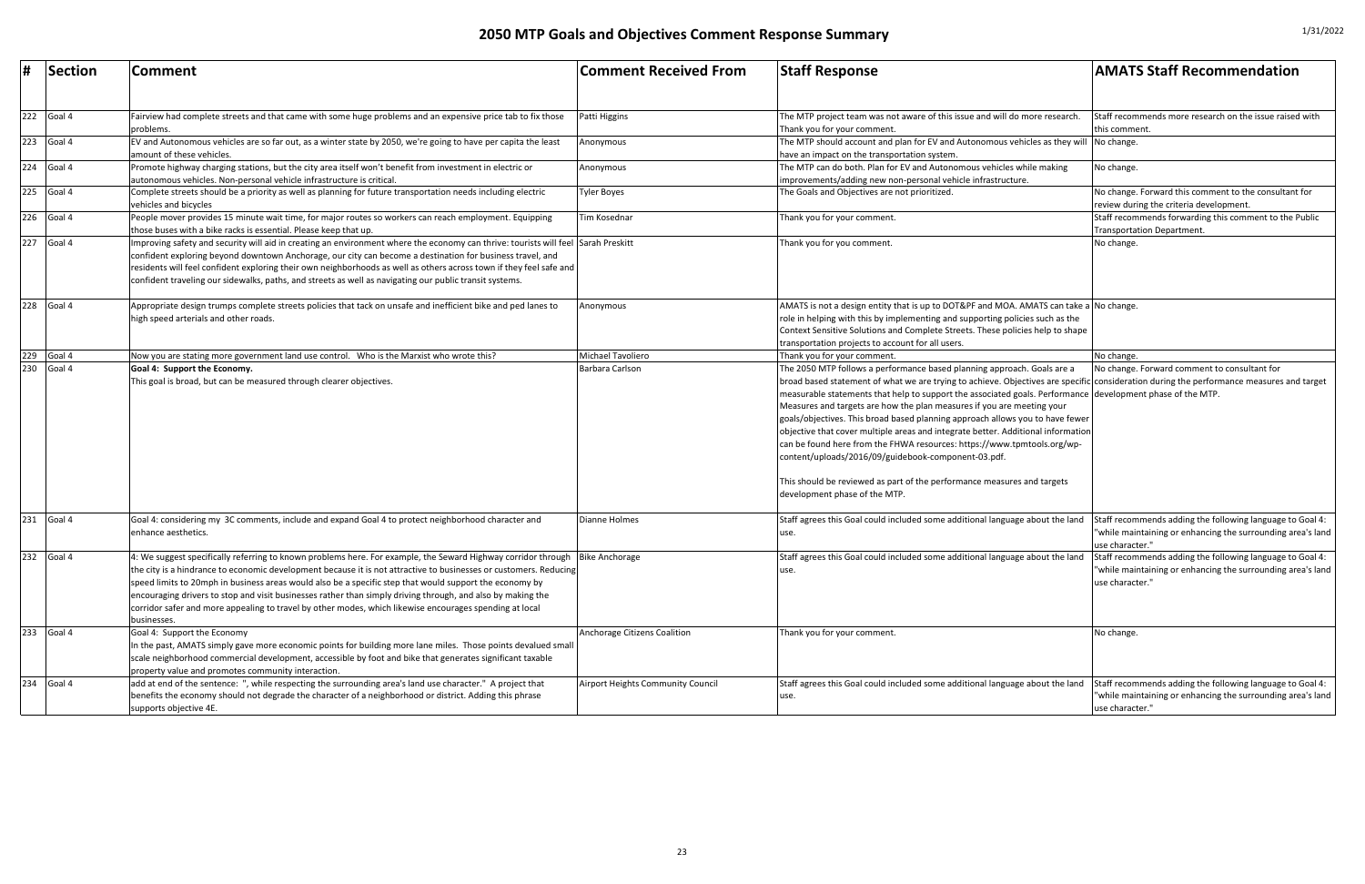# 2050 MTP Goals and Objectives Comment Response Summary

1/31/2022

| # | Section | Comment | Comment Received From | Staff Response | AMATS Staff Recommendation |
|---|---|---|---|---|---|
| 222 | Goal 4 | Fairview had complete streets and that came with some huge problems and an expensive price tab to fix those problems. | Patti Higgins | The MTP project team was not aware of this issue and will do more research. Thank you for your comment. | Staff recommends more research on the issue raised with this comment. |
| 223 | Goal 4 | EV and Autonomous vehicles are so far out, as a winter state by 2050, we're going to have per capita the least amount of these vehicles. | Anonymous | The MTP should account and plan for EV and Autonomous vehicles as they will have an impact on the transportation system. | No change. |
| 224 | Goal 4 | Promote highway charging stations, but the city area itself won't benefit from investment in electric or autonomous vehicles. Non-personal vehicle infrastructure is critical. | Anonymous | The MTP can do both. Plan for EV and Autonomous vehicles while making improvements/adding new non-personal vehicle infrastructure. | No change. |
| 225 | Goal 4 | Complete streets should be a priority as well as planning for future transportation needs including electric vehicles and bicycles | Tyler Boyes | The Goals and Objectives are not prioritized. | No change. Forward this comment to the consultant for review during the criteria development. |
| 226 | Goal 4 | People mover provides 15 minute wait time, for major routes so workers can reach employment. Equipping those buses with a bike racks is essential. Please keep that up. | Tim Kosednar | Thank you for your comment. | Staff recommends forwarding this comment to the Public Transportation Department. |
| 227 | Goal 4 | Improving safety and security will aid in creating an environment where the economy can thrive: tourists will feel confident exploring beyond downtown Anchorage, our city can become a destination for business travel, and residents will feel confident exploring their own neighborhoods as well as others across town if they feel safe and confident traveling our sidewalks, paths, and streets as well as navigating our public transit systems. | Sarah Preskitt | Thank you for you comment. | No change. |
| 228 | Goal 4 | Appropriate design trumps complete streets policies that tack on unsafe and inefficient bike and ped lanes to high speed arterials and other roads. | Anonymous | AMATS is not a design entity that is up to DOT&PF and MOA. AMATS can take a role in helping with this by implementing and supporting policies such as the Context Sensitive Solutions and Complete Streets. These policies help to shape transportation projects to account for all users. | No change. |
| 229 | Goal 4 | Now you are stating more government land use control. Who is the Marxist who wrote this? | Michael Tavoliero | Thank you for your comment. | No change. |
| 230 | Goal 4 | **Goal 4: Support the Economy.** This goal is broad, but can be measured through clearer objectives. | Barbara Carlson | The 2050 MTP follows a performance based planning approach. Goals are a broad based statement of what we are trying to achieve. Objectives are specific measurable statements that help to support the associated goals. Performance Measures and targets are how the plan measures if you are meeting your goals/objectives. This broad based planning approach allows you to have fewer objective that cover multiple areas and integrate better. Additional information can be found here from the FHWA resources: https://www.tpmtools.org/wp-content/uploads/2016/09/guidebook-component-03.pdf. This should be reviewed as part of the performance measures and targets development phase of the MTP. | No change. Forward comment to consultant for consideration during the performance measures and target development phase of the MTP. |
| 231 | Goal 4 | Goal 4: considering my 3C comments, include and expand Goal 4 to protect neighborhood character and enhance aesthetics. | Dianne Holmes | Staff agrees this Goal could included some additional language about the land use. | Staff recommends adding the following language to Goal 4: "while maintaining or enhancing the surrounding area's land use character." |
| 232 | Goal 4 | 4: We suggest specifically referring to known problems here. For example, the Seward Highway corridor through the city is a hindrance to economic development because it is not attractive to businesses or customers. Reducing speed limits to 20mph in business areas would also be a specific step that would support the economy by encouraging drivers to stop and visit businesses rather than simply driving through, and also by making the corridor safer and more appealing to travel by other modes, which likewise encourages spending at local businesses. | Bike Anchorage | Staff agrees this Goal could included some additional language about the land use. | Staff recommends adding the following language to Goal 4: "while maintaining or enhancing the surrounding area's land use character." |
| 233 | Goal 4 | Goal 4: Support the Economy In the past, AMATS simply gave more economic points for building more lane miles. Those points devalued small scale neighborhood commercial development, accessible by foot and bike that generates significant taxable property value and promotes community interaction. | Anchorage Citizens Coalition | Thank you for your comment. | No change. |
| 234 | Goal 4 | add at end of the sentence: ", while respecting the surrounding area's land use character." A project that benefits the economy should not degrade the character of a neighborhood or district. Adding this phrase supports objective 4E. | Airport Heights Community Council | Staff agrees this Goal could included some additional language about the land use. | Staff recommends adding the following language to Goal 4: "while maintaining or enhancing the surrounding area's land use character." |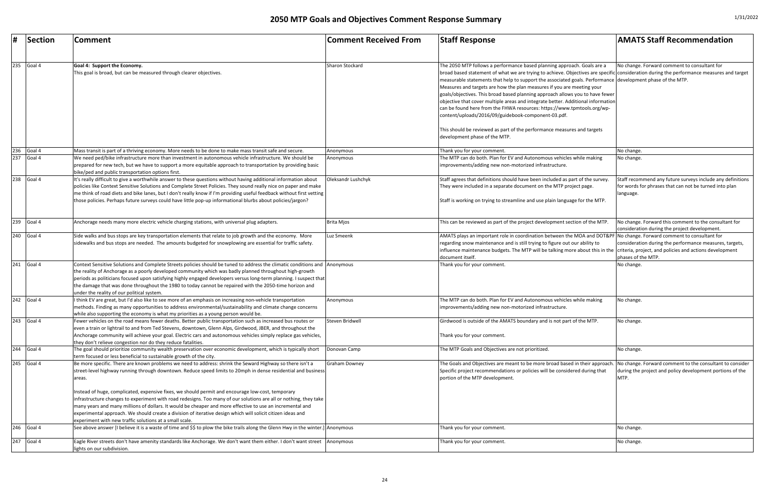# 2050 MTP Goals and Objectives Comment Response Summary

| # | Section | Comment | Comment Received From | Staff Response | AMATS Staff Recommendation |
|---|---|---|---|---|---|
| 235 | Goal 4 | **Goal 4: Support the Economy.** This goal is broad, but can be measured through clearer objectives. | Sharon Stockard | The 2050 MTP follows a performance based planning approach. Goals are a broad based statement of what we are trying to achieve. Objectives are specific measurable statements that help to support the associated goals. Performance Measures and targets are how the plan measures if you are meeting your goals/objectives. This broad based planning approach allows you to have fewer objective that cover multiple areas and integrate better. Additional information can be found here from the FHWA resources: https://www.tpmtools.org/wp-content/uploads/2016/09/guidebook-component-03.pdf. This should be reviewed as part of the performance measures and targets development phase of the MTP. | No change. Forward comment to consultant for consideration during the performance measures and target development phase of the MTP. |
| 236 | Goal 4 | Mass transit is part of a thriving economy. More needs to be done to make mass transit safe and secure. | Anonymous | Thank you for your comment. | No change. |
| 237 | Goal 4 | We need ped/bike infrastructure more than investment in autonomous vehicle infrastructure. We should be prepared for new tech, but we have to support a more equitable approach to transportation by providing basic bike/ped and public transportation options first. | Anonymous | The MTP can do both. Plan for EV and Autonomous vehicles while making improvements/adding new non-motorized infrastructure. | No change. |
| 238 | Goal 4 | It's really difficult to give a worthwhile answer to these questions without having additional information about policies like Context Sensitive Solutions and Complete Street Policies. They sound really nice on paper and make me think of road diets and bike lanes, but I don't really know if I'm providing useful feedback without first vetting those policies. Perhaps future surveys could have little pop-up informational blurbs about policies/jargon? | Oleksandr Lushchyk | Staff agrees that definitions should have been included as part of the survey. They were included in a separate document on the MTP project page. Staff is working on trying to streamline and use plain language for the MTP. | Staff recommend any future surveys include any definitions for words for phrases that can not be turned into plan language. |
| 239 | Goal 4 | Anchorage needs many more electric vehicle charging stations, with universal plug adapters. | Brita Mjos | This can be reviewed as part of the project development section of the MTP. | No change. Forward this comment to the consultant for consideration during the project development. |
| 240 | Goal 4 | Side walks and bus stops are key transportation elements that relate to job growth and the economy. More sidewalks and bus stops are needed. The amounts budgeted for snowplowing are essential for traffic safety. | Luz Smeenk | AMATS plays an important role in coordination between the MOA and DOT&PF regarding snow maintenance and is still trying to figure out our ability to influence maintenance budgets. The MTP will be talking more about this in the document itself. | No change. Forward comment to consultant for consideration during the performance measures, targets, criteria, project, and policies and actions development phases of the MTP. |
| 241 | Goal 4 | Context Sensitive Solutions and Complete Streets policies should be tuned to address the climatic conditions and the reality of Anchorage as a poorly developed community which was badly planned throughout high-growth periods as politicians focused upon satisfying highly engaged developers versus long-term planning. I suspect that the damage that was done throughout the 1980 to today cannot be repaired with the 2050-time horizon and under the reality of our political system. | Anonymous | Thank you for your comment. | No change. |
| 242 | Goal 4 | I think EV are great, but I'd also like to see more of an emphasis on increasing non-vehicle transportation methods. Finding as many opportunities to address environmental/sustainability and climate change concerns while also supporting the economy is what my priorities as a young person would be. | Anonymous | The MTP can do both. Plan for EV and Autonomous vehicles while making improvements/adding new non-motorized infrastructure. | No change. |
| 243 | Goal 4 | Fewer vehicles on the road means fewer deaths. Better public transportation such as increased bus routes or even a train or lightrail to and from Ted Stevens, downtown, Glenn Alps, Girdwood, JBER, and throughout the Anchorage community will achieve your goal. Electric cars and autonomous vehicles simply replace gas vehicles, they don't relieve congestion nor do they reduce fatalities. | Steven Bridwell | Girdwood is outside of the AMATS boundary and is not part of the MTP. Thank you for your comment. | No change. |
| 244 | Goal 4 | The goal should prioritize community wealth preservation over economic development, which is typically short term focused or less beneficial to sustainable growth of the city. | Donovan Camp | The MTP Goals and Objectives are not prioritized. | No change. |
| 245 | Goal 4 | Be more specific. There are known problems we need to address: shrink the Seward Highway so there isn't a street-level highway running through downtown. Reduce speed limits to 20mph in dense residential and business areas. Instead of huge, complicated, expensive fixes, we should permit and encourage low-cost, temporary infrastructure changes to experiment with road redesigns. Too many of our solutions are all or nothing, they take many years and many millions of dollars. It would be cheaper and more effective to use an incremental and experimental approach. We should create a division of iterative design which will solicit citizen ideas and experiment with new traffic solutions at a small scale. | Graham Downey | The Goals and Objectives are meant to be more broad based in their approach. Specific project recommendations or policies will be considered during that portion of the MTP development. | No change. Forward comment to the consultant to consider during the project and policy development portions of the MTP. |
| 246 | Goal 4 | See above answer [I believe it is a waste of time and $$ to plow the bike trails along the Glenn Hwy in the winter.] | Anonymous | Thank you for your comment. | No change. |
| 247 | Goal 4 | Eagle River streets don't have amenity standards like Anchorage. We don't want them either. I don't want street lights on our subdivision. | Anonymous | Thank you for your comment. | No change. |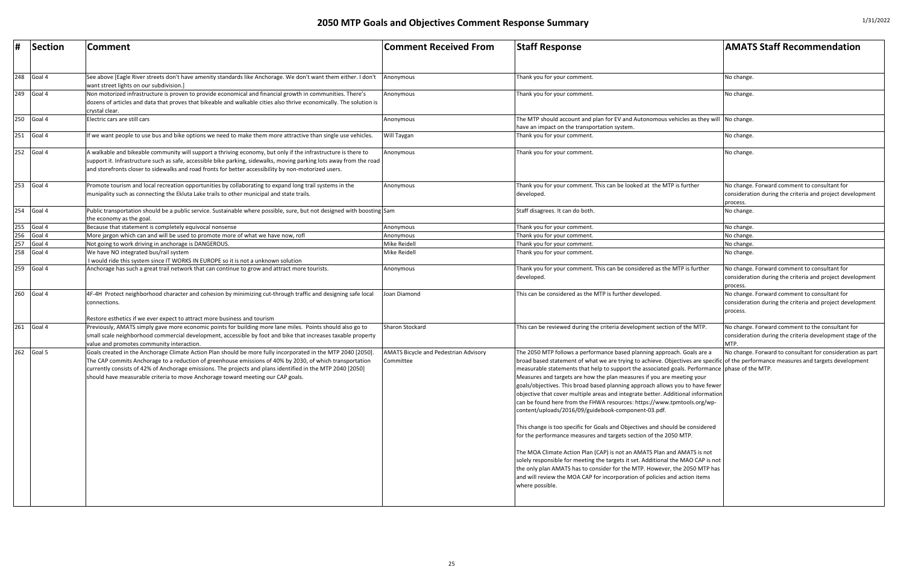# 2050 MTP Goals and Objectives Comment Response Summary

1/31/2022

| # | Section | Comment | Comment Received From | Staff Response | AMATS Staff Recommendation |
|---|---|---|---|---|---|
| 248 | Goal 4 | See above [Eagle River streets don't have amenity standards like Anchorage. We don't want them either. I don't want street lights on our subdivision.] | Anonymous | Thank you for your comment. | No change. |
| 249 | Goal 4 | Non motorized infrastructure is proven to provide economical and financial growth in communities. There's dozens of articles and data that proves that bikeable and walkable cities also thrive economically. The solution is crystal clear. | Anonymous | Thank you for your comment. | No change. |
| 250 | Goal 4 | Electric cars are still cars | Anonymous | The MTP should account and plan for EV and Autonomous vehicles as they will have an impact on the transportation system. | No change. |
| 251 | Goal 4 | If we want people to use bus and bike options we need to make them more attractive than single use vehicles. | Will Taygan | Thank you for your comment. | No change. |
| 252 | Goal 4 | A walkable and bikeable community will support a thriving economy, but only if the infrastructure is there to support it. Infrastructure such as safe, accessible bike parking, sidewalks, moving parking lots away from the road and storefronts closer to sidewalks and road fronts for better accessibility by non-motorized users. | Anonymous | Thank you for your comment. | No change. |
| 253 | Goal 4 | Promote tourism and local recreation opportunities by collaborating to expand long trail systems in the munipality such as connecting the Ekluta Lake trails to other municipal and state trails. | Anonymous | Thank you for your comment. This can be looked at the MTP is further developed. | No change. Forward comment to consultant for consideration during the criteria and project development process. |
| 254 | Goal 4 | Public transportation should be a public service. Sustainable where possible, sure, but not designed with boosting the economy as the goal. | Sam | Staff disagrees. It can do both. | No change. |
| 255 | Goal 4 | Because that statement is completely equivocal nonsense | Anonymous | Thank you for your comment. | No change. |
| 256 | Goal 4 | More jargon which can and will be used to promote more of what we have now, rofl | Anonymous | Thank you for your comment. | No change. |
| 257 | Goal 4 | Not going to work driving in anchorage is DANGEROUS. | Mike Reidell | Thank you for your comment. | No change. |
| 258 | Goal 4 | We have NO integrated bus/rail system<br>I would ride this system since IT WORKS IN EUROPE so it is not a unknown solution | Mike Reidell | Thank you for your comment. | No change. |
| 259 | Goal 4 | Anchorage has such a great trail network that can continue to grow and attract more tourists. | Anonymous | Thank you for your comment. This can be considered as the MTP is further developed. | No change. Forward comment to consultant for consideration during the criteria and project development process. |
| 260 | Goal 4 | 4F-4H Protect neighborhood character and cohesion by minimizing cut-through traffic and designing safe local connections.<br><br>Restore esthetics if we ever expect to attract more business and tourism | Joan Diamond | This can be considered as the MTP is further developed. | No change. Forward comment to consultant for consideration during the criteria and project development process. |
| 261 | Goal 4 | Previously, AMATS simply gave more economic points for building more lane miles. Points should also go to small scale neighborhood commercial development, accessible by foot and bike that increases taxable property value and promotes community interaction. | Sharon Stockard | This can be reviewed during the criteria development section of the MTP. | No change. Forward comment to the consultant for consideration during the criteria development stage of the MTP. |
| 262 | Goal 5 | Goals created in the Anchorage Climate Action Plan should be more fully incorporated in the MTP 2040 [2050]. The CAP commits Anchorage to a reduction of greenhouse emissions of 40% by 2030, of which transportation currently consists of 42% of Anchorage emissions. The projects and plans identified in the MTP 2040 [2050] should have measurable criteria to move Anchorage toward meeting our CAP goals. | AMATS Bicycle and Pedestrian Advisory Committee | The 2050 MTP follows a performance based planning approach. Goals are a broad based statement of what we are trying to achieve. Objectives are specific measurable statements that help to support the associated goals. Performance Measures and targets are how the plan measures if you are meeting your goals/objectives. This broad based planning approach allows you to have fewer objective that cover multiple areas and integrate better. Additional information can be found here from the FHWA resources: https://www.tpmtools.org/wp-content/uploads/2016/09/guidebook-component-03.pdf.<br><br>This change is too specific for Goals and Objectives and should be considered for the performance measures and targets section of the 2050 MTP.<br><br>The MOA Climate Action Plan (CAP) is not an AMATS Plan and AMATS is not solely responsible for meeting the targets it set. Additional the MAO CAP is not the only plan AMATS has to consider for the MTP. However, the 2050 MTP has and will review the MOA CAP for incorporation of policies and action items where possible. | No change. Forward to consultant for consideration as part of the performance measures and targets development phase of the MTP. |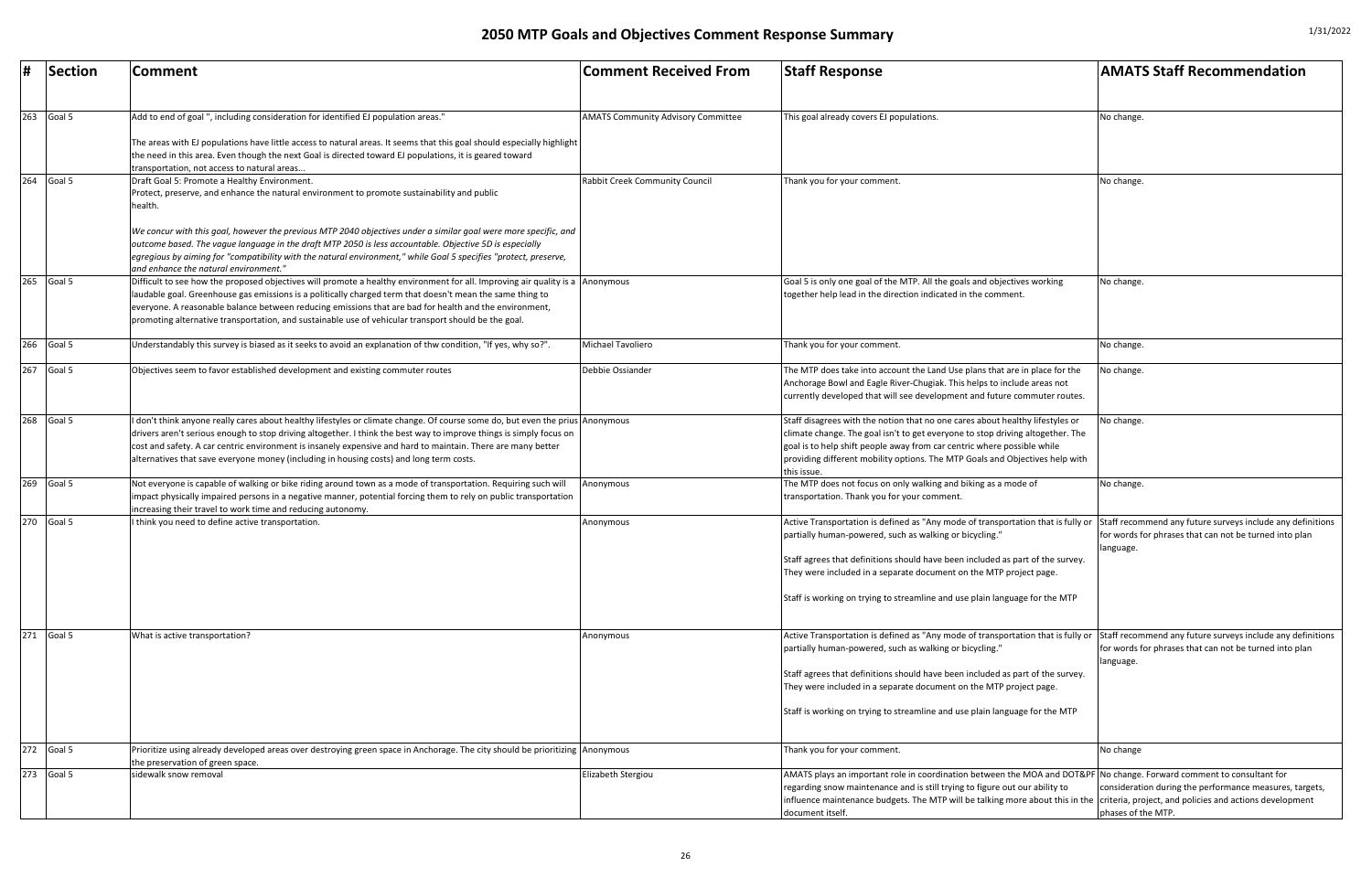# 2050 MTP Goals and Objectives Comment Response Summary

1/31/2022

| # | Section | Comment | Comment Received From | Staff Response | AMATS Staff Recommendation |
|---|---|---|---|---|---|
| 263 | Goal 5 | Add to end of goal ", including consideration for identified EJ population areas."<br><br>The areas with EJ populations have little access to natural areas. It seems that this goal should especially highlight the need in this area. Even though the next Goal is directed toward EJ populations, it is geared toward transportation, not access to natural areas... | AMATS Community Advisory Committee | This goal already covers EJ populations. | No change. |
| 264 | Goal 5 | Draft Goal 5: Promote a Healthy Environment.<br>Protect, preserve, and enhance the natural environment to promote sustainability and public health.<br><br>*We concur with this goal, however the previous MTP 2040 objectives under a similar goal were more specific, and outcome based. The vague language in the draft MTP 2050 is less accountable. Objective 5D is especially egregious by aiming for "compatibility with the natural environment," while Goal 5 specifies "protect, preserve, and enhance the natural environment."* | Rabbit Creek Community Council | Thank you for your comment. | No change. |
| 265 | Goal 5 | Difficult to see how the proposed objectives will promote a healthy environment for all. Improving air quality is a laudable goal. Greenhouse gas emissions is a politically charged term that doesn't mean the same thing to everyone. A reasonable balance between reducing emissions that are bad for health and the environment, promoting alternative transportation, and sustainable use of vehicular transport should be the goal. | Anonymous | Goal 5 is only one goal of the MTP. All the goals and objectives working together help lead in the direction indicated in the comment. | No change. |
| 266 | Goal 5 | Understandably this survey is biased as it seeks to avoid an explanation of thw condition, "If yes, why so?". | Michael Tavoliero | Thank you for your comment. | No change. |
| 267 | Goal 5 | Objectives seem to favor established development and existing commuter routes | Debbie Ossiander | The MTP does take into account the Land Use plans that are in place for the Anchorage Bowl and Eagle River-Chugiak. This helps to include areas not currently developed that will see development and future commuter routes. | No change. |
| 268 | Goal 5 | I don't think anyone really cares about healthy lifestyles or climate change. Of course some do, but even the prius drivers aren't serious enough to stop driving altogether. I think the best way to improve things is simply focus on cost and safety. A car centric environment is insanely expensive and hard to maintain. There are many better alternatives that save everyone money (including in housing costs) and long term costs. | Anonymous | Staff disagrees with the notion that no one cares about healthy lifestyles or climate change. The goal isn't to get everyone to stop driving altogether. The goal is to help shift people away from car centric where possible while providing different mobility options. The MTP Goals and Objectives help with this issue. | No change. |
| 269 | Goal 5 | Not everyone is capable of walking or bike riding around town as a mode of transportation. Requiring such will impact physically impaired persons in a negative manner, potential forcing them to rely on public transportation increasing their travel to work time and reducing autonomy. | Anonymous | The MTP does not focus on only walking and biking as a mode of transportation. Thank you for your comment. | No change. |
| 270 | Goal 5 | I think you need to define active transportation. | Anonymous | Active Transportation is defined as "Any mode of transportation that is fully or partially human-powered, such as walking or bicycling."<br><br>Staff agrees that definitions should have been included as part of the survey. They were included in a separate document on the MTP project page.<br><br>Staff is working on trying to streamline and use plain language for the MTP | Staff recommend any future surveys include any definitions for words for phrases that can not be turned into plan language. |
| 271 | Goal 5 | What is active transportation? | Anonymous | Active Transportation is defined as "Any mode of transportation that is fully or partially human-powered, such as walking or bicycling."<br><br>Staff agrees that definitions should have been included as part of the survey. They were included in a separate document on the MTP project page.<br><br>Staff is working on trying to streamline and use plain language for the MTP | Staff recommend any future surveys include any definitions for words for phrases that can not be turned into plan language. |
| 272 | Goal 5 | Prioritize using already developed areas over destroying green space in Anchorage. The city should be prioritizing the preservation of green space. | Anonymous | Thank you for your comment. | No change |
| 273 | Goal 5 | sidewalk snow removal | Elizabeth Stergiou | AMATS plays an important role in coordination between the MOA and DOT&PF regarding snow maintenance and is still trying to figure out our ability to influence maintenance budgets. The MTP will be talking more about this in the document itself. | No change. Forward comment to consultant for consideration during the performance measures, targets, criteria, project, and policies and actions development phases of the MTP. |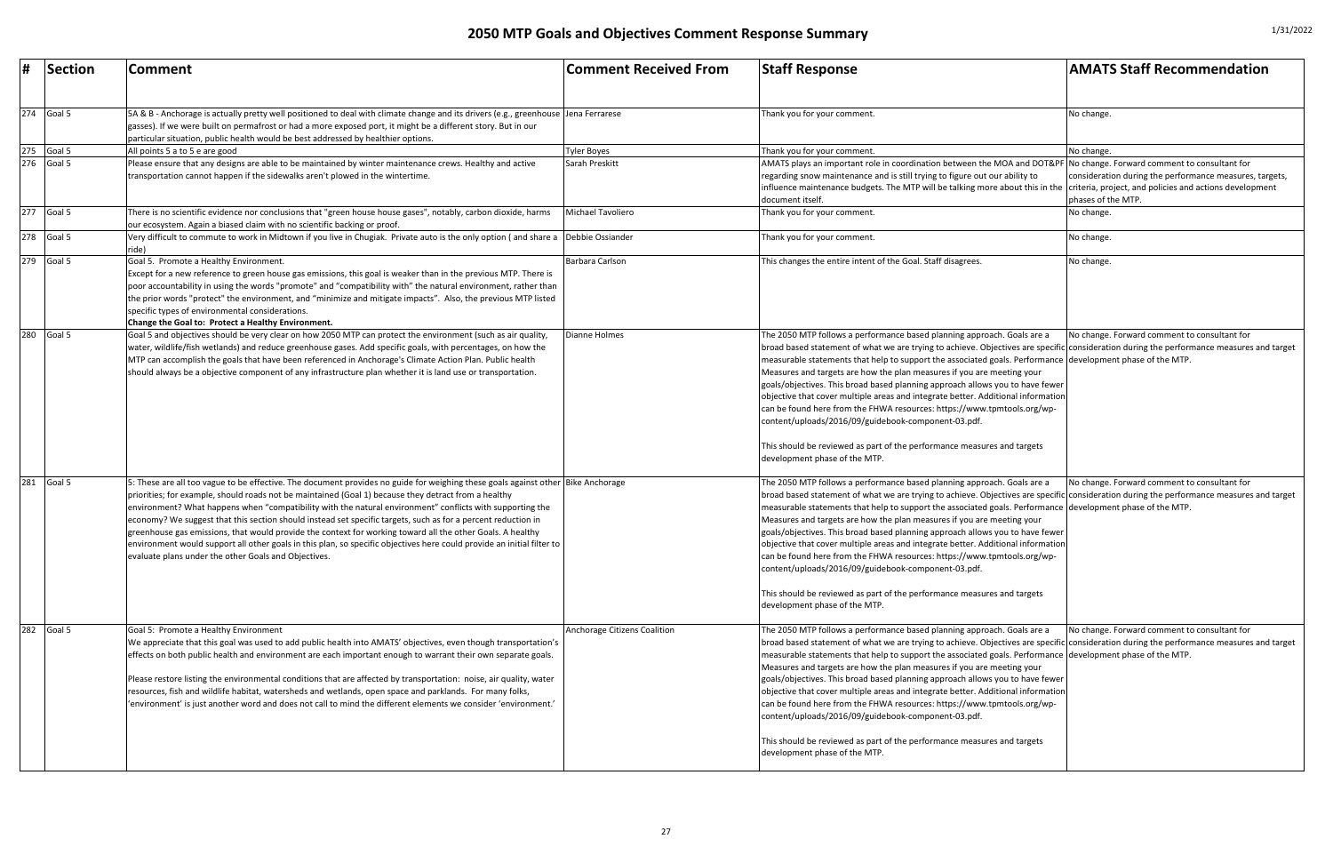# 2050 MTP Goals and Objectives Comment Response Summary

1/31/2022

| # | Section | Comment | Comment Received From | Staff Response | AMATS Staff Recommendation |
|---|---|---|---|---|---|
| 274 | Goal 5 | 5A & B - Anchorage is actually pretty well positioned to deal with climate change and its drivers (e.g., greenhouse gasses). If we were built on permafrost or had a more exposed port, it might be a different story. But in our particular situation, public health would be best addressed by healthier options. | Jena Ferrarese | Thank you for your comment. | No change. |
| 275 | Goal 5 | All points 5 a to 5 e are good | Tyler Boyes | Thank you for your comment. | No change. |
| 276 | Goal 5 | Please ensure that any designs are able to be maintained by winter maintenance crews. Healthy and active transportation cannot happen if the sidewalks aren't plowed in the wintertime. | Sarah Preskitt | AMATS plays an important role in coordination between the MOA and DOT&PF regarding snow maintenance and is still trying to figure out our ability to influence maintenance budgets. The MTP will be talking more about this in the document itself. | No change. Forward comment to consultant for consideration during the performance measures, targets, criteria, project, and policies and actions development phases of the MTP. |
| 277 | Goal 5 | There is no scientific evidence nor conclusions that "green house house gases", notably, carbon dioxide, harms our ecosystem. Again a biased claim with no scientific backing or proof. | Michael Tavoliero | Thank you for your comment. | No change. |
| 278 | Goal 5 | Very difficult to commute to work in Midtown if you live in Chugiak. Private auto is the only option ( and share a ride) | Debbie Ossiander | Thank you for your comment. | No change. |
| 279 | Goal 5 | Goal 5. Promote a Healthy Environment.<br>Except for a new reference to green house gas emissions, this goal is weaker than in the previous MTP. There is poor accountability in using the words "promote" and "compatibility with" the natural environment, rather than the prior words "protect" the environment, and "minimize and mitigate impacts". Also, the previous MTP listed specific types of environmental considerations.<br>**Change the Goal to: Protect a Healthy Environment.** | Barbara Carlson | This changes the entire intent of the Goal. Staff disagrees. | No change. |
| 280 | Goal 5 | Goal 5 and objectives should be very clear on how 2050 MTP can protect the environment (such as air quality, water, wildlife/fish wetlands) and reduce greenhouse gases. Add specific goals, with percentages, on how the MTP can accomplish the goals that have been referenced in Anchorage's Climate Action Plan. Public health should always be a objective component of any infrastructure plan whether it is land use or transportation. | Dianne Holmes | The 2050 MTP follows a performance based planning approach. Goals are a broad based statement of what we are trying to achieve. Objectives are specific measurable statements that help to support the associated goals. Performance Measures and targets are how the plan measures if you are meeting your goals/objectives. This broad based planning approach allows you to have fewer objective that cover multiple areas and integrate better. Additional information can be found here from the FHWA resources: https://www.tpmtools.org/wp-content/uploads/2016/09/guidebook-component-03.pdf.<br><br>This should be reviewed as part of the performance measures and targets development phase of the MTP. | No change. Forward comment to consultant for consideration during the performance measures and target development phase of the MTP. |
| 281 | Goal 5 | 5: These are all too vague to be effective. The document provides no guide for weighing these goals against other priorities; for example, should roads not be maintained (Goal 1) because they detract from a healthy environment? What happens when "compatibility with the natural environment" conflicts with supporting the economy? We suggest that this section should instead set specific targets, such as for a percent reduction in greenhouse gas emissions, that would provide the context for working toward all the other Goals. A healthy environment would support all other goals in this plan, so specific objectives here could provide an initial filter to evaluate plans under the other Goals and Objectives. | Bike Anchorage | The 2050 MTP follows a performance based planning approach. Goals are a broad based statement of what we are trying to achieve. Objectives are specific measurable statements that help to support the associated goals. Performance Measures and targets are how the plan measures if you are meeting your goals/objectives. This broad based planning approach allows you to have fewer objective that cover multiple areas and integrate better. Additional information can be found here from the FHWA resources: https://www.tpmtools.org/wp-content/uploads/2016/09/guidebook-component-03.pdf.<br><br>This should be reviewed as part of the performance measures and targets development phase of the MTP. | No change. Forward comment to consultant for consideration during the performance measures and target development phase of the MTP. |
| 282 | Goal 5 | Goal 5: Promote a Healthy Environment<br>We appreciate that this goal was used to add public health into AMATS' objectives, even though transportation's effects on both public health and environment are each important enough to warrant their own separate goals.<br><br>Please restore listing the environmental conditions that are affected by transportation: noise, air quality, water resources, fish and wildlife habitat, watersheds and wetlands, open space and parklands. For many folks, 'environment' is just another word and does not call to mind the different elements we consider 'environment.' | Anchorage Citizens Coalition | The 2050 MTP follows a performance based planning approach. Goals are a broad based statement of what we are trying to achieve. Objectives are specific measurable statements that help to support the associated goals. Performance Measures and targets are how the plan measures if you are meeting your goals/objectives. This broad based planning approach allows you to have fewer objective that cover multiple areas and integrate better. Additional information can be found here from the FHWA resources: https://www.tpmtools.org/wp-content/uploads/2016/09/guidebook-component-03.pdf.<br><br>This should be reviewed as part of the performance measures and targets development phase of the MTP. | No change. Forward comment to consultant for consideration during the performance measures and target development phase of the MTP. |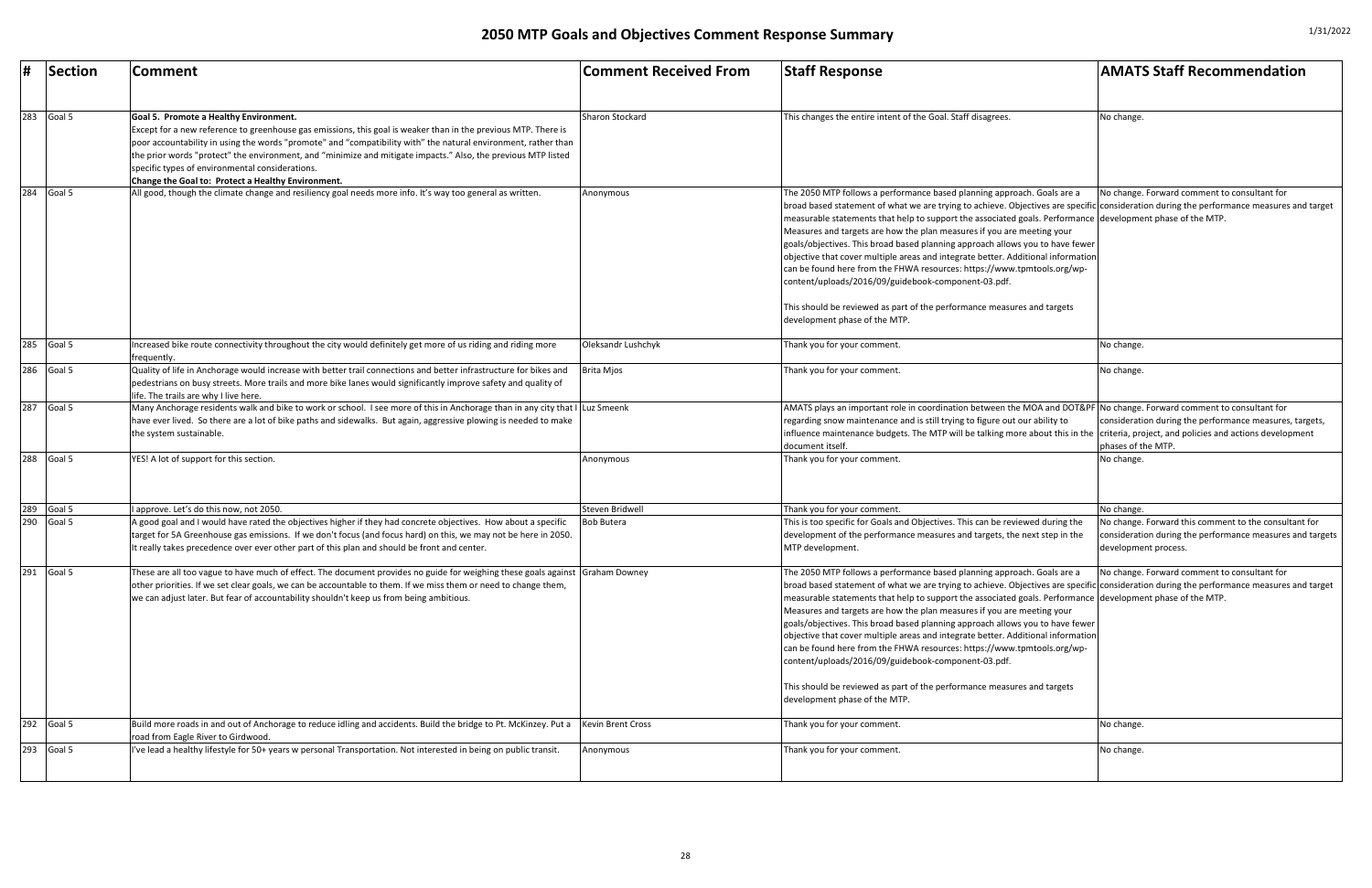# 2050 MTP Goals and Objectives Comment Response Summary

1/31/2022

| # | Section | Comment | Comment Received From | Staff Response | AMATS Staff Recommendation |
|---|---|---|---|---|---|
| 283 | Goal 5 | **Goal 5. Promote a Healthy Environment.** Except for a new reference to greenhouse gas emissions, this goal is weaker than in the previous MTP. There is poor accountability in using the words "promote" and "compatibility with" the natural environment, rather than the prior words "protect" the environment, and "minimize and mitigate impacts." Also, the previous MTP listed specific types of environmental considerations. **Change the Goal to: Protect a Healthy Environment.** | Sharon Stockard | This changes the entire intent of the Goal. Staff disagrees. | No change. |
| 284 | Goal 5 | All good, though the climate change and resiliency goal needs more info. It's way too general as written. | Anonymous | The 2050 MTP follows a performance based planning approach. Goals are a broad based statement of what we are trying to achieve. Objectives are specific measurable statements that help to support the associated goals. Performance Measures and targets are how the plan measures if you are meeting your goals/objectives. This broad based planning approach allows you to have fewer objective that cover multiple areas and integrate better. Additional information can be found here from the FHWA resources: https://www.tpmtools.org/wp-content/uploads/2016/09/guidebook-component-03.pdf. This should be reviewed as part of the performance measures and targets development phase of the MTP. | No change. Forward comment to consultant for consideration during the performance measures and target development phase of the MTP. |
| 285 | Goal 5 | Increased bike route connectivity throughout the city would definitely get more of us riding and riding more frequently. | Oleksandr Lushchyk | Thank you for your comment. | No change. |
| 286 | Goal 5 | Quality of life in Anchorage would increase with better trail connections and better infrastructure for bikes and pedestrians on busy streets. More trails and more bike lanes would significantly improve safety and quality of life. The trails are why I live here. | Brita Mjos | Thank you for your comment. | No change. |
| 287 | Goal 5 | Many Anchorage residents walk and bike to work or school. I see more of this in Anchorage than in any city that I have ever lived. So there are a lot of bike paths and sidewalks. But again, aggressive plowing is needed to make the system sustainable. | Luz Smeenk | AMATS plays an important role in coordination between the MOA and DOT&PF regarding snow maintenance and is still trying to figure out our ability to influence maintenance budgets. The MTP will be talking more about this in the document itself. | No change. Forward comment to consultant for consideration during the performance measures, targets, criteria, project, and policies and actions development phases of the MTP. |
| 288 | Goal 5 | YES! A lot of support for this section. | Anonymous | Thank you for your comment. | No change. |
| 289 | Goal 5 | I approve. Let's do this now, not 2050. | Steven Bridwell | Thank you for your comment. | No change. |
| 290 | Goal 5 | A good goal and I would have rated the objectives higher if they had concrete objectives. How about a specific target for 5A Greenhouse gas emissions. If we don't focus (and focus hard) on this, we may not be here in 2050. It really takes precedence over ever other part of this plan and should be front and center. | Bob Butera | This is too specific for Goals and Objectives. This can be reviewed during the development of the performance measures and targets, the next step in the MTP development. | No change. Forward this comment to the consultant for consideration during the performance measures and targets development process. |
| 291 | Goal 5 | These are all too vague to have much of effect. The document provides no guide for weighing these goals against other priorities. If we set clear goals, we can be accountable to them. If we miss them or need to change them, we can adjust later. But fear of accountability shouldn't keep us from being ambitious. | Graham Downey | The 2050 MTP follows a performance based planning approach. Goals are a broad based statement of what we are trying to achieve. Objectives are specific measurable statements that help to support the associated goals. Performance Measures and targets are how the plan measures if you are meeting your goals/objectives. This broad based planning approach allows you to have fewer objective that cover multiple areas and integrate better. Additional information can be found here from the FHWA resources: https://www.tpmtools.org/wp-content/uploads/2016/09/guidebook-component-03.pdf. This should be reviewed as part of the performance measures and targets development phase of the MTP. | No change. Forward comment to consultant for consideration during the performance measures and target development phase of the MTP. |
| 292 | Goal 5 | Build more roads in and out of Anchorage to reduce idling and accidents. Build the bridge to Pt. McKinzey. Put a road from Eagle River to Girdwood. | Kevin Brent Cross | Thank you for your comment. | No change. |
| 293 | Goal 5 | I've lead a healthy lifestyle for 50+ years w personal Transportation. Not interested in being on public transit. | Anonymous | Thank you for your comment. | No change. |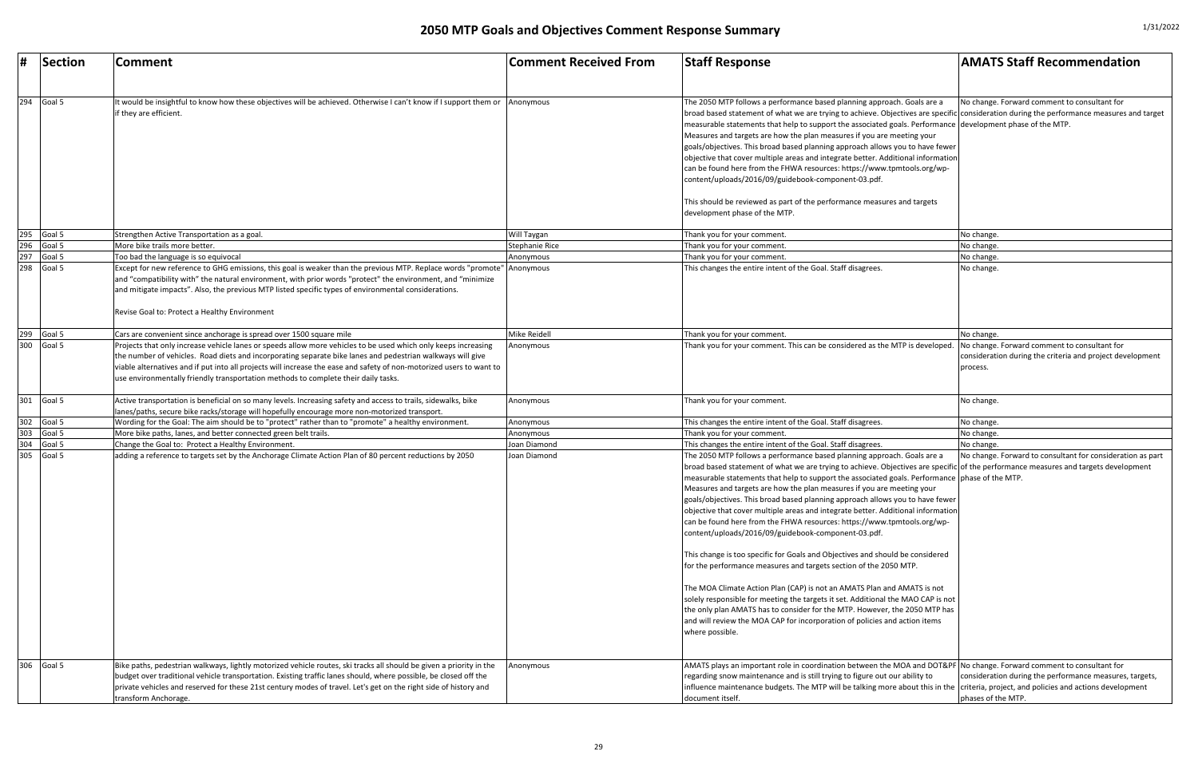# 2050 MTP Goals and Objectives Comment Response Summary

| # | Section | Comment | Comment Received From | Staff Response | AMATS Staff Recommendation |
|---|---|---|---|---|---|
| 294 | Goal 5 | It would be insightful to know how these objectives will be achieved. Otherwise I can't know if I support them or if they are efficient. | Anonymous | The 2050 MTP follows a performance based planning approach. Goals are a broad based statement of what we are trying to achieve. Objectives are specific measurable statements that help to support the associated goals. Performance Measures and targets are how the plan measures if you are meeting your goals/objectives. This broad based planning approach allows you to have fewer objective that cover multiple areas and integrate better. Additional information can be found here from the FHWA resources: https://www.tpmtools.org/wp-content/uploads/2016/09/guidebook-component-03.pdf. This should be reviewed as part of the performance measures and targets development phase of the MTP. | No change. Forward comment to consultant for consideration during the performance measures and target development phase of the MTP. |
| 295 | Goal 5 | Strengthen Active Transportation as a goal. | Will Taygan | Thank you for your comment. | No change. |
| 296 | Goal 5 | More bike trails more better. | Stephanie Rice | Thank you for your comment. | No change. |
| 297 | Goal 5 | Too bad the language is so equivocal | Anonymous | Thank you for your comment. | No change. |
| 298 | Goal 5 | Except for new reference to GHG emissions, this goal is weaker than the previous MTP. Replace words "promote" and "compatibility with" the natural environment, with prior words "protect" the environment, and "minimize and mitigate impacts". Also, the previous MTP listed specific types of environmental considerations. Revise Goal to: Protect a Healthy Environment | Anonymous | This changes the entire intent of the Goal. Staff disagrees. | No change. |
| 299 | Goal 5 | Cars are convenient since anchorage is spread over 1500 square mile | Mike Reidell | Thank you for your comment. | No change. |
| 300 | Goal 5 | Projects that only increase vehicle lanes or speeds allow more vehicles to be used which only keeps increasing the number of vehicles. Road diets and incorporating separate bike lanes and pedestrian walkways will give viable alternatives and if put into all projects will increase the ease and safety of non-motorized users to want to use environmentally friendly transportation methods to complete their daily tasks. | Anonymous | Thank you for your comment. This can be considered as the MTP is developed. | No change. Forward comment to consultant for consideration during the criteria and project development process. |
| 301 | Goal 5 | Active transportation is beneficial on so many levels. Increasing safety and access to trails, sidewalks, bike lanes/paths, secure bike racks/storage will hopefully encourage more non-motorized transport. | Anonymous | Thank you for your comment. | No change. |
| 302 | Goal 5 | Wording for the Goal: The aim should be to "protect" rather than to "promote" a healthy environment. | Anonymous | This changes the entire intent of the Goal. Staff disagrees. | No change. |
| 303 | Goal 5 | More bike paths, lanes, and better connected green belt trails. | Anonymous | Thank you for your comment. | No change. |
| 304 | Goal 5 | Change the Goal to: Protect a Healthy Environment. | Joan Diamond | This changes the entire intent of the Goal. Staff disagrees. | No change. |
| 305 | Goal 5 | adding a reference to targets set by the Anchorage Climate Action Plan of 80 percent reductions by 2050 | Joan Diamond | The 2050 MTP follows a performance based planning approach. Goals are a broad based statement of what we are trying to achieve. Objectives are specific measurable statements that help to support the associated goals. Performance Measures and targets are how the plan measures if you are meeting your goals/objectives. This broad based planning approach allows you to have fewer objective that cover multiple areas and integrate better. Additional information can be found here from the FHWA resources: https://www.tpmtools.org/wp-content/uploads/2016/09/guidebook-component-03.pdf. This change is too specific for Goals and Objectives and should be considered for the performance measures and targets section of the 2050 MTP. The MOA Climate Action Plan (CAP) is not an AMATS Plan and AMATS is not solely responsible for meeting the targets it set. Additional the MAO CAP is not the only plan AMATS has to consider for the MTP. However, the 2050 MTP has and will review the MOA CAP for incorporation of policies and action items where possible. | No change. Forward to consultant for consideration as part of the performance measures and targets development phase of the MTP. |
| 306 | Goal 5 | Bike paths, pedestrian walkways, lightly motorized vehicle routes, ski tracks all should be given a priority in the budget over traditional vehicle transportation. Existing traffic lanes should, where possible, be closed off the private vehicles and reserved for these 21st century modes of travel. Let's get on the right side of history and transform Anchorage. | Anonymous | AMATS plays an important role in coordination between the MOA and DOT&PF regarding snow maintenance and is still trying to figure out our ability to influence maintenance budgets. The MTP will be talking more about this in the document itself. | No change. Forward comment to consultant for consideration during the performance measures, targets, criteria, project, and policies and actions development phases of the MTP. |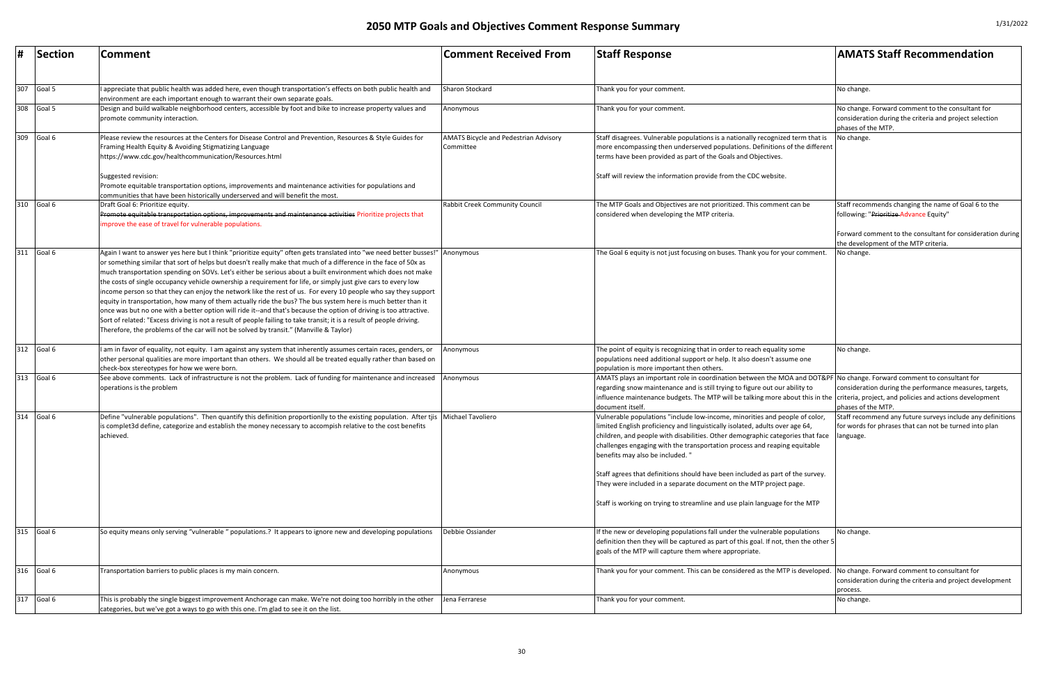# 2050 MTP Goals and Objectives Comment Response Summary

1/31/2022

| # | Section | Comment | Comment Received From | Staff Response | AMATS Staff Recommendation |
|---|---|---|---|---|---|
| 307 | Goal 5 | I appreciate that public health was added here, even though transportation's effects on both public health and environment are each important enough to warrant their own separate goals. | Sharon Stockard | Thank you for your comment. | No change. |
| 308 | Goal 5 | Design and build walkable neighborhood centers, accessible by foot and bike to increase property values and promote community interaction. | Anonymous | Thank you for your comment. | No change. Forward comment to the consultant for consideration during the criteria and project selection phases of the MTP. |
| 309 | Goal 6 | Please review the resources at the Centers for Disease Control and Prevention, Resources & Style Guides for Framing Health Equity & Avoiding Stigmatizing Language https://www.cdc.gov/healthcommunication/Resources.html<br><br>Suggested revision:<br>Promote equitable transportation options, improvements and maintenance activities for populations and communities that have been historically underserved and will benefit the most. | AMATS Bicycle and Pedestrian Advisory Committee | Staff disagrees. Vulnerable populations is a nationally recognized term that is more encompassing then underserved populations. Definitions of the different terms have been provided as part of the Goals and Objectives.<br><br>Staff will review the information provide from the CDC website. | No change. |
| 310 | Goal 6 | Draft Goal 6: Prioritize equity.<br>~~Promote equitable transportation options, improvements and maintenance activities~~ Prioritize projects that improve the ease of travel for vulnerable populations. | Rabbit Creek Community Council | The MTP Goals and Objectives are not prioritized. This comment can be considered when developing the MTP criteria. | Staff recommends changing the name of Goal 6 to the following: "~~Prioritize~~ Advance Equity"<br><br>Forward comment to the consultant for consideration during the development of the MTP criteria. |
| 311 | Goal 6 | Again I want to answer yes here but I think "prioritize equity" often gets translated into "we need better busses!" or something similar that sort of helps but doesn't really make that much of a difference in the face of 50x as much transportation spending on SOVs. Let's either be serious about a built environment which does not make the costs of single occupancy vehicle ownership a requirement for life, or simply just give cars to every low income person so that they can enjoy the network like the rest of us. For every 10 people who say they support equity in transportation, how many of them actually ride the bus? The bus system here is much better than it once was but no one with a better option will ride it--and that's because the option of driving is too attractive. Sort of related: "Excess driving is not a result of people failing to take transit; it is a result of people driving. Therefore, the problems of the car will not be solved by transit." (Manville & Taylor) | Anonymous | The Goal 6 equity is not just focusing on buses. Thank you for your comment. | No change. |
| 312 | Goal 6 | I am in favor of equality, not equity. I am against any system that inherently assumes certain races, genders, or other personal qualities are more important than others. We should all be treated equally rather than based on check-box stereotypes for how we were born. | Anonymous | The point of equity is recognizing that in order to reach equality some populations need additional support or help. It also doesn't assume one population is more important then others. | No change. |
| 313 | Goal 6 | See above comments. Lack of infrastructure is not the problem. Lack of funding for maintenance and increased operations is the problem | Anonymous | AMATS plays an important role in coordination between the MOA and DOT&PF regarding snow maintenance and is still trying to figure out our ability to influence maintenance budgets. The MTP will be talking more about this in the document itself. | No change. Forward comment to consultant for consideration during the performance measures, targets, criteria, project, and policies and actions development phases of the MTP. |
| 314 | Goal 6 | Define "vulnerable populations". Then quantify this definition proportionlly to the existing population. After tjis is complet3d define, categorize and establish the money necessary to accompish relative to the cost benefits achieved. | Michael Tavoliero | Vulnerable populations "include low-income, minorities and people of color, limited English proficiency and linguistically isolated, adults over age 64, children, and people with disabilities. Other demographic categories that face challenges engaging with the transportation process and reaping equitable benefits may also be included. "<br><br>Staff agrees that definitions should have been included as part of the survey. They were included in a separate document on the MTP project page.<br><br>Staff is working on trying to streamline and use plain language for the MTP | Staff recommend any future surveys include any definitions for words for phrases that can not be turned into plan language. |
| 315 | Goal 6 | So equity means only serving "vulnerable " populations.? It appears to ignore new and developing populations | Debbie Ossiander | If the new or developing populations fall under the vulnerable populations definition then they will be captured as part of this goal. If not, then the other 5 goals of the MTP will capture them where appropriate. | No change. |
| 316 | Goal 6 | Transportation barriers to public places is my main concern. | Anonymous | Thank you for your comment. This can be considered as the MTP is developed. | No change. Forward comment to consultant for consideration during the criteria and project development process. |
| 317 | Goal 6 | This is probably the single biggest improvement Anchorage can make. We're not doing too horribly in the other categories, but we've got a ways to go with this one. I'm glad to see it on the list. | Jena Ferrarese | Thank you for your comment. | No change. |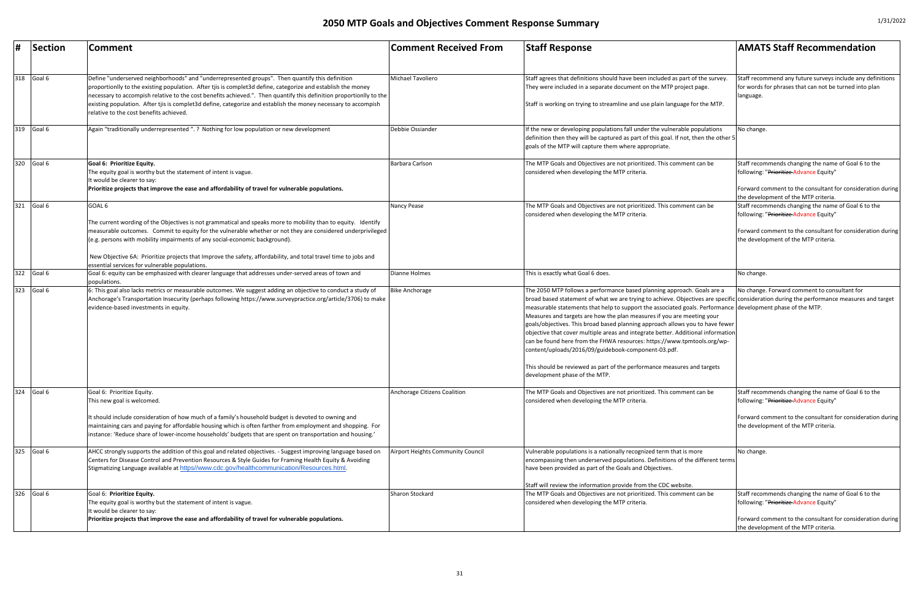# 2050 MTP Goals and Objectives Comment Response Summary

1/31/2022

| # | Section | Comment | Comment Received From | Staff Response | AMATS Staff Recommendation |
|---|---|---|---|---|---|
| 318 | Goal 6 | Define "underserved neighborhoods" and "underrepresented groups". Then quantify this definition proportionlly to the existing population. After tjis is complet3d define, categorize and establish the money necessary to accompish relative to the cost benefits achieved.". Then quantify this definition proportionlly to the existing population. After tjis is complet3d define, categorize and establish the money necessary to accompish relative to the cost benefits achieved. | Michael Tavoliero | Staff agrees that definitions should have been included as part of the survey. They were included in a separate document on the MTP project page.<br><br>Staff is working on trying to streamline and use plain language for the MTP. | Staff recommend any future surveys include any definitions for words for phrases that can not be turned into plan language. |
| 319 | Goal 6 | Again "traditionally underrepresented ". ? Nothing for low population or new development | Debbie Ossiander | If the new or developing populations fall under the vulnerable populations definition then they will be captured as part of this goal. If not, then the other 5 goals of the MTP will capture them where appropriate. | No change. |
| 320 | Goal 6 | **Goal 6: Prioritize Equity.**<br>The equity goal is worthy but the statement of intent is vague.<br>It would be clearer to say:<br>**Prioritize projects that improve the ease and affordability of travel for vulnerable populations.** | Barbara Carlson | The MTP Goals and Objectives are not prioritized. This comment can be considered when developing the MTP criteria. | Staff recommends changing the name of Goal 6 to the following: "~~Prioritize~~ Advance Equity"<br><br>Forward comment to the consultant for consideration during the development of the MTP criteria. |
| 321 | Goal 6 | GOAL 6<br><br>The current wording of the Objectives is not grammatical and speaks more to mobility than to equity. Identify measurable outcomes. Commit to equity for the vulnerable whether or not they are considered underprivileged (e.g. persons with mobility impairments of any social-economic background).<br><br>New Objective 6A: Prioritize projects that Improve the safety, affordability, and total travel time to jobs and essential services for vulnerable populations. | Nancy Pease | The MTP Goals and Objectives are not prioritized. This comment can be considered when developing the MTP criteria. | Staff recommends changing the name of Goal 6 to the following: "~~Prioritize~~ Advance Equity"<br><br>Forward comment to the consultant for consideration during the development of the MTP criteria. |
| 322 | Goal 6 | Goal 6: equity can be emphasized with clearer language that addresses under-served areas of town and populations. | Dianne Holmes | This is exactly what Goal 6 does. | No change. |
| 323 | Goal 6 | 6: This goal also lacks metrics or measurable outcomes. We suggest adding an objective to conduct a study of Anchorage's Transportation Insecurity (perhaps following https://www.surveypractice.org/article/3706) to make evidence-based investments in equity. | Bike Anchorage | The 2050 MTP follows a performance based planning approach. Goals are a broad based statement of what we are trying to achieve. Objectives are specific measurable statements that help to support the associated goals. Performance Measures and targets are how the plan measures if you are meeting your goals/objectives. This broad based planning approach allows you to have fewer objective that cover multiple areas and integrate better. Additional information can be found here from the FHWA resources: https://www.tpmtools.org/wp-content/uploads/2016/09/guidebook-component-03.pdf.<br><br>This should be reviewed as part of the performance measures and targets development phase of the MTP. | No change. Forward comment to consultant for consideration during the performance measures and target development phase of the MTP. |
| 324 | Goal 6 | Goal 6: Prioritize Equity.<br>This new goal is welcomed.<br><br>It should include consideration of how much of a family's household budget is devoted to owning and maintaining cars and paying for affordable housing which is often farther from employment and shopping. For instance: 'Reduce share of lower-income households' budgets that are spent on transportation and housing.' | Anchorage Citizens Coalition | The MTP Goals and Objectives are not prioritized. This comment can be considered when developing the MTP criteria. | Staff recommends changing the name of Goal 6 to the following: "~~Prioritize~~ Advance Equity"<br><br>Forward comment to the consultant for consideration during the development of the MTP criteria. |
| 325 | Goal 6 | AHCC strongly supports the addition of this goal and related objectives. - Suggest improving language based on Centers for Disease Control and Prevention Resources & Style Guides for Framing Health Equity & Avoiding Stigmatizing Language available at https//www.cdc.gov/healthcommunication/Resources.html. | Airport Heights Community Council | Vulnerable populations is a nationally recognized term that is more encompassing then underserved populations. Definitions of the different terms have been provided as part of the Goals and Objectives.<br><br>Staff will review the information provide from the CDC website. | No change. |
| 326 | Goal 6 | Goal 6: **Prioritize Equity.**<br>The equity goal is worthy but the statement of intent is vague.<br>It would be clearer to say:<br>**Prioritize projects that improve the ease and affordability of travel for vulnerable populations.** | Sharon Stockard | The MTP Goals and Objectives are not prioritized. This comment can be considered when developing the MTP criteria. | Staff recommends changing the name of Goal 6 to the following: "~~Prioritize~~ Advance Equity"<br><br>Forward comment to the consultant for consideration during the development of the MTP criteria. |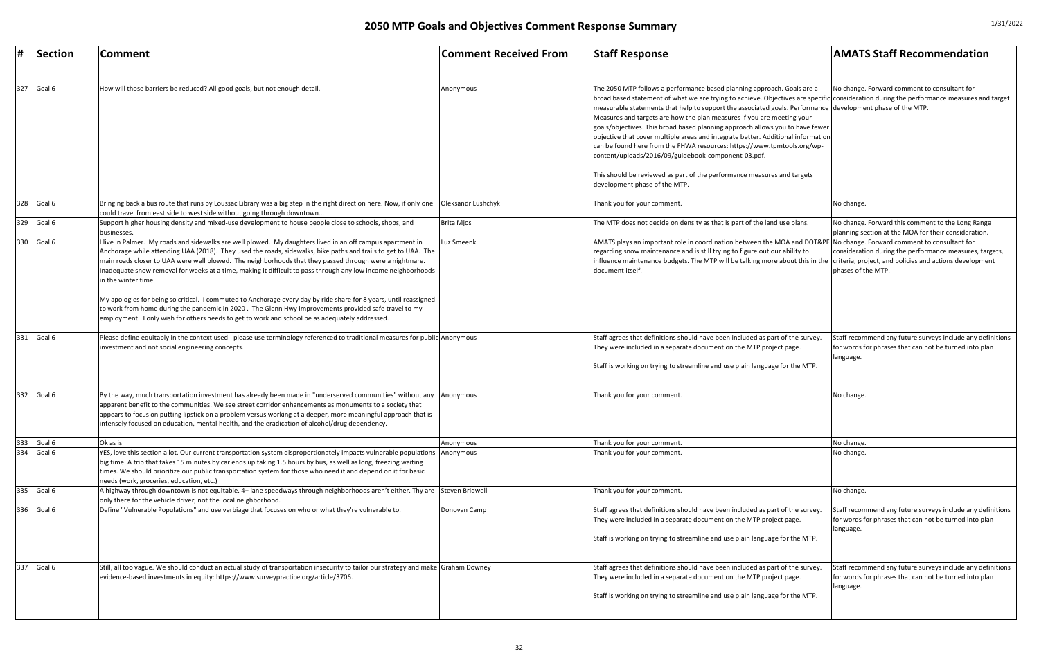# 2050 MTP Goals and Objectives Comment Response Summary

| # | Section | Comment | Comment Received From | Staff Response | AMATS Staff Recommendation |
|---|---|---|---|---|---|
| 327 | Goal 6 | How will those barriers be reduced? All good goals, but not enough detail. | Anonymous | The 2050 MTP follows a performance based planning approach. Goals are a broad based statement of what we are trying to achieve. Objectives are specific measurable statements that help to support the associated goals. Performance Measures and targets are how the plan measures if you are meeting your goals/objectives. This broad based planning approach allows you to have fewer objective that cover multiple areas and integrate better. Additional information can be found here from the FHWA resources: https://www.tpmtools.org/wp-content/uploads/2016/09/guidebook-component-03.pdf.<br><br>This should be reviewed as part of the performance measures and targets development phase of the MTP. | No change. Forward comment to consultant for consideration during the performance measures and target development phase of the MTP. |
| 328 | Goal 6 | Bringing back a bus route that runs by Loussac Library was a big step in the right direction here. Now, if only one could travel from east side to west side without going through downtown... | Oleksandr Lushchyk | Thank you for your comment. | No change. |
| 329 | Goal 6 | Support higher housing density and mixed-use development to house people close to schools, shops, and businesses. | Brita Mjos | The MTP does not decide on density as that is part of the land use plans. | No change. Forward this comment to the Long Range planning section at the MOA for their consideration. |
| 330 | Goal 6 | I live in Palmer. My roads and sidewalks are well plowed. My daughters lived in an off campus apartment in Anchorage while attending UAA (2018). They used the roads, sidewalks, bike paths and trails to get to UAA. The main roads closer to UAA were well plowed. The neighborhoods that they passed through were a nightmare. Inadequate snow removal for weeks at a time, making it difficult to pass through any low income neighborhoods in the winter time.<br><br>My apologies for being so critical. I commuted to Anchorage every day by ride share for 8 years, until reassigned to work from home during the pandemic in 2020 . The Glenn Hwy improvements provided safe travel to my employment. I only wish for others needs to get to work and school be as adequately addressed. | Luz Smeenk | AMATS plays an important role in coordination between the MOA and DOT&PF regarding snow maintenance and is still trying to figure out our ability to influence maintenance budgets. The MTP will be talking more about this in the document itself. | No change. Forward comment to consultant for consideration during the performance measures, targets, criteria, project, and policies and actions development phases of the MTP. |
| 331 | Goal 6 | Please define equitably in the context used - please use terminology referenced to traditional measures for public investment and not social engineering concepts. | Anonymous | Staff agrees that definitions should have been included as part of the survey. They were included in a separate document on the MTP project page.<br><br>Staff is working on trying to streamline and use plain language for the MTP. | Staff recommend any future surveys include any definitions for words for phrases that can not be turned into plan language. |
| 332 | Goal 6 | By the way, much transportation investment has already been made in "underserved communities" without any apparent benefit to the communities. We see street corridor enhancements as monuments to a society that appears to focus on putting lipstick on a problem versus working at a deeper, more meaningful approach that is intensely focused on education, mental health, and the eradication of alcohol/drug dependency. | Anonymous | Thank you for your comment. | No change. |
| 333 | Goal 6 | Ok as is | Anonymous | Thank you for your comment. | No change. |
| 334 | Goal 6 | YES, love this section a lot. Our current transportation system disproportionately impacts vulnerable populations big time. A trip that takes 15 minutes by car ends up taking 1.5 hours by bus, as well as long, freezing waiting times. We should prioritize our public transportation system for those who need it and depend on it for basic needs (work, groceries, education, etc.) | Anonymous | Thank you for your comment. | No change. |
| 335 | Goal 6 | A highway through downtown is not equitable. 4+ lane speedways through neighborhoods aren't either. They are only there for the vehicle driver, not the local neighborhood. | Steven Bridwell | Thank you for your comment. | No change. |
| 336 | Goal 6 | Define "Vulnerable Populations" and use verbiage that focuses on who or what they're vulnerable to. | Donovan Camp | Staff agrees that definitions should have been included as part of the survey. They were included in a separate document on the MTP project page.<br><br>Staff is working on trying to streamline and use plain language for the MTP. | Staff recommend any future surveys include any definitions for words for phrases that can not be turned into plan language. |
| 337 | Goal 6 | Still, all too vague. We should conduct an actual study of transportation insecurity to tailor our strategy and make evidence-based investments in equity: https://www.surveypractice.org/article/3706. | Graham Downey | Staff agrees that definitions should have been included as part of the survey. They were included in a separate document on the MTP project page.<br><br>Staff is working on trying to streamline and use plain language for the MTP. | Staff recommend any future surveys include any definitions for words for phrases that can not be turned into plan language. |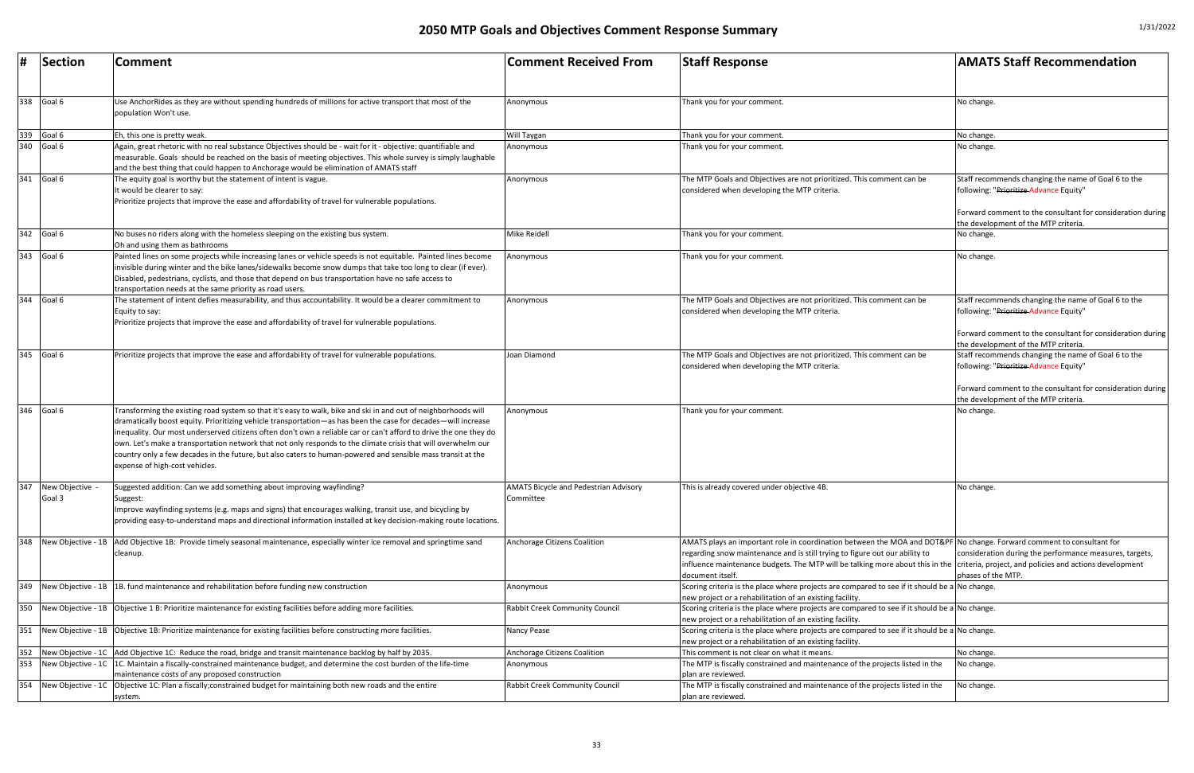# 2050 MTP Goals and Objectives Comment Response Summary

1/31/2022

| # | Section | Comment | Comment Received From | Staff Response | AMATS Staff Recommendation |
|---|---|---|---|---|---|
| 338 | Goal 6 | Use AnchorRides as they are without spending hundreds of millions for active transport that most of the population Won't use. | Anonymous | Thank you for your comment. | No change. |
| 339 | Goal 6 | Eh, this one is pretty weak. | Will Taygan | Thank you for your comment. | No change. |
| 340 | Goal 6 | Again, great rhetoric with no real substance Objectives should be - wait for it - objective: quantifiable and measurable. Goals should be reached on the basis of meeting objectives. This whole survey is simply laughable and the best thing that could happen to Anchorage would be elimination of AMATS staff | Anonymous | Thank you for your comment. | No change. |
| 341 | Goal 6 | The equity goal is worthy but the statement of intent is vague.<br>It would be clearer to say:<br>Prioritize projects that improve the ease and affordability of travel for vulnerable populations. | Anonymous | The MTP Goals and Objectives are not prioritized. This comment can be considered when developing the MTP criteria. | Staff recommends changing the name of Goal 6 to the following: "~~Prioritize~~ Advance Equity"<br><br>Forward comment to the consultant for consideration during the development of the MTP criteria. |
| 342 | Goal 6 | No buses no riders along with the homeless sleeping on the existing bus system.<br>Oh and using them as bathrooms | Mike Reidell | Thank you for your comment. | No change. |
| 343 | Goal 6 | Painted lines on some projects while increasing lanes or vehicle speeds is not equitable. Painted lines become invisible during winter and the bike lanes/sidewalks become snow dumps that take too long to clear (if ever). Disabled, pedestrians, cyclists, and those that depend on bus transportation have no safe access to transportation needs at the same priority as road users. | Anonymous | Thank you for your comment. | No change. |
| 344 | Goal 6 | The statement of intent defies measurability, and thus accountability. It would be a clearer commitment to Equity to say:<br>Prioritize projects that improve the ease and affordability of travel for vulnerable populations. | Anonymous | The MTP Goals and Objectives are not prioritized. This comment can be considered when developing the MTP criteria. | Staff recommends changing the name of Goal 6 to the following: "~~Prioritize~~ Advance Equity"<br><br>Forward comment to the consultant for consideration during the development of the MTP criteria. |
| 345 | Goal 6 | Prioritize projects that improve the ease and affordability of travel for vulnerable populations. | Joan Diamond | The MTP Goals and Objectives are not prioritized. This comment can be considered when developing the MTP criteria. | Staff recommends changing the name of Goal 6 to the following: "~~Prioritize~~ Advance Equity"<br><br>Forward comment to the consultant for consideration during the development of the MTP criteria. |
| 346 | Goal 6 | Transforming the existing road system so that it's easy to walk, bike and ski in and out of neighborhoods will dramatically boost equity. Prioritizing vehicle transportation—as has been the case for decades—will increase inequality. Our most underserved citizens often don't own a reliable car or can't afford to drive the one they do own. Let's make a transportation network that not only responds to the climate crisis that will overwhelm our country only a few decades in the future, but also caters to human-powered and sensible mass transit at the expense of high-cost vehicles. | Anonymous | Thank you for your comment. | No change. |
| 347 | New Objective - Goal 3 | Suggested addition: Can we add something about improving wayfinding?<br>Suggest:<br>Improve wayfinding systems (e.g. maps and signs) that encourages walking, transit use, and bicycling by providing easy-to-understand maps and directional information installed at key decision-making route locations. | AMATS Bicycle and Pedestrian Advisory Committee | This is already covered under objective 4B. | No change. |
| 348 | New Objective - 1B | Add Objective 1B: Provide timely seasonal maintenance, especially winter ice removal and springtime sand cleanup. | Anchorage Citizens Coalition | AMATS plays an important role in coordination between the MOA and DOT&PF regarding snow maintenance and is still trying to figure out our ability to influence maintenance budgets. The MTP will be talking more about this in the document itself. | No change. Forward comment to consultant for consideration during the performance measures, targets, criteria, project, and policies and actions development phases of the MTP. |
| 349 | New Objective - 1B | 1B. fund maintenance and rehabilitation before funding new construction | Anonymous | Scoring criteria is the place where projects are compared to see if it should be a new project or a rehabilitation of an existing facility. | No change. |
| 350 | New Objective - 1B | Objective 1 B: Prioritize maintenance for existing facilities before adding more facilities. | Rabbit Creek Community Council | Scoring criteria is the place where projects are compared to see if it should be a new project or a rehabilitation of an existing facility. | No change. |
| 351 | New Objective - 1B | Objective 1B: Prioritize maintenance for existing facilities before constructing more facilities. | Nancy Pease | Scoring criteria is the place where projects are compared to see if it should be a new project or a rehabilitation of an existing facility. | No change. |
| 352 | New Objective - 1C | Add Objective 1C: Reduce the road, bridge and transit maintenance backlog by half by 2035. | Anchorage Citizens Coalition | This comment is not clear on what it means. | No change. |
| 353 | New Objective - 1C | 1C. Maintain a fiscally-constrained maintenance budget, and determine the cost burden of the life-time maintenance costs of any proposed construction | Anonymous | The MTP is fiscally constrained and maintenance of the projects listed in the plan are reviewed. | No change. |
| 354 | New Objective - 1C | Objective 1C: Plan a fiscally;constrained budget for maintaining both new roads and the entire system. | Rabbit Creek Community Council | The MTP is fiscally constrained and maintenance of the projects listed in the plan are reviewed. | No change. |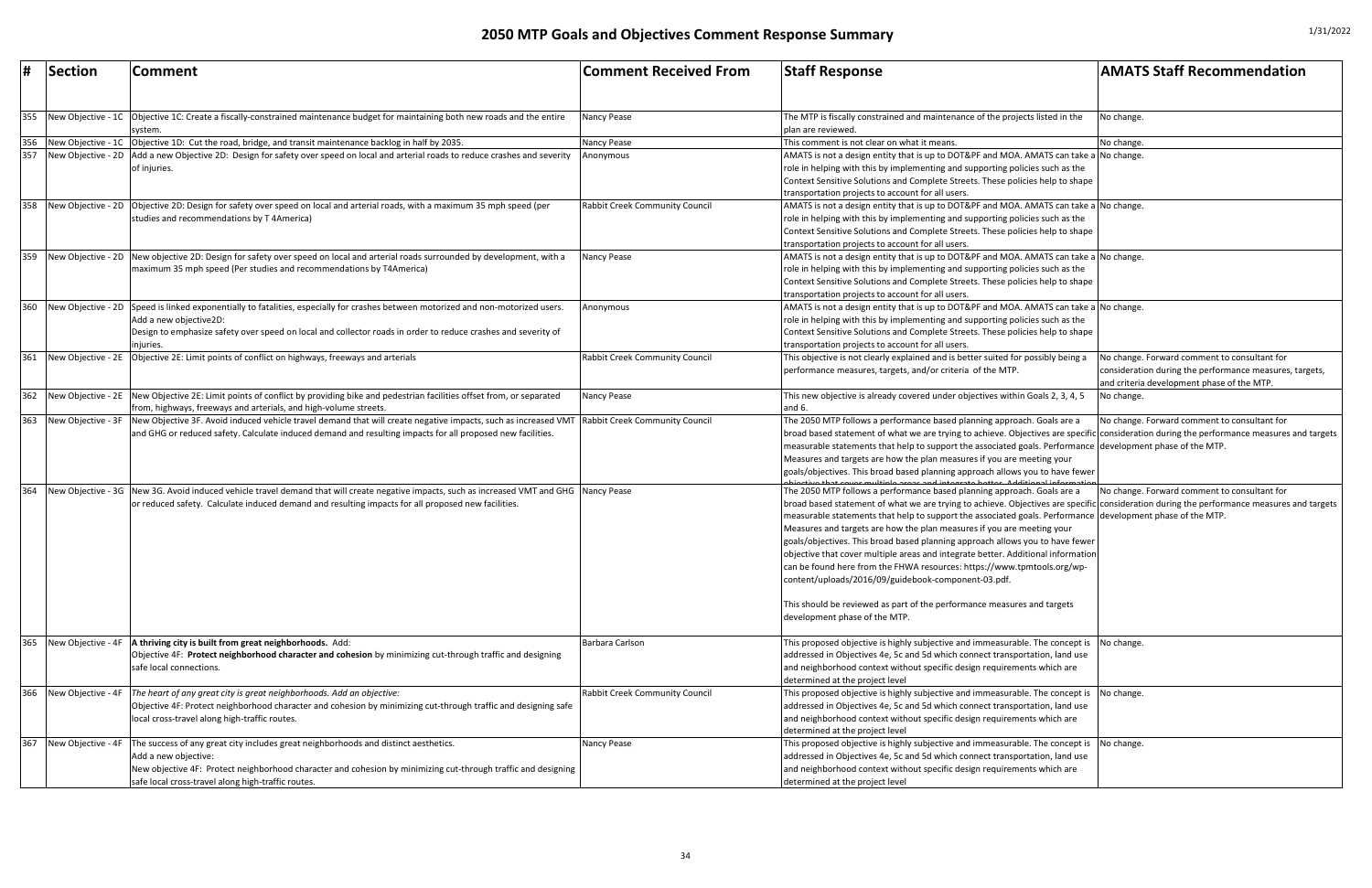# 2050 MTP Goals and Objectives Comment Response Summary

| # | Section | Comment | Comment Received From | Staff Response | AMATS Staff Recommendation |
|---|---|---|---|---|---|
| 355 | New Objective - 1C | Objective 1C: Create a fiscally-constrained maintenance budget for maintaining both new roads and the entire system. | Nancy Pease | The MTP is fiscally constrained and maintenance of the projects listed in the plan are reviewed. | No change. |
| 356 | New Objective - 1C | Objective 1D: Cut the road, bridge, and transit maintenance backlog in half by 2035. | Nancy Pease | This comment is not clear on what it means. | No change. |
| 357 | New Objective - 2D | Add a new Objective 2D: Design for safety over speed on local and arterial roads to reduce crashes and severity of injuries. | Anonymous | AMATS is not a design entity that is up to DOT&PF and MOA. AMATS can take a role in helping with this by implementing and supporting policies such as the Context Sensitive Solutions and Complete Streets. These policies help to shape transportation projects to account for all users. | No change. |
| 358 | New Objective - 2D | Objective 2D: Design for safety over speed on local and arterial roads, with a maximum 35 mph speed (per studies and recommendations by T 4America) | Rabbit Creek Community Council | AMATS is not a design entity that is up to DOT&PF and MOA. AMATS can take a role in helping with this by implementing and supporting policies such as the Context Sensitive Solutions and Complete Streets. These policies help to shape transportation projects to account for all users. | No change. |
| 359 | New Objective - 2D | New objective 2D: Design for safety over speed on local and arterial roads surrounded by development, with a maximum 35 mph speed (Per studies and recommendations by T4America) | Nancy Pease | AMATS is not a design entity that is up to DOT&PF and MOA. AMATS can take a role in helping with this by implementing and supporting policies such as the Context Sensitive Solutions and Complete Streets. These policies help to shape transportation projects to account for all users. | No change. |
| 360 | New Objective - 2D | Speed is linked exponentially to fatalities, especially for crashes between motorized and non-motorized users. Add a new objective2D: Design to emphasize safety over speed on local and collector roads in order to reduce crashes and severity of injuries. | Anonymous | AMATS is not a design entity that is up to DOT&PF and MOA. AMATS can take a role in helping with this by implementing and supporting policies such as the Context Sensitive Solutions and Complete Streets. These policies help to shape transportation projects to account for all users. | No change. |
| 361 | New Objective - 2E | Objective 2E: Limit points of conflict on highways, freeways and arterials | Rabbit Creek Community Council | This objective is not clearly explained and is better suited for possibly being a performance measures, targets, and/or criteria of the MTP. | No change. Forward comment to consultant for consideration during the performance measures, targets, and criteria development phase of the MTP. |
| 362 | New Objective - 2E | New Objective 2E: Limit points of conflict by providing bike and pedestrian facilities offset from, or separated from, highways, freeways and arterials, and high-volume streets. | Nancy Pease | This new objective is already covered under objectives within Goals 2, 3, 4, 5 and 6. | No change. |
| 363 | New Objective - 3F | New Objective 3F. Avoid induced vehicle travel demand that will create negative impacts, such as increased VMT and GHG or reduced safety. Calculate induced demand and resulting impacts for all proposed new facilities. | Rabbit Creek Community Council | The 2050 MTP follows a performance based planning approach. Goals are a broad based statement of what we are trying to achieve. Objectives are specific measurable statements that help to support the associated goals. Performance Measures and targets are how the plan measures if you are meeting your goals/objectives. This broad based planning approach allows you to have fewer objective that cover multiple areas and integrate better. Additional information | No change. Forward comment to consultant for consideration during the performance measures and targets development phase of the MTP. |
| 364 | New Objective - 3G | New 3G. Avoid induced vehicle travel demand that will create negative impacts, such as increased VMT and GHG or reduced safety. Calculate induced demand and resulting impacts for all proposed new facilities. | Nancy Pease | The 2050 MTP follows a performance based planning approach. Goals are a broad based statement of what we are trying to achieve. Objectives are specific measurable statements that help to support the associated goals. Performance Measures and targets are how the plan measures if you are meeting your goals/objectives. This broad based planning approach allows you to have fewer objective that cover multiple areas and integrate better. Additional information can be found here from the FHWA resources: https://www.tpmtools.org/wp-content/uploads/2016/09/guidebook-component-03.pdf. This should be reviewed as part of the performance measures and targets development phase of the MTP. | No change. Forward comment to consultant for consideration during the performance measures and targets development phase of the MTP. |
| 365 | New Objective - 4F | **A thriving city is built from great neighborhoods.** Add: Objective 4F: **Protect neighborhood character and cohesion** by minimizing cut-through traffic and designing safe local connections. | Barbara Carlson | This proposed objective is highly subjective and immeasurable. The concept is addressed in Objectives 4e, 5c and 5d which connect transportation, land use and neighborhood context without specific design requirements which are determined at the project level | No change. |
| 366 | New Objective - 4F | *The heart of any great city is great neighborhoods. Add an objective:* Objective 4F: Protect neighborhood character and cohesion by minimizing cut-through traffic and designing safe local cross-travel along high-traffic routes. | Rabbit Creek Community Council | This proposed objective is highly subjective and immeasurable. The concept is addressed in Objectives 4e, 5c and 5d which connect transportation, land use and neighborhood context without specific design requirements which are determined at the project level | No change. |
| 367 | New Objective - 4F | The success of any great city includes great neighborhoods and distinct aesthetics. Add a new objective: New objective 4F: Protect neighborhood character and cohesion by minimizing cut-through traffic and designing safe local cross-travel along high-traffic routes. | Nancy Pease | This proposed objective is highly subjective and immeasurable. The concept is addressed in Objectives 4e, 5c and 5d which connect transportation, land use and neighborhood context without specific design requirements which are determined at the project level | No change. |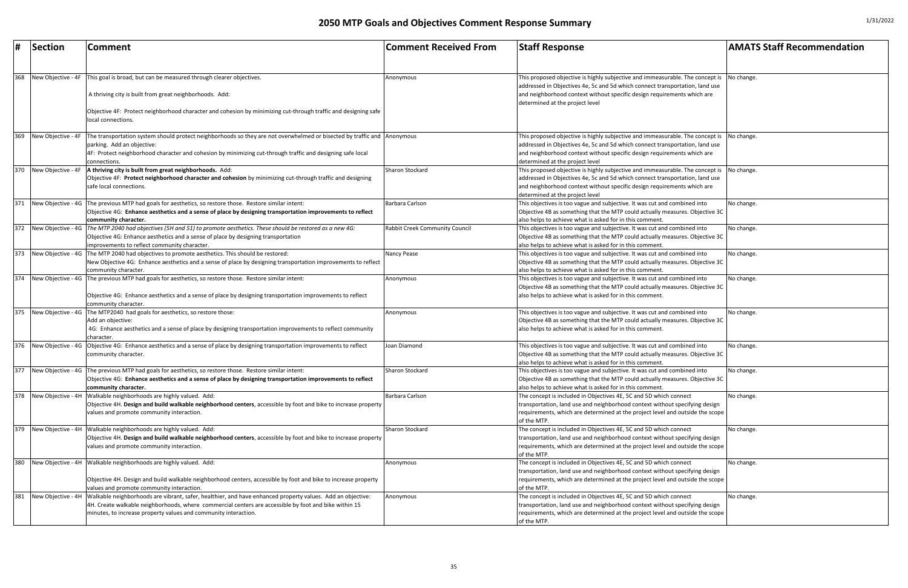# 2050 MTP Goals and Objectives Comment Response Summary

| # | Section | Comment | Comment Received From | Staff Response | AMATS Staff Recommendation |
|---|---|---|---|---|---|
| 368 | New Objective - 4F | This goal is broad, but can be measured through clearer objectives.<br><br>A thriving city is built from great neighborhoods. Add:<br><br>Objective 4F: Protect neighborhood character and cohesion by minimizing cut-through traffic and designing safe local connections. | Anonymous | This proposed objective is highly subjective and immeasurable. The concept is addressed in Objectives 4e, 5c and 5d which connect transportation, land use and neighborhood context without specific design requirements which are determined at the project level | No change. |
| 369 | New Objective - 4F | The transportation system should protect neighborhoods so they are not overwhelmed or bisected by traffic and parking. Add an objective:<br>4F: Protect neighborhood character and cohesion by minimizing cut-through traffic and designing safe local connections. | Anonymous | This proposed objective is highly subjective and immeasurable. The concept is addressed in Objectives 4e, 5c and 5d which connect transportation, land use and neighborhood context without specific design requirements which are determined at the project level | No change. |
| 370 | New Objective - 4F | **A thriving city is built from great neighborhoods.** Add:<br>Objective 4F: **Protect neighborhood character and cohesion** by minimizing cut-through traffic and designing safe local connections. | Sharon Stockard | This proposed objective is highly subjective and immeasurable. The concept is addressed in Objectives 4e, 5c and 5d which connect transportation, land use and neighborhood context without specific design requirements which are determined at the project level | No change. |
| 371 | New Objective - 4G | The previous MTP had goals for aesthetics, so restore those. Restore similar intent:<br>Objective 4G: **Enhance aesthetics and a sense of place by designing transportation improvements to reflect community character.** | Barbara Carlson | This objectives is too vague and subjective. It was cut and combined into Objective 4B as something that the MTP could actually measures. Objective 3C also helps to achieve what is asked for in this comment. | No change. |
| 372 | New Objective - 4G | *The MTP 2040 had objectives (5H and 5I) to promote aesthetics. These should be restored as a new 4G:*<br>Objective 4G: Enhance aesthetics and a sense of place by designing transportation improvements to reflect community character. | Rabbit Creek Community Council | This objectives is too vague and subjective. It was cut and combined into Objective 4B as something that the MTP could actually measures. Objective 3C also helps to achieve what is asked for in this comment. | No change. |
| 373 | New Objective - 4G | The MTP 2040 had objectives to promote aesthetics. This should be restored:<br>New Objective 4G: Enhance aesthetics and a sense of place by designing transportation improvements to reflect community character. | Nancy Pease | This objectives is too vague and subjective. It was cut and combined into Objective 4B as something that the MTP could actually measures. Objective 3C also helps to achieve what is asked for in this comment. | No change. |
| 374 | New Objective - 4G | The previous MTP had goals for aesthetics, so restore those. Restore similar intent:<br><br>Objective 4G: Enhance aesthetics and a sense of place by designing transportation improvements to reflect community character. | Anonymous | This objectives is too vague and subjective. It was cut and combined into Objective 4B as something that the MTP could actually measures. Objective 3C also helps to achieve what is asked for in this comment. | No change. |
| 375 | New Objective - 4G | The MTP2040 had goals for aesthetics, so restore those:<br>Add an objective:<br>4G: Enhance aesthetics and a sense of place by designing transportation improvements to reflect community character. | Anonymous | This objectives is too vague and subjective. It was cut and combined into Objective 4B as something that the MTP could actually measures. Objective 3C also helps to achieve what is asked for in this comment. | No change. |
| 376 | New Objective - 4G | Objective 4G: Enhance aesthetics and a sense of place by designing transportation improvements to reflect community character. | Joan Diamond | This objectives is too vague and subjective. It was cut and combined into Objective 4B as something that the MTP could actually measures. Objective 3C also helps to achieve what is asked for in this comment. | No change. |
| 377 | New Objective - 4G | The previous MTP had goals for aesthetics, so restore those. Restore similar intent:<br>Objective 4G: **Enhance aesthetics and a sense of place by designing transportation improvements to reflect community character.** | Sharon Stockard | This objectives is too vague and subjective. It was cut and combined into Objective 4B as something that the MTP could actually measures. Objective 3C also helps to achieve what is asked for in this comment. | No change. |
| 378 | New Objective - 4H | Walkable neighborhoods are highly valued. Add:<br>Objective 4H. **Design and build walkable neighborhood centers**, accessible by foot and bike to increase property values and promote community interaction. | Barbara Carlson | The concept is included in Objectives 4E, 5C and 5D which connect transportation, land use and neighborhood context without specifying design requirements, which are determined at the project level and outside the scope of the MTP. | No change. |
| 379 | New Objective - 4H | Walkable neighborhoods are highly valued. Add:<br>Objective 4H. **Design and build walkable neighborhood centers**, accessible by foot and bike to increase property values and promote community interaction. | Sharon Stockard | The concept is included in Objectives 4E, 5C and 5D which connect transportation, land use and neighborhood context without specifying design requirements, which are determined at the project level and outside the scope of the MTP. | No change. |
| 380 | New Objective - 4H | Walkable neighborhoods are highly valued. Add:<br><br>Objective 4H. Design and build walkable neighborhood centers, accessible by foot and bike to increase property values and promote community interaction. | Anonymous | The concept is included in Objectives 4E, 5C and 5D which connect transportation, land use and neighborhood context without specifying design requirements, which are determined at the project level and outside the scope of the MTP. | No change. |
| 381 | New Objective - 4H | Walkable neighborhoods are vibrant, safer, healthier, and have enhanced property values. Add an objective:<br>4H. Create walkable neighborhoods, where commercial centers are accessible by foot and bike within 15 minutes, to increase property values and community interaction. | Anonymous | The concept is included in Objectives 4E, 5C and 5D which connect transportation, land use and neighborhood context without specifying design requirements, which are determined at the project level and outside the scope of the MTP. | No change. |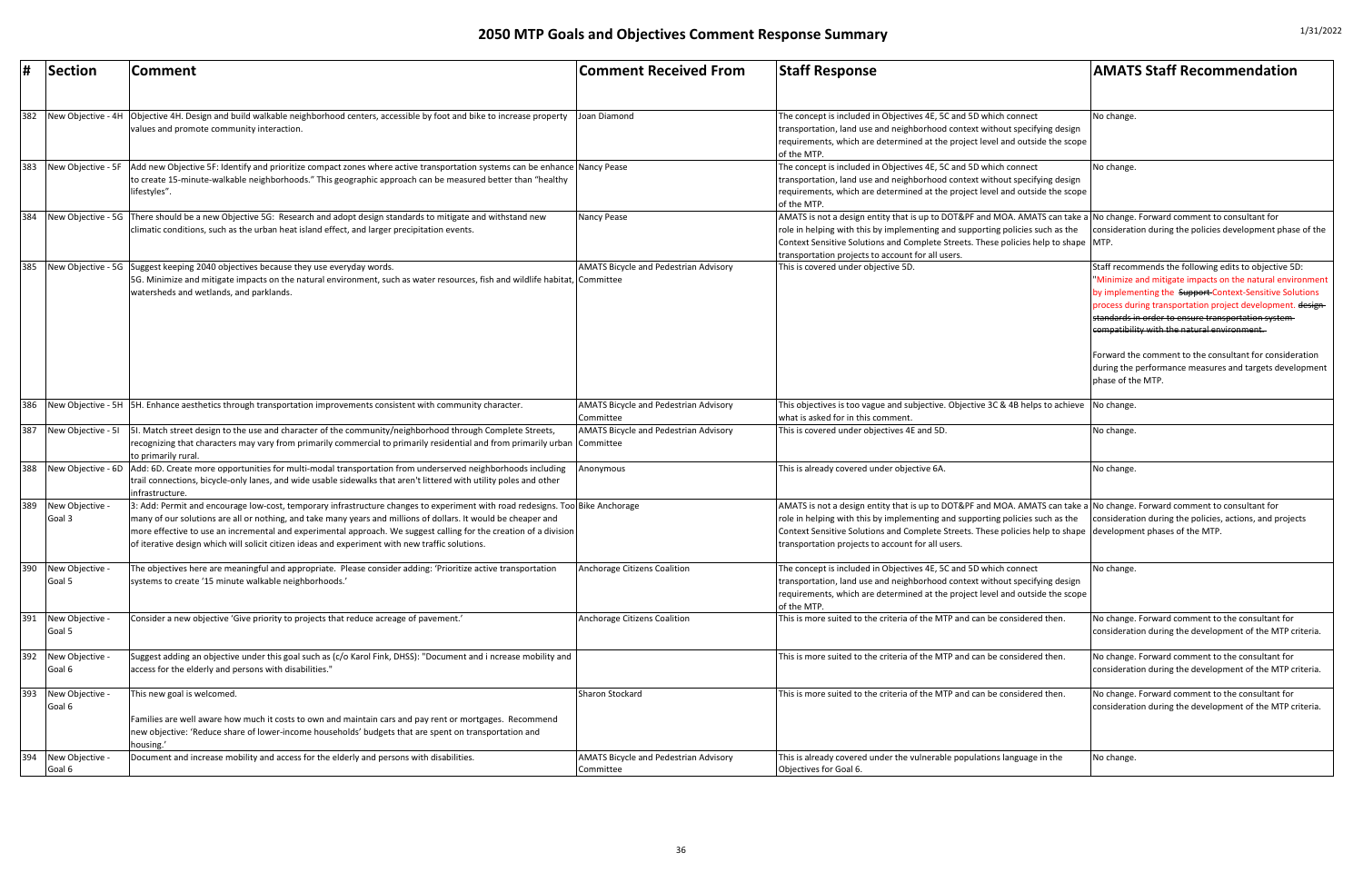# 2050 MTP Goals and Objectives Comment Response Summary

1/31/2022

| # | Section | Comment | Comment Received From | Staff Response | AMATS Staff Recommendation |
|---|---|---|---|---|---|
| 382 | New Objective - 4H | Objective 4H. Design and build walkable neighborhood centers, accessible by foot and bike to increase property values and promote community interaction. | Joan Diamond | The concept is included in Objectives 4E, 5C and 5D which connect transportation, land use and neighborhood context without specifying design requirements, which are determined at the project level and outside the scope of the MTP. | No change. |
| 383 | New Objective - 5F | Add new Objective 5F: Identify and prioritize compact zones where active transportation systems can be enhance to create 15-minute-walkable neighborhoods." This geographic approach can be measured better than "healthy lifestyles". | Nancy Pease | The concept is included in Objectives 4E, 5C and 5D which connect transportation, land use and neighborhood context without specifying design requirements, which are determined at the project level and outside the scope of the MTP. | No change. |
| 384 | New Objective - 5G | There should be a new Objective 5G: Research and adopt design standards to mitigate and withstand new climatic conditions, such as the urban heat island effect, and larger precipitation events. | Nancy Pease | AMATS is not a design entity that is up to DOT&PF and MOA. AMATS can take a role in helping with this by implementing and supporting policies such as the Context Sensitive Solutions and Complete Streets. These policies help to shape transportation projects to account for all users. | No change. Forward comment to consultant for consideration during the policies development phase of the MTP. |
| 385 | New Objective - 5G | Suggest keeping 2040 objectives because they use everyday words. 5G. Minimize and mitigate impacts on the natural environment, such as water resources, fish and wildlife habitat, watersheds and wetlands, and parklands. | AMATS Bicycle and Pedestrian Advisory Committee | This is covered under objective 5D. | Staff recommends the following edits to objective 5D: "Minimize and mitigate impacts on the natural environment by implementing the ~~Support~~ Context-Sensitive Solutions process during transportation project development. ~~design standards in order to ensure transportation system compatibility with the natural environment.~~ Forward the comment to the consultant for consideration during the performance measures and targets development phase of the MTP. |
| 386 | New Objective - 5H | 5H. Enhance aesthetics through transportation improvements consistent with community character. | AMATS Bicycle and Pedestrian Advisory Committee | This objectives is too vague and subjective. Objective 3C & 4B helps to achieve what is asked for in this comment. | No change. |
| 387 | New Objective - 5I | 5I. Match street design to the use and character of the community/neighborhood through Complete Streets, recognizing that characters may vary from primarily commercial to primarily residential and from primarily urban to primarily rural. | AMATS Bicycle and Pedestrian Advisory Committee | This is covered under objectives 4E and 5D. | No change. |
| 388 | New Objective - 6D | Add: 6D. Create more opportunities for multi-modal transportation from underserved neighborhoods including trail connections, bicycle-only lanes, and wide usable sidewalks that aren't littered with utility poles and other infrastructure. | Anonymous | This is already covered under objective 6A. | No change. |
| 389 | New Objective - Goal 3 | 3: Add: Permit and encourage low-cost, temporary infrastructure changes to experiment with road redesigns. Too many of our solutions are all or nothing, and take many years and millions of dollars. It would be cheaper and more effective to use an incremental and experimental approach. We suggest calling for the creation of a division of iterative design which will solicit citizen ideas and experiment with new traffic solutions. | Bike Anchorage | AMATS is not a design entity that is up to DOT&PF and MOA. AMATS can take a role in helping with this by implementing and supporting policies such as the Context Sensitive Solutions and Complete Streets. These policies help to shape transportation projects to account for all users. | No change. Forward comment to consultant for consideration during the policies, actions, and projects development phases of the MTP. |
| 390 | New Objective - Goal 5 | The objectives here are meaningful and appropriate. Please consider adding: 'Prioritize active transportation systems to create '15 minute walkable neighborhoods.' | Anchorage Citizens Coalition | The concept is included in Objectives 4E, 5C and 5D which connect transportation, land use and neighborhood context without specifying design requirements, which are determined at the project level and outside the scope of the MTP. | No change. |
| 391 | New Objective - Goal 5 | Consider a new objective 'Give priority to projects that reduce acreage of pavement.' | Anchorage Citizens Coalition | This is more suited to the criteria of the MTP and can be considered then. | No change. Forward comment to the consultant for consideration during the development of the MTP criteria. |
| 392 | New Objective - Goal 6 | Suggest adding an objective under this goal such as (c/o Karol Fink, DHSS): "Document and i ncrease mobility and access for the elderly and persons with disabilities." | | This is more suited to the criteria of the MTP and can be considered then. | No change. Forward comment to the consultant for consideration during the development of the MTP criteria. |
| 393 | New Objective - Goal 6 | This new goal is welcomed. Families are well aware how much it costs to own and maintain cars and pay rent or mortgages. Recommend new objective: 'Reduce share of lower-income households' budgets that are spent on transportation and housing.' | Sharon Stockard | This is more suited to the criteria of the MTP and can be considered then. | No change. Forward comment to the consultant for consideration during the development of the MTP criteria. |
| 394 | New Objective - Goal 6 | Document and increase mobility and access for the elderly and persons with disabilities. | AMATS Bicycle and Pedestrian Advisory Committee | This is already covered under the vulnerable populations language in the Objectives for Goal 6. | No change. |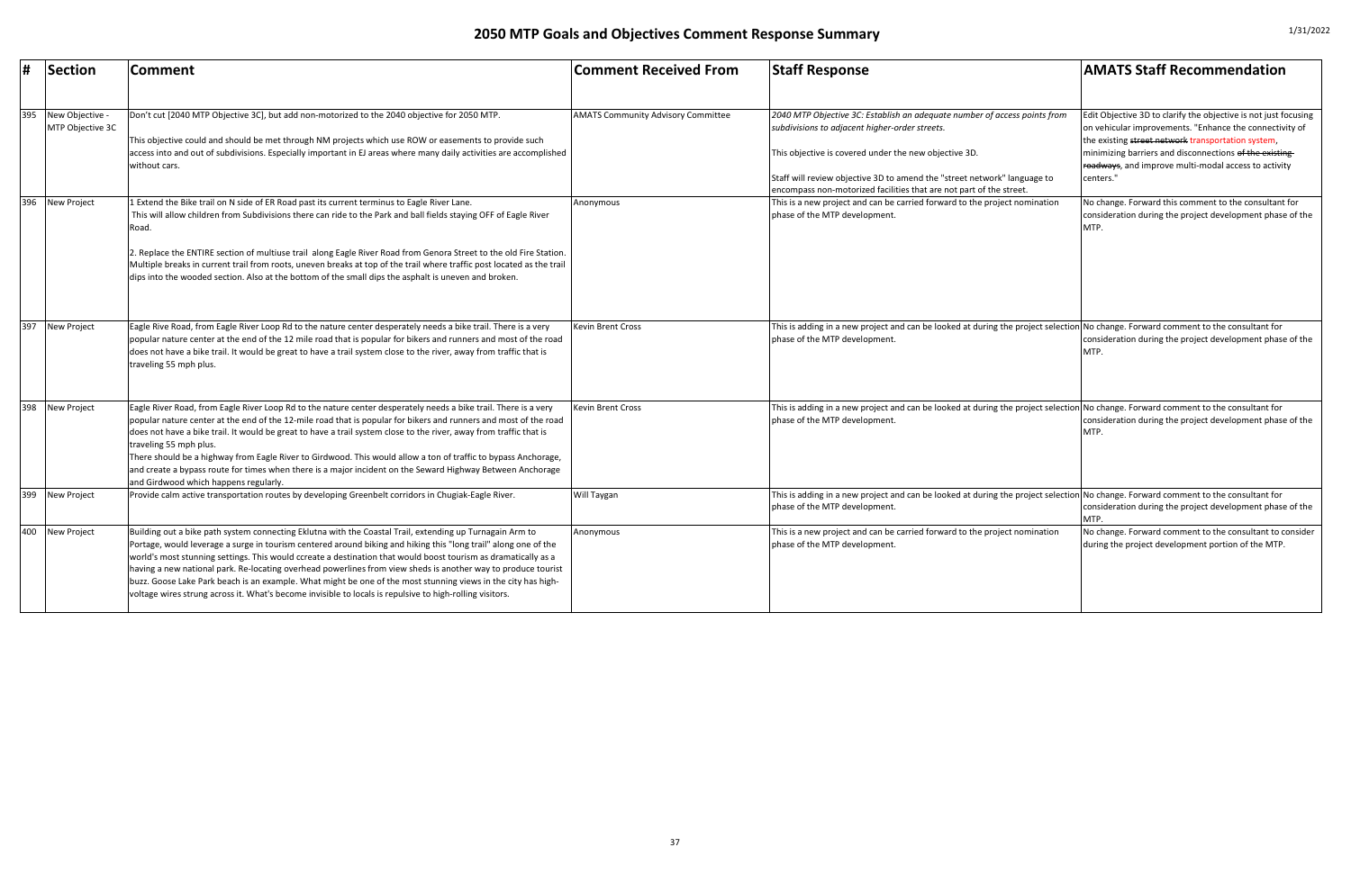# 2050 MTP Goals and Objectives Comment Response Summary

| # | Section | Comment | Comment Received From | Staff Response | AMATS Staff Recommendation |
|---|---|---|---|---|---|
| 395 | New Objective - MTP Objective 3C | Don't cut [2040 MTP Objective 3C], but add non-motorized to the 2040 objective for 2050 MTP.<br><br>This objective could and should be met through NM projects which use ROW or easements to provide such access into and out of subdivisions. Especially important in EJ areas where many daily activities are accomplished without cars. | AMATS Community Advisory Committee | *2040 MTP Objective 3C: Establish an adequate number of access points from subdivisions to adjacent higher-order streets.*<br><br>This objective is covered under the new objective 3D.<br><br>Staff will review objective 3D to amend the "street network" language to encompass non-motorized facilities that are not part of the street. | Edit Objective 3D to clarify the objective is not just focusing on vehicular improvements. "Enhance the connectivity of the existing ~~street network~~ transportation system, minimizing barriers and disconnections ~~of the existing roadways~~, and improve multi-modal access to activity centers." |
| 396 | New Project | 1 Extend the Bike trail on N side of ER Road past its current terminus to Eagle River Lane. This will allow children from Subdivisions there can ride to the Park and ball fields staying OFF of Eagle River Road.<br><br>2. Replace the ENTIRE section of multiuse trail along Eagle River Road from Genora Street to the old Fire Station. Multiple breaks in current trail from roots, uneven breaks at top of the trail where traffic post located as the trail dips into the wooded section. Also at the bottom of the small dips the asphalt is uneven and broken. | Anonymous | This is a new project and can be carried forward to the project nomination phase of the MTP development. | No change. Forward this comment to the consultant for consideration during the project development phase of the MTP. |
| 397 | New Project | Eagle Rive Road, from Eagle River Loop Rd to the nature center desperately needs a bike trail. There is a very popular nature center at the end of the 12 mile road that is popular for bikers and runners and most of the road does not have a bike trail. It would be great to have a trail system close to the river, away from traffic that is traveling 55 mph plus. | Kevin Brent Cross | This is adding in a new project and can be looked at during the project selection phase of the MTP development. | No change. Forward comment to the consultant for consideration during the project development phase of the MTP. |
| 398 | New Project | Eagle River Road, from Eagle River Loop Rd to the nature center desperately needs a bike trail. There is a very popular nature center at the end of the 12-mile road that is popular for bikers and runners and most of the road does not have a bike trail. It would be great to have a trail system close to the river, away from traffic that is traveling 55 mph plus.<br>There should be a highway from Eagle River to Girdwood. This would allow a ton of traffic to bypass Anchorage, and create a bypass route for times when there is a major incident on the Seward Highway Between Anchorage and Girdwood which happens regularly. | Kevin Brent Cross | This is adding in a new project and can be looked at during the project selection phase of the MTP development. | No change. Forward comment to the consultant for consideration during the project development phase of the MTP. |
| 399 | New Project | Provide calm active transportation routes by developing Greenbelt corridors in Chugiak-Eagle River. | Will Taygan | This is adding in a new project and can be looked at during the project selection phase of the MTP development. | No change. Forward comment to the consultant for consideration during the project development phase of the MTP. |
| 400 | New Project | Building out a bike path system connecting Eklutna with the Coastal Trail, extending up Turnagain Arm to Portage, would leverage a surge in tourism centered around biking and hiking this "long trail" along one of the world's most stunning settings. This would ccreate a destination that would boost tourism as dramatically as a having a new national park. Re-locating overhead powerlines from view sheds is another way to produce tourist buzz. Goose Lake Park beach is an example. What might be one of the most stunning views in the city has high-voltage wires strung across it. What's become invisible to locals is repulsive to high-rolling visitors. | Anonymous | This is a new project and can be carried forward to the project nomination phase of the MTP development. | No change. Forward comment to the consultant to consider during the project development portion of the MTP. |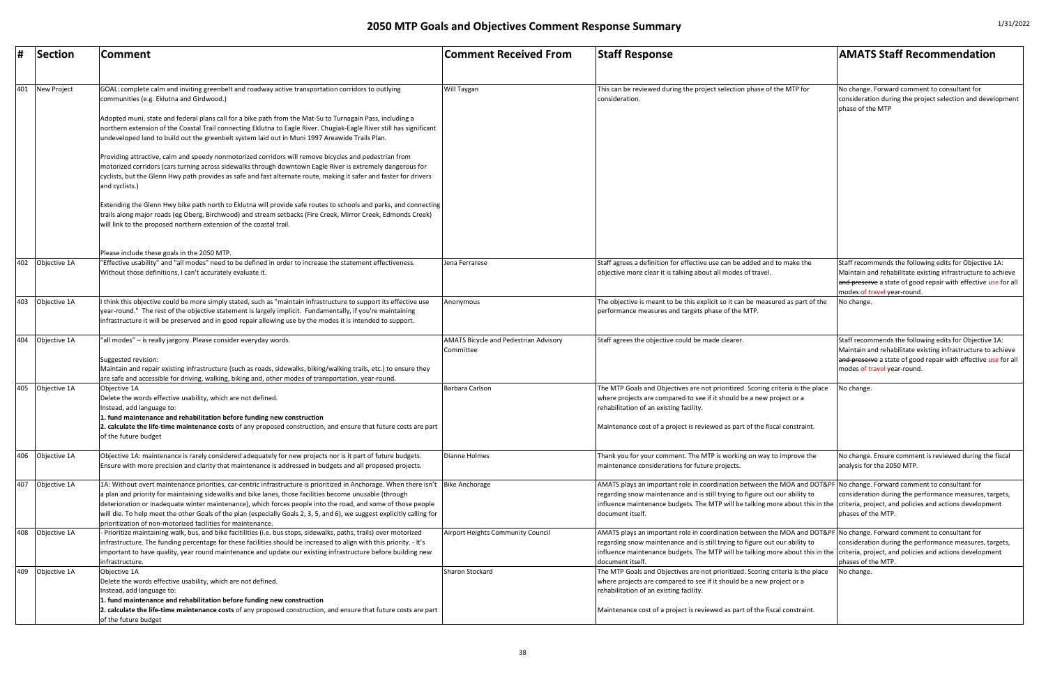# 2050 MTP Goals and Objectives Comment Response Summary

| # | Section | Comment | Comment Received From | Staff Response | AMATS Staff Recommendation |
|---|---|---|---|---|---|
| 401 | New Project | GOAL: complete calm and inviting greenbelt and roadway active transportation corridors to outlying communities (e.g. Eklutna and Girdwood.)<br><br>Adopted muni, state and federal plans call for a bike path from the Mat-Su to Turnagain Pass, including a northern extension of the Coastal Trail connecting Eklutna to Eagle River. Chugiak-Eagle River still has significant undeveloped land to build out the greenbelt system laid out in Muni 1997 Areawide Trails Plan.<br><br>Providing attractive, calm and speedy nonmotorized corridors will remove bicycles and pedestrian from motorized corridors (cars turning across sidewalks through downtown Eagle River is extremely dangerous for cyclists, but the Glenn Hwy path provides as safe and fast alternate route, making it safer and faster for drivers and cyclists.)<br><br>Extending the Glenn Hwy bike path north to Eklutna will provide safe routes to schools and parks, and connecting trails along major roads (eg Oberg, Birchwood) and stream setbacks (Fire Creek, Mirror Creek, Edmonds Creek) will link to the proposed northern extension of the coastal trail.<br><br>Please include these goals in the 2050 MTP. | Will Taygan | This can be reviewed during the project selection phase of the MTP for consideration. | No change. Forward comment to consultant for consideration during the project selection and development phase of the MTP |
| 402 | Objective 1A | "Effective usability" and "all modes" need to be defined in order to increase the statement effectiveness. Without those definitions, I can't accurately evaluate it. | Jena Ferrarese | Staff agrees a definition for effective use can be added and to make the objective more clear it is talking about all modes of travel. | Staff recommends the following edits for Objective 1A: Maintain and rehabilitate existing infrastructure to achieve ~~and preserve~~ a state of good repair with effective use for all modes of travel year-round. |
| 403 | Objective 1A | I think this objective could be more simply stated, such as "maintain infrastructure to support its effective use year-round." The rest of the objective statement is largely implicit. Fundamentally, if you're maintaining infrastructure it will be preserved and in good repair allowing use by the modes it is intended to support. | Anonymous | The objective is meant to be this explicit so it can be measured as part of the performance measures and targets phase of the MTP. | No change. |
| 404 | Objective 1A | "all modes" – is really jargony. Please consider everyday words.<br><br>Suggested revision:<br>Maintain and repair existing infrastructure (such as roads, sidewalks, biking/walking trails, etc.) to ensure they are safe and accessible for driving, walking, biking and, other modes of transportation, year-round. | AMATS Bicycle and Pedestrian Advisory Committee | Staff agrees the objective could be made clearer. | Staff recommends the following edits for Objective 1A: Maintain and rehabilitate existing infrastructure to achieve ~~and preserve~~ a state of good repair with effective use for all modes of travel year-round. |
| 405 | Objective 1A | Objective 1A<br>Delete the words effective usability, which are not defined.<br>Instead, add language to:<br>**1. fund maintenance and rehabilitation before funding new construction**<br>**2. calculate the life-time maintenance costs** of any proposed construction, and ensure that future costs are part of the future budget | Barbara Carlson | The MTP Goals and Objectives are not prioritized. Scoring criteria is the place where projects are compared to see if it should be a new project or a rehabilitation of an existing facility.<br><br>Maintenance cost of a project is reviewed as part of the fiscal constraint. | No change. |
| 406 | Objective 1A | Objective 1A: maintenance is rarely considered adequately for new projects nor is it part of future budgets. Ensure with more precision and clarity that maintenance is addressed in budgets and all proposed projects. | Dianne Holmes | Thank you for your comment. The MTP is working on way to improve the maintenance considerations for future projects. | No change. Ensure comment is reviewed during the fiscal analysis for the 2050 MTP. |
| 407 | Objective 1A | 1A: Without overt maintenance priorities, car-centric infrastructure is prioritized in Anchorage. When there isn't a plan and priority for maintaining sidewalks and bike lanes, those facilities become unusable (through deterioration or inadequate winter maintenance), which forces people into the road, and some of those people will die. To help meet the other Goals of the plan (especially Goals 2, 3, 5, and 6), we suggest explicitly calling for prioritization of non-motorized facilities for maintenance. | Bike Anchorage | AMATS plays an important role in coordination between the MOA and DOT&PF regarding snow maintenance and is still trying to figure out our ability to influence maintenance budgets. The MTP will be talking more about this in the document itself. | No change. Forward comment to consultant for consideration during the performance measures, targets, criteria, project, and policies and actions development phases of the MTP. |
| 408 | Objective 1A | - Prioritize maintaining walk, bus, and bike facitilities (i.e. bus stops, sidewalks, paths, trails) over motorized infrastructure. The funding percentage for these facilities should be increased to align with this priority. - It's important to have quality, year round maintenance and update our existing infrastructure before building new infrastructure. | Airport Heights Community Council | AMATS plays an important role in coordination between the MOA and DOT&PF regarding snow maintenance and is still trying to figure out our ability to influence maintenance budgets. The MTP will be talking more about this in the document itself. | No change. Forward comment to consultant for consideration during the performance measures, targets, criteria, project, and policies and actions development phases of the MTP. |
| 409 | Objective 1A | Objective 1A<br>Delete the words effective usability, which are not defined.<br>Instead, add language to:<br>**1. fund maintenance and rehabilitation before funding new construction**<br>**2. calculate the life-time maintenance costs** of any proposed construction, and ensure that future costs are part of the future budget | Sharon Stockard | The MTP Goals and Objectives are not prioritized. Scoring criteria is the place where projects are compared to see if it should be a new project or a rehabilitation of an existing facility.<br><br>Maintenance cost of a project is reviewed as part of the fiscal constraint. | No change. |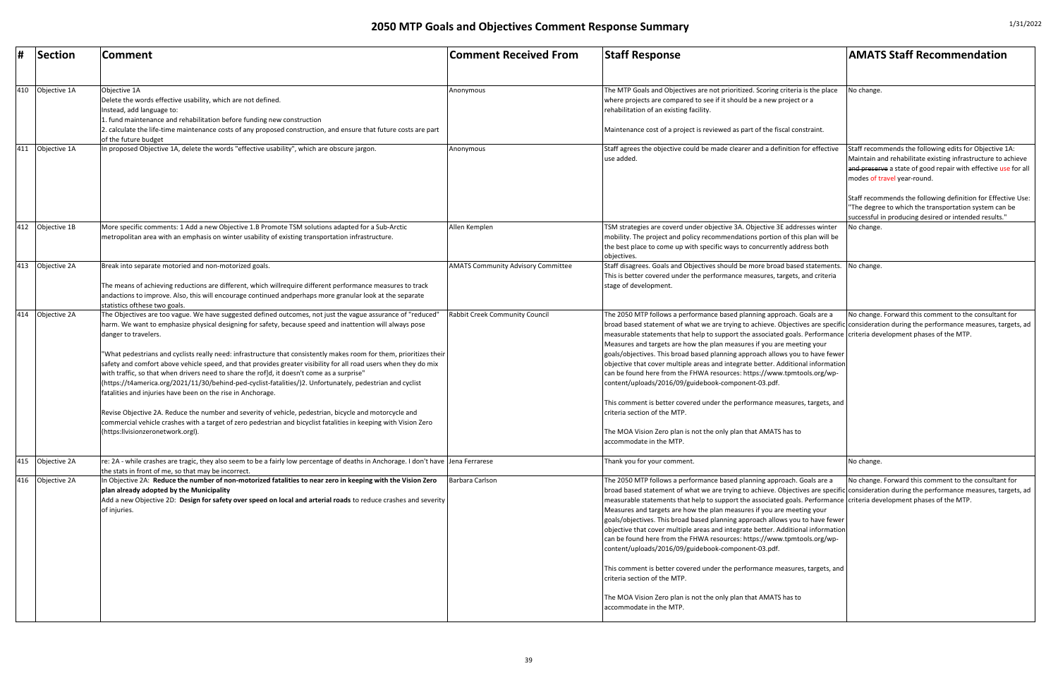# 2050 MTP Goals and Objectives Comment Response Summary

| # | Section | Comment | Comment Received From | Staff Response | AMATS Staff Recommendation |
|---|---|---|---|---|---|
| 410 | Objective 1A | Objective 1A<br>Delete the words effective usability, which are not defined.<br>Instead, add language to:<br>1. fund maintenance and rehabilitation before funding new construction<br>2. calculate the life-time maintenance costs of any proposed construction, and ensure that future costs are part of the future budget | Anonymous | The MTP Goals and Objectives are not prioritized. Scoring criteria is the place where projects are compared to see if it should be a new project or a rehabilitation of an existing facility.<br><br>Maintenance cost of a project is reviewed as part of the fiscal constraint. | No change. |
| 411 | Objective 1A | In proposed Objective 1A, delete the words "effective usability", which are obscure jargon. | Anonymous | Staff agrees the objective could be made clearer and a definition for effective use added. | Staff recommends the following edits for Objective 1A: Maintain and rehabilitate existing infrastructure to achieve ~~and preserve~~ a state of good repair with effective use for all modes of travel year-round.<br><br>Staff recommends the following definition for Effective Use: "The degree to which the transportation system can be successful in producing desired or intended results." |
| 412 | Objective 1B | More specific comments: 1 Add a new Objective 1.B Promote TSM solutions adapted for a Sub-Arctic metropolitan area with an emphasis on winter usability of existing transportation infrastructure. | Allen Kemplen | TSM strategies are coverd under objective 3A. Objective 3E addresses winter mobility. The project and policy recommendations portion of this plan will be the best place to come up with specific ways to concurrently address both objectives. | No change. |
| 413 | Objective 2A | Break into separate motoried and non-motorized goals.<br><br>The means of achieving reductions are different, which willrequire different performance measures to track andactions to improve. Also, this will encourage continued andperhaps more granular look at the separate statistics ofthese two goals. | AMATS Community Advisory Committee | Staff disagrees. Goals and Objectives should be more broad based statements. This is better covered under the performance measures, targets, and criteria stage of development. | No change. |
| 414 | Objective 2A | The Objectives are too vague. We have suggested defined outcomes, not just the vague assurance of "reduced" harm. We want to emphasize physical designing for safety, because speed and inattention will always pose danger to travelers.<br><br>"What pedestrians and cyclists really need: infrastructure that consistently makes room for them, prioritizes their safety and comfort above vehicle speed, and that provides greater visibility for all road users when they do mix with traffic, so that when drivers need to share the rof]d, it doesn't come as a surprise" (https://t4america.org/2021/11/30/behind-ped-cyclist-fatalities/)2. Unfortunately, pedestrian and cyclist fatalities and injuries have been on the rise in Anchorage.<br><br>Revise Objective 2A. Reduce the number and severity of vehicle, pedestrian, bicycle and motorcycle and commercial vehicle crashes with a target of zero pedestrian and bicyclist fatalities in keeping with Vision Zero (https:llvisionzeronetwork.orgl). | Rabbit Creek Community Council | The 2050 MTP follows a performance based planning approach. Goals are a broad based statement of what we are trying to achieve. Objectives are specific measurable statements that help to support the associated goals. Performance Measures and targets are how the plan measures if you are meeting your goals/objectives. This broad based planning approach allows you to have fewer objective that cover multiple areas and integrate better. Additional information can be found here from the FHWA resources: https://www.tpmtools.org/wp-content/uploads/2016/09/guidebook-component-03.pdf.<br><br>This comment is better covered under the performance measures, targets, and criteria section of the MTP.<br><br>The MOA Vision Zero plan is not the only plan that AMATS has to accommodate in the MTP. | No change. Forward this comment to the consultant for consideration during the performance measures, targets, ad criteria development phases of the MTP. |
| 415 | Objective 2A | re: 2A - while crashes are tragic, they also seem to be a fairly low percentage of deaths in Anchorage. I don't have the stats in front of me, so that may be incorrect. | Jena Ferrarese | Thank you for your comment. | No change. |
| 416 | Objective 2A | In Objective 2A: **Reduce the number of non-motorized fatalities to near zero in keeping with the Vision Zero plan already adopted by the Municipality**<br>Add a new Objective 2D: **Design for safety over speed on local and arterial roads** to reduce crashes and severity of injuries. | Barbara Carlson | The 2050 MTP follows a performance based planning approach. Goals are a broad based statement of what we are trying to achieve. Objectives are specific measurable statements that help to support the associated goals. Performance Measures and targets are how the plan measures if you are meeting your goals/objectives. This broad based planning approach allows you to have fewer objective that cover multiple areas and integrate better. Additional information can be found here from the FHWA resources: https://www.tpmtools.org/wp-content/uploads/2016/09/guidebook-component-03.pdf.<br><br>This comment is better covered under the performance measures, targets, and criteria section of the MTP.<br><br>The MOA Vision Zero plan is not the only plan that AMATS has to accommodate in the MTP. | No change. Forward this comment to the consultant for consideration during the performance measures, targets, ad criteria development phases of the MTP. |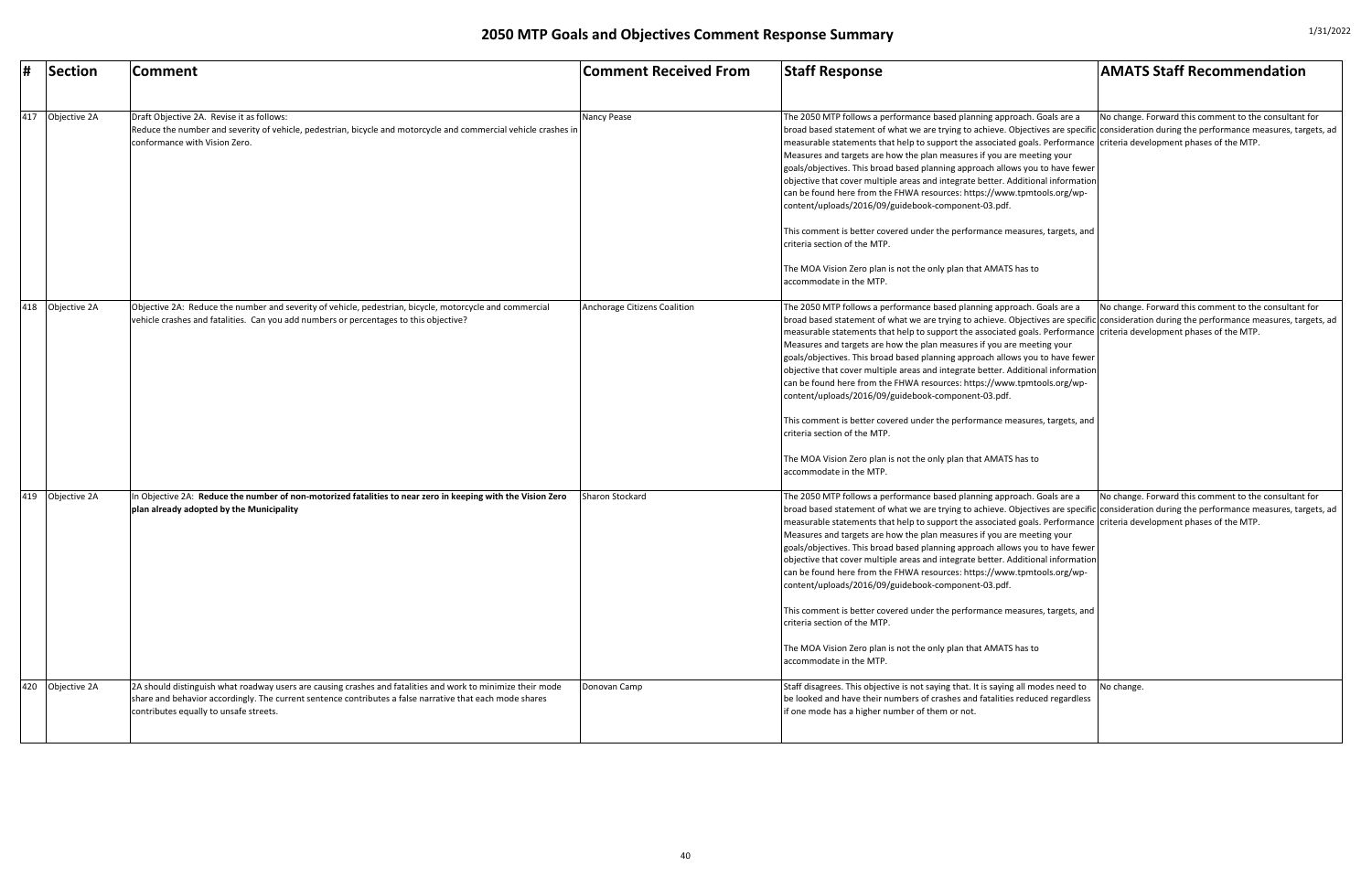# 2050 MTP Goals and Objectives Comment Response Summary

| # | Section | Comment | Comment Received From | Staff Response | AMATS Staff Recommendation |
|---|---|---|---|---|---|
| 417 | Objective 2A | Draft Objective 2A. Revise it as follows:<br>Reduce the number and severity of vehicle, pedestrian, bicycle and motorcycle and commercial vehicle crashes in conformance with Vision Zero. | Nancy Pease | The 2050 MTP follows a performance based planning approach. Goals are a broad based statement of what we are trying to achieve. Objectives are specific measurable statements that help to support the associated goals. Performance Measures and targets are how the plan measures if you are meeting your goals/objectives. This broad based planning approach allows you to have fewer objective that cover multiple areas and integrate better. Additional information can be found here from the FHWA resources: https://www.tpmtools.org/wp-content/uploads/2016/09/guidebook-component-03.pdf.<br><br>This comment is better covered under the performance measures, targets, and criteria section of the MTP.<br><br>The MOA Vision Zero plan is not the only plan that AMATS has to accommodate in the MTP. | No change. Forward this comment to the consultant for consideration during the performance measures, targets, ad criteria development phases of the MTP. |
| 418 | Objective 2A | Objective 2A: Reduce the number and severity of vehicle, pedestrian, bicycle, motorcycle and commercial vehicle crashes and fatalities. Can you add numbers or percentages to this objective? | Anchorage Citizens Coalition | The 2050 MTP follows a performance based planning approach. Goals are a broad based statement of what we are trying to achieve. Objectives are specific measurable statements that help to support the associated goals. Performance Measures and targets are how the plan measures if you are meeting your goals/objectives. This broad based planning approach allows you to have fewer objective that cover multiple areas and integrate better. Additional information can be found here from the FHWA resources: https://www.tpmtools.org/wp-content/uploads/2016/09/guidebook-component-03.pdf.<br><br>This comment is better covered under the performance measures, targets, and criteria section of the MTP.<br><br>The MOA Vision Zero plan is not the only plan that AMATS has to accommodate in the MTP. | No change. Forward this comment to the consultant for consideration during the performance measures, targets, ad criteria development phases of the MTP. |
| 419 | Objective 2A | In Objective 2A: **Reduce the number of non-motorized fatalities to near zero in keeping with the Vision Zero plan already adopted by the Municipality** | Sharon Stockard | The 2050 MTP follows a performance based planning approach. Goals are a broad based statement of what we are trying to achieve. Objectives are specific measurable statements that help to support the associated goals. Performance Measures and targets are how the plan measures if you are meeting your goals/objectives. This broad based planning approach allows you to have fewer objective that cover multiple areas and integrate better. Additional information can be found here from the FHWA resources: https://www.tpmtools.org/wp-content/uploads/2016/09/guidebook-component-03.pdf.<br><br>This comment is better covered under the performance measures, targets, and criteria section of the MTP.<br><br>The MOA Vision Zero plan is not the only plan that AMATS has to accommodate in the MTP. | No change. Forward this comment to the consultant for consideration during the performance measures, targets, ad criteria development phases of the MTP. |
| 420 | Objective 2A | 2A should distinguish what roadway users are causing crashes and fatalities and work to minimize their mode share and behavior accordingly. The current sentence contributes a false narrative that each mode shares contributes equally to unsafe streets. | Donovan Camp | Staff disagrees. This objective is not saying that. It is saying all modes need to be looked and have their numbers of crashes and fatalities reduced regardless if one mode has a higher number of them or not. | No change. |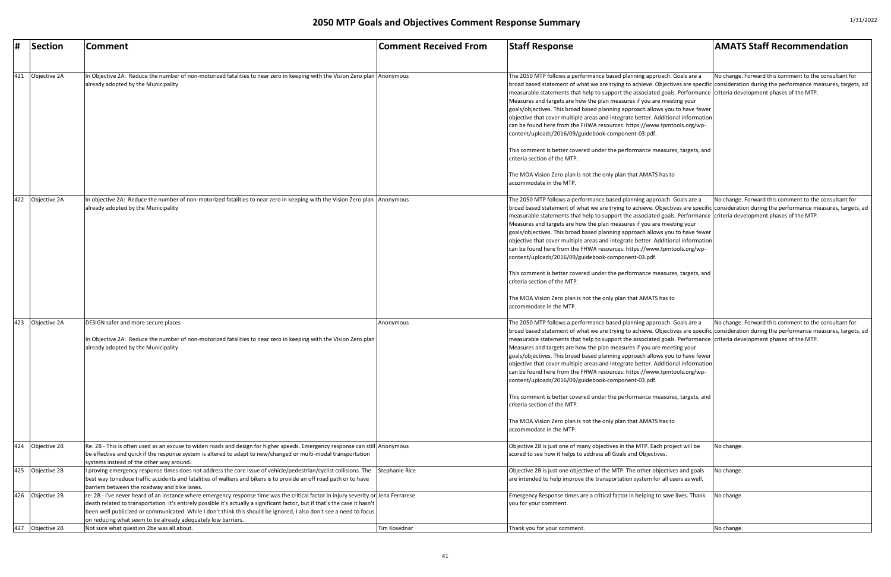# 2050 MTP Goals and Objectives Comment Response Summary

| # | Section | Comment | Comment Received From | Staff Response | AMATS Staff Recommendation |
|---|---|---|---|---|---|
| 421 | Objective 2A | In Objective 2A: Reduce the number of non-motorized fatalities to near zero in keeping with the Vision Zero plan already adopted by the Municipality | Anonymous | The 2050 MTP follows a performance based planning approach. Goals are a broad based statement of what we are trying to achieve. Objectives are specific measurable statements that help to support the associated goals. Performance Measures and targets are how the plan measures if you are meeting your goals/objectives. This broad based planning approach allows you to have fewer objective that cover multiple areas and integrate better. Additional information can be found here from the FHWA resources: https://www.tpmtools.org/wp-content/uploads/2016/09/guidebook-component-03.pdf.<br><br>This comment is better covered under the performance measures, targets, and criteria section of the MTP.<br><br>The MOA Vision Zero plan is not the only plan that AMATS has to accommodate in the MTP. | No change. Forward this comment to the consultant for consideration during the performance measures, targets, ad criteria development phases of the MTP. |
| 422 | Objective 2A | In objective 2A: Reduce the number of non-motorized fatalities to near zero in keeping with the Vision Zero plan already adopted by the Municipality | Anonymous | The 2050 MTP follows a performance based planning approach. Goals are a broad based statement of what we are trying to achieve. Objectives are specific measurable statements that help to support the associated goals. Performance Measures and targets are how the plan measures if you are meeting your goals/objectives. This broad based planning approach allows you to have fewer objective that cover multiple areas and integrate better. Additional information can be found here from the FHWA resources: https://www.tpmtools.org/wp-content/uploads/2016/09/guidebook-component-03.pdf.<br><br>This comment is better covered under the performance measures, targets, and criteria section of the MTP.<br><br>The MOA Vision Zero plan is not the only plan that AMATS has to accommodate in the MTP. | No change. Forward this comment to the consultant for consideration during the performance measures, targets, ad criteria development phases of the MTP. |
| 423 | Objective 2A | DESIGN safer and more secure places<br><br>In Objective 2A: Reduce the number of non-motorized fatalities to near zero in keeping with the Vision Zero plan already adopted by the Municipality | Anonymous | The 2050 MTP follows a performance based planning approach. Goals are a broad based statement of what we are trying to achieve. Objectives are specific measurable statements that help to support the associated goals. Performance Measures and targets are how the plan measures if you are meeting your goals/objectives. This broad based planning approach allows you to have fewer objective that cover multiple areas and integrate better. Additional information can be found here from the FHWA resources: https://www.tpmtools.org/wp-content/uploads/2016/09/guidebook-component-03.pdf.<br><br>This comment is better covered under the performance measures, targets, and criteria section of the MTP.<br><br>The MOA Vision Zero plan is not the only plan that AMATS has to accommodate in the MTP. | No change. Forward this comment to the consultant for consideration during the performance measures, targets, ad criteria development phases of the MTP. |
| 424 | Objective 2B | Re: 2B - This is often used as an excuse to widen roads and design for higher speeds. Emergency response can still be effective and quick if the response system is altered to adapt to new/changed or multi-modal transportation systems instead of the other way around. | Anonymous | Objective 2B is just one of many objectives in the MTP. Each project will be scored to see how it helps to address all Goals and Objectives. | No change. |
| 425 | Objective 2B | I proving emergency response times does not address the core issue of vehicle/pedestrian/cyclist collisions. The best way to reduce traffic accidents and fatalities of walkers and bikers is to provide an off road path or to have barriers between the roadway and bike lanes. | Stephanie Rice | Objective 2B is just one objective of the MTP. The other objectives and goals are intended to help improve the transportation system for all users as well. | No change. |
| 426 | Objective 2B | re: 2B - I've never heard of an instance where emergency response time was the critical factor in injury severity or death related to transportation. It's entirely possible it's actually a significant factor, but if that's the case it hasn't been well publicized or communicated. While I don't think this should be ignored, I also don't see a need to focus on reducing what seem to be already adequately low barriers. | Jena Ferrarese | Emergency Response times are a critical factor in helping to save lives. Thank you for your comment. | No change. |
| 427 | Objective 2B | Not sure what question 2be was all about. | Tim Kosednar | Thank you for your comment. | No change. |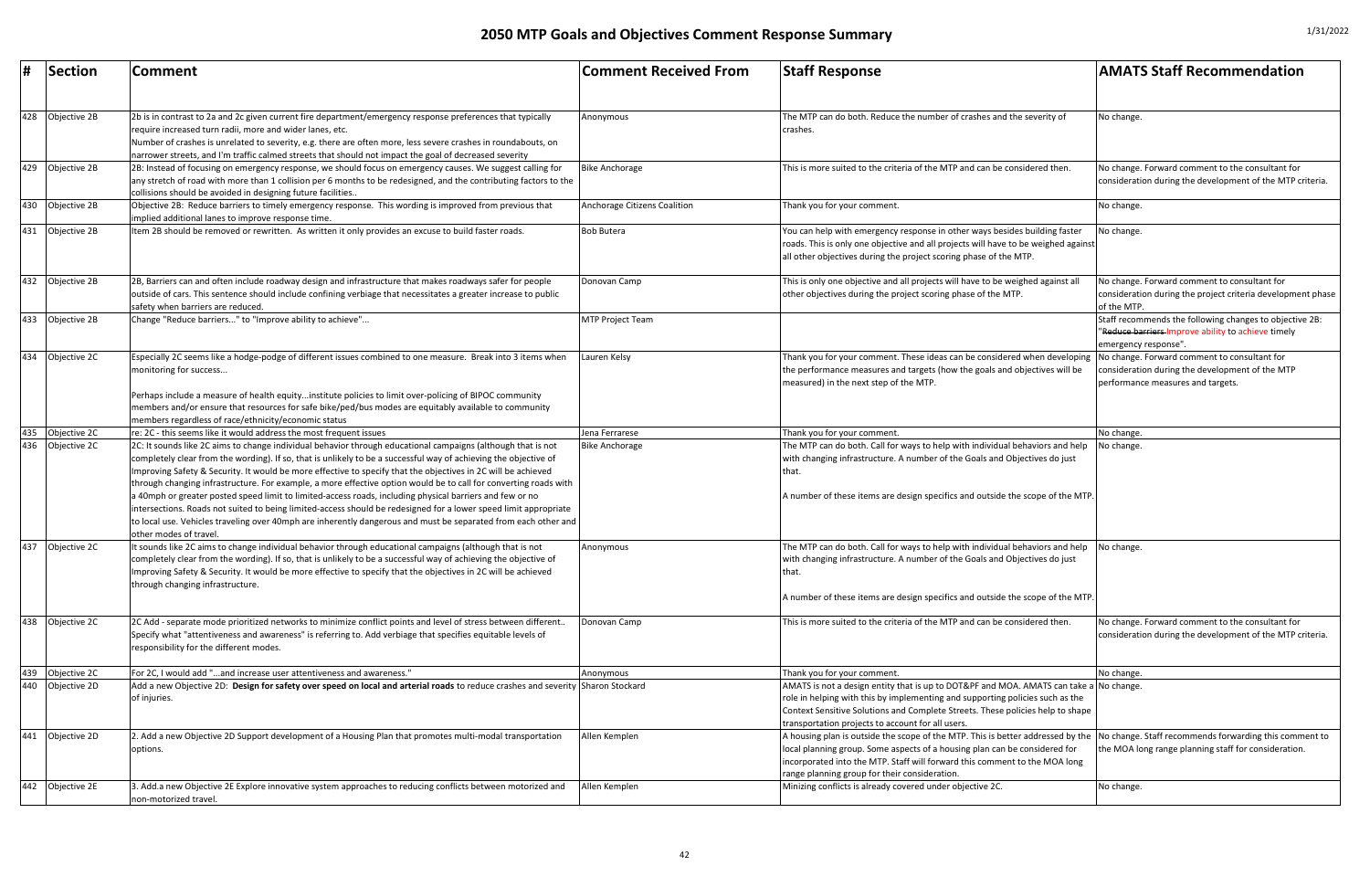# 2050 MTP Goals and Objectives Comment Response Summary

1/31/2022

| # | Section | Comment | Comment Received From | Staff Response | AMATS Staff Recommendation |
|---|---|---|---|---|---|
| 428 | Objective 2B | 2b is in contrast to 2a and 2c given current fire department/emergency response preferences that typically require increased turn radii, more and wider lanes, etc.<br>Number of crashes is unrelated to severity, e.g. there are often more, less severe crashes in roundabouts, on narrower streets, and I'm traffic calmed streets that should not impact the goal of decreased severity | Anonymous | The MTP can do both. Reduce the number of crashes and the severity of crashes. | No change. |
| 429 | Objective 2B | 2B: Instead of focusing on emergency response, we should focus on emergency causes. We suggest calling for any stretch of road with more than 1 collision per 6 months to be redesigned, and the contributing factors to the collisions should be avoided in designing future facilities.. | Bike Anchorage | This is more suited to the criteria of the MTP and can be considered then. | No change. Forward comment to the consultant for consideration during the development of the MTP criteria. |
| 430 | Objective 2B | Objective 2B: Reduce barriers to timely emergency response. This wording is improved from previous that implied additional lanes to improve response time. | Anchorage Citizens Coalition | Thank you for your comment. | No change. |
| 431 | Objective 2B | Item 2B should be removed or rewritten. As written it only provides an excuse to build faster roads. | Bob Butera | You can help with emergency response in other ways besides building faster roads. This is only one objective and all projects will have to be weighed against all other objectives during the project scoring phase of the MTP. | No change. |
| 432 | Objective 2B | 2B, Barriers can and often include roadway design and infrastructure that makes roadways safer for people outside of cars. This sentence should include confining verbiage that necessitates a greater increase to public safety when barriers are reduced. | Donovan Camp | This is only one objective and all projects will have to be weighed against all other objectives during the project scoring phase of the MTP. | No change. Forward comment to consultant for consideration during the project criteria development phase of the MTP. |
| 433 | Objective 2B | Change "Reduce barriers..." to "Improve ability to achieve"... | MTP Project Team | | Staff recommends the following changes to objective 2B: "~~Reduce barriers~~ Improve ability to achieve timely emergency response". |
| 434 | Objective 2C | Especially 2C seems like a hodge-podge of different issues combined to one measure. Break into 3 items when monitoring for success...<br><br>Perhaps include a measure of health equity...institute policies to limit over-policing of BIPOC community members and/or ensure that resources for safe bike/ped/bus modes are equitably available to community members regardless of race/ethnicity/economic status | Lauren Kelsy | Thank you for your comment. These ideas can be considered when developing the performance measures and targets (how the goals and objectives will be measured) in the next step of the MTP. | No change. Forward comment to consultant for consideration during the development of the MTP performance measures and targets. |
| 435 | Objective 2C | re: 2C - this seems like it would address the most frequent issues | Jena Ferrarese | Thank you for your comment. | No change. |
| 436 | Objective 2C | 2C: It sounds like 2C aims to change individual behavior through educational campaigns (although that is not completely clear from the wording). If so, that is unlikely to be a successful way of achieving the objective of Improving Safety & Security. It would be more effective to specify that the objectives in 2C will be achieved through changing infrastructure. For example, a more effective option would be to call for converting roads with a 40mph or greater posted speed limit to limited-access roads, including physical barriers and few or no intersections. Roads not suited to being limited-access should be redesigned for a lower speed limit appropriate to local use. Vehicles traveling over 40mph are inherently dangerous and must be separated from each other and other modes of travel. | Bike Anchorage | The MTP can do both. Call for ways to help with individual behaviors and help with changing infrastructure. A number of the Goals and Objectives do just that.<br><br>A number of these items are design specifics and outside the scope of the MTP. | No change. |
| 437 | Objective 2C | It sounds like 2C aims to change individual behavior through educational campaigns (although that is not completely clear from the wording). If so, that is unlikely to be a successful way of achieving the objective of Improving Safety & Security. It would be more effective to specify that the objectives in 2C will be achieved through changing infrastructure. | Anonymous | The MTP can do both. Call for ways to help with individual behaviors and help with changing infrastructure. A number of the Goals and Objectives do just that.<br><br>A number of these items are design specifics and outside the scope of the MTP. | No change. |
| 438 | Objective 2C | 2C Add - separate mode prioritized networks to minimize conflict points and level of stress between different.. Specify what "attentiveness and awareness" is referring to. Add verbiage that specifies equitable levels of responsibility for the different modes. | Donovan Camp | This is more suited to the criteria of the MTP and can be considered then. | No change. Forward comment to the consultant for consideration during the development of the MTP criteria. |
| 439 | Objective 2C | For 2C, I would add "...and increase user attentiveness and awareness." | Anonymous | Thank you for your comment. | No change. |
| 440 | Objective 2D | Add a new Objective 2D: **Design for safety over speed on local and arterial roads** to reduce crashes and severity of injuries. | Sharon Stockard | AMATS is not a design entity that is up to DOT&PF and MOA. AMATS can take a role in helping with this by implementing and supporting policies such as the Context Sensitive Solutions and Complete Streets. These policies help to shape transportation projects to account for all users. | No change. |
| 441 | Objective 2D | 2. Add a new Objective 2D Support development of a Housing Plan that promotes multi-modal transportation options. | Allen Kemplen | A housing plan is outside the scope of the MTP. This is better addressed by the local planning group. Some aspects of a housing plan can be considered for incorporated into the MTP. Staff will forward this comment to the MOA long range planning group for their consideration. | No change. Staff recommends forwarding this comment to the MOA long range planning staff for consideration. |
| 442 | Objective 2E | 3. Add.a new Objective 2E Explore innovative system approaches to reducing conflicts between motorized and non-motorized travel. | Allen Kemplen | Minizing conflicts is already covered under objective 2C. | No change. |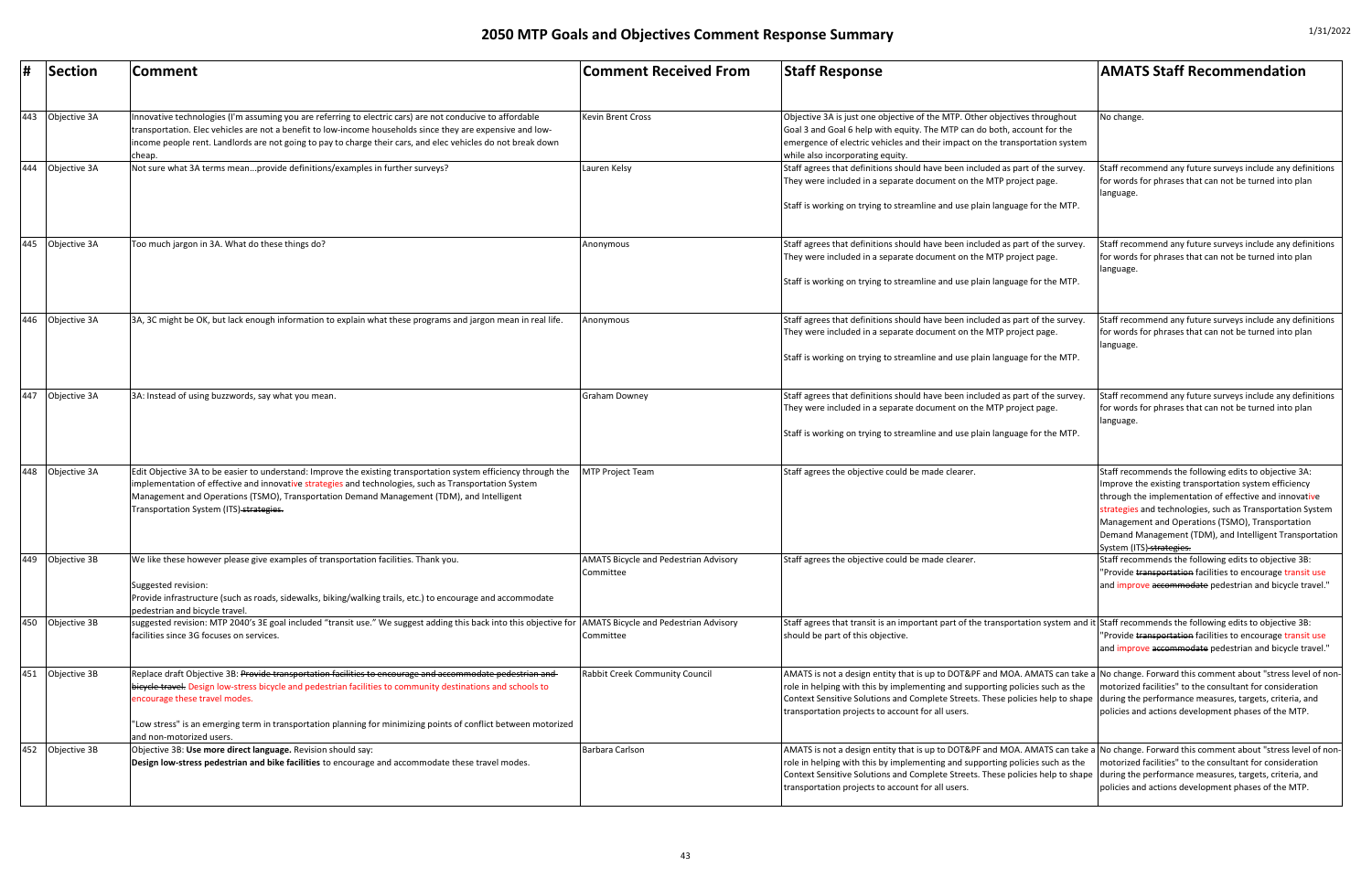# 2050 MTP Goals and Objectives Comment Response Summary

| # | Section | Comment | Comment Received From | Staff Response | AMATS Staff Recommendation |
|---|---|---|---|---|---|
| 443 | Objective 3A | Innovative technologies (I'm assuming you are referring to electric cars) are not conducive to affordable transportation. Elec vehicles are not a benefit to low-income households since they are expensive and low-income people rent. Landlords are not going to pay to charge their cars, and elec vehicles do not break down cheap. | Kevin Brent Cross | Objective 3A is just one objective of the MTP. Other objectives throughout Goal 3 and Goal 6 help with equity. The MTP can do both, account for the emergence of electric vehicles and their impact on the transportation system while also incorporating equity. | No change. |
| 444 | Objective 3A | Not sure what 3A terms mean...provide definitions/examples in further surveys? | Lauren Kelsy | Staff agrees that definitions should have been included as part of the survey. They were included in a separate document on the MTP project page.<br><br>Staff is working on trying to streamline and use plain language for the MTP. | Staff recommend any future surveys include any definitions for words for phrases that can not be turned into plan language. |
| 445 | Objective 3A | Too much jargon in 3A. What do these things do? | Anonymous | Staff agrees that definitions should have been included as part of the survey. They were included in a separate document on the MTP project page.<br><br>Staff is working on trying to streamline and use plain language for the MTP. | Staff recommend any future surveys include any definitions for words for phrases that can not be turned into plan language. |
| 446 | Objective 3A | 3A, 3C might be OK, but lack enough information to explain what these programs and jargon mean in real life. | Anonymous | Staff agrees that definitions should have been included as part of the survey. They were included in a separate document on the MTP project page.<br><br>Staff is working on trying to streamline and use plain language for the MTP. | Staff recommend any future surveys include any definitions for words for phrases that can not be turned into plan language. |
| 447 | Objective 3A | 3A: Instead of using buzzwords, say what you mean. | Graham Downey | Staff agrees that definitions should have been included as part of the survey. They were included in a separate document on the MTP project page.<br><br>Staff is working on trying to streamline and use plain language for the MTP. | Staff recommend any future surveys include any definitions for words for phrases that can not be turned into plan language. |
| 448 | Objective 3A | Edit Objective 3A to be easier to understand: Improve the existing transportation system efficiency through the implementation of effective and innovative strategies and technologies, such as Transportation System Management and Operations (TSMO), Transportation Demand Management (TDM), and Intelligent Transportation System (ITS) ~~strategies.~~ | MTP Project Team | Staff agrees the objective could be made clearer. | Staff recommends the following edits to objective 3A: Improve the existing transportation system efficiency through the implementation of effective and innovative strategies and technologies, such as Transportation System Management and Operations (TSMO), Transportation Demand Management (TDM), and Intelligent Transportation System (ITS) ~~strategies.~~ |
| 449 | Objective 3B | We like these however please give examples of transportation facilities. Thank you.<br><br>Suggested revision:<br>Provide infrastructure (such as roads, sidewalks, biking/walking trails, etc.) to encourage and accommodate pedestrian and bicycle travel. | AMATS Bicycle and Pedestrian Advisory Committee | Staff agrees the objective could be made clearer. | Staff recommends the following edits to objective 3B: "Provide ~~transportation~~ facilities to encourage transit use and improve ~~accommodate~~ pedestrian and bicycle travel." |
| 450 | Objective 3B | suggested revision: MTP 2040's 3E goal included "transit use." We suggest adding this back into this objective for facilities since 3G focuses on services. | AMATS Bicycle and Pedestrian Advisory Committee | Staff agrees that transit is an important part of the transportation system and it should be part of this objective. | Staff recommends the following edits to objective 3B: "Provide ~~transportation~~ facilities to encourage transit use and improve ~~accommodate~~ pedestrian and bicycle travel." |
| 451 | Objective 3B | Replace draft Objective 3B: ~~Provide transportation facilities to encourage and accommodate pedestrian and bicycle travel.~~ Design low-stress bicycle and pedestrian facilities to community destinations and schools to encourage these travel modes.<br><br>"Low stress" is an emerging term in transportation planning for minimizing points of conflict between motorized and non-motorized users. | Rabbit Creek Community Council | AMATS is not a design entity that is up to DOT&PF and MOA. AMATS can take a role in helping with this by implementing and supporting policies such as the Context Sensitive Solutions and Complete Streets. These policies help to shape transportation projects to account for all users. | No change. Forward this comment about "stress level of non-motorized facilities" to the consultant for consideration during the performance measures, targets, criteria, and policies and actions development phases of the MTP. |
| 452 | Objective 3B | Objective 3B: **Use more direct language.** Revision should say:<br>**Design low-stress pedestrian and bike facilities** to encourage and accommodate these travel modes. | Barbara Carlson | AMATS is not a design entity that is up to DOT&PF and MOA. AMATS can take a role in helping with this by implementing and supporting policies such as the Context Sensitive Solutions and Complete Streets. These policies help to shape transportation projects to account for all users. | No change. Forward this comment about "stress level of non-motorized facilities" to the consultant for consideration during the performance measures, targets, criteria, and policies and actions development phases of the MTP. |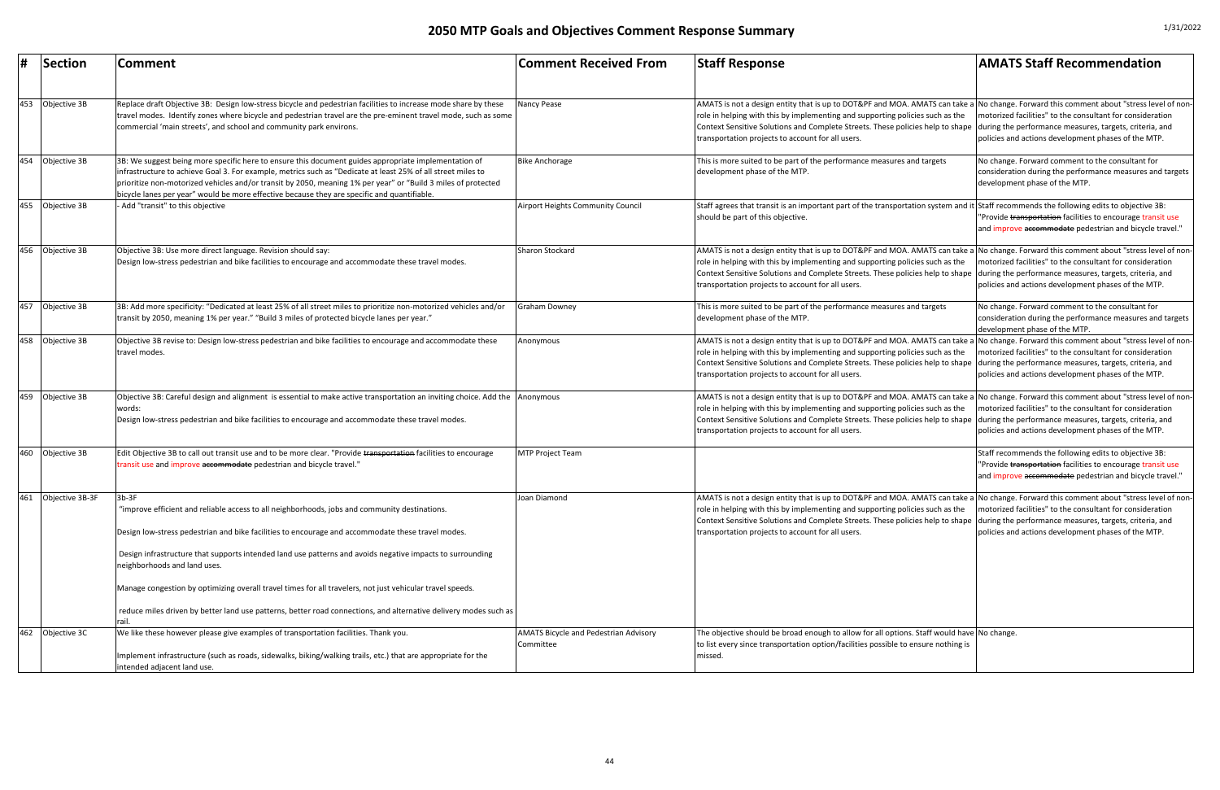# 2050 MTP Goals and Objectives Comment Response Summary

1/31/2022

| # | Section | Comment | Comment Received From | Staff Response | AMATS Staff Recommendation |
|---|---|---|---|---|---|
| 453 | Objective 3B | Replace draft Objective 3B: Design low-stress bicycle and pedestrian facilities to increase mode share by these travel modes. Identify zones where bicycle and pedestrian travel are the pre-eminent travel mode, such as some commercial 'main streets', and school and community park environs. | Nancy Pease | AMATS is not a design entity that is up to DOT&PF and MOA. AMATS can take a role in helping with this by implementing and supporting policies such as the Context Sensitive Solutions and Complete Streets. These policies help to shape transportation projects to account for all users. | No change. Forward this comment about "stress level of non-motorized facilities" to the consultant for consideration during the performance measures, targets, criteria, and policies and actions development phases of the MTP. |
| 454 | Objective 3B | 3B: We suggest being more specific here to ensure this document guides appropriate implementation of infrastructure to achieve Goal 3. For example, metrics such as "Dedicate at least 25% of all street miles to prioritize non-motorized vehicles and/or transit by 2050, meaning 1% per year" or "Build 3 miles of protected bicycle lanes per year" would be more effective because they are specific and quantifiable. | Bike Anchorage | This is more suited to be part of the performance measures and targets development phase of the MTP. | No change. Forward comment to the consultant for consideration during the performance measures and targets development phase of the MTP. |
| 455 | Objective 3B | - Add "transit" to this objective | Airport Heights Community Council | Staff agrees that transit is an important part of the transportation system and it should be part of this objective. | Staff recommends the following edits to objective 3B: "Provide ~~transportation~~ facilities to encourage transit use and improve ~~accommodate~~ pedestrian and bicycle travel." |
| 456 | Objective 3B | Objective 3B: Use more direct language. Revision should say: Design low-stress pedestrian and bike facilities to encourage and accommodate these travel modes. | Sharon Stockard | AMATS is not a design entity that is up to DOT&PF and MOA. AMATS can take a role in helping with this by implementing and supporting policies such as the Context Sensitive Solutions and Complete Streets. These policies help to shape transportation projects to account for all users. | No change. Forward this comment about "stress level of non-motorized facilities" to the consultant for consideration during the performance measures, targets, criteria, and policies and actions development phases of the MTP. |
| 457 | Objective 3B | 3B: Add more specificity: "Dedicated at least 25% of all street miles to prioritize non-motorized vehicles and/or transit by 2050, meaning 1% per year." "Build 3 miles of protected bicycle lanes per year." | Graham Downey | This is more suited to be part of the performance measures and targets development phase of the MTP. | No change. Forward comment to the consultant for consideration during the performance measures and targets development phase of the MTP. |
| 458 | Objective 3B | Objective 3B revise to: Design low-stress pedestrian and bike facilities to encourage and accommodate these travel modes. | Anonymous | AMATS is not a design entity that is up to DOT&PF and MOA. AMATS can take a role in helping with this by implementing and supporting policies such as the Context Sensitive Solutions and Complete Streets. These policies help to shape transportation projects to account for all users. | No change. Forward this comment about "stress level of non-motorized facilities" to the consultant for consideration during the performance measures, targets, criteria, and policies and actions development phases of the MTP. |
| 459 | Objective 3B | Objective 3B: Careful design and alignment is essential to make active transportation an inviting choice. Add the words: Design low-stress pedestrian and bike facilities to encourage and accommodate these travel modes. | Anonymous | AMATS is not a design entity that is up to DOT&PF and MOA. AMATS can take a role in helping with this by implementing and supporting policies such as the Context Sensitive Solutions and Complete Streets. These policies help to shape transportation projects to account for all users. | No change. Forward this comment about "stress level of non-motorized facilities" to the consultant for consideration during the performance measures, targets, criteria, and policies and actions development phases of the MTP. |
| 460 | Objective 3B | Edit Objective 3B to call out transit use and to be more clear. "Provide ~~transportation~~ facilities to encourage transit use and improve ~~accommodate~~ pedestrian and bicycle travel." | MTP Project Team | | Staff recommends the following edits to objective 3B: "Provide ~~transportation~~ facilities to encourage transit use and improve ~~accommodate~~ pedestrian and bicycle travel." |
| 461 | Objective 3B-3F | 3b-3F<br>"improve efficient and reliable access to all neighborhoods, jobs and community destinations.<br><br>Design low-stress pedestrian and bike facilities to encourage and accommodate these travel modes.<br><br>Design infrastructure that supports intended land use patterns and avoids negative impacts to surrounding neighborhoods and land uses.<br><br>Manage congestion by optimizing overall travel times for all travelers, not just vehicular travel speeds.<br><br>reduce miles driven by better land use patterns, better road connections, and alternative delivery modes such as rail. | Joan Diamond | AMATS is not a design entity that is up to DOT&PF and MOA. AMATS can take a role in helping with this by implementing and supporting policies such as the Context Sensitive Solutions and Complete Streets. These policies help to shape transportation projects to account for all users. | No change. Forward this comment about "stress level of non-motorized facilities" to the consultant for consideration during the performance measures, targets, criteria, and policies and actions development phases of the MTP. |
| 462 | Objective 3C | We like these however please give examples of transportation facilities. Thank you.<br><br>Implement infrastructure (such as roads, sidewalks, biking/walking trails, etc.) that are appropriate for the intended adjacent land use. | AMATS Bicycle and Pedestrian Advisory Committee | The objective should be broad enough to allow for all options. Staff would have to list every since transportation option/facilities possible to ensure nothing is missed. | No change. |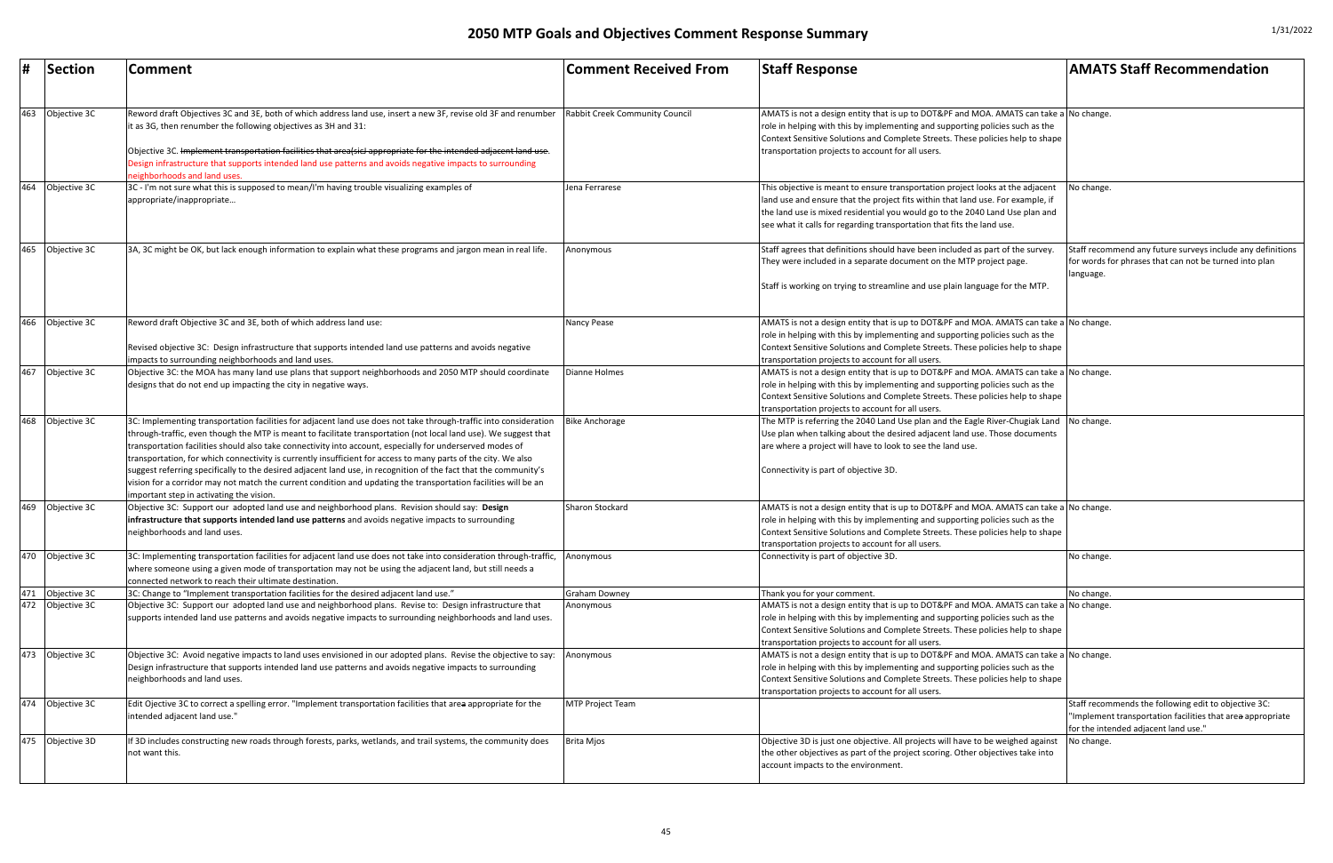# 2050 MTP Goals and Objectives Comment Response Summary

1/31/2022

| # | Section | Comment | Comment Received From | Staff Response | AMATS Staff Recommendation |
|---|---|---|---|---|---|
| 463 | Objective 3C | Reword draft Objectives 3C and 3E, both of which address land use, insert a new 3F, revise old 3F and renumber it as 3G, then renumber the following objectives as 3H and 3I:<br><br>Objective 3C. ~~Implement transportation facilities that area(sic) appropriate for the intended adjacent land use.~~ Design infrastructure that supports intended land use patterns and avoids negative impacts to surrounding neighborhoods and land uses. | Rabbit Creek Community Council | AMATS is not a design entity that is up to DOT&PF and MOA. AMATS can take a role in helping with this by implementing and supporting policies such as the Context Sensitive Solutions and Complete Streets. These policies help to shape transportation projects to account for all users. | No change. |
| 464 | Objective 3C | 3C - I'm not sure what this is supposed to mean/I'm having trouble visualizing examples of appropriate/inappropriate… | Jena Ferrarese | This objective is meant to ensure transportation project looks at the adjacent land use and ensure that the project fits within that land use. For example, if the land use is mixed residential you would go to the 2040 Land Use plan and see what it calls for regarding transportation that fits the land use. | No change. |
| 465 | Objective 3C | 3A, 3C might be OK, but lack enough information to explain what these programs and jargon mean in real life. | Anonymous | Staff agrees that definitions should have been included as part of the survey. They were included in a separate document on the MTP project page.<br><br>Staff is working on trying to streamline and use plain language for the MTP. | Staff recommend any future surveys include any definitions for words for phrases that can not be turned into plan language. |
| 466 | Objective 3C | Reword draft Objective 3C and 3E, both of which address land use:<br><br>Revised objective 3C: Design infrastructure that supports intended land use patterns and avoids negative impacts to surrounding neighborhoods and land uses. | Nancy Pease | AMATS is not a design entity that is up to DOT&PF and MOA. AMATS can take a role in helping with this by implementing and supporting policies such as the Context Sensitive Solutions and Complete Streets. These policies help to shape transportation projects to account for all users. | No change. |
| 467 | Objective 3C | Objective 3C: the MOA has many land use plans that support neighborhoods and 2050 MTP should coordinate designs that do not end up impacting the city in negative ways. | Dianne Holmes | AMATS is not a design entity that is up to DOT&PF and MOA. AMATS can take a role in helping with this by implementing and supporting policies such as the Context Sensitive Solutions and Complete Streets. These policies help to shape transportation projects to account for all users. | No change. |
| 468 | Objective 3C | 3C: Implementing transportation facilities for adjacent land use does not take through-traffic into consideration through-traffic, even though the MTP is meant to facilitate transportation (not local land use). We suggest that transportation facilities should also take connectivity into account, especially for underserved modes of transportation, for which connectivity is currently insufficient for access to many parts of the city. We also suggest referring specifically to the desired adjacent land use, in recognition of the fact that the community's vision for a corridor may not match the current condition and updating the transportation facilities will be an important step in activating the vision. | Bike Anchorage | The MTP is referring the 2040 Land Use plan and the Eagle River-Chugiak Land Use plan when talking about the desired adjacent land use. Those documents are where a project will have to look to see the land use.<br><br>Connectivity is part of objective 3D. | No change. |
| 469 | Objective 3C | Objective 3C: Support our adopted land use and neighborhood plans. Revision should say: **Design infrastructure that supports intended land use patterns** and avoids negative impacts to surrounding neighborhoods and land uses. | Sharon Stockard | AMATS is not a design entity that is up to DOT&PF and MOA. AMATS can take a role in helping with this by implementing and supporting policies such as the Context Sensitive Solutions and Complete Streets. These policies help to shape transportation projects to account for all users. | No change. |
| 470 | Objective 3C | 3C: Implementing transportation facilities for adjacent land use does not take into consideration through-traffic, where someone using a given mode of transportation may not be using the adjacent land, but still needs a connected network to reach their ultimate destination. | Anonymous | Connectivity is part of objective 3D. | No change. |
| 471 | Objective 3C | 3C: Change to "Implement transportation facilities for the desired adjacent land use." | Graham Downey | Thank you for your comment. | No change. |
| 472 | Objective 3C | Objective 3C: Support our adopted land use and neighborhood plans. Revise to: Design infrastructure that supports intended land use patterns and avoids negative impacts to surrounding neighborhoods and land uses. | Anonymous | AMATS is not a design entity that is up to DOT&PF and MOA. AMATS can take a role in helping with this by implementing and supporting policies such as the Context Sensitive Solutions and Complete Streets. These policies help to shape transportation projects to account for all users. | No change. |
| 473 | Objective 3C | Objective 3C: Avoid negative impacts to land uses envisioned in our adopted plans. Revise the objective to say: Design infrastructure that supports intended land use patterns and avoids negative impacts to surrounding neighborhoods and land uses. | Anonymous | AMATS is not a design entity that is up to DOT&PF and MOA. AMATS can take a role in helping with this by implementing and supporting policies such as the Context Sensitive Solutions and Complete Streets. These policies help to shape transportation projects to account for all users. | No change. |
| 474 | Objective 3C | Edit Ojective 3C to correct a spelling error. "Implement transportation facilities that are~~a~~ appropriate for the intended adjacent land use." | MTP Project Team | | Staff recommends the following edit to objective 3C: "Implement transportation facilities that are~~a~~ appropriate for the intended adjacent land use." |
| 475 | Objective 3D | If 3D includes constructing new roads through forests, parks, wetlands, and trail systems, the community does not want this. | Brita Mjos | Objective 3D is just one objective. All projects will have to be weighed against the other objectives as part of the project scoring. Other objectives take into account impacts to the environment. | No change. |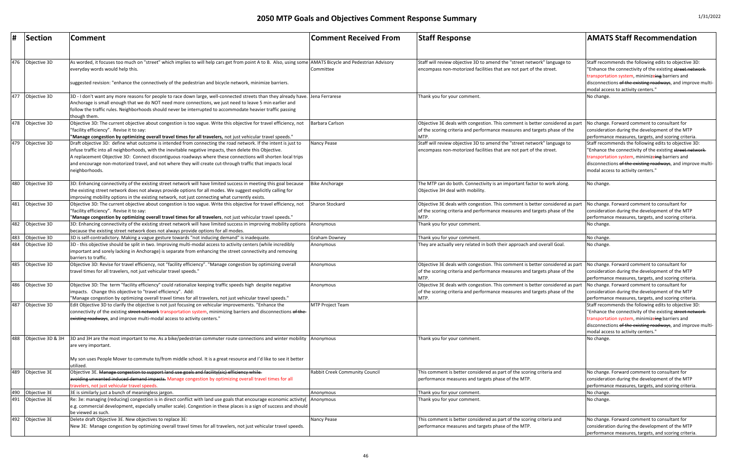# 2050 MTP Goals and Objectives Comment Response Summary

| # | Section | Comment | Comment Received From | Staff Response | AMATS Staff Recommendation |
|---|---|---|---|---|---|
| 476 | Objective 3D | As worded, it focuses too much on "street" which implies to will help cars get from point A to B. Also, using some everyday words would help this.<br><br>suggested revision: "enhance the connectively of the pedestrian and bicycle network, minimize barriers. | AMATS Bicycle and Pedestrian Advisory Committee | Staff will review objective 3D to amend the "street network" language to encompass non-motorized facilities that are not part of the street. | Staff recommends the following edits to objective 3D: "Enhance the connectivity of the existing ~~street network~~ transportation system, minimiz~~e~~ing barriers and disconnections ~~of the existing roadways~~, and improve multi-modal access to activity centers." |
| 477 | Objective 3D | 3D - I don't want any more reasons for people to race down large, well-connected streets than they already have. Anchorage is small enough that we do NOT need more connections, we just need to leave 5 min earlier and follow the traffic rules. Neighborhoods should never be interrupted to accommodate heavier traffic passing though them. | Jena Ferrarese | Thank you for your comment. | No change. |
| 478 | Objective 3D | Objective 3D: The current objective about congestion is too vague. Write this objective for travel efficiency, not "facility efficiency". Revise it to say:<br>"**Manage congestion by optimizing overall travel times for all travelers,** not just vehicular travel speeds." | Barbara Carlson | Objective 3E deals with congestion. This comment is better considered as part of the scoring criteria and performance measures and targets phase of the MTP. | No change. Forward comment to consultant for consideration during the development of the MTP performance measures, targets, and scoring criteria. |
| 479 | Objective 3D | Draft objective 3D: define what outcome is intended from connecting the road network. If the intent is just to infuse traffic into all neighborhoods, with the inevitable negative impacts, then delete this Objective.<br>A replacement Objective 3D: Connect discontiguous roadways where these connections will shorten local trips and encourage non-motorized travel, and not where they will create cut-through traffic that impacts local neighborhoods. | Nancy Pease | Staff will review objective 3D to amend the "street network" language to encompass non-motorized facilities that are not part of the street. | Staff recommends the following edits to objective 3D: "Enhance the connectivity of the existing ~~street network~~ transportation system, minimiz~~e~~ing barriers and disconnections ~~of the existing roadways~~, and improve multi-modal access to activity centers." |
| 480 | Objective 3D | 3D: Enhancing connectivity of the existing street network will have limited success in meeting this goal because the existing street network does not always provide options for all modes. We suggest explicitly calling for improving mobility options in the existing network, not just connecting what currently exists. | Bike Anchorage | The MTP can do both. Connectivity is an important factor to work along. Objective 3H deal with mobility. | No change. |
| 481 | Objective 3D | Objective 3D: The current objective about congestion is too vague. Write this objective for travel efficiency, not "facility efficiency". Revise it to say:<br>"**Manage congestion by optimizing overall travel times for all travelers**, not just vehicular travel speeds." | Sharon Stockard | Objective 3E deals with congestion. This comment is better considered as part of the scoring criteria and performance measures and targets phase of the MTP. | No change. Forward comment to consultant for consideration during the development of the MTP performance measures, targets, and scoring criteria. |
| 482 | Objective 3D | 3D: Enhancing connectivity of the existing street network will have limited success in improving mobility options because the existing street network does not always provide options for all modes. | Anonymous | Thank you for your comment. | No change. |
| 483 | Objective 3D | 3D is self-contradictory. Making a vague gesture towards "not inducing demand" is inadequate. | Graham Downey | Thank you for your comment. | No change. |
| 484 | Objective 3D | 3D - this objective should be split in two. Improving multi-modal access to activity centers (while incredibly important and sorely lacking in Anchorage) is separate from enhancing the street connectivity and removing barriers to traffic. | Anonymous | They are actually very related in both their approach and overall Goal. | No change. |
| 485 | Objective 3D | Objective 3D: Revise for travel efficiency, not "facility efficiency". "Manage congestion by optimizing overall travel times for all travelers, not just vehicular travel speeds." | Anonymous | Objective 3E deals with congestion. This comment is better considered as part of the scoring criteria and performance measures and targets phase of the MTP. | No change. Forward comment to consultant for consideration during the development of the MTP performance measures, targets, and scoring criteria. |
| 486 | Objective 3D | Objective 3D: The term "facility efficiency" could rationalize keeping traffic speeds high despite negative impacts. Change this objective to "travel efficiency". Add:<br>"Manage congestion by optimizing overall travel times for all travelers, not just vehicular travel speeds." | Anonymous | Objective 3E deals with congestion. This comment is better considered as part of the scoring criteria and performance measures and targets phase of the MTP. | No change. Forward comment to consultant for consideration during the development of the MTP performance measures, targets, and scoring criteria. |
| 487 | Objective 3D | Edit Objective 3D to clarify the objective is not just focusing on vehicular improvements. "Enhance the connectivity of the existing ~~street network~~ transportation system, minimizing barriers and disconnections ~~of the existing roadways~~, and improve multi-modal access to activity centers." | MTP Project Team | | Staff recommends the following edits to objective 3D: "Enhance the connectivity of the existing ~~street network~~ transportation system, minimiz~~e~~ing barriers and disconnections ~~of the existing roadways~~, and improve multi-modal access to activity centers." |
| 488 | Objective 3D & 3H | 3D and 3H are the most important to me. As a bike/pedestrian commuter route connections and winter mobility are very important.<br><br>My son uses People Mover to commute to/from middle school. It is a great resource and I'd like to see it better utilized. | Anonymous | Thank you for your comment. | No change. |
| 489 | Objective 3E | Objective 3E. ~~Manage congestion to support land use goals and facility(sic) efficiency while avoiding unwanted induced demand impacts.~~ Manage congestion by optimizing overall travel times for all travelers, not just vehicular travel speeds. | Rabbit Creek Community Council | This comment is better considered as part of the scoring criteria and performance measures and targets phase of the MTP. | No change. Forward comment to consultant for consideration during the development of the MTP performance measures, targets, and scoring criteria. |
| 490 | Objective 3E | 3E is similarly just a bunch of meaningless jargon. | Anonymous | Thank you for your comment. | No change. |
| 491 | Objective 3E | Re: 3e: managing (reducing) congestion is in direct conflict with land use goals that encourage economic activity( e.g. commercial development, especially smaller scale). Congestion in these places is a sign of success and should be viewed as such. | Anonymous | Thank you for your comment. | No change. |
| 492 | Objective 3E | Delete draft Objective 3E. New objectives to replace 3E:<br>New 3E: Manage congestion by optimizing overall travel times for all travelers, not just vehicular travel speeds. | Nancy Pease | This comment is better considered as part of the scoring criteria and performance measures and targets phase of the MTP. | No change. Forward comment to consultant for consideration during the development of the MTP performance measures, targets, and scoring criteria. |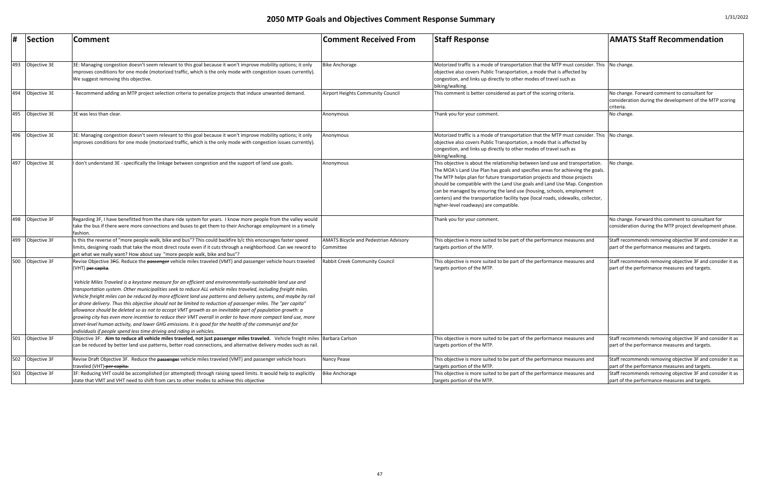# 2050 MTP Goals and Objectives Comment Response Summary

1/31/2022

| # | Section | Comment | Comment Received From | Staff Response | AMATS Staff Recommendation |
|---|---|---|---|---|---|
| 493 | Objective 3E | 3E: Managing congestion doesn't seem relevant to this goal because it won't improve mobility options; it only improves conditions for one mode (motorized traffic, which is the only mode with congestion issues currently). We suggest removing this objective. | Bike Anchorage | Motorized traffic is a mode of transportation that the MTP must consider. This objective also covers Public Transportation, a mode that is affected by congestion, and links up directly to other modes of travel such as biking/walking. | No change. |
| 494 | Objective 3E | - Recommend adding an MTP project selection criteria to penalize projects that induce unwanted demand. | Airport Heights Community Council | This comment is better considered as part of the scoring criteria. | No change. Forward comment to consultant for consideration during the development of the MTP scoring criteria. |
| 495 | Objective 3E | 3E was less than clear. | Anonymous | Thank you for your comment. | No change. |
| 496 | Objective 3E | 3E: Managing congestion doesn't seem relevant to this goal because it won't improve mobility options; it only improves conditions for one mode (motorized traffic, which is the only mode with congestion issues currently). | Anonymous | Motorized traffic is a mode of transportation that the MTP must consider. This objective also covers Public Transportation, a mode that is affected by congestion, and links up directly to other modes of travel such as biking/walking. | No change. |
| 497 | Objective 3E | I don't understand 3E - specifically the linkage between congestion and the support of land use goals. | Anonymous | This objective is about the relationship between land use and transportation. The MOA's Land Use Plan has goals and specifies areas for achieving the goals. The MTP helps plan for future transportation projects and those projects should be compatible with the Land Use goals and Land Use Map. Congestion can be managed by ensuring the land use (housing, schools, employment centers) and the transportation facility type (local roads, sidewalks, collector, higher-level roadways) are compatible. | No change. |
| 498 | Objective 3F | Regarding 3F, I have benefitted from the share ride system for years. I know more people from the valley would take the bus if there were more connections and buses to get them to their Anchorage employment in a timely fashion. | | Thank you for your comment. | No change. Forward this comment to consultant for consideration during the MTP project development phase. |
| 499 | Objective 3F | Is this the reverse of "more people walk, bike and bus"? This could backfire b/c this encourages faster speed limits, designing roads that take the most direct route even if it cuts through a neighborhood. Can we reword to get what we really want? How about say "more people walk, bike and bus"? | AMATS Bicycle and Pedestrian Advisory Committee | This objective is more suited to be part of the performance measures and targets portion of the MTP. | Staff recommends removing objective 3F and consider it as part of the performance measures and targets. |
| 500 | Objective 3F | Revise Objective 3~~F~~G. Reduce the ~~passenger~~ vehicle miles traveled (VMT) and passenger vehicle hours traveled (VHT) ~~per capita~~.<br><br>*Vehicle Miles Traveled is a keystone measure for an efficient and environmentally-sustainable land use and transportation system. Other municipalities seek to reduce ALL vehicle miles traveled, including freight miles. Vehicle freight miles can be reduced by more efficient land use patterns and delivery systems, and maybe by rail or drone delivery. Thus this objective should not be limited to reduction of passenger miles. The "per capita" allowance should be deleted so as not to accept VMT growth as an inevitable part of population growth: a growing city has even more incentive to reduce their VMT overall in order to have more compact land use, more street-level human activity, and lower GHG emissions. It is good for the health of the communiyt and for individuals if people spend less time driving and riding in vehicles.* | Rabbit Creek Community Council | This objective is more suited to be part of the performance measures and targets portion of the MTP. | Staff recommends removing objective 3F and consider it as part of the performance measures and targets. |
| 501 | Objective 3F | Objective 3F: **Aim to reduce all vehicle miles traveled, not just passenger miles traveled.** Vehicle freight miles can be reduced by better land use patterns, better road connections, and alternative delivery modes such as rail. | Barbara Carlson | This objective is more suited to be part of the performance measures and targets portion of the MTP. | Staff recommends removing objective 3F and consider it as part of the performance measures and targets. |
| 502 | Objective 3F | Revise Draft Objective 3F. Reduce the ~~passenger~~ vehicle miles traveled (VMT) and passenger vehicle hours traveled (VHT) ~~per capita.~~ | Nancy Pease | This objective is more suited to be part of the performance measures and targets portion of the MTP. | Staff recommends removing objective 3F and consider it as part of the performance measures and targets. |
| 503 | Objective 3F | 3F: Reducing VHT could be accomplished (or attempted) through raising speed limits. It would help to explicitly state that VMT and VHT need to shift from cars to other modes to achieve this objective | Bike Anchorage | This objective is more suited to be part of the performance measures and targets portion of the MTP. | Staff recommends removing objective 3F and consider it as part of the performance measures and targets. |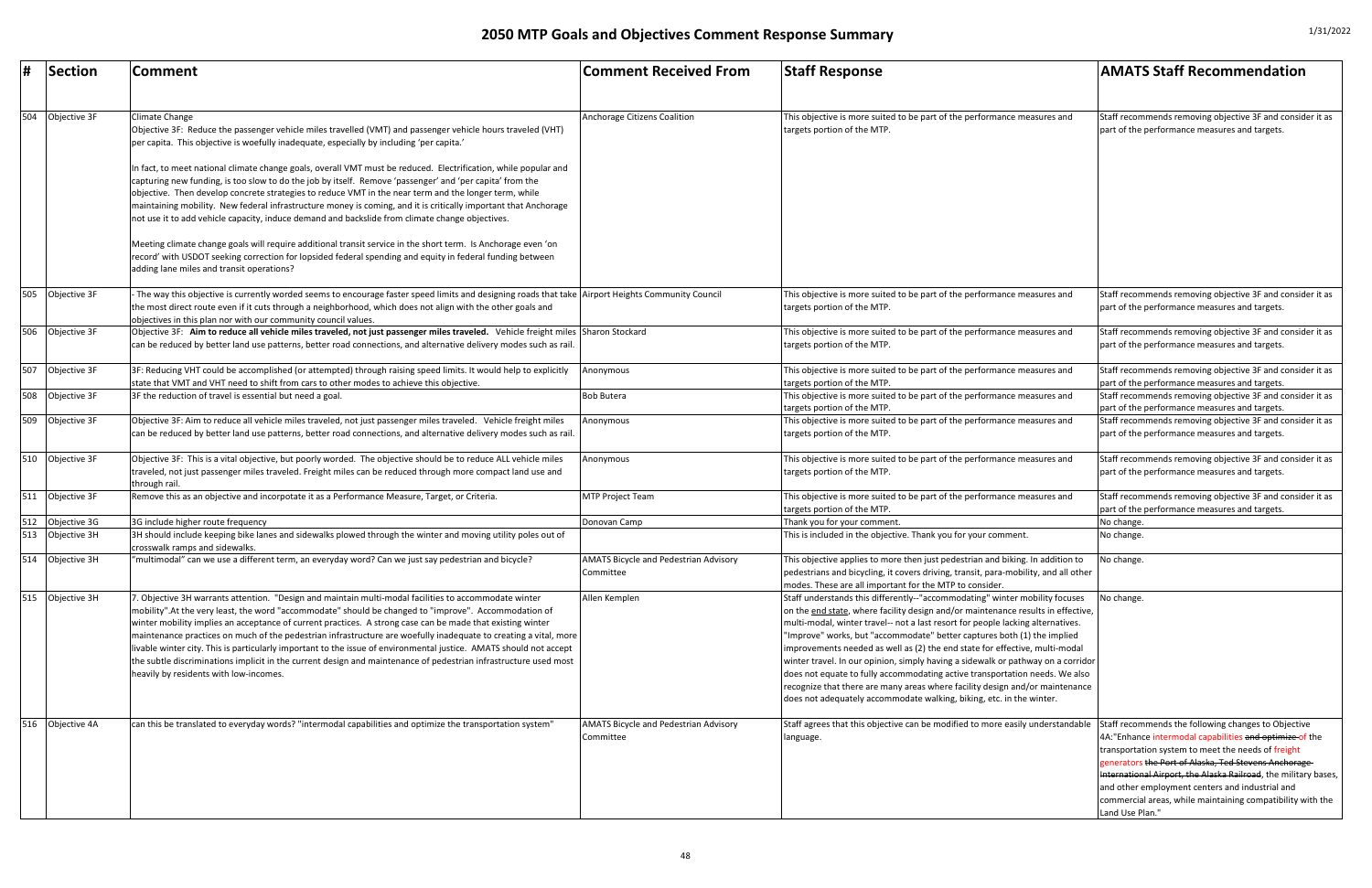# 2050 MTP Goals and Objectives Comment Response Summary

1/31/2022

| # | Section | Comment | Comment Received From | Staff Response | AMATS Staff Recommendation |
|---|---|---|---|---|---|
| 504 | Objective 3F | Climate Change<br>Objective 3F: Reduce the passenger vehicle miles travelled (VMT) and passenger vehicle hours traveled (VHT) per capita. This objective is woefully inadequate, especially by including 'per capita.'<br><br>In fact, to meet national climate change goals, overall VMT must be reduced. Electrification, while popular and capturing new funding, is too slow to do the job by itself. Remove 'passenger' and 'per capita' from the objective. Then develop concrete strategies to reduce VMT in the near term and the longer term, while maintaining mobility. New federal infrastructure money is coming, and it is critically important that Anchorage not use it to add vehicle capacity, induce demand and backslide from climate change objectives.<br><br>Meeting climate change goals will require additional transit service in the short term. Is Anchorage even 'on record' with USDOT seeking correction for lopsided federal spending and equity in federal funding between adding lane miles and transit operations? | Anchorage Citizens Coalition | This objective is more suited to be part of the performance measures and targets portion of the MTP. | Staff recommends removing objective 3F and consider it as part of the performance measures and targets. |
| 505 | Objective 3F | - The way this objective is currently worded seems to encourage faster speed limits and designing roads that take the most direct route even if it cuts through a neighborhood, which does not align with the other goals and objectives in this plan nor with our community council values. | Airport Heights Community Council | This objective is more suited to be part of the performance measures and targets portion of the MTP. | Staff recommends removing objective 3F and consider it as part of the performance measures and targets. |
| 506 | Objective 3F | Objective 3F: **Aim to reduce all vehicle miles traveled, not just passenger miles traveled.** Vehicle freight miles can be reduced by better land use patterns, better road connections, and alternative delivery modes such as rail. | Sharon Stockard | This objective is more suited to be part of the performance measures and targets portion of the MTP. | Staff recommends removing objective 3F and consider it as part of the performance measures and targets. |
| 507 | Objective 3F | 3F: Reducing VHT could be accomplished (or attempted) through raising speed limits. It would help to explicitly state that VMT and VHT need to shift from cars to other modes to achieve this objective. | Anonymous | This objective is more suited to be part of the performance measures and targets portion of the MTP. | Staff recommends removing objective 3F and consider it as part of the performance measures and targets. |
| 508 | Objective 3F | 3F the reduction of travel is essential but need a goal. | Bob Butera | This objective is more suited to be part of the performance measures and targets portion of the MTP. | Staff recommends removing objective 3F and consider it as part of the performance measures and targets. |
| 509 | Objective 3F | Objective 3F: Aim to reduce all vehicle miles traveled, not just passenger miles traveled. Vehicle freight miles can be reduced by better land use patterns, better road connections, and alternative delivery modes such as rail. | Anonymous | This objective is more suited to be part of the performance measures and targets portion of the MTP. | Staff recommends removing objective 3F and consider it as part of the performance measures and targets. |
| 510 | Objective 3F | Objective 3F: This is a vital objective, but poorly worded. The objective should be to reduce ALL vehicle miles traveled, not just passenger miles traveled. Freight miles can be reduced through more compact land use and through rail. | Anonymous | This objective is more suited to be part of the performance measures and targets portion of the MTP. | Staff recommends removing objective 3F and consider it as part of the performance measures and targets. |
| 511 | Objective 3F | Remove this as an objective and incorpotate it as a Performance Measure, Target, or Criteria. | MTP Project Team | This objective is more suited to be part of the performance measures and targets portion of the MTP. | Staff recommends removing objective 3F and consider it as part of the performance measures and targets. |
| 512 | Objective 3G | 3G include higher route frequency | Donovan Camp | Thank you for your comment. | No change. |
| 513 | Objective 3H | 3H should include keeping bike lanes and sidewalks plowed through the winter and moving utility poles out of crosswalk ramps and sidewalks. | | This is included in the objective. Thank you for your comment. | No change. |
| 514 | Objective 3H | "multimodal" can we use a different term, an everyday word? Can we just say pedestrian and bicycle? | AMATS Bicycle and Pedestrian Advisory Committee | This objective applies to more then just pedestrian and biking. In addition to pedestrians and bicycling, it covers driving, transit, para-mobility, and all other modes. These are all important for the MTP to consider. | No change. |
| 515 | Objective 3H | 7. Objective 3H warrants attention. "Design and maintain multi-modal facilities to accommodate winter mobility".At the very least, the word "accommodate" should be changed to "improve". Accommodation of winter mobility implies an acceptance of current practices. A strong case can be made that existing winter maintenance practices on much of the pedestrian infrastructure are woefully inadequate to creating a vital, more livable winter city. This is particularly important to the issue of environmental justice. AMATS should not accept the subtle discriminations implicit in the current design and maintenance of pedestrian infrastructure used most heavily by residents with low-incomes. | Allen Kemplen | Staff understands this differently--"accommodating" winter mobility focuses on the end state, where facility design and/or maintenance results in effective, multi-modal, winter travel-- not a last resort for people lacking alternatives. "Improve" works, but "accommodate" better captures both (1) the implied improvements needed as well as (2) the end state for effective, multi-modal winter travel. In our opinion, simply having a sidewalk or pathway on a corridor does not equate to fully accommodating active transportation needs. We also recognize that there are many areas where facility design and/or maintenance does not adequately accommodate walking, biking, etc. in the winter. | No change. |
| 516 | Objective 4A | can this be translated to everyday words? "intermodal capabilities and optimize the transportation system" | AMATS Bicycle and Pedestrian Advisory Committee | Staff agrees that this objective can be modified to more easily understandable language. | Staff recommends the following changes to Objective 4A:"Enhance intermodal capabilities ~~and optimize~~ ~~of~~ the transportation system to meet the needs of freight generators ~~the Port of Alaska, Ted Stevens Anchorage International Airport, the Alaska Railroad~~, the military bases, and other employment centers and industrial and commercial areas, while maintaining compatibility with the Land Use Plan." |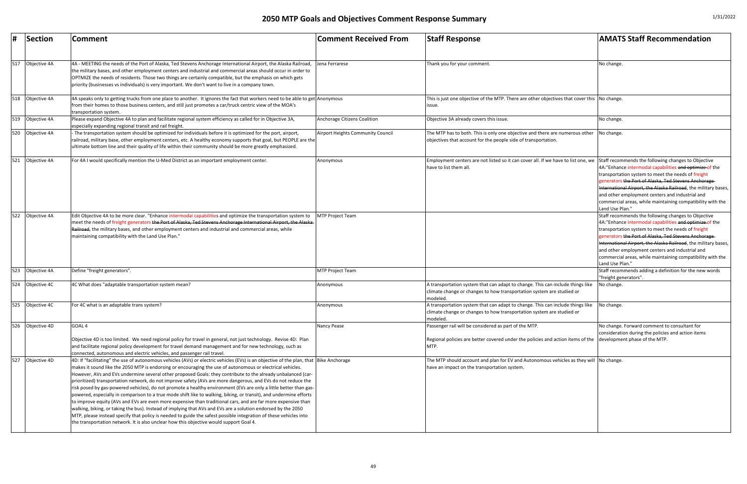# 2050 MTP Goals and Objectives Comment Response Summary

1/31/2022

| # | Section | Comment | Comment Received From | Staff Response | AMATS Staff Recommendation |
|---|---|---|---|---|---|
| 517 | Objective 4A | 4A - MEETING the needs of the Port of Alaska, Ted Stevens Anchorage International Airport, the Alaska Railroad, the military bases, and other employment centers and industrial and commercial areas should occur in order to OPTMIZE the needs of residents. Those two things are certainly compatible, but the emphasis on which gets priority (businesses vs individuals) is very important. We don't want to live in a company town. | Jena Ferrarese | Thank you for your comment. | No change. |
| 518 | Objective 4A | 4A speaks only to getting trucks from one place to another. It ignores the fact that workers need to be able to get from their homes to those business centers, and still just promotes a car/truck centric view of the MOA's transportation system. | Anonymous | This is just one objective of the MTP. There are other objectives that cover this issue. | No change. |
| 519 | Objective 4A | Please expand Objective 4A to plan and facilitate regional system efficiency as called for in Objective 3A, especially expanding regional transit and rail freight. | Anchorage Citizens Coalition | Objective 3A already covers this issue. | No change. |
| 520 | Objective 4A | - The transportation system should be optimized for individuals before it is optimized for the port, airport, railroad, military base, other employment centers, etc. A healthy economy supports that goal, but PEOPLE are the bottom line and their quality of life within their community should be more greatly emphasized. | Airport Heights Community Council | The MTP has to both. This is only one objective and there are numerous other objectives that account for the people side of transportation. | No change. |
| 521 | Objective 4A | For 4A I would specifically mention the U-Med District as an important employment center. | Anonymous | Employment centers are not listed so it can cover all. If we have to list one, we have to list them all. | Staff recommends the following changes to Objective 4A:"Enhance intermodal capabilities ~~and optimize of~~ the transportation system to meet the needs of freight generators ~~the Port of Alaska, Ted Stevens Anchorage International Airport, the Alaska Railroad~~, the military bases, and other employment centers and industrial and commercial areas, while maintaining compatibility with the Land Use Plan." |
| 522 | Objective 4A | Edit Objective 4A to be more clear. "Enhance intermodal capabilities and optimize the transportation system to meet the needs of freight generators ~~the Port of Alaska, Ted Stevens Anchorage International Airport, the Alaska Railroad~~, the military bases, and other employment centers and industrial and commercial areas, while maintaining compatibility with the Land Use Plan." | MTP Project Team | | Staff recommends the following changes to Objective 4A:"Enhance intermodal capabilities ~~and optimize of~~ the transportation system to meet the needs of freight generators ~~the Port of Alaska, Ted Stevens Anchorage International Airport, the Alaska Railroad~~, the military bases, and other employment centers and industrial and commercial areas, while maintaining compatibility with the Land Use Plan." |
| 523 | Objective 4A | Define "freight generators". | MTP Project Team | | Staff recommends adding a definition for the new words "freight generators". |
| 524 | Objective 4C | 4C What does "adaptable transportation system mean? | Anonymous | A transportation system that can adapt to change. This can include things like climate change or changes to how transportation system are studied or modeled. | No change. |
| 525 | Objective 4C | For 4C what is an adaptable trans system? | Anonymous | A transportation system that can adapt to change. This can include things like climate change or changes to how transportation system are studied or modeled. | No change. |
| 526 | Objective 4D | GOAL 4<br><br>Objective 4D is too limited. We need regional policy for travel in general, not just technology. Revise 4D: Plan and facilitate regional policy development for travel demand management and for new technology, such as connected, autonomous and electric vehicles, and passenger rail travel. | Nancy Pease | Passenger rail will be considered as part of the MTP.<br><br>Regional policies are better covered under the policies and action items of the MTP. | No change. Forward comment to consultant for consideration during the policies and action items development phase of the MTP. |
| 527 | Objective 4D | 4D: If "facilitating" the use of autonomous vehicles (AVs) or electric vehicles (EVs) is an objective of the plan, that makes it sound like the 2050 MTP is endorsing or encouraging the use of autonomous or electrical vehicles. However, AVs and EVs undermine several other proposed Goals: they contribute to the already unbalanced (car-prioritized) transportation network, do not improve safety (AVs are more dangerous, and EVs do not reduce the risk posed by gas-powered vehicles), do not promote a healthy environment (EVs are only a little better than gas-powered, especially in comparison to a true mode shift like to walking, biking, or transit), and undermine efforts to improve equity (AVs and EVs are even more expensive than traditional cars, and are far more expensive than walking, biking, or taking the bus). Instead of implying that AVs and EVs are a solution endorsed by the 2050 MTP, please instead specify that policy is needed to guide the safest possible integration of these vehicles into the transportation network. It is also unclear how this objective would support Goal 4. | Bike Anchorage | The MTP should account and plan for EV and Autonomous vehicles as they will have an impact on the transportation system. | No change. |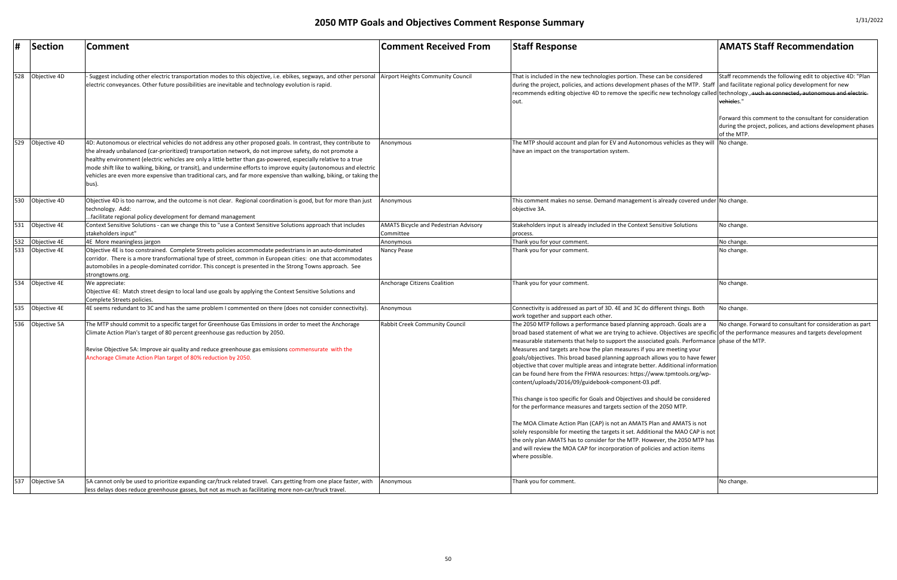# 2050 MTP Goals and Objectives Comment Response Summary

1/31/2022

| # | Section | Comment | Comment Received From | Staff Response | AMATS Staff Recommendation |
|---|---|---|---|---|---|
| 528 | Objective 4D | - Suggest including other electric transportation modes to this objective, i.e. ebikes, segways, and other personal electric conveyances. Other future possibilities are inevitable and technology evolution is rapid. | Airport Heights Community Council | That is included in the new technologies portion. These can be considered during the project, policies, and actions development phases of the MTP. Staff recommends editing objective 4D to remove the specific new technology called out. | Staff recommends the following edit to objective 4D: "Plan and facilitate regional policy development for new technology.~~, such as connected, autonomous and electric vehicles~~."<br><br>Forward this comment to the consultant for consideration during the project, polices, and actions development phases of the MTP. |
| 529 | Objective 4D | 4D: Autonomous or electrical vehicles do not address any other proposed goals. In contrast, they contribute to the already unbalanced (car-prioritized) transportation network, do not improve safety, do not promote a healthy environment (electric vehicles are only a little better than gas-powered, especially relative to a true mode shift like to walking, biking, or transit), and undermine efforts to improve equity (autonomous and electric vehicles are even more expensive than traditional cars, and far more expensive than walking, biking, or taking the bus). | Anonymous | The MTP should account and plan for EV and Autonomous vehicles as they will have an impact on the transportation system. | No change. |
| 530 | Objective 4D | Objective 4D is too narrow, and the outcome is not clear. Regional coordination is good, but for more than just technology. Add:<br>...facilitate regional policy development for demand management | Anonymous | This comment makes no sense. Demand management is already covered under objective 3A. | No change. |
| 531 | Objective 4E | Context Sensitive Solutions - can we change this to "use a Context Sensitive Solutions approach that includes stakeholders input" | AMATS Bicycle and Pedestrian Advisory Committee | Stakeholders input is already included in the Context Sensitive Solutions process. | No change. |
| 532 | Objective 4E | 4E More meaningless jargon | Anonymous | Thank you for your comment. | No change. |
| 533 | Objective 4E | Objective 4E is too constrained. Complete Streets policies accommodate pedestrians in an auto-dominated corridor. There is a more transformational type of street, common in European cities: one that accommodates automobiles in a people-dominated corridor. This concept is presented in the Strong Towns approach. See strongtowns.org. | Nancy Pease | Thank you for your comment. | No change. |
| 534 | Objective 4E | We appreciate:<br>Objective 4E: Match street design to local land use goals by applying the Context Sensitive Solutions and Complete Streets policies. | Anchorage Citizens Coalition | Thank you for your comment. | No change. |
| 535 | Objective 4E | 4E seems redundant to 3C and has the same problem I commented on there (does not consider connectivity). | Anonymous | Connectivity is addressed as part of 3D. 4E and 3C do different things. Both work together and support each other. | No change. |
| 536 | Objective 5A | The MTP should commit to a specific target for Greenhouse Gas Emissions in order to meet the Anchorage Climate Action Plan's target of 80 percent greenhouse gas reduction by 2050.<br><br>Revise Objective 5A: Improve air quality and reduce greenhouse gas emissions commensurate with the Anchorage Climate Action Plan target of 80% reduction by 2050. | Rabbit Creek Community Council | The 2050 MTP follows a performance based planning approach. Goals are a broad based statement of what we are trying to achieve. Objectives are specific measurable statements that help to support the associated goals. Performance Measures and targets are how the plan measures if you are meeting your goals/objectives. This broad based planning approach allows you to have fewer objective that cover multiple areas and integrate better. Additional information can be found here from the FHWA resources: https://www.tpmtools.org/wp-content/uploads/2016/09/guidebook-component-03.pdf.<br><br>This change is too specific for Goals and Objectives and should be considered for the performance measures and targets section of the 2050 MTP.<br><br>The MOA Climate Action Plan (CAP) is not an AMATS Plan and AMATS is not solely responsible for meeting the targets it set. Additional the MAO CAP is not the only plan AMATS has to consider for the MTP. However, the 2050 MTP has and will review the MOA CAP for incorporation of policies and action items where possible. | No change. Forward to consultant for consideration as part of the performance measures and targets development phase of the MTP. |
| 537 | Objective 5A | 5A cannot only be used to prioritize expanding car/truck related travel. Cars getting from one place faster, with less delays does reduce greenhouse gasses, but not as much as facilitating more non-car/truck travel. | Anonymous | Thank you for comment. | No change. |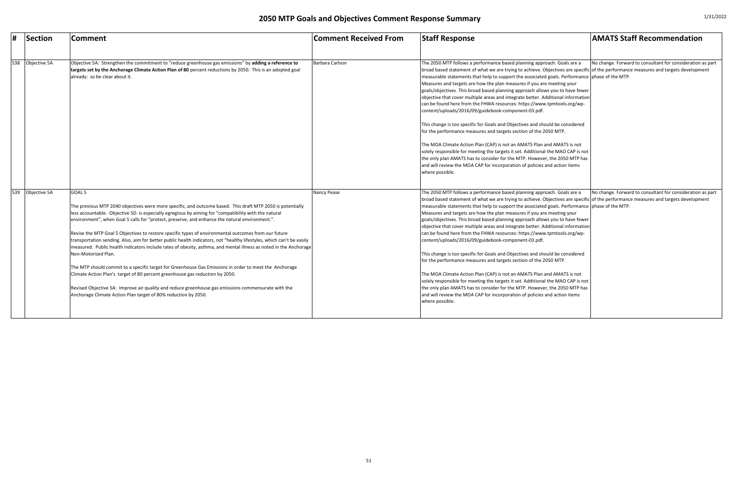# 2050 MTP Goals and Objectives Comment Response Summary

| # | Section | Comment | Comment Received From | Staff Response | AMATS Staff Recommendation |
|---|---|---|---|---|---|
| 538 | Objective 5A | Objective 5A: Strengthen the commitment to "reduce greenhouse gas emissions" by **adding a reference to targets set by the Anchorage Climate Action Plan of 80** percent reductions by 2050. This is an adopted goal already: so be clear about it. | Barbara Carlson | The 2050 MTP follows a performance based planning approach. Goals are a broad based statement of what we are trying to achieve. Objectives are specific measurable statements that help to support the associated goals. Performance Measures and targets are how the plan measures if you are meeting your goals/objectives. This broad based planning approach allows you to have fewer objective that cover multiple areas and integrate better. Additional information can be found here from the FHWA resources: https://www.tpmtools.org/wp-content/uploads/2016/09/guidebook-component-03.pdf.<br><br>This change is too specific for Goals and Objectives and should be considered for the performance measures and targets section of the 2050 MTP.<br><br>The MOA Climate Action Plan (CAP) is not an AMATS Plan and AMATS is not solely responsible for meeting the targets it set. Additional the MAO CAP is not the only plan AMATS has to consider for the MTP. However, the 2050 MTP has and will review the MOA CAP for incorporation of policies and action items where possible. | No change. Forward to consultant for consideration as part of the performance measures and targets development phase of the MTP. |
| 539 | Objective 5A | GOAL 5<br><br>The previous MTP 2040 objectives were more specific, and outcome based. This draft MTP 2050 is potentially less accountable. Objective 5D. is especially egregious by aiming for "compatibility with the natural environment", when Goal 5 calls for "protect, preserve, and enhance the natural environment.".<br><br>Revise the MTP Goal 5 Objectives to restore specific types of environmental outcomes from our future transportation sending. Also, aim for better public health indicators, not "healthy lifestyles, which can't be easily measured. Public health indicators include rates of obesity, asthma, and mental illness as noted in the Anchorage Non-Motorized Plan.<br><br>The MTP should commit to a specific target for Greenhouse Gas Emissions in order to meet the Anchorage Climate Action Plan's target of 80 percent greenhouse gas reduction by 2050.<br><br>Revised Objective 5A: Improve air quality and reduce greenhouse gas emissions commensurate with the Anchorage Climate Action Plan target of 80% reduction by 2050. | Nancy Pease | The 2050 MTP follows a performance based planning approach. Goals are a broad based statement of what we are trying to achieve. Objectives are specific measurable statements that help to support the associated goals. Performance Measures and targets are how the plan measures if you are meeting your goals/objectives. This broad based planning approach allows you to have fewer objective that cover multiple areas and integrate better. Additional information can be found here from the FHWA resources: https://www.tpmtools.org/wp-content/uploads/2016/09/guidebook-component-03.pdf.<br><br>This change is too specific for Goals and Objectives and should be considered for the performance measures and targets section of the 2050 MTP.<br><br>The MOA Climate Action Plan (CAP) is not an AMATS Plan and AMATS is not solely responsible for meeting the targets it set. Additional the MAO CAP is not the only plan AMATS has to consider for the MTP. However, the 2050 MTP has and will review the MOA CAP for incorporation of policies and action items where possible. | No change. Forward to consultant for consideration as part of the performance measures and targets development phase of the MTP. |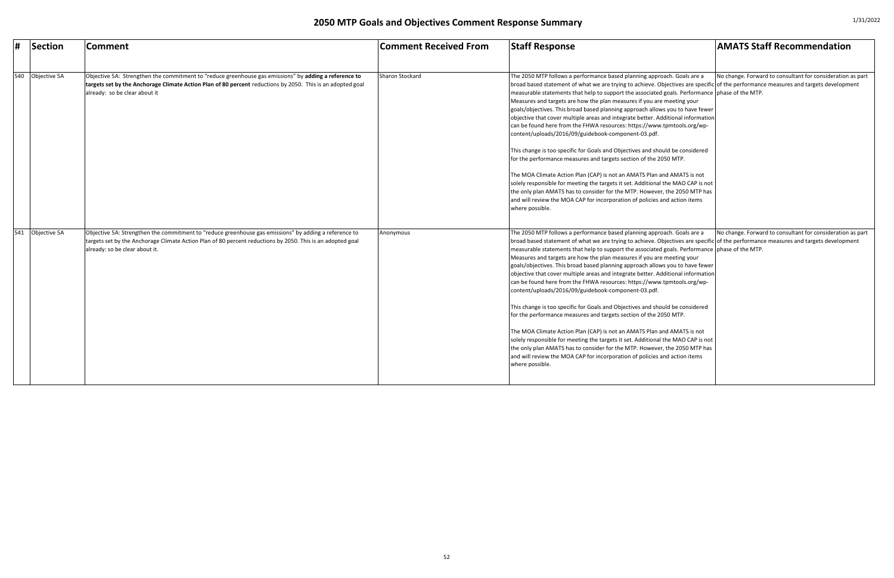# 2050 MTP Goals and Objectives Comment Response Summary

| # | Section | Comment | Comment Received From | Staff Response | AMATS Staff Recommendation |
|---|---|---|---|---|---|
| 540 | Objective 5A | Objective 5A: Strengthen the commitment to "reduce greenhouse gas emissions" by **adding a reference to targets set by the Anchorage Climate Action Plan of 80 percent** reductions by 2050. This is an adopted goal already: so be clear about it | Sharon Stockard | The 2050 MTP follows a performance based planning approach. Goals are a broad based statement of what we are trying to achieve. Objectives are specific measurable statements that help to support the associated goals. Performance Measures and targets are how the plan measures if you are meeting your goals/objectives. This broad based planning approach allows you to have fewer objective that cover multiple areas and integrate better. Additional information can be found here from the FHWA resources: https://www.tpmtools.org/wp-content/uploads/2016/09/guidebook-component-03.pdf.<br><br>This change is too specific for Goals and Objectives and should be considered for the performance measures and targets section of the 2050 MTP.<br><br>The MOA Climate Action Plan (CAP) is not an AMATS Plan and AMATS is not solely responsible for meeting the targets it set. Additional the MAO CAP is not the only plan AMATS has to consider for the MTP. However, the 2050 MTP has and will review the MOA CAP for incorporation of policies and action items where possible. | No change. Forward to consultant for consideration as part of the performance measures and targets development phase of the MTP. |
| 541 | Objective 5A | Objective 5A: Strengthen the commitment to "reduce greenhouse gas emissions" by adding a reference to targets set by the Anchorage Climate Action Plan of 80 percent reductions by 2050. This is an adopted goal already: so be clear about it. | Anonymous | The 2050 MTP follows a performance based planning approach. Goals are a broad based statement of what we are trying to achieve. Objectives are specific measurable statements that help to support the associated goals. Performance Measures and targets are how the plan measures if you are meeting your goals/objectives. This broad based planning approach allows you to have fewer objective that cover multiple areas and integrate better. Additional information can be found here from the FHWA resources: https://www.tpmtools.org/wp-content/uploads/2016/09/guidebook-component-03.pdf.<br><br>This change is too specific for Goals and Objectives and should be considered for the performance measures and targets section of the 2050 MTP.<br><br>The MOA Climate Action Plan (CAP) is not an AMATS Plan and AMATS is not solely responsible for meeting the targets it set. Additional the MAO CAP is not the only plan AMATS has to consider for the MTP. However, the 2050 MTP has and will review the MOA CAP for incorporation of policies and action items where possible. | No change. Forward to consultant for consideration as part of the performance measures and targets development phase of the MTP. |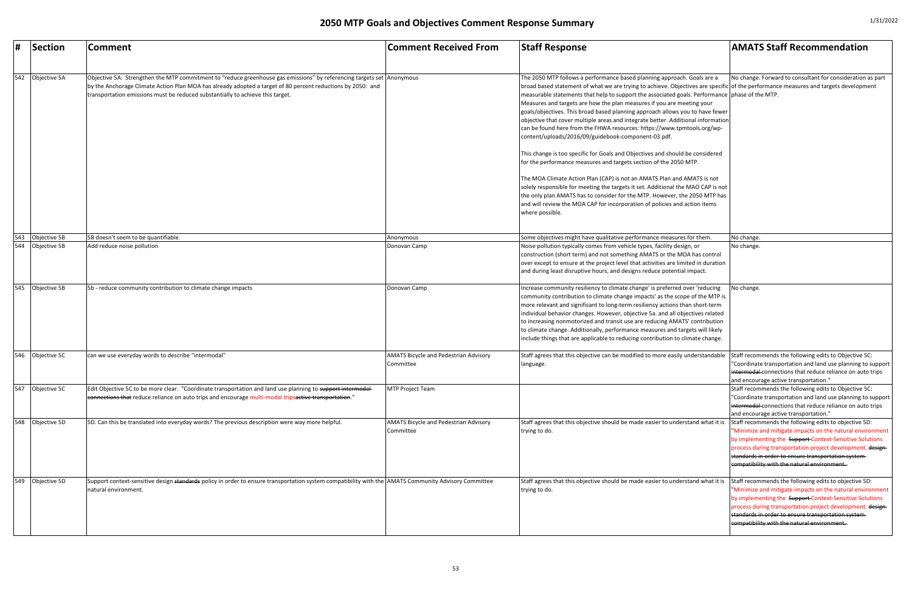# 2050 MTP Goals and Objectives Comment Response Summary

1/31/2022

| # | Section | Comment | Comment Received From | Staff Response | AMATS Staff Recommendation |
|---|---|---|---|---|---|
| 542 | Objective 5A | Objective 5A: Strengthen the MTP commitment to "reduce greenhouse gas emissions" by referencing targets set by the Anchorage Climate Action Plan MOA has already adopted a target of 80 percent reductions by 2050: and transportation emissions must be reduced substantially to achieve this target. | Anonymous | The 2050 MTP follows a performance based planning approach. Goals are a broad based statement of what we are trying to achieve. Objectives are specific measurable statements that help to support the associated goals. Performance Measures and targets are how the plan measures if you are meeting your goals/objectives. This broad based planning approach allows you to have fewer objective that cover multiple areas and integrate better. Additional information can be found here from the FHWA resources: https://www.tpmtools.org/wp-content/uploads/2016/09/guidebook-component-03.pdf.<br><br>This change is too specific for Goals and Objectives and should be considered for the performance measures and targets section of the 2050 MTP.<br><br>The MOA Climate Action Plan (CAP) is not an AMATS Plan and AMATS is not solely responsible for meeting the targets it set. Additional the MAO CAP is not the only plan AMATS has to consider for the MTP. However, the 2050 MTP has and will review the MOA CAP for incorporation of policies and action items where possible. | No change. Forward to consultant for consideration as part of the performance measures and targets development phase of the MTP. |
| 543 | Objective 5B | 5B doesn't seem to be quantifiable. | Anonymous | Some objectives might have qualitative performance measures for them. | No change. |
| 544 | Objective 5B | Add reduce noise pollution | Donovan Camp | Noise pollution typically comes from vehicle types, facility design, or construction (short term) and not something AMATS or the MOA has control over except to ensure at the project level that activities are limited in duration and during least disruptive hours, and designs reduce potential impact. | No change. |
| 545 | Objective 5B | 5b - reduce community contribution to climate change impacts | Donovan Camp | Increase community resiliency to climate change' is preferred over 'reducing community contribution to climate change impacts' as the scope of the MTP is more relevant and significant to long-term resiliency actions than short-term individual behavior changes. However, objective 5a. and all objectives related to increasing nonmotorized and transit use are reducing AMATS' contribution to climate change. Additionally, performance measures and targets will likely include things that are applicable to reducing contribution to climate change. | No change. |
| 546 | Objective 5C | can we use everyday words to describe "intermodal" | AMATS Bicycle and Pedestrian Advisory Committee | Staff agrees that this objective can be modified to more easily understandable language. | Staff recommends the following edits to Objective 5C: "Coordinate transportation and land use planning to support ~~intermodal~~ connections that reduce reliance on auto trips and encourage active transportation." |
| 547 | Objective 5C | Edit Objective 5C to be more clear. "Coordinate transportation and land use planning to ~~support intermodal connections that~~ reduce reliance on auto trips and encourage multi-modal trips~~active transportation~~." | MTP Project Team | | Staff recommends the following edits to Objective 5C: "Coordinate transportation and land use planning to support ~~intermodal~~ connections that reduce reliance on auto trips and encourage active transportation." |
| 548 | Objective 5D | 5D. Can this be translated into everyday words? The previous description were way more helpful. | AMATS Bicycle and Pedestrian Advisory Committee | Staff agrees that this objective should be made easier to understand what it is trying to do. | Staff recommends the following edits to objective 5D: "Minimize and mitigate impacts on the natural environment by implementing the ~~Support~~ Context-Sensitive Solutions process during transportation project development. ~~design standards in order to ensure transportation system compatibility with the natural environment.~~ |
| 549 | Objective 5D | Support context-sensitive design ~~standards~~ policy in order to ensure transportation system compatibility with the natural environment. | AMATS Community Advisory Committee | Staff agrees that this objective should be made easier to understand what it is trying to do. | Staff recommends the following edits to objective 5D: "Minimize and mitigate impacts on the natural environment by implementing the ~~Support~~ Context-Sensitive Solutions process during transportation project development. ~~design standards in order to ensure transportation system compatibility with the natural environment.~~ |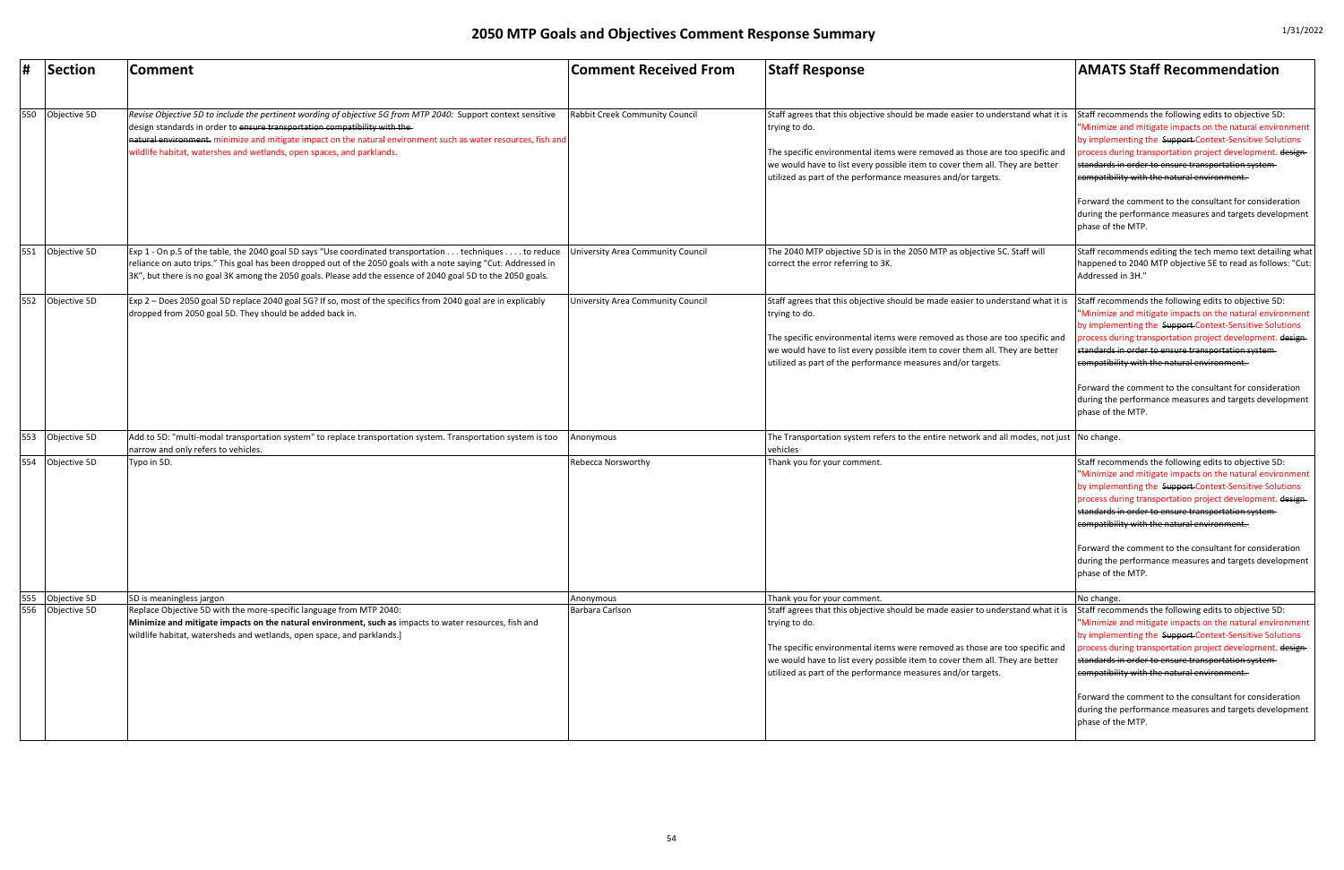# 2050 MTP Goals and Objectives Comment Response Summary

| # | Section | Comment | Comment Received From | Staff Response | AMATS Staff Recommendation |
|---|---|---|---|---|---|
| 550 | Objective 5D | *Revise Objective 5D to include the pertinent wording of objective 5G from MTP 2040:* Support context sensitive design standards in order to ~~ensure transportation compatibility with the natural environment.~~ minimize and mitigate impact on the natural environment such as water resources, fish and wildlife habitat, watershes and wetlands, open spaces, and parklands. | Rabbit Creek Community Council | Staff agrees that this objective should be made easier to understand what it is trying to do.<br><br>The specific environmental items were removed as those are too specific and we would have to list every possible item to cover them all. They are better utilized as part of the performance measures and/or targets. | Staff recommends the following edits to objective 5D: "Minimize and mitigate impacts on the natural environment by implementing the ~~Support~~ Context-Sensitive Solutions process during transportation project development. ~~design standards in order to ensure transportation system compatibility with the natural environment.~~<br><br>Forward the comment to the consultant for consideration during the performance measures and targets development phase of the MTP. |
| 551 | Objective 5D | Exp 1 - On p.5 of the table, the 2040 goal 5D says "Use coordinated transportation . . . techniques . . . . to reduce reliance on auto trips." This goal has been dropped out of the 2050 goals with a note saying "Cut: Addressed in 3K", but there is no goal 3K among the 2050 goals. Please add the essence of 2040 goal 5D to the 2050 goals. | University Area Community Council | The 2040 MTP objective 5D is in the 2050 MTP as objective 5C. Staff will correct the error referring to 3K. | Staff recommends editing the tech memo text detailing what happened to 2040 MTP objective 5E to read as follows: "Cut: Addressed in 3H." |
| 552 | Objective 5D | Exp 2 – Does 2050 goal 5D replace 2040 goal 5G? If so, most of the specifics from 2040 goal are in explicably dropped from 2050 goal 5D. They should be added back in. | University Area Community Council | Staff agrees that this objective should be made easier to understand what it is trying to do.<br><br>The specific environmental items were removed as those are too specific and we would have to list every possible item to cover them all. They are better utilized as part of the performance measures and/or targets. | Staff recommends the following edits to objective 5D: "Minimize and mitigate impacts on the natural environment by implementing the ~~Support~~ Context-Sensitive Solutions process during transportation project development. ~~design standards in order to ensure transportation system compatibility with the natural environment.~~<br><br>Forward the comment to the consultant for consideration during the performance measures and targets development phase of the MTP. |
| 553 | Objective 5D | Add to 5D: "multi-modal transportation system" to replace transportation system. Transportation system is too narrow and only refers to vehicles. | Anonymous | The Transportation system refers to the entire network and all modes, not just vehicles | No change. |
| 554 | Objective 5D | Typo in 5D. | Rebecca Norsworthy | Thank you for your comment. | Staff recommends the following edits to objective 5D: "Minimize and mitigate impacts on the natural environment by implementing the ~~Support~~ Context-Sensitive Solutions process during transportation project development. ~~design standards in order to ensure transportation system compatibility with the natural environment.~~<br><br>Forward the comment to the consultant for consideration during the performance measures and targets development phase of the MTP. |
| 555 | Objective 5D | 5D is meaningless jargon | Anonymous | Thank you for your comment. | No change. |
| 556 | Objective 5D | Replace Objective 5D with the more-specific language from MTP 2040:<br>**Minimize and mitigate impacts on the natural environment, such as** impacts to water resources, fish and wildlife habitat, watersheds and wetlands, open space, and parklands.] | Barbara Carlson | Staff agrees that this objective should be made easier to understand what it is trying to do.<br><br>The specific environmental items were removed as those are too specific and we would have to list every possible item to cover them all. They are better utilized as part of the performance measures and/or targets. | Staff recommends the following edits to objective 5D: "Minimize and mitigate impacts on the natural environment by implementing the ~~Support~~ Context-Sensitive Solutions process during transportation project development. ~~design standards in order to ensure transportation system compatibility with the natural environment.~~<br><br>Forward the comment to the consultant for consideration during the performance measures and targets development phase of the MTP. |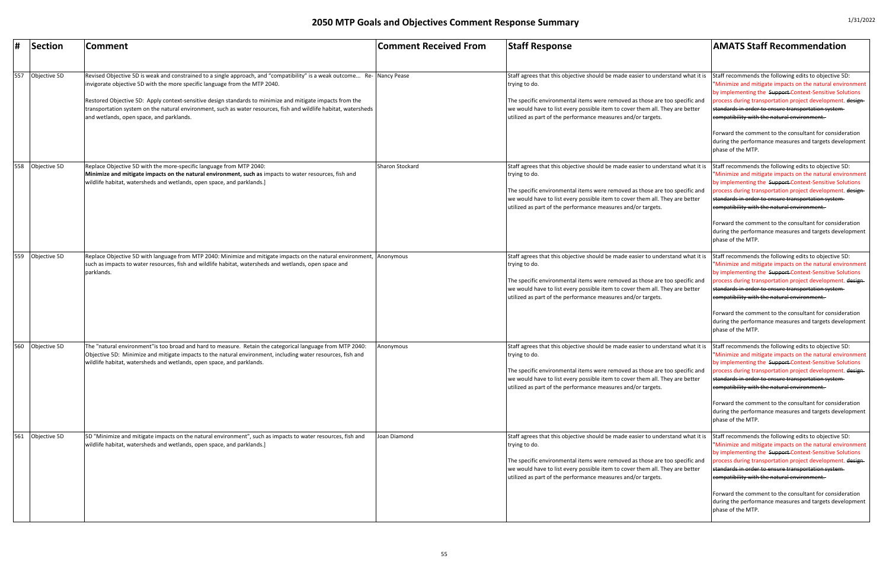# 2050 MTP Goals and Objectives Comment Response Summary

| # | Section | Comment | Comment Received From | Staff Response | AMATS Staff Recommendation |
|---|---|---|---|---|---|
| 557 | Objective 5D | Revised Objective 5D is weak and constrained to a single approach, and "compatibility" is a weak outcome... Re-invigorate objective 5D with the more specific language from the MTP 2040.<br><br>Restored Objective 5D: Apply context-sensitive design standards to minimize and mitigate impacts from the transportation system on the natural environment, such as water resources, fish and wildlife habitat, watersheds and wetlands, open space, and parklands. | Nancy Pease | Staff agrees that this objective should be made easier to understand what it is trying to do.<br><br>The specific environmental items were removed as those are too specific and we would have to list every possible item to cover them all. They are better utilized as part of the performance measures and/or targets. | Staff recommends the following edits to objective 5D: "Minimize and mitigate impacts on the natural environment by implementing the ~~Support~~ Context-Sensitive Solutions process during transportation project development. ~~design standards in order to ensure transportation system compatibility with the natural environment.~~<br><br>Forward the comment to the consultant for consideration during the performance measures and targets development phase of the MTP. |
| 558 | Objective 5D | Replace Objective 5D with the more-specific language from MTP 2040:<br>**Minimize and mitigate impacts on the natural environment, such as** impacts to water resources, fish and wildlife habitat, watersheds and wetlands, open space, and parklands.] | Sharon Stockard | Staff agrees that this objective should be made easier to understand what it is trying to do.<br><br>The specific environmental items were removed as those are too specific and we would have to list every possible item to cover them all. They are better utilized as part of the performance measures and/or targets. | Staff recommends the following edits to objective 5D: "Minimize and mitigate impacts on the natural environment by implementing the ~~Support~~ Context-Sensitive Solutions process during transportation project development. ~~design standards in order to ensure transportation system compatibility with the natural environment.~~<br><br>Forward the comment to the consultant for consideration during the performance measures and targets development phase of the MTP. |
| 559 | Objective 5D | Replace Objective 5D with language from MTP 2040: Minimize and mitigate impacts on the natural environment, such as impacts to water resources, fish and wildlife habitat, watersheds and wetlands, open space and parklands. | Anonymous | Staff agrees that this objective should be made easier to understand what it is trying to do.<br><br>The specific environmental items were removed as those are too specific and we would have to list every possible item to cover them all. They are better utilized as part of the performance measures and/or targets. | Staff recommends the following edits to objective 5D: "Minimize and mitigate impacts on the natural environment by implementing the ~~Support~~ Context-Sensitive Solutions process during transportation project development. ~~design standards in order to ensure transportation system compatibility with the natural environment.~~<br><br>Forward the comment to the consultant for consideration during the performance measures and targets development phase of the MTP. |
| 560 | Objective 5D | The "natural environment"is too broad and hard to measure. Retain the categorical language from MTP 2040: Objective 5D: Minimize and mitigate impacts to the natural environment, including water resources, fish and wildlife habitat, watersheds and wetlands, open space, and parklands. | Anonymous | Staff agrees that this objective should be made easier to understand what it is trying to do.<br><br>The specific environmental items were removed as those are too specific and we would have to list every possible item to cover them all. They are better utilized as part of the performance measures and/or targets. | Staff recommends the following edits to objective 5D: "Minimize and mitigate impacts on the natural environment by implementing the ~~Support~~ Context-Sensitive Solutions process during transportation project development. ~~design standards in order to ensure transportation system compatibility with the natural environment.~~<br><br>Forward the comment to the consultant for consideration during the performance measures and targets development phase of the MTP. |
| 561 | Objective 5D | 5D "Minimize and mitigate impacts on the natural environment", such as impacts to water resources, fish and wildlife habitat, watersheds and wetlands, open space, and parklands.] | Joan Diamond | Staff agrees that this objective should be made easier to understand what it is trying to do.<br><br>The specific environmental items were removed as those are too specific and we would have to list every possible item to cover them all. They are better utilized as part of the performance measures and/or targets. | Staff recommends the following edits to objective 5D: "Minimize and mitigate impacts on the natural environment by implementing the ~~Support~~ Context-Sensitive Solutions process during transportation project development. ~~design standards in order to ensure transportation system compatibility with the natural environment.~~<br><br>Forward the comment to the consultant for consideration during the performance measures and targets development phase of the MTP. |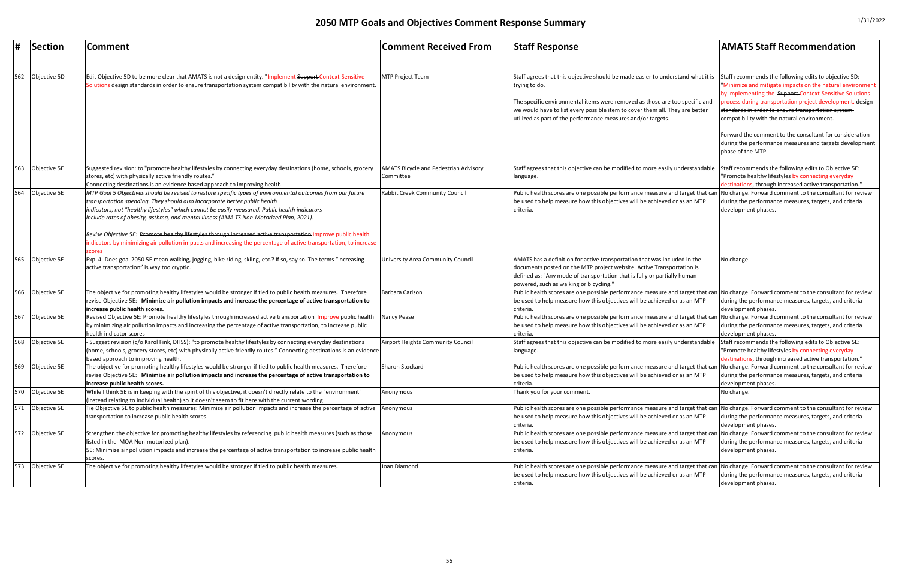# 2050 MTP Goals and Objectives Comment Response Summary

| # | Section | Comment | Comment Received From | Staff Response | AMATS Staff Recommendation |
|---|---|---|---|---|---|
| 562 | Objective 5D | Edit Objective 5D to be more clear that AMATS is not a design entity. "Implement ~~Support~~ Context-Sensitive Solutions ~~design standards~~ in order to ensure transportation system compatibility with the natural environment. | MTP Project Team | Staff agrees that this objective should be made easier to understand what it is trying to do.<br><br>The specific environmental items were removed as those are too specific and we would have to list every possible item to cover them all. They are better utilized as part of the performance measures and/or targets. | Staff recommends the following edits to objective 5D: "Minimize and mitigate impacts on the natural environment by implementing the ~~Support~~ Context-Sensitive Solutions process during transportation project development. ~~design standards in order to ensure transportation system compatibility with the natural environment.~~<br><br>Forward the comment to the consultant for consideration during the performance measures and targets development phase of the MTP. |
| 563 | Objective 5E | Suggested revision: to "promote healthy lifestyles by connecting everyday destinations (home, schools, grocery stores, etc) with physically active friendly routes."<br>Connecting destinations is an evidence based approach to improving health. | AMATS Bicycle and Pedestrian Advisory Committee | Staff agrees that this objective can be modified to more easily understandable language. | Staff recommends the following edits to Objective 5E: "Promote healthy lifestyles by connecting everyday destinations, through increased active transportation." |
| 564 | Objective 5E | *MTP Goal 5 Objectives should be revised to restore specific types of environmental outcomes from our future transportation spending. They should also incorporate better public health indicators, not "healthy lifestyles" which cannot be easily measured. Public health indicators include rates of obesity, asthma, and mental illness (AMA TS Non-Motorized Plan, 2021).*<br><br>*Revise Objective 5E: ~~Promote healthy lifestyles through increased active transportation~~ Improve public health indicators by minimizing air pollution impacts and increasing the percentage of active transportation, to increase scores* | Rabbit Creek Community Council | Public health scores are one possible performance measure and target that can be used to help measure how this objectives will be achieved or as an MTP criteria. | No change. Forward comment to the consultant for review during the performance measures, targets, and criteria development phases. |
| 565 | Objective 5E | Exp 4 -Does goal 2050 5E mean walking, jogging, bike riding, skiing, etc.? If so, say so. The terms "increasing active transportation" is way too cryptic. | University Area Community Council | AMATS has a definition for active transportation that was included in the documents posted on the MTP project website. Active Transportation is defined as: "Any mode of transportation that is fully or partially human-powered, such as walking or bicycling." | No change. |
| 566 | Objective 5E | The objective for promoting healthy lifestyles would be stronger if tied to public health measures. Therefore revise Objective 5E: **Minimize air pollution impacts and increase the percentage of active transportation to increase public health scores.** | Barbara Carlson | Public health scores are one possible performance measure and target that can be used to help measure how this objectives will be achieved or as an MTP criteria. | No change. Forward comment to the consultant for review during the performance measures, targets, and criteria development phases. |
| 567 | Objective 5E | Revised Objective 5E: ~~Promote healthy lifestyles through increased active transportation~~ Improve public health by minimizing air pollution impacts and increasing the percentage of active transportation, to increase public health indicator scores | Nancy Pease | Public health scores are one possible performance measure and target that can be used to help measure how this objectives will be achieved or as an MTP criteria. | No change. Forward comment to the consultant for review during the performance measures, targets, and criteria development phases. |
| 568 | Objective 5E | - Suggest revision (c/o Karol Fink, DHSS): "to promote healthy lifestyles by connecting everyday destinations (home, schools, grocery stores, etc) with physically active friendly routes." Connecting destinations is an evidence based approach to improving health. | Airport Heights Community Council | Staff agrees that this objective can be modified to more easily understandable language. | Staff recommends the following edits to Objective 5E: "Promote healthy lifestyles by connecting everyday destinations, through increased active transportation." |
| 569 | Objective 5E | The objective for promoting healthy lifestyles would be stronger if tied to public health measures. Therefore revise Objective 5E: **Minimize air pollution impacts and increase the percentage of active transportation to increase public health scores.** | Sharon Stockard | Public health scores are one possible performance measure and target that can be used to help measure how this objectives will be achieved or as an MTP criteria. | No change. Forward comment to the consultant for review during the performance measures, targets, and criteria development phases. |
| 570 | Objective 5E | While I think 5E is in keeping with the spirit of this objective, it doesn't directly relate to the "environment" (instead relating to individual health) so it doesn't seem to fit here with the current wording. | Anonymous | Thank you for your comment. | No change. |
| 571 | Objective 5E | Tie Objective 5E to public health measures: Minimize air pollution impacts and increase the percentage of active transportation to increase public health scores. | Anonymous | Public health scores are one possible performance measure and target that can be used to help measure how this objectives will be achieved or as an MTP criteria. | No change. Forward comment to the consultant for review during the performance measures, targets, and criteria development phases. |
| 572 | Objective 5E | Strengthen the objective for promoting healthy lifestyles by referencing public health measures (such as those listed in the MOA Non-motorized plan).<br>5E: Minimize air pollution impacts and increase the percentage of active transportation to increase public health scores. | Anonymous | Public health scores are one possible performance measure and target that can be used to help measure how this objectives will be achieved or as an MTP criteria. | No change. Forward comment to the consultant for review during the performance measures, targets, and criteria development phases. |
| 573 | Objective 5E | The objective for promoting healthy lifestyles would be stronger if tied to public health measures. | Joan Diamond | Public health scores are one possible performance measure and target that can be used to help measure how this objectives will be achieved or as an MTP criteria. | No change. Forward comment to the consultant for review during the performance measures, targets, and criteria development phases. |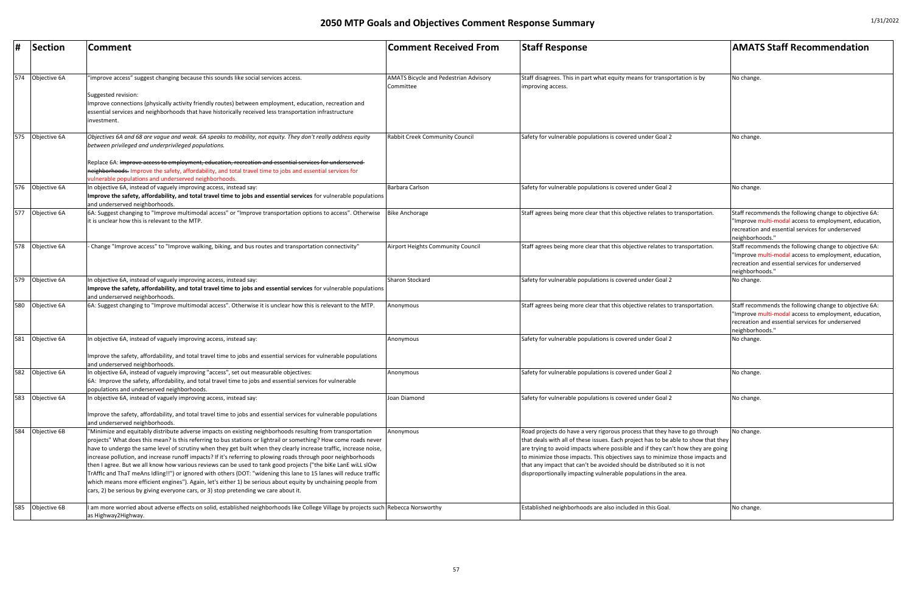# 2050 MTP Goals and Objectives Comment Response Summary

| # | Section | Comment | Comment Received From | Staff Response | AMATS Staff Recommendation |
|---|---|---|---|---|---|
| 574 | Objective 6A | "improve access" suggest changing because this sounds like social services access.<br><br>Suggested revision:<br>Improve connections (physically activity friendly routes) between employment, education, recreation and essential services and neighborhoods that have historically received less transportation infrastructure investment. | AMATS Bicycle and Pedestrian Advisory Committee | Staff disagrees. This in part what equity means for transportation is by improving access. | No change. |
| 575 | Objective 6A | *Objectives 6A and 6B are vague and weak. 6A speaks to mobility, not equity. They don't really address equity between privileged and underprivileged populations.*<br><br>Replace 6A: ~~Improve access to employment, education, recreation and essential services for underserved neighborhoods.~~ Improve the safety, affordability, and total travel time to jobs and essential services for vulnerable populations and underserved neighborhoods. | Rabbit Creek Community Council | Safety for vulnerable populations is covered under Goal 2 | No change. |
| 576 | Objective 6A | In objective 6A, instead of vaguely improving access, instead say:<br>**Improve the safety, affordability, and total travel time to jobs and essential services** for vulnerable populations and underserved neighborhoods. | Barbara Carlson | Safety for vulnerable populations is covered under Goal 2 | No change. |
| 577 | Objective 6A | 6A: Suggest changing to "Improve multimodal access" or "Improve transportation options to access". Otherwise it is unclear how this is relevant to the MTP. | Bike Anchorage | Staff agrees being more clear that this objective relates to transportation. | Staff recommends the following change to objective 6A: "Improve multi-modal access to employment, education, recreation and essential services for underserved neighborhoods." |
| 578 | Objective 6A | - Change "Improve access" to "Improve walking, biking, and bus routes and transportation connectivity" | Airport Heights Community Council | Staff agrees being more clear that this objective relates to transportation. | Staff recommends the following change to objective 6A: "Improve multi-modal access to employment, education, recreation and essential services for underserved neighborhoods." |
| 579 | Objective 6A | In objective 6A, instead of vaguely improving access, instead say:<br>**Improve the safety, affordability, and total travel time to jobs and essential services** for vulnerable populations and underserved neighborhoods. | Sharon Stockard | Safety for vulnerable populations is covered under Goal 2 | No change. |
| 580 | Objective 6A | 6A: Suggest changing to "Improve multimodal access". Otherwise it is unclear how this is relevant to the MTP. | Anonymous | Staff agrees being more clear that this objective relates to transportation. | Staff recommends the following change to objective 6A: "Improve multi-modal access to employment, education, recreation and essential services for underserved neighborhoods." |
| 581 | Objective 6A | In objective 6A, instead of vaguely improving access, instead say:<br><br>Improve the safety, affordability, and total travel time to jobs and essential services for vulnerable populations and underserved neighborhoods. | Anonymous | Safety for vulnerable populations is covered under Goal 2 | No change. |
| 582 | Objective 6A | In objective 6A, instead of vaguely improving "access", set out measurable objectives:<br>6A: Improve the safety, affordability, and total travel time to jobs and essential services for vulnerable populations and underserved neighborhoods. | Anonymous | Safety for vulnerable populations is covered under Goal 2 | No change. |
| 583 | Objective 6A | In objective 6A, instead of vaguely improving access, instead say:<br><br>Improve the safety, affordability, and total travel time to jobs and essential services for vulnerable populations and underserved neighborhoods. | Joan Diamond | Safety for vulnerable populations is covered under Goal 2 | No change. |
| 584 | Objective 6B | "Minimize and equitably distribute adverse impacts on existing neighborhoods resulting from transportation projects" What does this mean? Is this referring to bus stations or lightrail or something? How come roads never have to undergo the same level of scrutiny when they get built when they clearly increase traffic, increase noise, increase pollution, and increase runoff impacts? If it's referring to plowing roads through poor neighborhoods then I agree. But we all know how various reviews can be used to tank good projects ("the biKe LanE wiLL slOw TrAfflc and ThaT meAns Idling!!") or ignored with others (DOT: "widening this lane to 15 lanes will reduce traffic which means more efficient engines"). Again, let's either 1) be serious about equity by unchaining people from cars, 2) be serious by giving everyone cars, or 3) stop pretending we care about it. | Anonymous | Road projects do have a very rigorous process that they have to go through that deals with all of these issues. Each project has to be able to show that they are trying to avoid impacts where possible and if they can't how they are going to minimize those impacts. This objectives says to minimize those impacts and that any impact that can't be avoided should be distributed so it is not disproportionally impacting vulnerable populations in the area. | No change. |
| 585 | Objective 6B | I am more worried about adverse effects on solid, established neighborhoods like College Village by projects such as Highway2Highway. | Rebecca Norsworthy | Established neighborhoods are also included in this Goal. | No change. |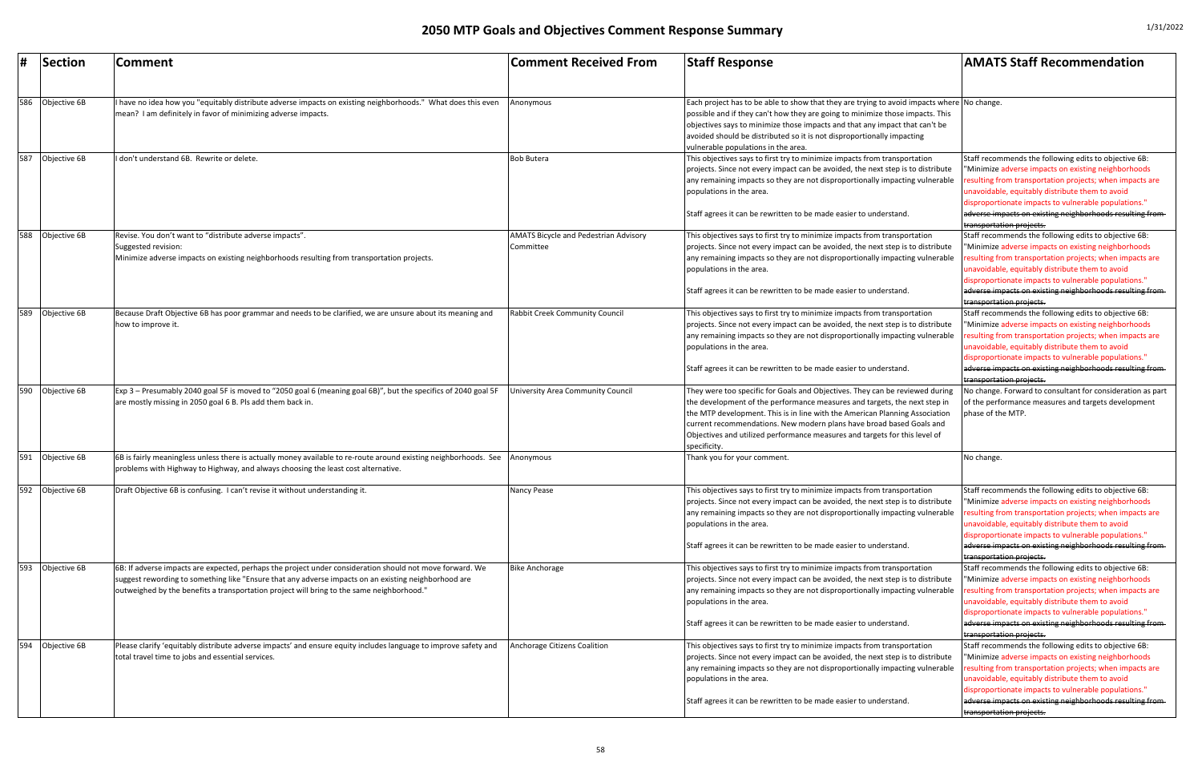# 2050 MTP Goals and Objectives Comment Response Summary

1/31/2022

| # | Section | Comment | Comment Received From | Staff Response | AMATS Staff Recommendation |
|---|---|---|---|---|---|
| 586 | Objective 6B | I have no idea how you "equitably distribute adverse impacts on existing neighborhoods." What does this even mean? I am definitely in favor of minimizing adverse impacts. | Anonymous | Each project has to be able to show that they are trying to avoid impacts where possible and if they can't how they are going to minimize those impacts. This objectives says to minimize those impacts and that any impact that can't be avoided should be distributed so it is not disproportionally impacting vulnerable populations in the area. | No change. |
| 587 | Objective 6B | I don't understand 6B. Rewrite or delete. | Bob Butera | This objectives says to first try to minimize impacts from transportation projects. Since not every impact can be avoided, the next step is to distribute any remaining impacts so they are not disproportionally impacting vulnerable populations in the area.<br><br>Staff agrees it can be rewritten to be made easier to understand. | Staff recommends the following edits to objective 6B: "Minimize adverse impacts on existing neighborhoods resulting from transportation projects; when impacts are unavoidable, equitably distribute them to avoid disproportionate impacts to vulnerable populations." ~~adverse impacts on existing neighborhoods resulting from transportation projects.~~ |
| 588 | Objective 6B | Revise. You don't want to "distribute adverse impacts".<br>Suggested revision:<br>Minimize adverse impacts on existing neighborhoods resulting from transportation projects. | AMATS Bicycle and Pedestrian Advisory Committee | This objectives says to first try to minimize impacts from transportation projects. Since not every impact can be avoided, the next step is to distribute any remaining impacts so they are not disproportionally impacting vulnerable populations in the area.<br><br>Staff agrees it can be rewritten to be made easier to understand. | Staff recommends the following edits to objective 6B: "Minimize adverse impacts on existing neighborhoods resulting from transportation projects; when impacts are unavoidable, equitably distribute them to avoid disproportionate impacts to vulnerable populations." ~~adverse impacts on existing neighborhoods resulting from transportation projects.~~ |
| 589 | Objective 6B | Because Draft Objective 6B has poor grammar and needs to be clarified, we are unsure about its meaning and how to improve it. | Rabbit Creek Community Council | This objectives says to first try to minimize impacts from transportation projects. Since not every impact can be avoided, the next step is to distribute any remaining impacts so they are not disproportionally impacting vulnerable populations in the area.<br><br>Staff agrees it can be rewritten to be made easier to understand. | Staff recommends the following edits to objective 6B: "Minimize adverse impacts on existing neighborhoods resulting from transportation projects; when impacts are unavoidable, equitably distribute them to avoid disproportionate impacts to vulnerable populations." ~~adverse impacts on existing neighborhoods resulting from transportation projects.~~ |
| 590 | Objective 6B | Exp 3 – Presumably 2040 goal 5F is moved to "2050 goal 6 (meaning goal 6B)", but the specifics of 2040 goal 5F are mostly missing in 2050 goal 6 B. Pls add them back in. | University Area Community Council | They were too specific for Goals and Objectives. They can be reviewed during the development of the performance measures and targets, the next step in the MTP development. This is in line with the American Planning Association current recommendations. New modern plans have broad based Goals and Objectives and utilized performance measures and targets for this level of specificity. | No change. Forward to consultant for consideration as part of the performance measures and targets development phase of the MTP. |
| 591 | Objective 6B | 6B is fairly meaningless unless there is actually money available to re-route around existing neighborhoods. See problems with Highway to Highway, and always choosing the least cost alternative. | Anonymous | Thank you for your comment. | No change. |
| 592 | Objective 6B | Draft Objective 6B is confusing. I can't revise it without understanding it. | Nancy Pease | This objectives says to first try to minimize impacts from transportation projects. Since not every impact can be avoided, the next step is to distribute any remaining impacts so they are not disproportionally impacting vulnerable populations in the area.<br><br>Staff agrees it can be rewritten to be made easier to understand. | Staff recommends the following edits to objective 6B: "Minimize adverse impacts on existing neighborhoods resulting from transportation projects; when impacts are unavoidable, equitably distribute them to avoid disproportionate impacts to vulnerable populations." ~~adverse impacts on existing neighborhoods resulting from transportation projects.~~ |
| 593 | Objective 6B | 6B: If adverse impacts are expected, perhaps the project under consideration should not move forward. We suggest rewording to something like "Ensure that any adverse impacts on an existing neighborhood are outweighed by the benefits a transportation project will bring to the same neighborhood." | Bike Anchorage | This objectives says to first try to minimize impacts from transportation projects. Since not every impact can be avoided, the next step is to distribute any remaining impacts so they are not disproportionally impacting vulnerable populations in the area.<br><br>Staff agrees it can be rewritten to be made easier to understand. | Staff recommends the following edits to objective 6B: "Minimize adverse impacts on existing neighborhoods resulting from transportation projects; when impacts are unavoidable, equitably distribute them to avoid disproportionate impacts to vulnerable populations." ~~adverse impacts on existing neighborhoods resulting from transportation projects.~~ |
| 594 | Objective 6B | Please clarify 'equitably distribute adverse impacts' and ensure equity includes language to improve safety and total travel time to jobs and essential services. | Anchorage Citizens Coalition | This objectives says to first try to minimize impacts from transportation projects. Since not every impact can be avoided, the next step is to distribute any remaining impacts so they are not disproportionally impacting vulnerable populations in the area.<br><br>Staff agrees it can be rewritten to be made easier to understand. | Staff recommends the following edits to objective 6B: "Minimize adverse impacts on existing neighborhoods resulting from transportation projects; when impacts are unavoidable, equitably distribute them to avoid disproportionate impacts to vulnerable populations." ~~adverse impacts on existing neighborhoods resulting from transportation projects.~~ |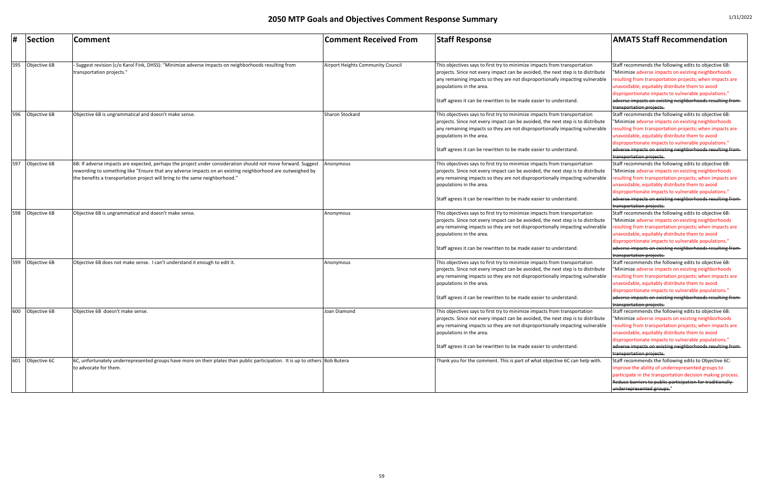# 2050 MTP Goals and Objectives Comment Response Summary

| # | Section | Comment | Comment Received From | Staff Response | AMATS Staff Recommendation |
|---|---|---|---|---|---|
| 595 | Objective 6B | - Suggest revision (c/o Karol Fink, DHSS): "Minimize adverse impacts on neighborhoods resulting from transportation projects." | Airport Heights Community Council | This objectives says to first try to minimize impacts from transportation projects. Since not every impact can be avoided, the next step is to distribute any remaining impacts so they are not disproportionally impacting vulnerable populations in the area.<br><br>Staff agrees it can be rewritten to be made easier to understand. | Staff recommends the following edits to objective 6B: "Minimize adverse impacts on existing neighborhoods resulting from transportation projects; when impacts are unavoidable, equitably distribute them to avoid disproportionate impacts to vulnerable populations." ~~adverse impacts on existing neighborhoods resulting from transportation projects.~~ |
| 596 | Objective 6B | Objective 6B is ungrammatical and doesn't make sense. | Sharon Stockard | This objectives says to first try to minimize impacts from transportation projects. Since not every impact can be avoided, the next step is to distribute any remaining impacts so they are not disproportionally impacting vulnerable populations in the area.<br><br>Staff agrees it can be rewritten to be made easier to understand. | Staff recommends the following edits to objective 6B: "Minimize adverse impacts on existing neighborhoods resulting from transportation projects; when impacts are unavoidable, equitably distribute them to avoid disproportionate impacts to vulnerable populations." ~~adverse impacts on existing neighborhoods resulting from transportation projects.~~ |
| 597 | Objective 6B | 6B: If adverse impacts are expected, perhaps the project under consideration should not move forward. Suggest rewording to something like "Ensure that any adverse impacts on an existing neighborhood are outweighed by the benefits a transportation project will bring to the same neighborhood." | Anonymous | This objectives says to first try to minimize impacts from transportation projects. Since not every impact can be avoided, the next step is to distribute any remaining impacts so they are not disproportionally impacting vulnerable populations in the area.<br><br>Staff agrees it can be rewritten to be made easier to understand. | Staff recommends the following edits to objective 6B: "Minimize adverse impacts on existing neighborhoods resulting from transportation projects; when impacts are unavoidable, equitably distribute them to avoid disproportionate impacts to vulnerable populations." ~~adverse impacts on existing neighborhoods resulting from transportation projects.~~ |
| 598 | Objective 6B | Objective 6B is ungrammatical and doesn't make sense. | Anonymous | This objectives says to first try to minimize impacts from transportation projects. Since not every impact can be avoided, the next step is to distribute any remaining impacts so they are not disproportionally impacting vulnerable populations in the area.<br><br>Staff agrees it can be rewritten to be made easier to understand. | Staff recommends the following edits to objective 6B: "Minimize adverse impacts on existing neighborhoods resulting from transportation projects; when impacts are unavoidable, equitably distribute them to avoid disproportionate impacts to vulnerable populations." ~~adverse impacts on existing neighborhoods resulting from transportation projects.~~ |
| 599 | Objective 6B | Objective 6B does not make sense. I can't understand it enough to edit it. | Anonymous | This objectives says to first try to minimize impacts from transportation projects. Since not every impact can be avoided, the next step is to distribute any remaining impacts so they are not disproportionally impacting vulnerable populations in the area.<br><br>Staff agrees it can be rewritten to be made easier to understand. | Staff recommends the following edits to objective 6B: "Minimize adverse impacts on existing neighborhoods resulting from transportation projects; when impacts are unavoidable, equitably distribute them to avoid disproportionate impacts to vulnerable populations." ~~adverse impacts on existing neighborhoods resulting from transportation projects.~~ |
| 600 | Objective 6B | Objective 6B doesn't make sense. | Joan Diamond | This objectives says to first try to minimize impacts from transportation projects. Since not every impact can be avoided, the next step is to distribute any remaining impacts so they are not disproportionally impacting vulnerable populations in the area.<br><br>Staff agrees it can be rewritten to be made easier to understand. | Staff recommends the following edits to objective 6B: "Minimize adverse impacts on existing neighborhoods resulting from transportation projects; when impacts are unavoidable, equitably distribute them to avoid disproportionate impacts to vulnerable populations." ~~adverse impacts on existing neighborhoods resulting from transportation projects.~~ |
| 601 | Objective 6C | 6C, unfortunately underrepresented groups have more on their plates than public participation. It is up to others to advocate for them. | Bob Butera | Thank you for the comment. This is part of what objective 6C can help with. | Staff recommends the following edits to Objective 6C: Improve the ability of underrepresented groups to participate in the transportation decision making process. ~~Reduce barriers to public participation for traditionally underrepresented groups.~~" |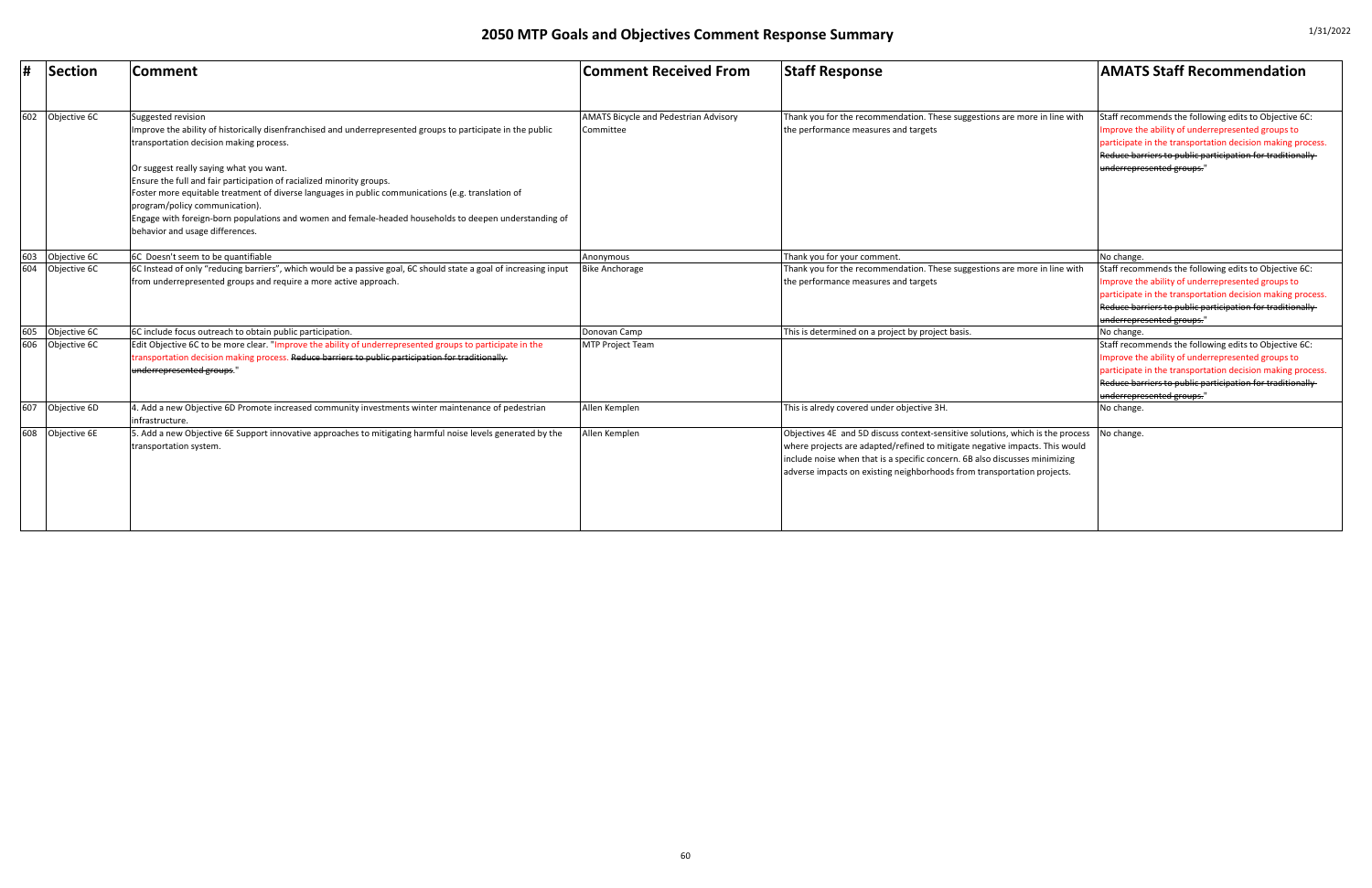# 2050 MTP Goals and Objectives Comment Response Summary

1/31/2022

| # | Section | Comment | Comment Received From | Staff Response | AMATS Staff Recommendation |
|---|---|---|---|---|---|
| 602 | Objective 6C | Suggested revision<br>Improve the ability of historically disenfranchised and underrepresented groups to participate in the public transportation decision making process.<br><br>Or suggest really saying what you want.<br>Ensure the full and fair participation of racialized minority groups.<br>Foster more equitable treatment of diverse languages in public communications (e.g. translation of program/policy communication).<br>Engage with foreign-born populations and women and female-headed households to deepen understanding of behavior and usage differences. | AMATS Bicycle and Pedestrian Advisory Committee | Thank you for the recommendation. These suggestions are more in line with the performance measures and targets | Staff recommends the following edits to Objective 6C: Improve the ability of underrepresented groups to participate in the transportation decision making process. ~~Reduce barriers to public participation for traditionally underrepresented groups.~~" |
| 603 | Objective 6C | 6C Doesn't seem to be quantifiable | Anonymous | Thank you for your comment. | No change. |
| 604 | Objective 6C | 6C Instead of only "reducing barriers", which would be a passive goal, 6C should state a goal of increasing input from underrepresented groups and require a more active approach. | Bike Anchorage | Thank you for the recommendation. These suggestions are more in line with the performance measures and targets | Staff recommends the following edits to Objective 6C: Improve the ability of underrepresented groups to participate in the transportation decision making process. ~~Reduce barriers to public participation for traditionally underrepresented groups.~~" |
| 605 | Objective 6C | 6C include focus outreach to obtain public participation. | Donovan Camp | This is determined on a project by project basis. | No change. |
| 606 | Objective 6C | Edit Objective 6C to be more clear. "Improve the ability of underrepresented groups to participate in the transportation decision making process. ~~Reduce barriers to public participation for traditionally underrepresented groups.~~" | MTP Project Team | | Staff recommends the following edits to Objective 6C: Improve the ability of underrepresented groups to participate in the transportation decision making process. ~~Reduce barriers to public participation for traditionally underrepresented groups.~~" |
| 607 | Objective 6D | 4. Add a new Objective 6D Promote increased community investments winter maintenance of pedestrian infrastructure. | Allen Kemplen | This is alredy covered under objective 3H. | No change. |
| 608 | Objective 6E | 5. Add a new Objective 6E Support innovative approaches to mitigating harmful noise levels generated by the transportation system. | Allen Kemplen | Objectives 4E and 5D discuss context-sensitive solutions, which is the process where projects are adapted/refined to mitigate negative impacts. This would include noise when that is a specific concern. 6B also discusses minimizing adverse impacts on existing neighborhoods from transportation projects. | No change. |